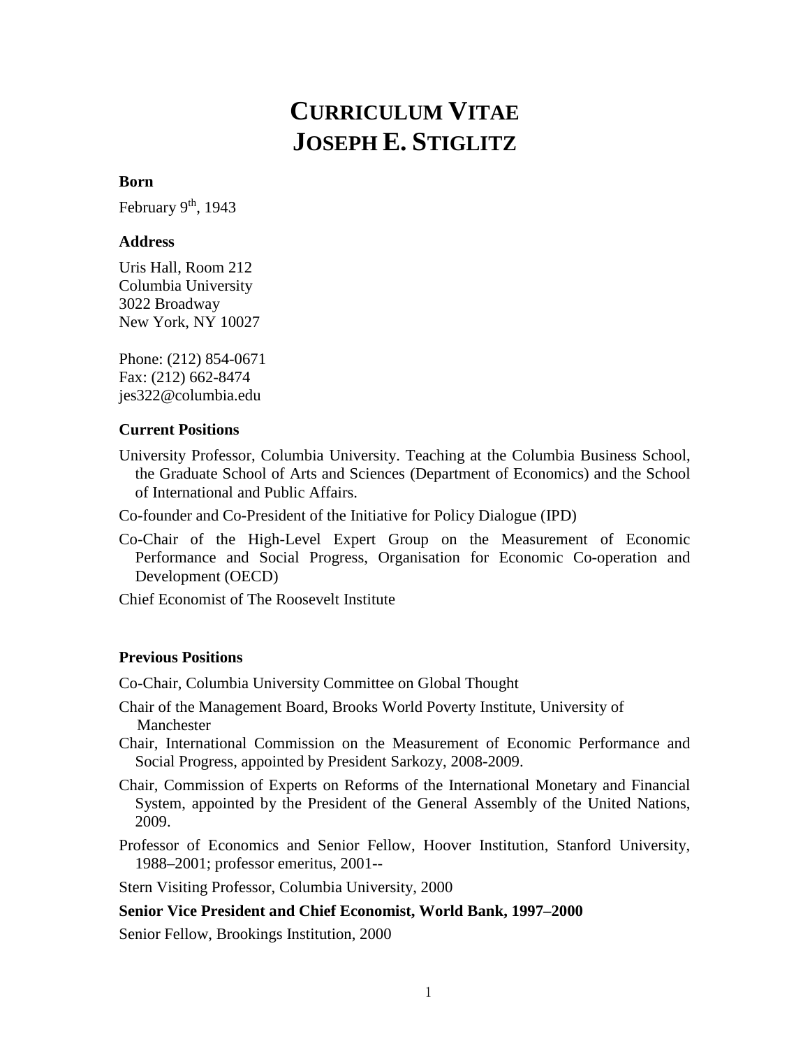# CURRICULUM VITAE
# JOSEPH E. STIGLITZ

**Born**

February 9th, 1943

**Address**

Uris Hall, Room 212
Columbia University
3022 Broadway
New York, NY 10027

Phone: (212) 854-0671
Fax: (212) 662-8474
jes322@columbia.edu

**Current Positions**

University Professor, Columbia University. Teaching at the Columbia Business School, the Graduate School of Arts and Sciences (Department of Economics) and the School of International and Public Affairs.

Co-founder and Co-President of the Initiative for Policy Dialogue (IPD)

Co-Chair of the High-Level Expert Group on the Measurement of Economic Performance and Social Progress, Organisation for Economic Co-operation and Development (OECD)

Chief Economist of The Roosevelt Institute

**Previous Positions**

Co-Chair, Columbia University Committee on Global Thought

Chair of the Management Board, Brooks World Poverty Institute, University of Manchester

Chair, International Commission on the Measurement of Economic Performance and Social Progress, appointed by President Sarkozy, 2008-2009.

Chair, Commission of Experts on Reforms of the International Monetary and Financial System, appointed by the President of the General Assembly of the United Nations, 2009.

Professor of Economics and Senior Fellow, Hoover Institution, Stanford University, 1988–2001; professor emeritus, 2001--

Stern Visiting Professor, Columbia University, 2000

**Senior Vice President and Chief Economist, World Bank, 1997–2000**

Senior Fellow, Brookings Institution, 2000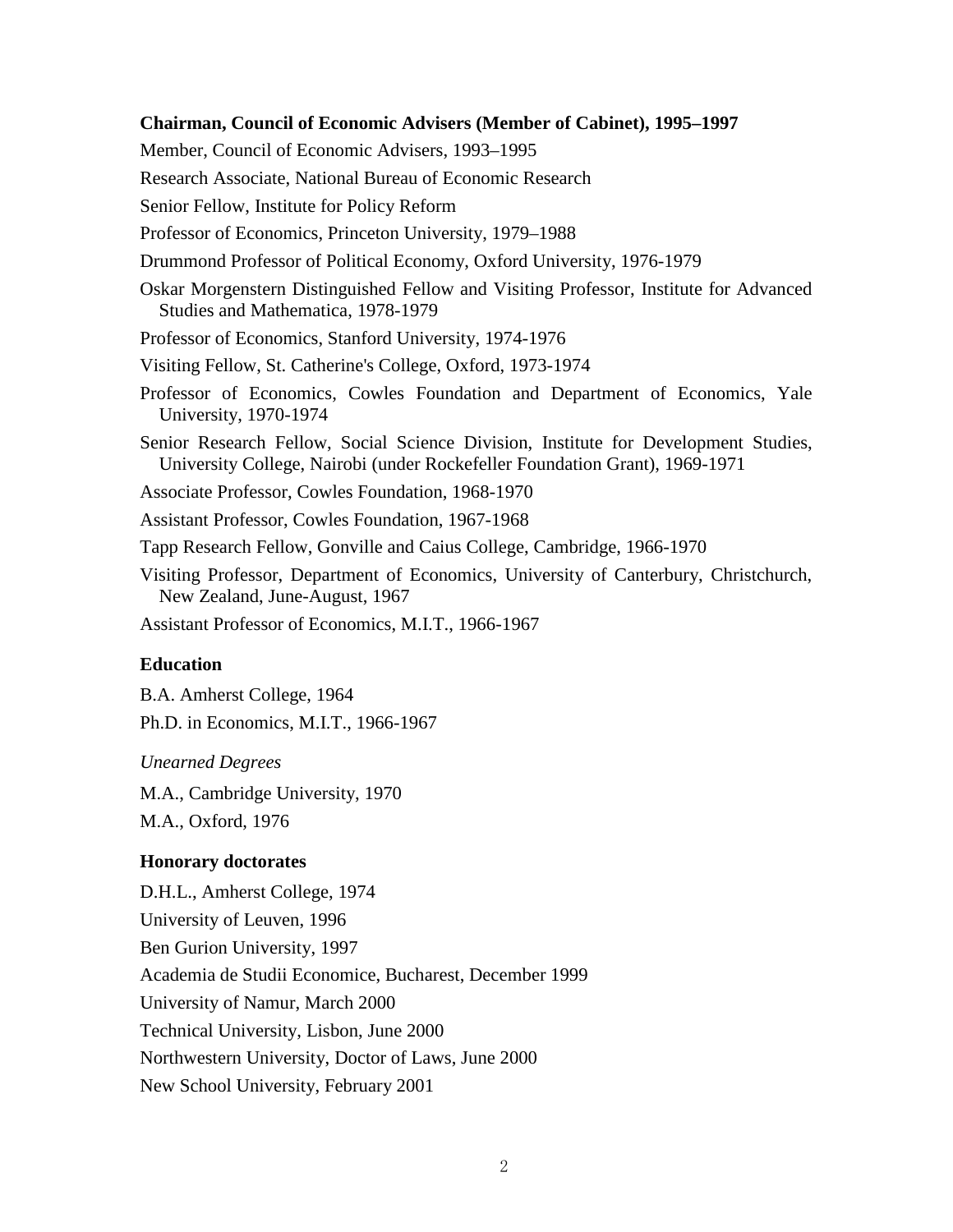**Chairman, Council of Economic Advisers (Member of Cabinet), 1995–1997**

Member, Council of Economic Advisers, 1993–1995

Research Associate, National Bureau of Economic Research

Senior Fellow, Institute for Policy Reform

Professor of Economics, Princeton University, 1979–1988

Drummond Professor of Political Economy, Oxford University, 1976-1979

Oskar Morgenstern Distinguished Fellow and Visiting Professor, Institute for Advanced Studies and Mathematica, 1978-1979

Professor of Economics, Stanford University, 1974-1976

Visiting Fellow, St. Catherine's College, Oxford, 1973-1974

Professor of Economics, Cowles Foundation and Department of Economics, Yale University, 1970-1974

Senior Research Fellow, Social Science Division, Institute for Development Studies, University College, Nairobi (under Rockefeller Foundation Grant), 1969-1971

Associate Professor, Cowles Foundation, 1968-1970

Assistant Professor, Cowles Foundation, 1967-1968

Tapp Research Fellow, Gonville and Caius College, Cambridge, 1966-1970

Visiting Professor, Department of Economics, University of Canterbury, Christchurch, New Zealand, June-August, 1967

Assistant Professor of Economics, M.I.T., 1966-1967

**Education**

B.A. Amherst College, 1964

Ph.D. in Economics, M.I.T., 1966-1967

*Unearned Degrees*

M.A., Cambridge University, 1970

M.A., Oxford, 1976

**Honorary doctorates**

D.H.L., Amherst College, 1974

University of Leuven, 1996

Ben Gurion University, 1997

Academia de Studii Economice, Bucharest, December 1999

University of Namur, March 2000

Technical University, Lisbon, June 2000

Northwestern University, Doctor of Laws, June 2000

New School University, February 2001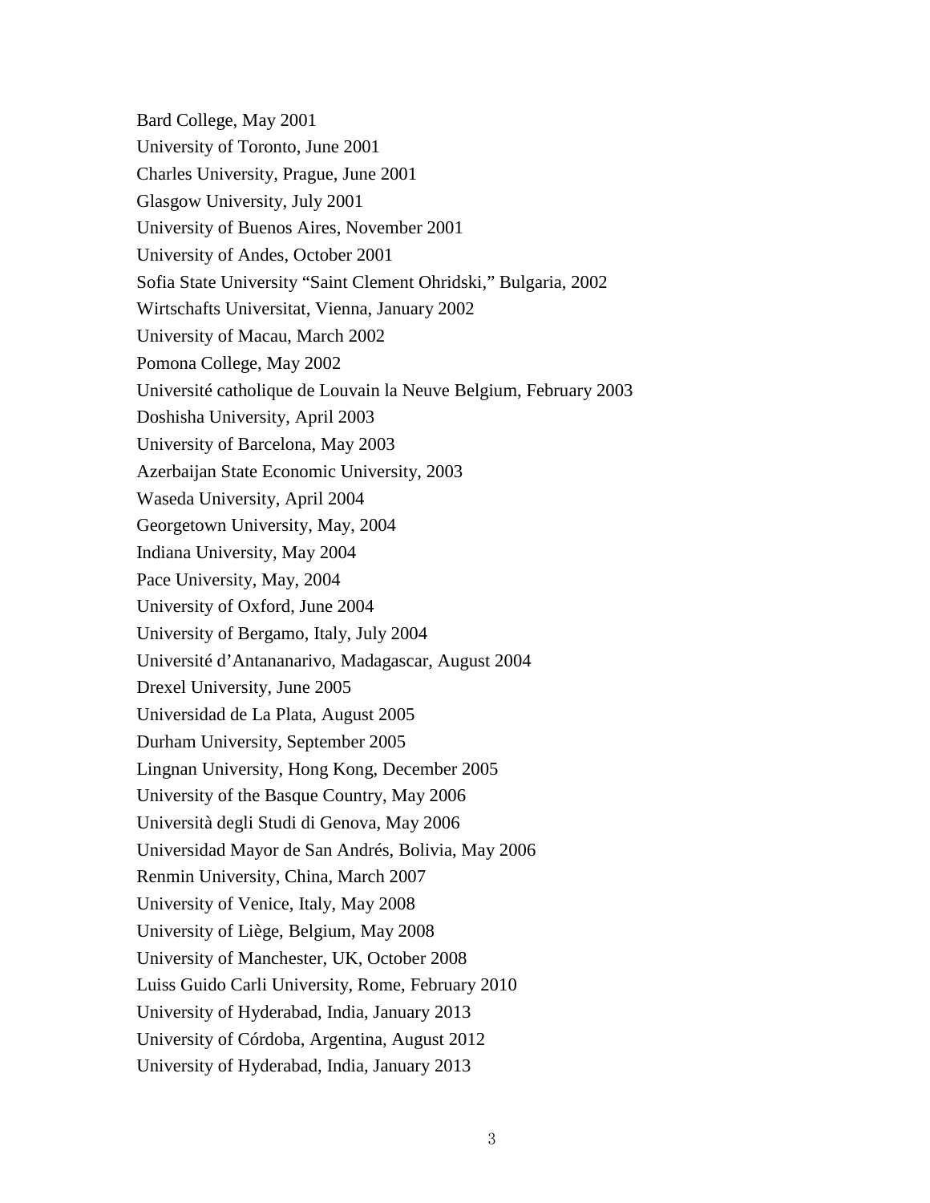Bard College, May 2001

University of Toronto, June 2001

Charles University, Prague, June 2001

Glasgow University, July 2001

University of Buenos Aires, November 2001

University of Andes, October 2001

Sofia State University “Saint Clement Ohridski,” Bulgaria, 2002

Wirtschafts Universitat, Vienna, January 2002

University of Macau, March 2002

Pomona College, May 2002

Université catholique de Louvain la Neuve Belgium, February 2003

Doshisha University, April 2003

University of Barcelona, May 2003

Azerbaijan State Economic University, 2003

Waseda University, April 2004

Georgetown University, May, 2004

Indiana University, May 2004

Pace University, May, 2004

University of Oxford, June 2004

University of Bergamo, Italy, July 2004

Université d’Antananarivo, Madagascar, August 2004

Drexel University, June 2005

Universidad de La Plata, August 2005

Durham University, September 2005

Lingnan University, Hong Kong, December 2005

University of the Basque Country, May 2006

Università degli Studi di Genova, May 2006

Universidad Mayor de San Andrés, Bolivia, May 2006

Renmin University, China, March 2007

University of Venice, Italy, May 2008

University of Liège, Belgium, May 2008

University of Manchester, UK, October 2008

Luiss Guido Carli University, Rome, February 2010

University of Hyderabad, India, January 2013

University of Córdoba, Argentina, August 2012

University of Hyderabad, India, January 2013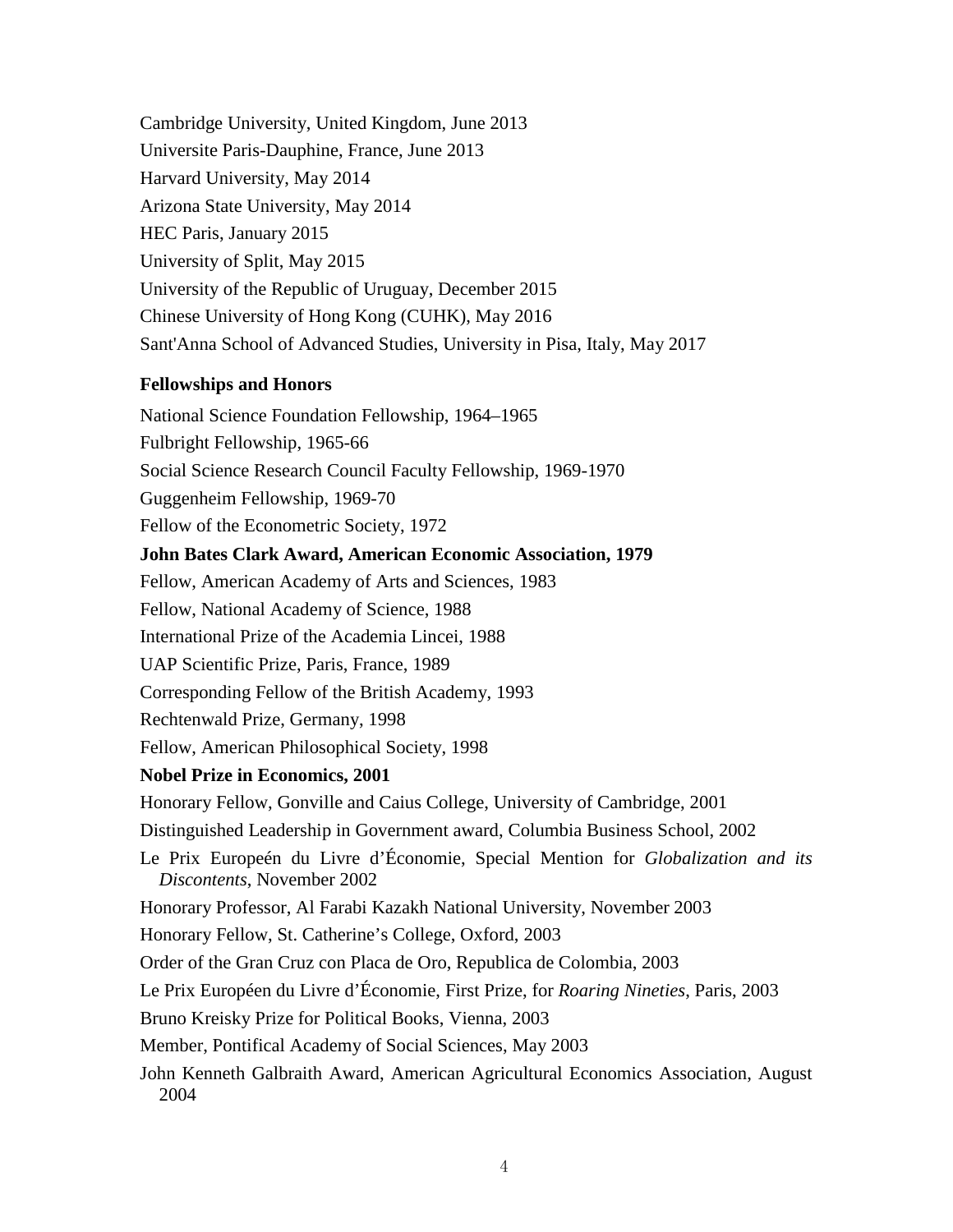Cambridge University, United Kingdom, June 2013

Universite Paris-Dauphine, France, June 2013

Harvard University, May 2014

Arizona State University, May 2014

HEC Paris, January 2015

University of Split, May 2015

University of the Republic of Uruguay, December 2015

Chinese University of Hong Kong (CUHK), May 2016

Sant'Anna School of Advanced Studies, University in Pisa, Italy, May 2017

**Fellowships and Honors**

National Science Foundation Fellowship, 1964–1965

Fulbright Fellowship, 1965-66

Social Science Research Council Faculty Fellowship, 1969-1970

Guggenheim Fellowship, 1969-70

Fellow of the Econometric Society, 1972

**John Bates Clark Award, American Economic Association, 1979**

Fellow, American Academy of Arts and Sciences, 1983

Fellow, National Academy of Science, 1988

International Prize of the Academia Lincei, 1988

UAP Scientific Prize, Paris, France, 1989

Corresponding Fellow of the British Academy, 1993

Rechtenwald Prize, Germany, 1998

Fellow, American Philosophical Society, 1998

**Nobel Prize in Economics, 2001**

Honorary Fellow, Gonville and Caius College, University of Cambridge, 2001

Distinguished Leadership in Government award, Columbia Business School, 2002

Le Prix Europeén du Livre d'Économie, Special Mention for *Globalization and its Discontents*, November 2002

Honorary Professor, Al Farabi Kazakh National University, November 2003

Honorary Fellow, St. Catherine's College, Oxford, 2003

Order of the Gran Cruz con Placa de Oro, Republica de Colombia, 2003

Le Prix Européen du Livre d'Économie, First Prize, for *Roaring Nineties*, Paris, 2003

Bruno Kreisky Prize for Political Books, Vienna, 2003

Member, Pontifical Academy of Social Sciences, May 2003

John Kenneth Galbraith Award, American Agricultural Economics Association, August 2004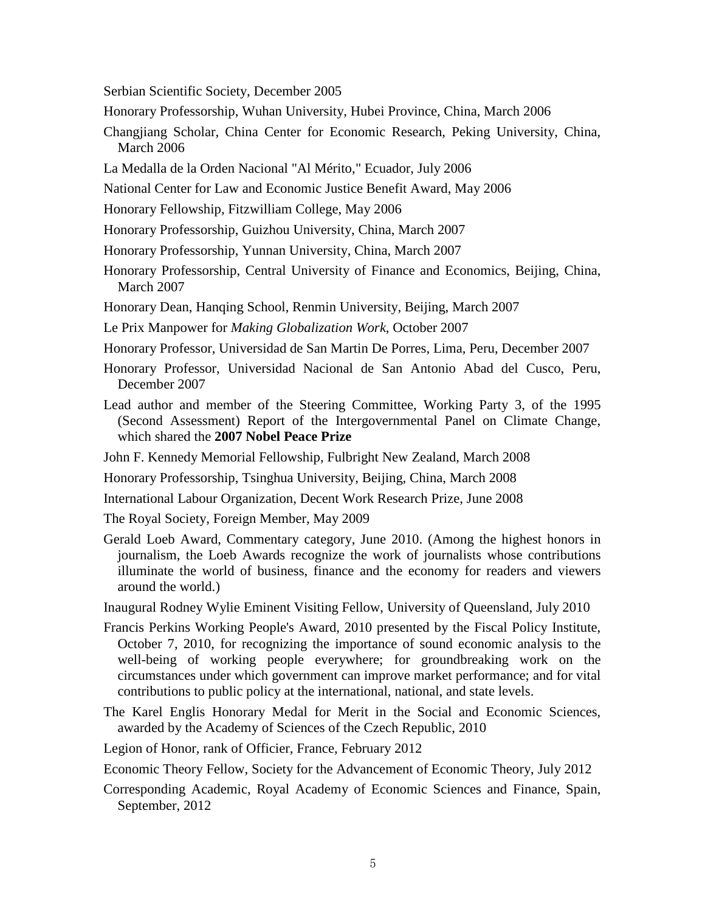Serbian Scientific Society, December 2005

Honorary Professorship, Wuhan University, Hubei Province, China, March 2006

Changjiang Scholar, China Center for Economic Research, Peking University, China, March 2006

La Medalla de la Orden Nacional "Al Mérito," Ecuador, July 2006

National Center for Law and Economic Justice Benefit Award, May 2006

Honorary Fellowship, Fitzwilliam College, May 2006

Honorary Professorship, Guizhou University, China, March 2007

Honorary Professorship, Yunnan University, China, March 2007

Honorary Professorship, Central University of Finance and Economics, Beijing, China, March 2007

Honorary Dean, Hanqing School, Renmin University, Beijing, March 2007

Le Prix Manpower for *Making Globalization Work*, October 2007

Honorary Professor, Universidad de San Martin De Porres, Lima, Peru, December 2007

Honorary Professor, Universidad Nacional de San Antonio Abad del Cusco, Peru, December 2007

Lead author and member of the Steering Committee, Working Party 3, of the 1995 (Second Assessment) Report of the Intergovernmental Panel on Climate Change, which shared the **2007 Nobel Peace Prize**

John F. Kennedy Memorial Fellowship, Fulbright New Zealand, March 2008

Honorary Professorship, Tsinghua University, Beijing, China, March 2008

International Labour Organization, Decent Work Research Prize, June 2008

The Royal Society, Foreign Member, May 2009

Gerald Loeb Award, Commentary category, June 2010. (Among the highest honors in journalism, the Loeb Awards recognize the work of journalists whose contributions illuminate the world of business, finance and the economy for readers and viewers around the world.)

Inaugural Rodney Wylie Eminent Visiting Fellow, University of Queensland, July 2010

Francis Perkins Working People's Award, 2010 presented by the Fiscal Policy Institute, October 7, 2010, for recognizing the importance of sound economic analysis to the well-being of working people everywhere; for groundbreaking work on the circumstances under which government can improve market performance; and for vital contributions to public policy at the international, national, and state levels.

The Karel Englis Honorary Medal for Merit in the Social and Economic Sciences, awarded by the Academy of Sciences of the Czech Republic, 2010

Legion of Honor, rank of Officier, France, February 2012

Economic Theory Fellow, Society for the Advancement of Economic Theory, July 2012

Corresponding Academic, Royal Academy of Economic Sciences and Finance, Spain, September, 2012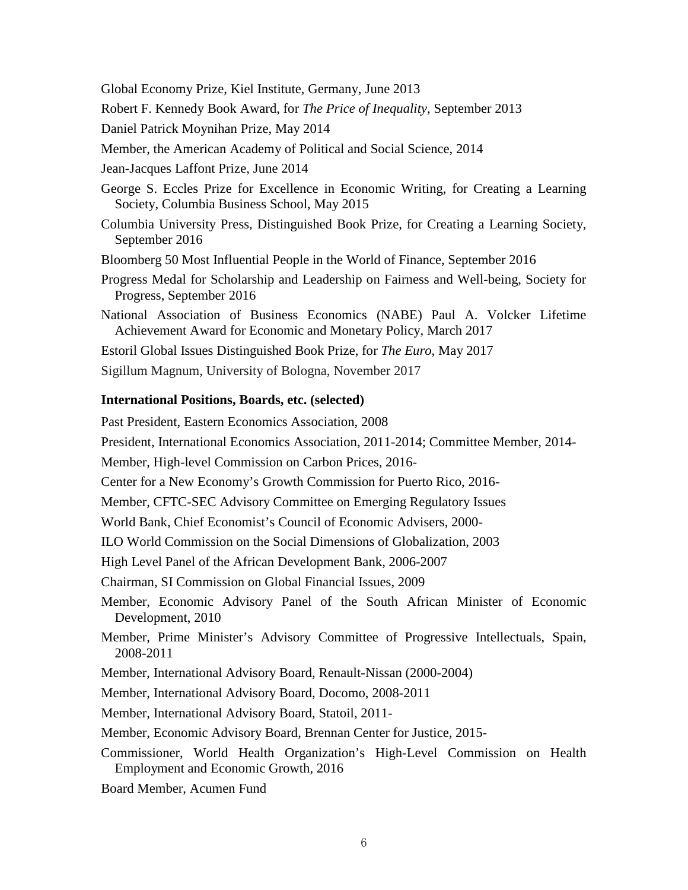Global Economy Prize, Kiel Institute, Germany, June 2013

Robert F. Kennedy Book Award, for *The Price of Inequality*, September 2013

Daniel Patrick Moynihan Prize, May 2014

Member, the American Academy of Political and Social Science, 2014

Jean-Jacques Laffont Prize, June 2014

George S. Eccles Prize for Excellence in Economic Writing, for Creating a Learning Society, Columbia Business School, May 2015

Columbia University Press, Distinguished Book Prize, for Creating a Learning Society, September 2016

Bloomberg 50 Most Influential People in the World of Finance, September 2016

Progress Medal for Scholarship and Leadership on Fairness and Well-being, Society for Progress, September 2016

National Association of Business Economics (NABE) Paul A. Volcker Lifetime Achievement Award for Economic and Monetary Policy, March 2017

Estoril Global Issues Distinguished Book Prize, for *The Euro*, May 2017

Sigillum Magnum, University of Bologna, November 2017

**International Positions, Boards, etc. (selected)**

Past President, Eastern Economics Association, 2008

President, International Economics Association, 2011-2014; Committee Member, 2014-

Member, High-level Commission on Carbon Prices, 2016-

Center for a New Economy's Growth Commission for Puerto Rico, 2016-

Member, CFTC-SEC Advisory Committee on Emerging Regulatory Issues

World Bank, Chief Economist's Council of Economic Advisers, 2000-

ILO World Commission on the Social Dimensions of Globalization, 2003

High Level Panel of the African Development Bank, 2006-2007

Chairman, SI Commission on Global Financial Issues, 2009

Member, Economic Advisory Panel of the South African Minister of Economic Development, 2010

Member, Prime Minister's Advisory Committee of Progressive Intellectuals, Spain, 2008-2011

Member, International Advisory Board, Renault-Nissan (2000-2004)

Member, International Advisory Board, Docomo, 2008-2011

Member, International Advisory Board, Statoil, 2011-

Member, Economic Advisory Board, Brennan Center for Justice, 2015-

Commissioner, World Health Organization's High-Level Commission on Health Employment and Economic Growth, 2016

Board Member, Acumen Fund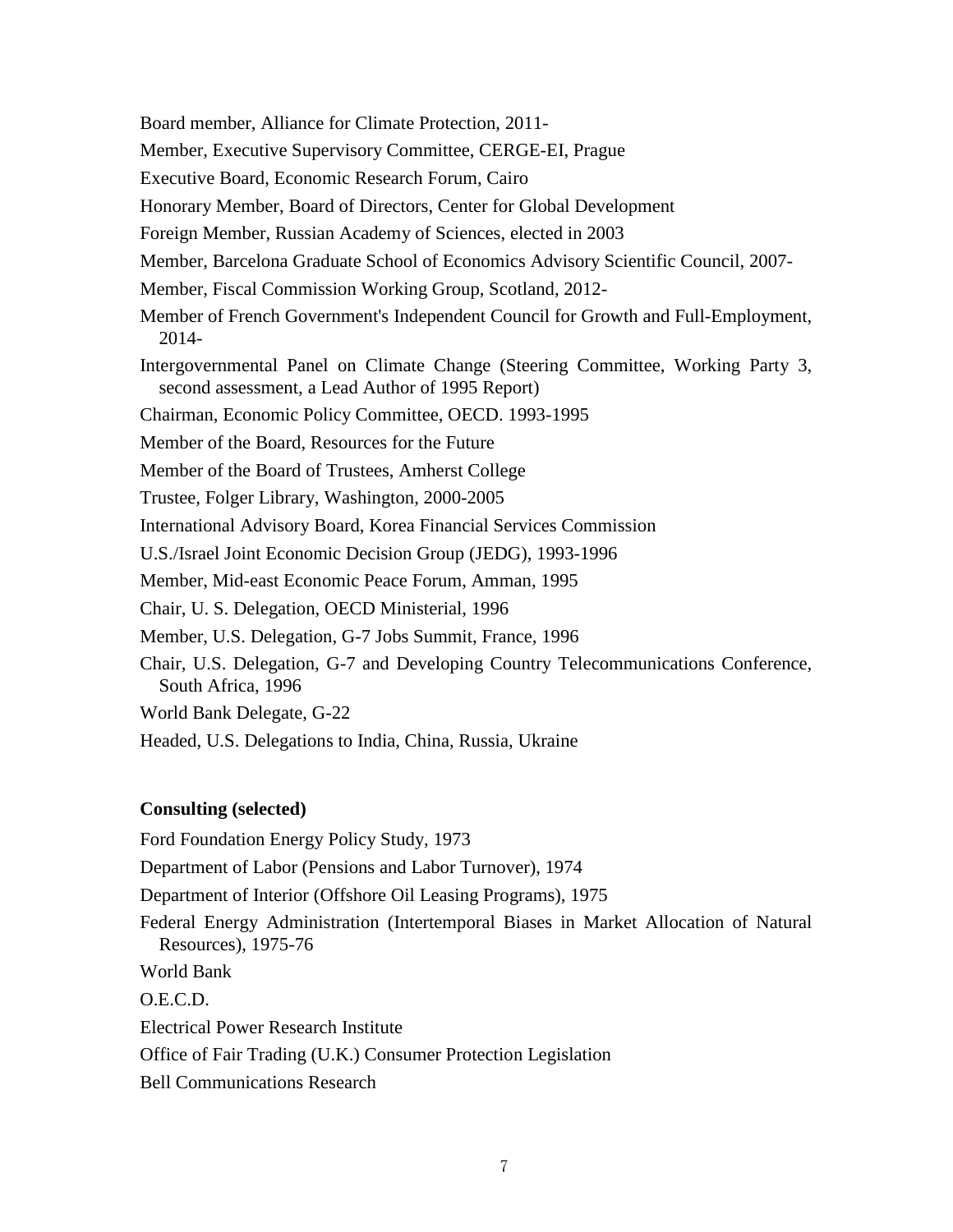Board member, Alliance for Climate Protection, 2011-

Member, Executive Supervisory Committee, CERGE-EI, Prague

Executive Board, Economic Research Forum, Cairo

Honorary Member, Board of Directors, Center for Global Development

Foreign Member, Russian Academy of Sciences, elected in 2003

Member, Barcelona Graduate School of Economics Advisory Scientific Council, 2007-

Member, Fiscal Commission Working Group, Scotland, 2012-

Member of French Government's Independent Council for Growth and Full-Employment, 2014-

Intergovernmental Panel on Climate Change (Steering Committee, Working Party 3, second assessment, a Lead Author of 1995 Report)

Chairman, Economic Policy Committee, OECD. 1993-1995

Member of the Board, Resources for the Future

Member of the Board of Trustees, Amherst College

Trustee, Folger Library, Washington, 2000-2005

International Advisory Board, Korea Financial Services Commission

U.S./Israel Joint Economic Decision Group (JEDG), 1993-1996

Member, Mid-east Economic Peace Forum, Amman, 1995

Chair, U. S. Delegation, OECD Ministerial, 1996

Member, U.S. Delegation, G-7 Jobs Summit, France, 1996

Chair, U.S. Delegation, G-7 and Developing Country Telecommunications Conference, South Africa, 1996

World Bank Delegate, G-22

Headed, U.S. Delegations to India, China, Russia, Ukraine

**Consulting (selected)**

Ford Foundation Energy Policy Study, 1973

Department of Labor (Pensions and Labor Turnover), 1974

Department of Interior (Offshore Oil Leasing Programs), 1975

Federal Energy Administration (Intertemporal Biases in Market Allocation of Natural Resources), 1975-76

World Bank

O.E.C.D.

Electrical Power Research Institute

Office of Fair Trading (U.K.) Consumer Protection Legislation

Bell Communications Research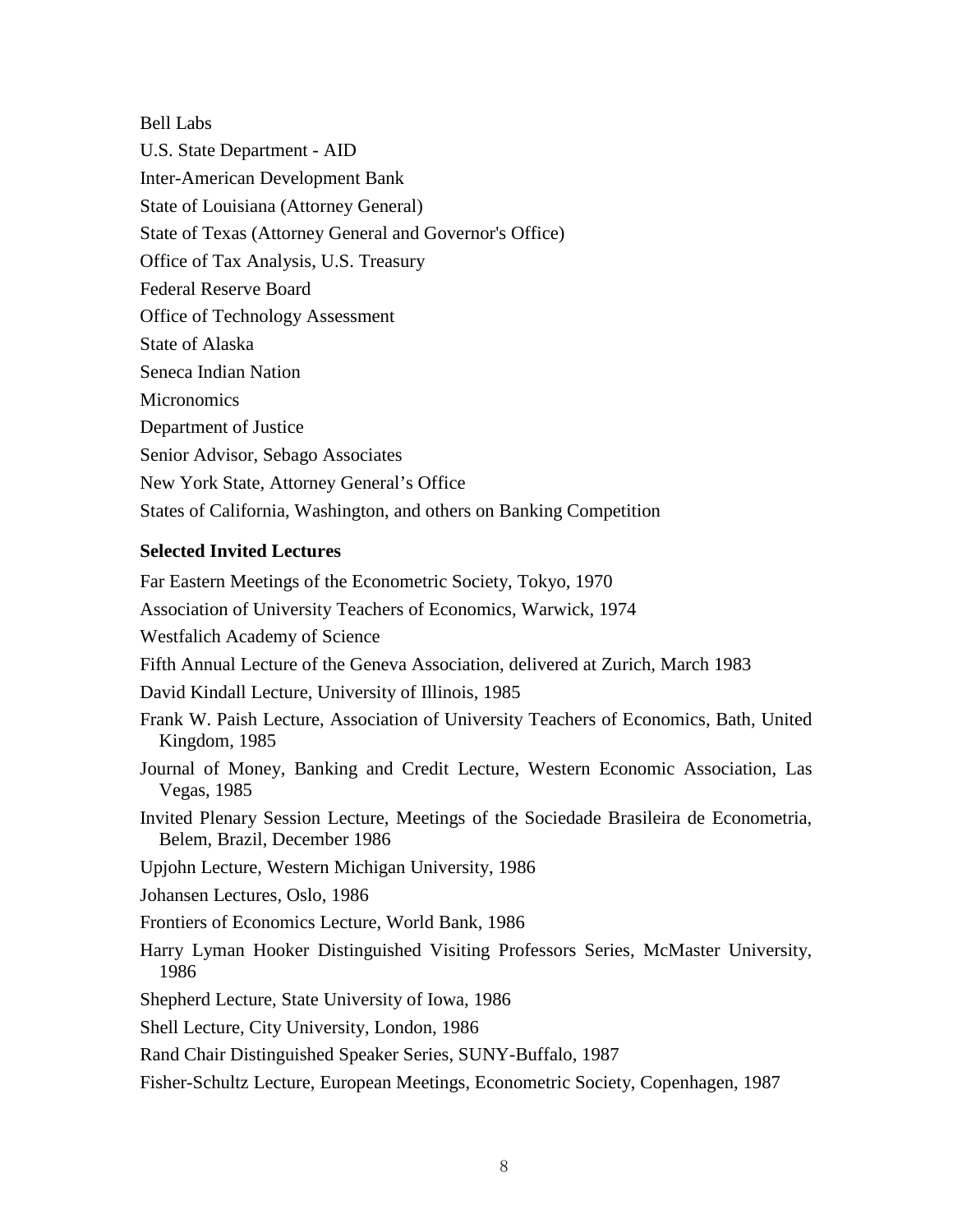Bell Labs

U.S. State Department - AID

Inter-American Development Bank

State of Louisiana (Attorney General)

State of Texas (Attorney General and Governor's Office)

Office of Tax Analysis, U.S. Treasury

Federal Reserve Board

Office of Technology Assessment

State of Alaska

Seneca Indian Nation

Micronomics

Department of Justice

Senior Advisor, Sebago Associates

New York State, Attorney General's Office

States of California, Washington, and others on Banking Competition

**Selected Invited Lectures**

Far Eastern Meetings of the Econometric Society, Tokyo, 1970

Association of University Teachers of Economics, Warwick, 1974

Westfalich Academy of Science

Fifth Annual Lecture of the Geneva Association, delivered at Zurich, March 1983

David Kindall Lecture, University of Illinois, 1985

Frank W. Paish Lecture, Association of University Teachers of Economics, Bath, United Kingdom, 1985

Journal of Money, Banking and Credit Lecture, Western Economic Association, Las Vegas, 1985

Invited Plenary Session Lecture, Meetings of the Sociedade Brasileira de Econometria, Belem, Brazil, December 1986

Upjohn Lecture, Western Michigan University, 1986

Johansen Lectures, Oslo, 1986

Frontiers of Economics Lecture, World Bank, 1986

Harry Lyman Hooker Distinguished Visiting Professors Series, McMaster University, 1986

Shepherd Lecture, State University of Iowa, 1986

Shell Lecture, City University, London, 1986

Rand Chair Distinguished Speaker Series, SUNY-Buffalo, 1987

Fisher-Schultz Lecture, European Meetings, Econometric Society, Copenhagen, 1987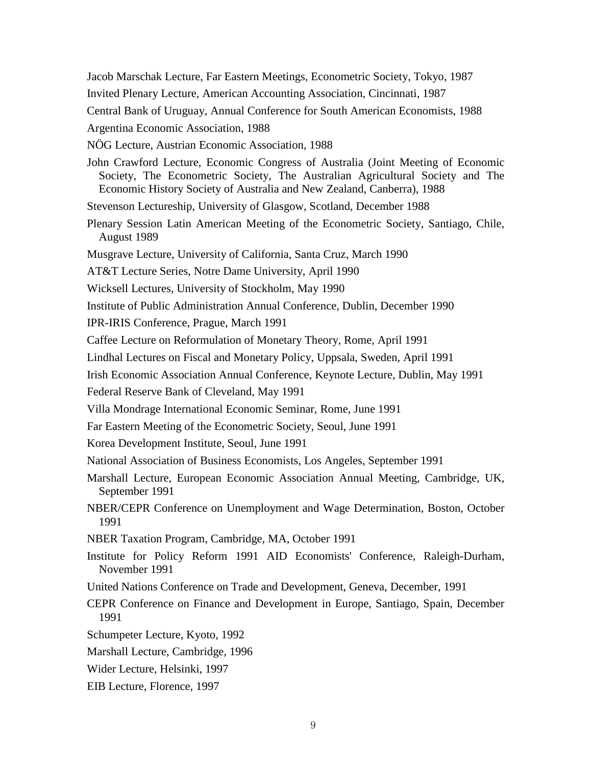Jacob Marschak Lecture, Far Eastern Meetings, Econometric Society, Tokyo, 1987

Invited Plenary Lecture, American Accounting Association, Cincinnati, 1987

Central Bank of Uruguay, Annual Conference for South American Economists, 1988

Argentina Economic Association, 1988

NÖG Lecture, Austrian Economic Association, 1988

John Crawford Lecture, Economic Congress of Australia (Joint Meeting of Economic Society, The Econometric Society, The Australian Agricultural Society and The Economic History Society of Australia and New Zealand, Canberra), 1988

Stevenson Lectureship, University of Glasgow, Scotland, December 1988

Plenary Session Latin American Meeting of the Econometric Society, Santiago, Chile, August 1989

Musgrave Lecture, University of California, Santa Cruz, March 1990

AT&T Lecture Series, Notre Dame University, April 1990

Wicksell Lectures, University of Stockholm, May 1990

Institute of Public Administration Annual Conference, Dublin, December 1990

IPR-IRIS Conference, Prague, March 1991

Caffee Lecture on Reformulation of Monetary Theory, Rome, April 1991

Lindhal Lectures on Fiscal and Monetary Policy, Uppsala, Sweden, April 1991

Irish Economic Association Annual Conference, Keynote Lecture, Dublin, May 1991

Federal Reserve Bank of Cleveland, May 1991

Villa Mondrage International Economic Seminar, Rome, June 1991

Far Eastern Meeting of the Econometric Society, Seoul, June 1991

Korea Development Institute, Seoul, June 1991

National Association of Business Economists, Los Angeles, September 1991

Marshall Lecture, European Economic Association Annual Meeting, Cambridge, UK, September 1991

NBER/CEPR Conference on Unemployment and Wage Determination, Boston, October 1991

NBER Taxation Program, Cambridge, MA, October 1991

Institute for Policy Reform 1991 AID Economists' Conference, Raleigh-Durham, November 1991

United Nations Conference on Trade and Development, Geneva, December, 1991

CEPR Conference on Finance and Development in Europe, Santiago, Spain, December 1991

Schumpeter Lecture, Kyoto, 1992

Marshall Lecture, Cambridge, 1996

Wider Lecture, Helsinki, 1997

EIB Lecture, Florence, 1997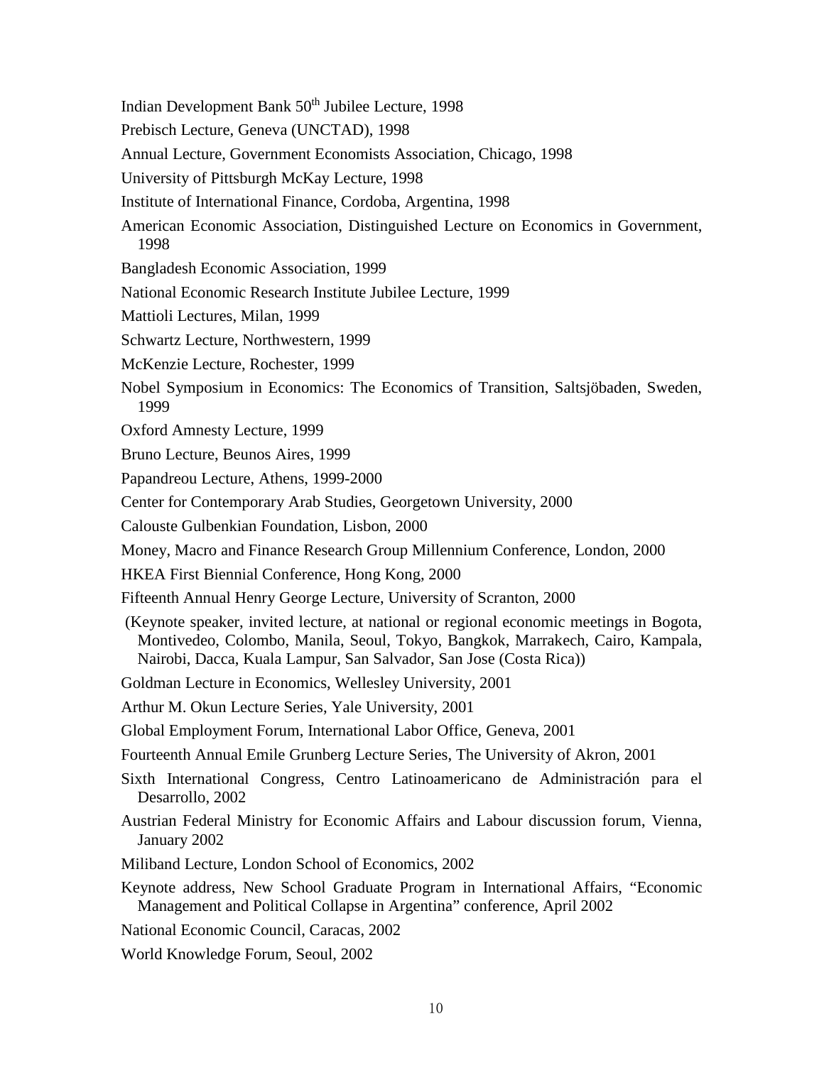Indian Development Bank 50th Jubilee Lecture, 1998

Prebisch Lecture, Geneva (UNCTAD), 1998

Annual Lecture, Government Economists Association, Chicago, 1998

University of Pittsburgh McKay Lecture, 1998

Institute of International Finance, Cordoba, Argentina, 1998

American Economic Association, Distinguished Lecture on Economics in Government, 1998

Bangladesh Economic Association, 1999

National Economic Research Institute Jubilee Lecture, 1999

Mattioli Lectures, Milan, 1999

Schwartz Lecture, Northwestern, 1999

McKenzie Lecture, Rochester, 1999

Nobel Symposium in Economics: The Economics of Transition, Saltsjöbaden, Sweden, 1999

Oxford Amnesty Lecture, 1999

Bruno Lecture, Beunos Aires, 1999

Papandreou Lecture, Athens, 1999-2000

Center for Contemporary Arab Studies, Georgetown University, 2000

Calouste Gulbenkian Foundation, Lisbon, 2000

Money, Macro and Finance Research Group Millennium Conference, London, 2000

HKEA First Biennial Conference, Hong Kong, 2000

Fifteenth Annual Henry George Lecture, University of Scranton, 2000

(Keynote speaker, invited lecture, at national or regional economic meetings in Bogota, Montivedeo, Colombo, Manila, Seoul, Tokyo, Bangkok, Marrakech, Cairo, Kampala, Nairobi, Dacca, Kuala Lampur, San Salvador, San Jose (Costa Rica))

Goldman Lecture in Economics, Wellesley University, 2001

Arthur M. Okun Lecture Series, Yale University, 2001

Global Employment Forum, International Labor Office, Geneva, 2001

Fourteenth Annual Emile Grunberg Lecture Series, The University of Akron, 2001

Sixth International Congress, Centro Latinoamericano de Administración para el Desarrollo, 2002

Austrian Federal Ministry for Economic Affairs and Labour discussion forum, Vienna, January 2002

Miliband Lecture, London School of Economics, 2002

Keynote address, New School Graduate Program in International Affairs, "Economic Management and Political Collapse in Argentina" conference, April 2002

National Economic Council, Caracas, 2002

World Knowledge Forum, Seoul, 2002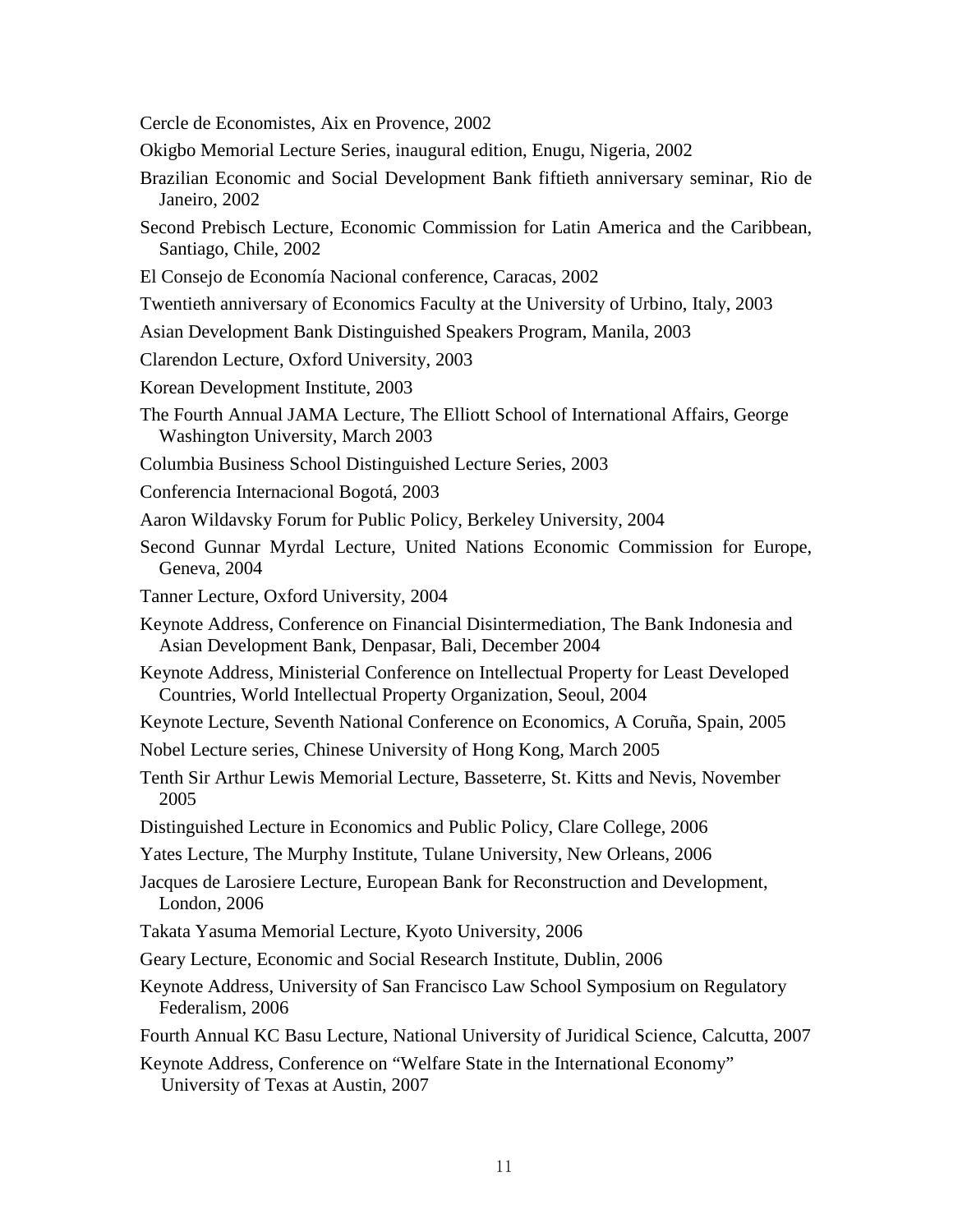Cercle de Economistes, Aix en Provence, 2002

Okigbo Memorial Lecture Series, inaugural edition, Enugu, Nigeria, 2002

Brazilian Economic and Social Development Bank fiftieth anniversary seminar, Rio de Janeiro, 2002

Second Prebisch Lecture, Economic Commission for Latin America and the Caribbean, Santiago, Chile, 2002

El Consejo de Economía Nacional conference, Caracas, 2002

Twentieth anniversary of Economics Faculty at the University of Urbino, Italy, 2003

Asian Development Bank Distinguished Speakers Program, Manila, 2003

Clarendon Lecture, Oxford University, 2003

Korean Development Institute, 2003

The Fourth Annual JAMA Lecture, The Elliott School of International Affairs, George Washington University, March 2003

Columbia Business School Distinguished Lecture Series, 2003

Conferencia Internacional Bogotá, 2003

Aaron Wildavsky Forum for Public Policy, Berkeley University, 2004

Second Gunnar Myrdal Lecture, United Nations Economic Commission for Europe, Geneva, 2004

Tanner Lecture, Oxford University, 2004

Keynote Address, Conference on Financial Disintermediation, The Bank Indonesia and Asian Development Bank, Denpasar, Bali, December 2004

Keynote Address, Ministerial Conference on Intellectual Property for Least Developed Countries, World Intellectual Property Organization, Seoul, 2004

Keynote Lecture, Seventh National Conference on Economics, A Coruña, Spain, 2005

Nobel Lecture series, Chinese University of Hong Kong, March 2005

Tenth Sir Arthur Lewis Memorial Lecture, Basseterre, St. Kitts and Nevis, November 2005

Distinguished Lecture in Economics and Public Policy, Clare College, 2006

Yates Lecture, The Murphy Institute, Tulane University, New Orleans, 2006

Jacques de Larosiere Lecture, European Bank for Reconstruction and Development, London, 2006

Takata Yasuma Memorial Lecture, Kyoto University, 2006

Geary Lecture, Economic and Social Research Institute, Dublin, 2006

Keynote Address, University of San Francisco Law School Symposium on Regulatory Federalism, 2006

Fourth Annual KC Basu Lecture, National University of Juridical Science, Calcutta, 2007

Keynote Address, Conference on "Welfare State in the International Economy" University of Texas at Austin, 2007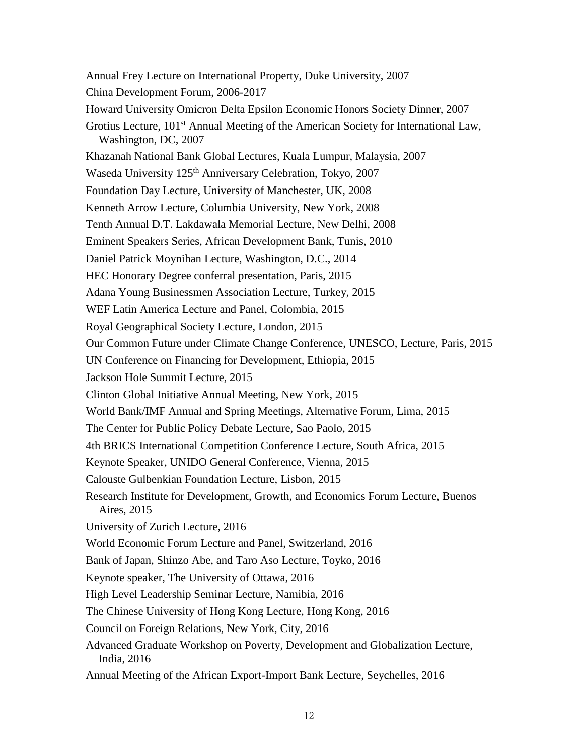Annual Frey Lecture on International Property, Duke University, 2007

China Development Forum, 2006-2017

Howard University Omicron Delta Epsilon Economic Honors Society Dinner, 2007

Grotius Lecture, 101st Annual Meeting of the American Society for International Law, Washington, DC, 2007

Khazanah National Bank Global Lectures, Kuala Lumpur, Malaysia, 2007

Waseda University 125th Anniversary Celebration, Tokyo, 2007

Foundation Day Lecture, University of Manchester, UK, 2008

Kenneth Arrow Lecture, Columbia University, New York, 2008

Tenth Annual D.T. Lakdawala Memorial Lecture, New Delhi, 2008

Eminent Speakers Series, African Development Bank, Tunis, 2010

Daniel Patrick Moynihan Lecture, Washington, D.C., 2014

HEC Honorary Degree conferral presentation, Paris, 2015

Adana Young Businessmen Association Lecture, Turkey, 2015

WEF Latin America Lecture and Panel, Colombia, 2015

Royal Geographical Society Lecture, London, 2015

Our Common Future under Climate Change Conference, UNESCO, Lecture, Paris, 2015

UN Conference on Financing for Development, Ethiopia, 2015

Jackson Hole Summit Lecture, 2015

Clinton Global Initiative Annual Meeting, New York, 2015

World Bank/IMF Annual and Spring Meetings, Alternative Forum, Lima, 2015

The Center for Public Policy Debate Lecture, Sao Paolo, 2015

4th BRICS International Competition Conference Lecture, South Africa, 2015

Keynote Speaker, UNIDO General Conference, Vienna, 2015

Calouste Gulbenkian Foundation Lecture, Lisbon, 2015

Research Institute for Development, Growth, and Economics Forum Lecture, Buenos Aires, 2015

University of Zurich Lecture, 2016

World Economic Forum Lecture and Panel, Switzerland, 2016

Bank of Japan, Shinzo Abe, and Taro Aso Lecture, Toyko, 2016

Keynote speaker, The University of Ottawa, 2016

High Level Leadership Seminar Lecture, Namibia, 2016

The Chinese University of Hong Kong Lecture, Hong Kong, 2016

Council on Foreign Relations, New York, City, 2016

Advanced Graduate Workshop on Poverty, Development and Globalization Lecture, India, 2016

Annual Meeting of the African Export-Import Bank Lecture, Seychelles, 2016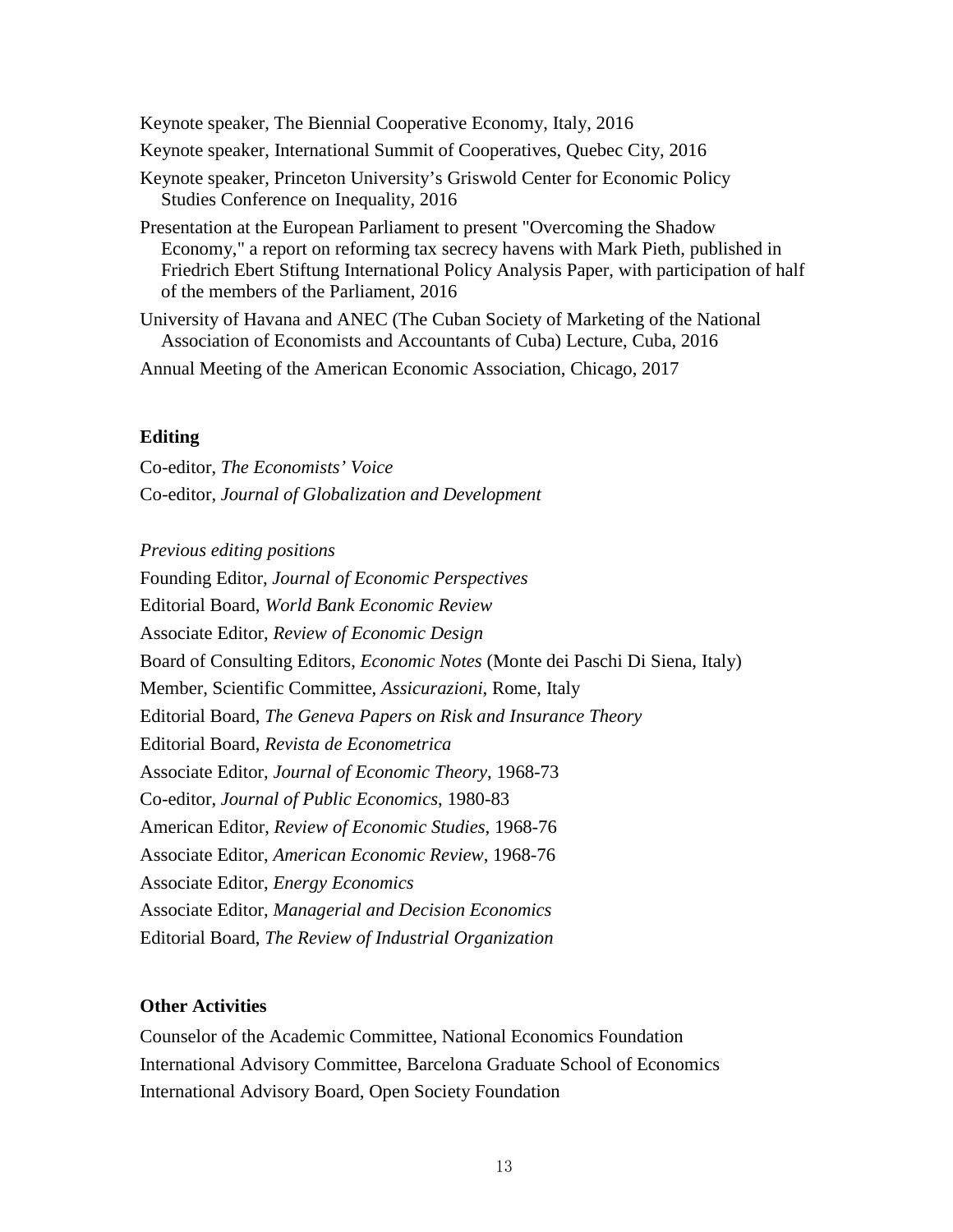Keynote speaker, The Biennial Cooperative Economy, Italy, 2016

Keynote speaker, International Summit of Cooperatives, Quebec City, 2016

Keynote speaker, Princeton University's Griswold Center for Economic Policy Studies Conference on Inequality, 2016

Presentation at the European Parliament to present "Overcoming the Shadow Economy," a report on reforming tax secrecy havens with Mark Pieth, published in Friedrich Ebert Stiftung International Policy Analysis Paper, with participation of half of the members of the Parliament, 2016

University of Havana and ANEC (The Cuban Society of Marketing of the National Association of Economists and Accountants of Cuba) Lecture, Cuba, 2016

Annual Meeting of the American Economic Association, Chicago, 2017

**Editing**

Co-editor, *The Economists' Voice*
Co-editor, *Journal of Globalization and Development*

*Previous editing positions*
Founding Editor, *Journal of Economic Perspectives*
Editorial Board, *World Bank Economic Review*
Associate Editor, *Review of Economic Design*
Board of Consulting Editors, *Economic Notes* (Monte dei Paschi Di Siena, Italy)
Member, Scientific Committee, *Assicurazioni*, Rome, Italy
Editorial Board, *The Geneva Papers on Risk and Insurance Theory*
Editorial Board, *Revista de Econometrica*
Associate Editor, *Journal of Economic Theory*, 1968-73
Co-editor, *Journal of Public Economics*, 1980-83
American Editor, *Review of Economic Studies*, 1968-76
Associate Editor, *American Economic Review*, 1968-76
Associate Editor, *Energy Economics*
Associate Editor, *Managerial and Decision Economics*
Editorial Board, *The Review of Industrial Organization*

**Other Activities**

Counselor of the Academic Committee, National Economics Foundation
International Advisory Committee, Barcelona Graduate School of Economics
International Advisory Board, Open Society Foundation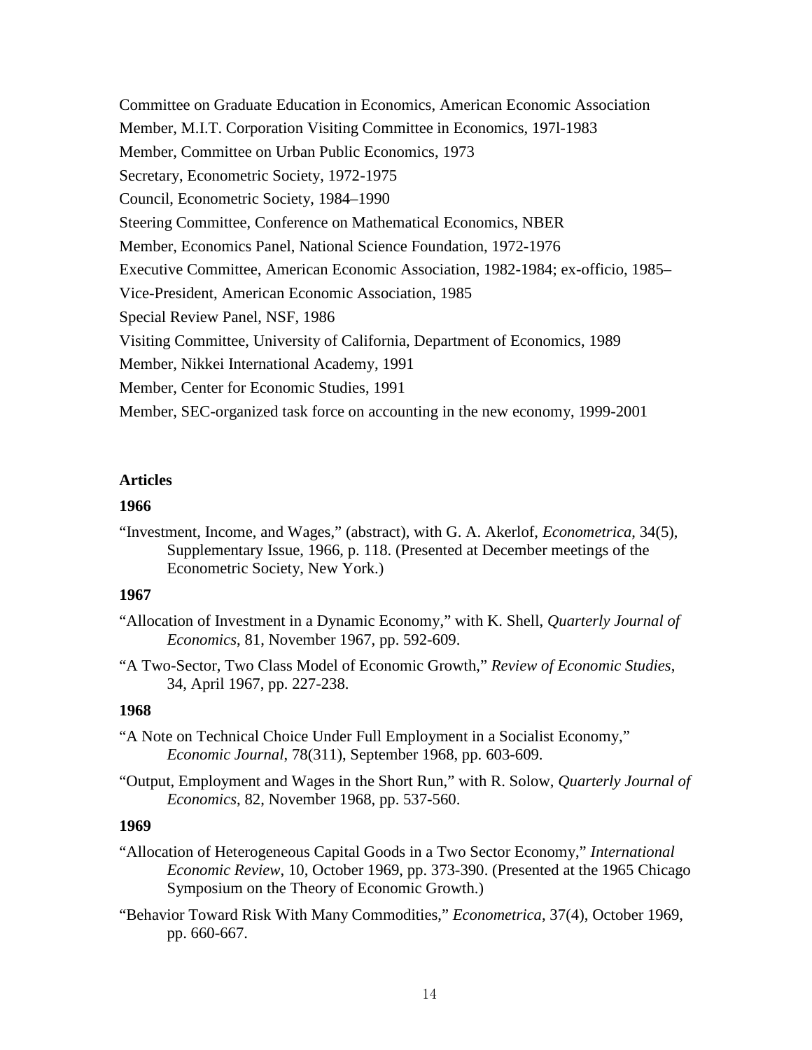Committee on Graduate Education in Economics, American Economic Association

Member, M.I.T. Corporation Visiting Committee in Economics, 197l-1983

Member, Committee on Urban Public Economics, 1973

Secretary, Econometric Society, 1972-1975

Council, Econometric Society, 1984–1990

Steering Committee, Conference on Mathematical Economics, NBER

Member, Economics Panel, National Science Foundation, 1972-1976

Executive Committee, American Economic Association, 1982-1984; ex-officio, 1985–

Vice-President, American Economic Association, 1985

Special Review Panel, NSF, 1986

Visiting Committee, University of California, Department of Economics, 1989

Member, Nikkei International Academy, 1991

Member, Center for Economic Studies, 1991

Member, SEC-organized task force on accounting in the new economy, 1999-2001

**Articles**

**1966**

"Investment, Income, and Wages," (abstract), with G. A. Akerlof, *Econometrica*, 34(5), Supplementary Issue, 1966, p. 118. (Presented at December meetings of the Econometric Society, New York.)

**1967**

"Allocation of Investment in a Dynamic Economy," with K. Shell, *Quarterly Journal of Economics*, 81, November 1967, pp. 592-609.

"A Two-Sector, Two Class Model of Economic Growth," *Review of Economic Studies*, 34, April 1967, pp. 227-238.

**1968**

"A Note on Technical Choice Under Full Employment in a Socialist Economy," *Economic Journal*, 78(311), September 1968, pp. 603-609.

"Output, Employment and Wages in the Short Run," with R. Solow, *Quarterly Journal of Economics*, 82, November 1968, pp. 537-560.

**1969**

"Allocation of Heterogeneous Capital Goods in a Two Sector Economy," *International Economic Review*, 10, October 1969, pp. 373-390. (Presented at the 1965 Chicago Symposium on the Theory of Economic Growth.)

"Behavior Toward Risk With Many Commodities," *Econometrica*, 37(4), October 1969, pp. 660-667.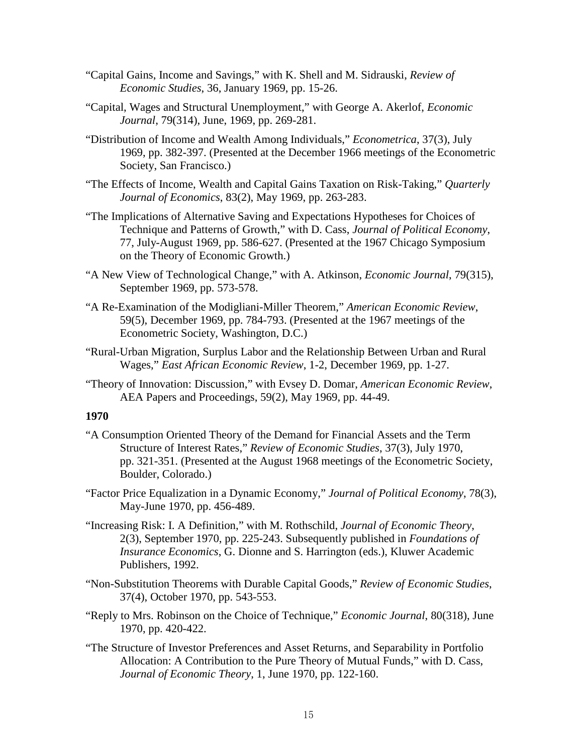"Capital Gains, Income and Savings," with K. Shell and M. Sidrauski, *Review of Economic Studies*, 36, January 1969, pp. 15-26.

"Capital, Wages and Structural Unemployment," with George A. Akerlof, *Economic Journal*, 79(314), June, 1969, pp. 269-281.

"Distribution of Income and Wealth Among Individuals," *Econometrica*, 37(3), July 1969, pp. 382-397. (Presented at the December 1966 meetings of the Econometric Society, San Francisco.)

"The Effects of Income, Wealth and Capital Gains Taxation on Risk-Taking," *Quarterly Journal of Economics*, 83(2), May 1969, pp. 263-283.

"The Implications of Alternative Saving and Expectations Hypotheses for Choices of Technique and Patterns of Growth," with D. Cass, *Journal of Political Economy*, 77, July-August 1969, pp. 586-627. (Presented at the 1967 Chicago Symposium on the Theory of Economic Growth.)

"A New View of Technological Change," with A. Atkinson, *Economic Journal*, 79(315), September 1969, pp. 573-578.

"A Re-Examination of the Modigliani-Miller Theorem," *American Economic Review*, 59(5), December 1969, pp. 784-793. (Presented at the 1967 meetings of the Econometric Society, Washington, D.C.)

"Rural-Urban Migration, Surplus Labor and the Relationship Between Urban and Rural Wages," *East African Economic Review*, 1-2, December 1969, pp. 1-27.

"Theory of Innovation: Discussion," with Evsey D. Domar, *American Economic Review*, AEA Papers and Proceedings, 59(2), May 1969, pp. 44-49.

**1970**

"A Consumption Oriented Theory of the Demand for Financial Assets and the Term Structure of Interest Rates," *Review of Economic Studies*, 37(3), July 1970, pp. 321-351. (Presented at the August 1968 meetings of the Econometric Society, Boulder, Colorado.)

"Factor Price Equalization in a Dynamic Economy," *Journal of Political Economy*, 78(3), May-June 1970, pp. 456-489.

"Increasing Risk: I. A Definition," with M. Rothschild, *Journal of Economic Theory*, 2(3), September 1970, pp. 225-243. Subsequently published in *Foundations of Insurance Economics*, G. Dionne and S. Harrington (eds.), Kluwer Academic Publishers, 1992.

"Non-Substitution Theorems with Durable Capital Goods," *Review of Economic Studies*, 37(4), October 1970, pp. 543-553.

"Reply to Mrs. Robinson on the Choice of Technique," *Economic Journal*, 80(318), June 1970, pp. 420-422.

"The Structure of Investor Preferences and Asset Returns, and Separability in Portfolio Allocation: A Contribution to the Pure Theory of Mutual Funds," with D. Cass, *Journal of Economic Theory*, 1, June 1970, pp. 122-160.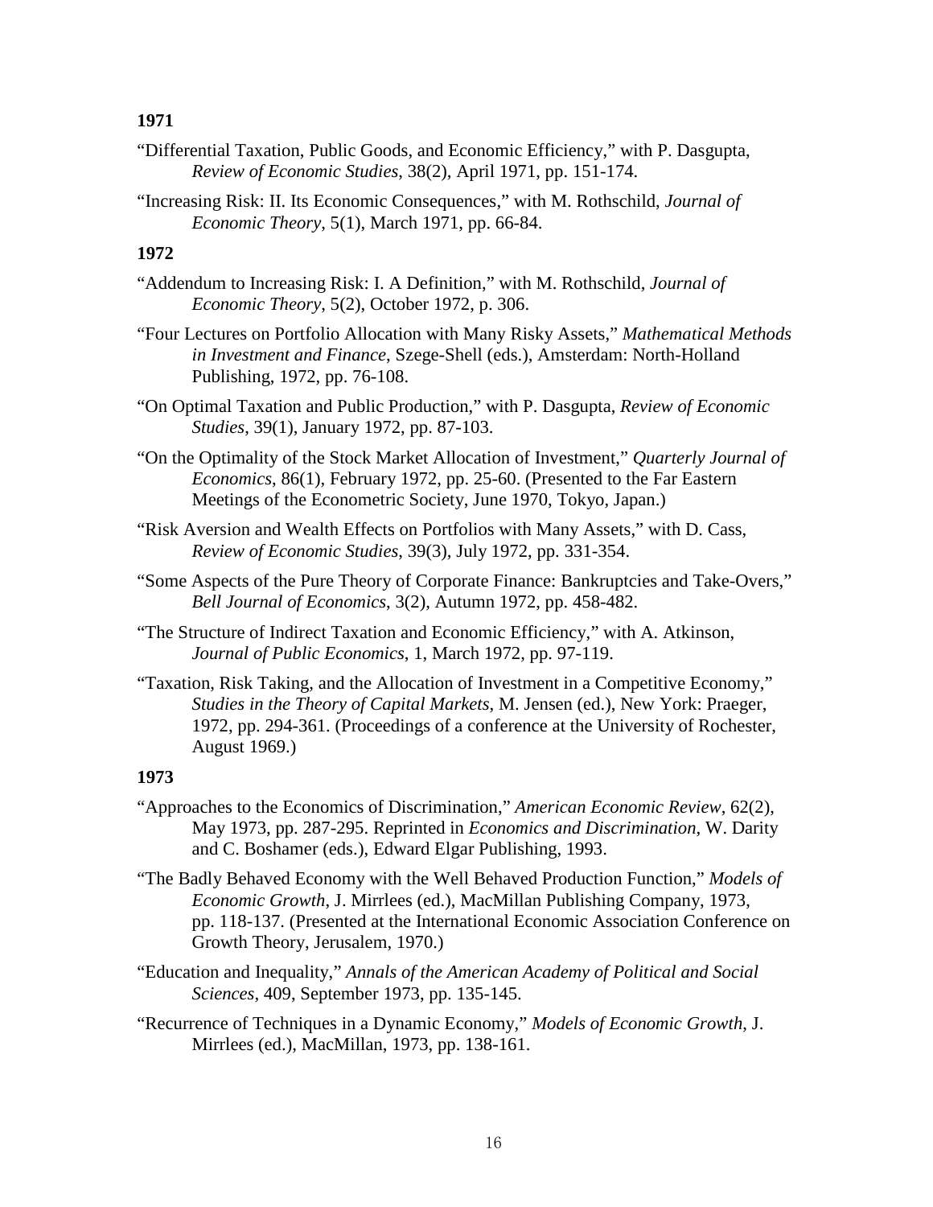**1971**

"Differential Taxation, Public Goods, and Economic Efficiency," with P. Dasgupta, *Review of Economic Studies*, 38(2), April 1971, pp. 151-174.

"Increasing Risk: II. Its Economic Consequences," with M. Rothschild, *Journal of Economic Theory*, 5(1), March 1971, pp. 66-84.

**1972**

"Addendum to Increasing Risk: I. A Definition," with M. Rothschild, *Journal of Economic Theory*, 5(2), October 1972, p. 306.

"Four Lectures on Portfolio Allocation with Many Risky Assets," *Mathematical Methods in Investment and Finance*, Szege-Shell (eds.), Amsterdam: North-Holland Publishing, 1972, pp. 76-108.

"On Optimal Taxation and Public Production," with P. Dasgupta, *Review of Economic Studies*, 39(1), January 1972, pp. 87-103.

"On the Optimality of the Stock Market Allocation of Investment," *Quarterly Journal of Economics*, 86(1), February 1972, pp. 25-60. (Presented to the Far Eastern Meetings of the Econometric Society, June 1970, Tokyo, Japan.)

"Risk Aversion and Wealth Effects on Portfolios with Many Assets," with D. Cass, *Review of Economic Studies*, 39(3), July 1972, pp. 331-354.

"Some Aspects of the Pure Theory of Corporate Finance: Bankruptcies and Take-Overs," *Bell Journal of Economics*, 3(2), Autumn 1972, pp. 458-482.

"The Structure of Indirect Taxation and Economic Efficiency," with A. Atkinson, *Journal of Public Economics*, 1, March 1972, pp. 97-119.

"Taxation, Risk Taking, and the Allocation of Investment in a Competitive Economy," *Studies in the Theory of Capital Markets*, M. Jensen (ed.), New York: Praeger, 1972, pp. 294-361. (Proceedings of a conference at the University of Rochester, August 1969.)

**1973**

"Approaches to the Economics of Discrimination," *American Economic Review*, 62(2), May 1973, pp. 287-295. Reprinted in *Economics and Discrimination*, W. Darity and C. Boshamer (eds.), Edward Elgar Publishing, 1993.

"The Badly Behaved Economy with the Well Behaved Production Function," *Models of Economic Growth*, J. Mirrlees (ed.), MacMillan Publishing Company, 1973, pp. 118-137. (Presented at the International Economic Association Conference on Growth Theory, Jerusalem, 1970.)

"Education and Inequality," *Annals of the American Academy of Political and Social Sciences*, 409, September 1973, pp. 135-145.

"Recurrence of Techniques in a Dynamic Economy," *Models of Economic Growth*, J. Mirrlees (ed.), MacMillan, 1973, pp. 138-161.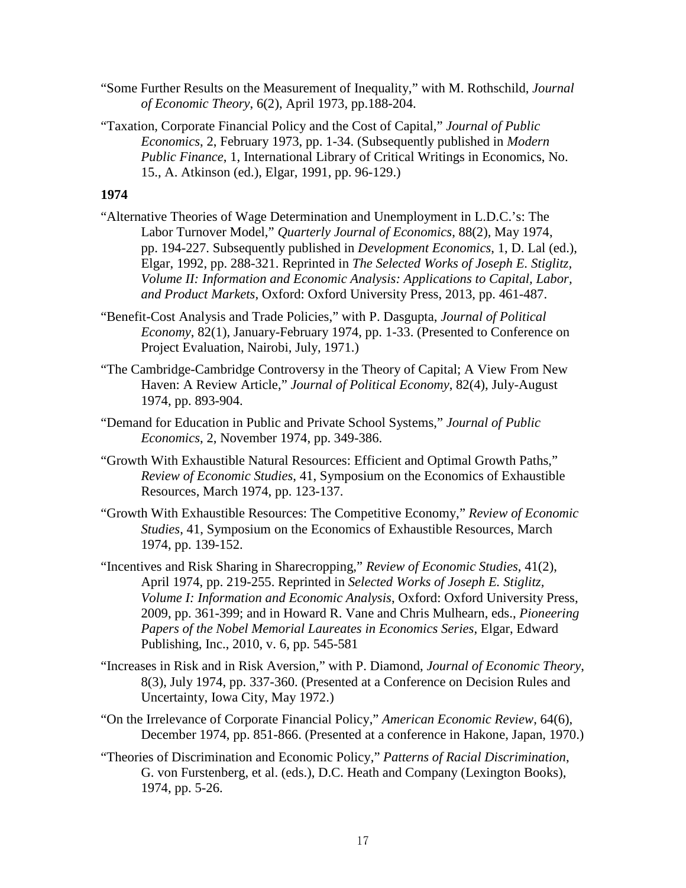"Some Further Results on the Measurement of Inequality," with M. Rothschild, *Journal of Economic Theory*, 6(2), April 1973, pp.188-204.

"Taxation, Corporate Financial Policy and the Cost of Capital," *Journal of Public Economics*, 2, February 1973, pp. 1-34. (Subsequently published in *Modern Public Finance*, 1, International Library of Critical Writings in Economics, No. 15., A. Atkinson (ed.), Elgar, 1991, pp. 96-129.)

**1974**

"Alternative Theories of Wage Determination and Unemployment in L.D.C.'s: The Labor Turnover Model," *Quarterly Journal of Economics*, 88(2), May 1974, pp. 194-227. Subsequently published in *Development Economics*, 1, D. Lal (ed.), Elgar, 1992, pp. 288-321. Reprinted in *The Selected Works of Joseph E. Stiglitz, Volume II: Information and Economic Analysis: Applications to Capital, Labor, and Product Markets*, Oxford: Oxford University Press, 2013, pp. 461-487.

"Benefit-Cost Analysis and Trade Policies," with P. Dasgupta, *Journal of Political Economy*, 82(1), January-February 1974, pp. 1-33. (Presented to Conference on Project Evaluation, Nairobi, July, 1971.)

"The Cambridge-Cambridge Controversy in the Theory of Capital; A View From New Haven: A Review Article," *Journal of Political Economy*, 82(4), July-August 1974, pp. 893-904.

"Demand for Education in Public and Private School Systems," *Journal of Public Economics*, 2, November 1974, pp. 349-386.

"Growth With Exhaustible Natural Resources: Efficient and Optimal Growth Paths," *Review of Economic Studies*, 41, Symposium on the Economics of Exhaustible Resources, March 1974, pp. 123-137.

"Growth With Exhaustible Resources: The Competitive Economy," *Review of Economic Studies*, 41, Symposium on the Economics of Exhaustible Resources, March 1974, pp. 139-152.

"Incentives and Risk Sharing in Sharecropping," *Review of Economic Studies*, 41(2), April 1974, pp. 219-255. Reprinted in *Selected Works of Joseph E. Stiglitz, Volume I: Information and Economic Analysis*, Oxford: Oxford University Press, 2009, pp. 361-399; and in Howard R. Vane and Chris Mulhearn, eds., *Pioneering Papers of the Nobel Memorial Laureates in Economics Series*, Elgar, Edward Publishing, Inc., 2010, v. 6, pp. 545-581

"Increases in Risk and in Risk Aversion," with P. Diamond, *Journal of Economic Theory*, 8(3), July 1974, pp. 337-360. (Presented at a Conference on Decision Rules and Uncertainty, Iowa City, May 1972.)

"On the Irrelevance of Corporate Financial Policy," *American Economic Review*, 64(6), December 1974, pp. 851-866. (Presented at a conference in Hakone, Japan, 1970.)

"Theories of Discrimination and Economic Policy," *Patterns of Racial Discrimination*, G. von Furstenberg, et al. (eds.), D.C. Heath and Company (Lexington Books), 1974, pp. 5-26.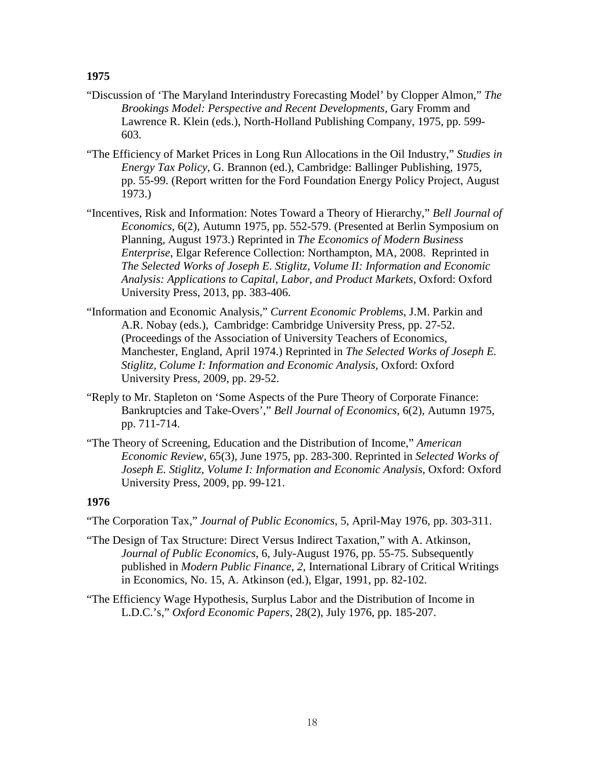**1975**

"Discussion of 'The Maryland Interindustry Forecasting Model' by Clopper Almon," *The Brookings Model: Perspective and Recent Developments*, Gary Fromm and Lawrence R. Klein (eds.), North-Holland Publishing Company, 1975, pp. 599-603.

"The Efficiency of Market Prices in Long Run Allocations in the Oil Industry," *Studies in Energy Tax Policy*, G. Brannon (ed.), Cambridge: Ballinger Publishing, 1975, pp. 55-99. (Report written for the Ford Foundation Energy Policy Project, August 1973.)

"Incentives, Risk and Information: Notes Toward a Theory of Hierarchy," *Bell Journal of Economics*, 6(2), Autumn 1975, pp. 552-579. (Presented at Berlin Symposium on Planning, August 1973.) Reprinted in *The Economics of Modern Business Enterprise*, Elgar Reference Collection: Northampton, MA, 2008. Reprinted in *The Selected Works of Joseph E. Stiglitz, Volume II: Information and Economic Analysis: Applications to Capital, Labor, and Product Markets*, Oxford: Oxford University Press, 2013, pp. 383-406.

"Information and Economic Analysis," *Current Economic Problems*, J.M. Parkin and A.R. Nobay (eds.), Cambridge: Cambridge University Press, pp. 27-52. (Proceedings of the Association of University Teachers of Economics, Manchester, England, April 1974.) Reprinted in *The Selected Works of Joseph E. Stiglitz, Colume I: Information and Economic Analysis,* Oxford: Oxford University Press, 2009, pp. 29-52.

"Reply to Mr. Stapleton on 'Some Aspects of the Pure Theory of Corporate Finance: Bankruptcies and Take-Overs'," *Bell Journal of Economics*, 6(2), Autumn 1975, pp. 711-714.

"The Theory of Screening, Education and the Distribution of Income," *American Economic Review*, 65(3), June 1975, pp. 283-300. Reprinted in *Selected Works of Joseph E. Stiglitz, Volume I: Information and Economic Analysis*, Oxford: Oxford University Press, 2009, pp. 99-121.

**1976**

"The Corporation Tax," *Journal of Public Economics*, 5, April-May 1976, pp. 303-311.

"The Design of Tax Structure: Direct Versus Indirect Taxation," with A. Atkinson, *Journal of Public Economics*, 6, July-August 1976, pp. 55-75. Subsequently published in *Modern Public Finance, 2*, International Library of Critical Writings in Economics, No. 15, A. Atkinson (ed.), Elgar, 1991, pp. 82-102.

"The Efficiency Wage Hypothesis, Surplus Labor and the Distribution of Income in L.D.C.'s," *Oxford Economic Papers*, 28(2), July 1976, pp. 185-207.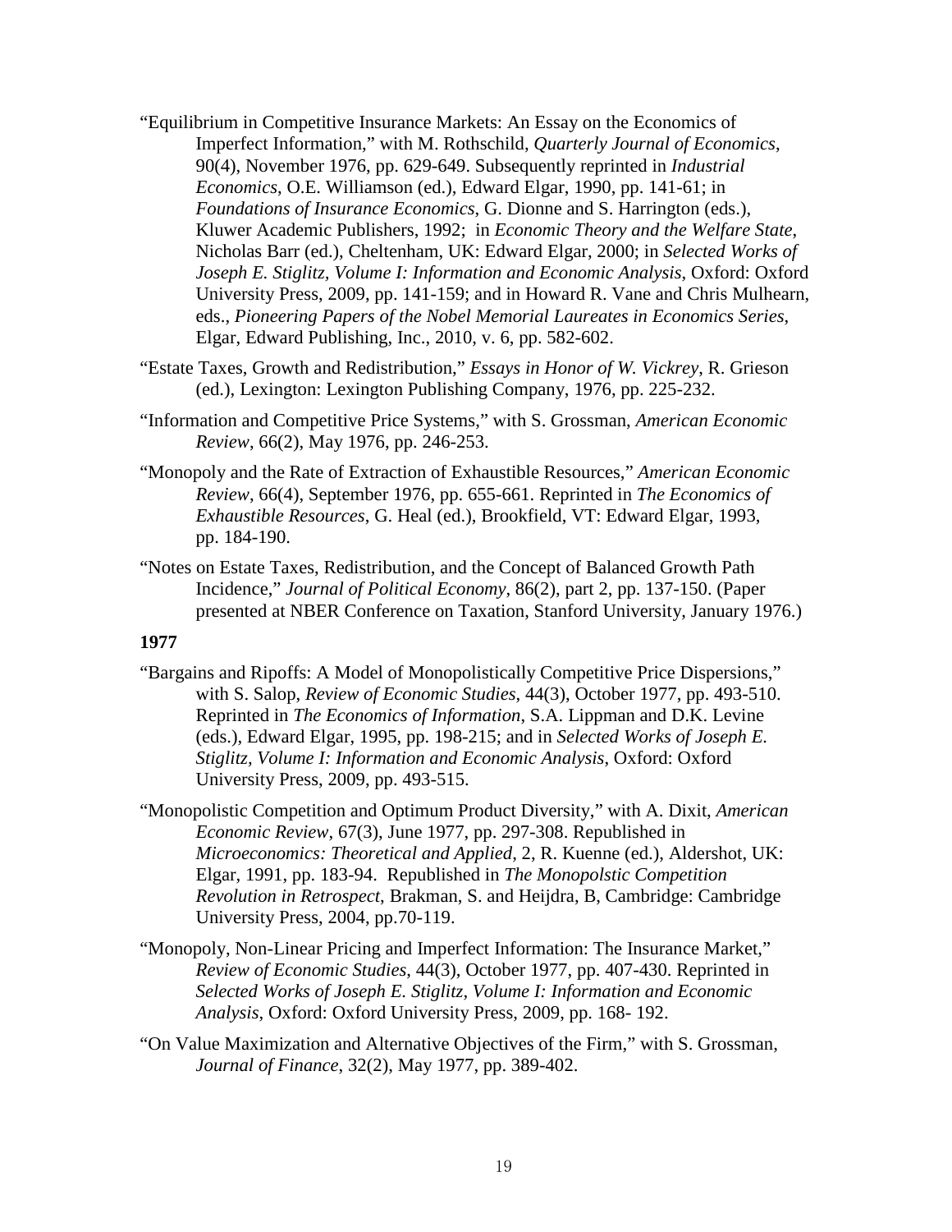"Equilibrium in Competitive Insurance Markets: An Essay on the Economics of Imperfect Information," with M. Rothschild, *Quarterly Journal of Economics*, 90(4), November 1976, pp. 629-649. Subsequently reprinted in *Industrial Economics*, O.E. Williamson (ed.), Edward Elgar, 1990, pp. 141-61; in *Foundations of Insurance Economics*, G. Dionne and S. Harrington (eds.), Kluwer Academic Publishers, 1992; in *Economic Theory and the Welfare State*, Nicholas Barr (ed.), Cheltenham, UK: Edward Elgar, 2000; in *Selected Works of Joseph E. Stiglitz, Volume I: Information and Economic Analysis*, Oxford: Oxford University Press, 2009, pp. 141-159; and in Howard R. Vane and Chris Mulhearn, eds., *Pioneering Papers of the Nobel Memorial Laureates in Economics Series*, Elgar, Edward Publishing, Inc., 2010, v. 6, pp. 582-602.

"Estate Taxes, Growth and Redistribution," *Essays in Honor of W. Vickrey*, R. Grieson (ed.), Lexington: Lexington Publishing Company, 1976, pp. 225-232.

"Information and Competitive Price Systems," with S. Grossman, *American Economic Review*, 66(2), May 1976, pp. 246-253.

"Monopoly and the Rate of Extraction of Exhaustible Resources," *American Economic Review*, 66(4), September 1976, pp. 655-661. Reprinted in *The Economics of Exhaustible Resources*, G. Heal (ed.), Brookfield, VT: Edward Elgar, 1993, pp. 184-190.

"Notes on Estate Taxes, Redistribution, and the Concept of Balanced Growth Path Incidence," *Journal of Political Economy*, 86(2), part 2, pp. 137-150. (Paper presented at NBER Conference on Taxation, Stanford University, January 1976.)

**1977**

"Bargains and Ripoffs: A Model of Monopolistically Competitive Price Dispersions," with S. Salop, *Review of Economic Studies*, 44(3), October 1977, pp. 493-510. Reprinted in *The Economics of Information*, S.A. Lippman and D.K. Levine (eds.), Edward Elgar, 1995, pp. 198-215; and in *Selected Works of Joseph E. Stiglitz, Volume I: Information and Economic Analysis*, Oxford: Oxford University Press, 2009, pp. 493-515.

"Monopolistic Competition and Optimum Product Diversity," with A. Dixit, *American Economic Review*, 67(3), June 1977, pp. 297-308. Republished in *Microeconomics: Theoretical and Applied*, 2, R. Kuenne (ed.), Aldershot, UK: Elgar, 1991, pp. 183-94. Republished in *The Monopolstic Competition Revolution in Retrospect*, Brakman, S. and Heijdra, B, Cambridge: Cambridge University Press, 2004, pp.70-119.

"Monopoly, Non-Linear Pricing and Imperfect Information: The Insurance Market," *Review of Economic Studies*, 44(3), October 1977, pp. 407-430. Reprinted in *Selected Works of Joseph E. Stiglitz, Volume I: Information and Economic Analysis*, Oxford: Oxford University Press, 2009, pp. 168- 192.

"On Value Maximization and Alternative Objectives of the Firm," with S. Grossman, *Journal of Finance*, 32(2), May 1977, pp. 389-402.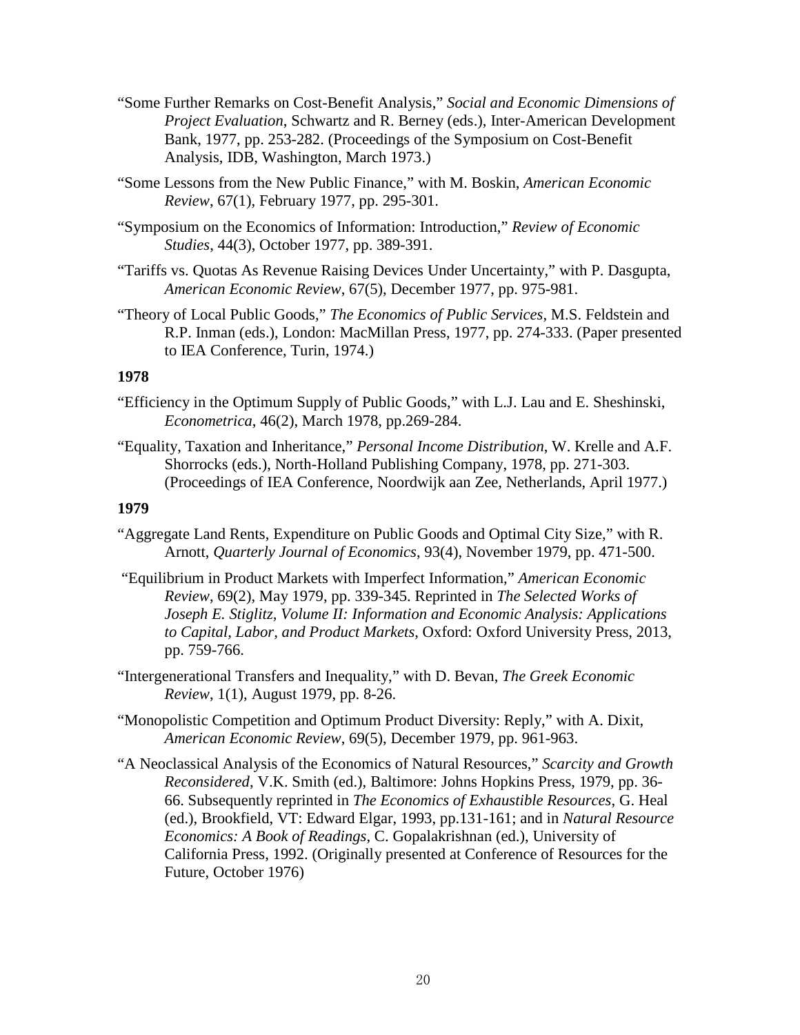"Some Further Remarks on Cost-Benefit Analysis," *Social and Economic Dimensions of Project Evaluation*, Schwartz and R. Berney (eds.), Inter-American Development Bank, 1977, pp. 253-282. (Proceedings of the Symposium on Cost-Benefit Analysis, IDB, Washington, March 1973.)

"Some Lessons from the New Public Finance," with M. Boskin, *American Economic Review*, 67(1), February 1977, pp. 295-301.

"Symposium on the Economics of Information: Introduction," *Review of Economic Studies*, 44(3), October 1977, pp. 389-391.

"Tariffs vs. Quotas As Revenue Raising Devices Under Uncertainty," with P. Dasgupta, *American Economic Review*, 67(5), December 1977, pp. 975-981.

"Theory of Local Public Goods," *The Economics of Public Services*, M.S. Feldstein and R.P. Inman (eds.), London: MacMillan Press, 1977, pp. 274-333. (Paper presented to IEA Conference, Turin, 1974.)

**1978**

"Efficiency in the Optimum Supply of Public Goods," with L.J. Lau and E. Sheshinski, *Econometrica*, 46(2), March 1978, pp.269-284.

"Equality, Taxation and Inheritance," *Personal Income Distribution*, W. Krelle and A.F. Shorrocks (eds.), North-Holland Publishing Company, 1978, pp. 271-303. (Proceedings of IEA Conference, Noordwijk aan Zee, Netherlands, April 1977.)

**1979**

"Aggregate Land Rents, Expenditure on Public Goods and Optimal City Size," with R. Arnott, *Quarterly Journal of Economics*, 93(4), November 1979, pp. 471-500.

"Equilibrium in Product Markets with Imperfect Information," *American Economic Review*, 69(2), May 1979, pp. 339-345. Reprinted in *The Selected Works of Joseph E. Stiglitz, Volume II: Information and Economic Analysis: Applications to Capital, Labor, and Product Markets*, Oxford: Oxford University Press, 2013, pp. 759-766.

"Intergenerational Transfers and Inequality," with D. Bevan, *The Greek Economic Review*, 1(1), August 1979, pp. 8-26.

"Monopolistic Competition and Optimum Product Diversity: Reply," with A. Dixit, *American Economic Review*, 69(5), December 1979, pp. 961-963.

"A Neoclassical Analysis of the Economics of Natural Resources," *Scarcity and Growth Reconsidered*, V.K. Smith (ed.), Baltimore: Johns Hopkins Press, 1979, pp. 36-66. Subsequently reprinted in *The Economics of Exhaustible Resources*, G. Heal (ed.), Brookfield, VT: Edward Elgar, 1993, pp.131-161; and in *Natural Resource Economics: A Book of Readings*, C. Gopalakrishnan (ed.), University of California Press, 1992. (Originally presented at Conference of Resources for the Future, October 1976)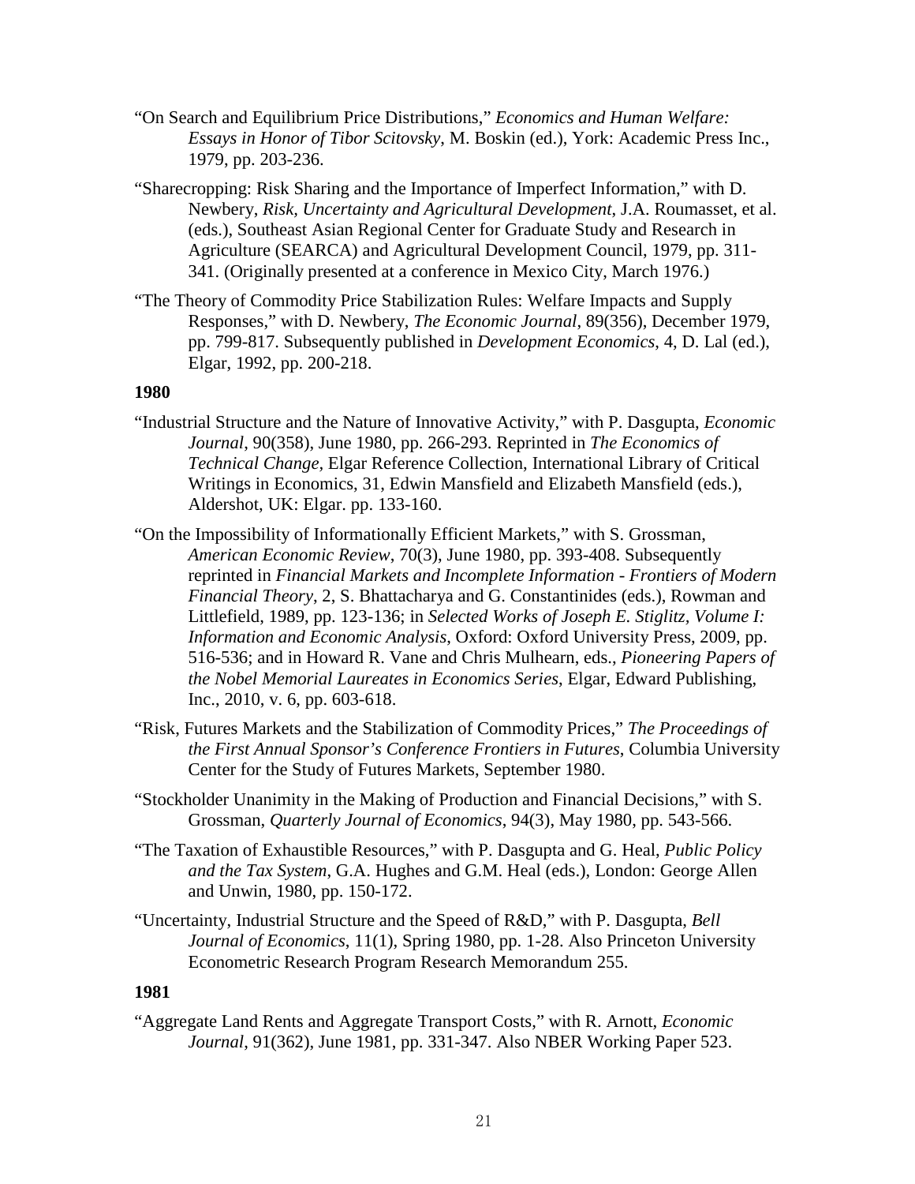"On Search and Equilibrium Price Distributions," *Economics and Human Welfare: Essays in Honor of Tibor Scitovsky*, M. Boskin (ed.), York: Academic Press Inc., 1979, pp. 203-236.

"Sharecropping: Risk Sharing and the Importance of Imperfect Information," with D. Newbery, *Risk, Uncertainty and Agricultural Development*, J.A. Roumasset, et al. (eds.), Southeast Asian Regional Center for Graduate Study and Research in Agriculture (SEARCA) and Agricultural Development Council, 1979, pp. 311-341. (Originally presented at a conference in Mexico City, March 1976.)

"The Theory of Commodity Price Stabilization Rules: Welfare Impacts and Supply Responses," with D. Newbery, *The Economic Journal*, 89(356), December 1979, pp. 799-817. Subsequently published in *Development Economics*, 4, D. Lal (ed.), Elgar, 1992, pp. 200-218.

**1980**

"Industrial Structure and the Nature of Innovative Activity," with P. Dasgupta, *Economic Journal*, 90(358), June 1980, pp. 266-293. Reprinted in *The Economics of Technical Change*, Elgar Reference Collection, International Library of Critical Writings in Economics, 31, Edwin Mansfield and Elizabeth Mansfield (eds.), Aldershot, UK: Elgar. pp. 133-160.

"On the Impossibility of Informationally Efficient Markets," with S. Grossman, *American Economic Review*, 70(3), June 1980, pp. 393-408. Subsequently reprinted in *Financial Markets and Incomplete Information - Frontiers of Modern Financial Theory*, 2, S. Bhattacharya and G. Constantinides (eds.), Rowman and Littlefield, 1989, pp. 123-136; in *Selected Works of Joseph E. Stiglitz, Volume I: Information and Economic Analysis*, Oxford: Oxford University Press, 2009, pp. 516-536; and in Howard R. Vane and Chris Mulhearn, eds., *Pioneering Papers of the Nobel Memorial Laureates in Economics Series*, Elgar, Edward Publishing, Inc., 2010, v. 6, pp. 603-618.

"Risk, Futures Markets and the Stabilization of Commodity Prices," *The Proceedings of the First Annual Sponsor's Conference Frontiers in Futures*, Columbia University Center for the Study of Futures Markets, September 1980.

"Stockholder Unanimity in the Making of Production and Financial Decisions," with S. Grossman, *Quarterly Journal of Economics*, 94(3), May 1980, pp. 543-566.

"The Taxation of Exhaustible Resources," with P. Dasgupta and G. Heal, *Public Policy and the Tax System*, G.A. Hughes and G.M. Heal (eds.), London: George Allen and Unwin, 1980, pp. 150-172.

"Uncertainty, Industrial Structure and the Speed of R&D," with P. Dasgupta, *Bell Journal of Economics*, 11(1), Spring 1980, pp. 1-28. Also Princeton University Econometric Research Program Research Memorandum 255.

**1981**

"Aggregate Land Rents and Aggregate Transport Costs," with R. Arnott, *Economic Journal*, 91(362), June 1981, pp. 331-347. Also NBER Working Paper 523.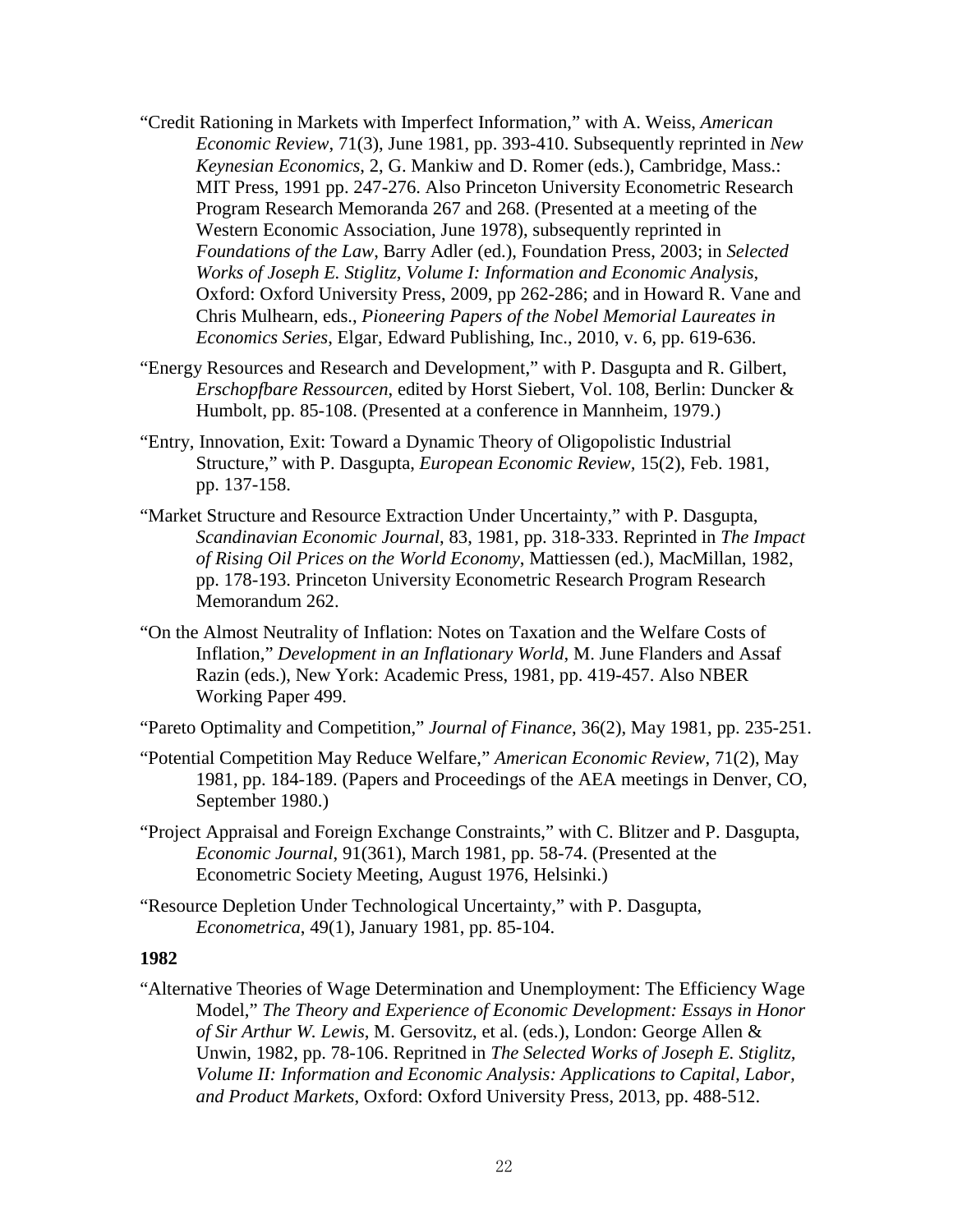"Credit Rationing in Markets with Imperfect Information," with A. Weiss, *American Economic Review*, 71(3), June 1981, pp. 393-410. Subsequently reprinted in *New Keynesian Economics*, 2, G. Mankiw and D. Romer (eds.), Cambridge, Mass.: MIT Press, 1991 pp. 247-276. Also Princeton University Econometric Research Program Research Memoranda 267 and 268. (Presented at a meeting of the Western Economic Association, June 1978), subsequently reprinted in *Foundations of the Law*, Barry Adler (ed.), Foundation Press, 2003; in *Selected Works of Joseph E. Stiglitz, Volume I: Information and Economic Analysis*, Oxford: Oxford University Press, 2009, pp 262-286; and in Howard R. Vane and Chris Mulhearn, eds., *Pioneering Papers of the Nobel Memorial Laureates in Economics Series*, Elgar, Edward Publishing, Inc., 2010, v. 6, pp. 619-636.

"Energy Resources and Research and Development," with P. Dasgupta and R. Gilbert, *Erschopfbare Ressourcen*, edited by Horst Siebert, Vol. 108, Berlin: Duncker & Humbolt, pp. 85-108. (Presented at a conference in Mannheim, 1979.)

"Entry, Innovation, Exit: Toward a Dynamic Theory of Oligopolistic Industrial Structure," with P. Dasgupta, *European Economic Review*, 15(2), Feb. 1981, pp. 137-158.

"Market Structure and Resource Extraction Under Uncertainty," with P. Dasgupta, *Scandinavian Economic Journal*, 83, 1981, pp. 318-333. Reprinted in *The Impact of Rising Oil Prices on the World Economy*, Mattiessen (ed.), MacMillan, 1982, pp. 178-193. Princeton University Econometric Research Program Research Memorandum 262.

"On the Almost Neutrality of Inflation: Notes on Taxation and the Welfare Costs of Inflation," *Development in an Inflationary World*, M. June Flanders and Assaf Razin (eds.), New York: Academic Press, 1981, pp. 419-457. Also NBER Working Paper 499.

"Pareto Optimality and Competition," *Journal of Finance*, 36(2), May 1981, pp. 235-251.

"Potential Competition May Reduce Welfare," *American Economic Review*, 71(2), May 1981, pp. 184-189. (Papers and Proceedings of the AEA meetings in Denver, CO, September 1980.)

"Project Appraisal and Foreign Exchange Constraints," with C. Blitzer and P. Dasgupta, *Economic Journal*, 91(361), March 1981, pp. 58-74. (Presented at the Econometric Society Meeting, August 1976, Helsinki.)

"Resource Depletion Under Technological Uncertainty," with P. Dasgupta, *Econometrica*, 49(1), January 1981, pp. 85-104.

**1982**

"Alternative Theories of Wage Determination and Unemployment: The Efficiency Wage Model," *The Theory and Experience of Economic Development: Essays in Honor of Sir Arthur W. Lewis*, M. Gersovitz, et al. (eds.), London: George Allen & Unwin, 1982, pp. 78-106. Repritned in *The Selected Works of Joseph E. Stiglitz, Volume II: Information and Economic Analysis: Applications to Capital, Labor, and Product Markets*, Oxford: Oxford University Press, 2013, pp. 488-512.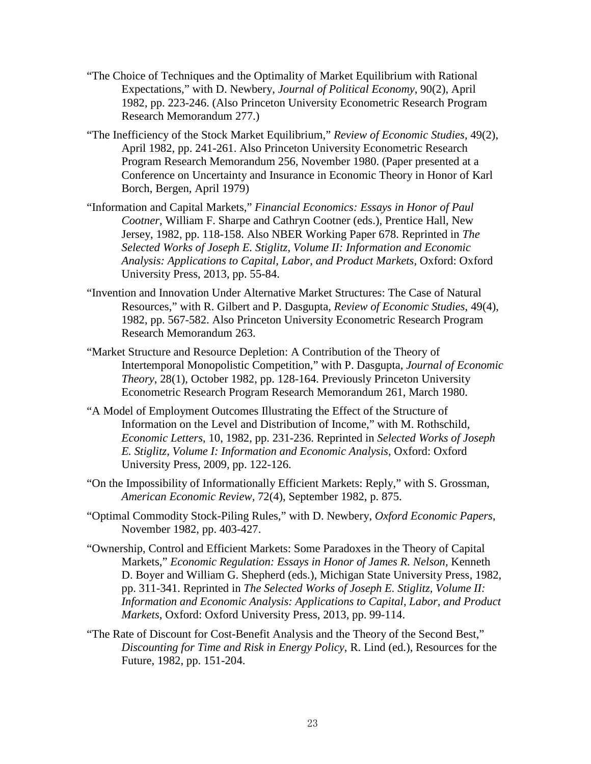"The Choice of Techniques and the Optimality of Market Equilibrium with Rational Expectations," with D. Newbery, *Journal of Political Economy*, 90(2), April 1982, pp. 223-246. (Also Princeton University Econometric Research Program Research Memorandum 277.)

"The Inefficiency of the Stock Market Equilibrium," *Review of Economic Studies*, 49(2), April 1982, pp. 241-261. Also Princeton University Econometric Research Program Research Memorandum 256, November 1980. (Paper presented at a Conference on Uncertainty and Insurance in Economic Theory in Honor of Karl Borch, Bergen, April 1979)

"Information and Capital Markets," *Financial Economics: Essays in Honor of Paul Cootner*, William F. Sharpe and Cathryn Cootner (eds.), Prentice Hall, New Jersey, 1982, pp. 118-158. Also NBER Working Paper 678. Reprinted in *The Selected Works of Joseph E. Stiglitz, Volume II: Information and Economic Analysis: Applications to Capital, Labor, and Product Markets*, Oxford: Oxford University Press, 2013, pp. 55-84.

"Invention and Innovation Under Alternative Market Structures: The Case of Natural Resources," with R. Gilbert and P. Dasgupta, *Review of Economic Studies*, 49(4), 1982, pp. 567-582. Also Princeton University Econometric Research Program Research Memorandum 263.

"Market Structure and Resource Depletion: A Contribution of the Theory of Intertemporal Monopolistic Competition," with P. Dasgupta, *Journal of Economic Theory*, 28(1), October 1982, pp. 128-164. Previously Princeton University Econometric Research Program Research Memorandum 261, March 1980.

"A Model of Employment Outcomes Illustrating the Effect of the Structure of Information on the Level and Distribution of Income," with M. Rothschild, *Economic Letters*, 10, 1982, pp. 231-236. Reprinted in *Selected Works of Joseph E. Stiglitz, Volume I: Information and Economic Analysis*, Oxford: Oxford University Press, 2009, pp. 122-126.

"On the Impossibility of Informationally Efficient Markets: Reply," with S. Grossman, *American Economic Review*, 72(4), September 1982, p. 875.

"Optimal Commodity Stock-Piling Rules," with D. Newbery, *Oxford Economic Papers*, November 1982, pp. 403-427.

"Ownership, Control and Efficient Markets: Some Paradoxes in the Theory of Capital Markets," *Economic Regulation: Essays in Honor of James R. Nelson*, Kenneth D. Boyer and William G. Shepherd (eds.), Michigan State University Press, 1982, pp. 311-341. Reprinted in *The Selected Works of Joseph E. Stiglitz, Volume II: Information and Economic Analysis: Applications to Capital, Labor, and Product Markets*, Oxford: Oxford University Press, 2013, pp. 99-114.

"The Rate of Discount for Cost-Benefit Analysis and the Theory of the Second Best," *Discounting for Time and Risk in Energy Policy*, R. Lind (ed.), Resources for the Future, 1982, pp. 151-204.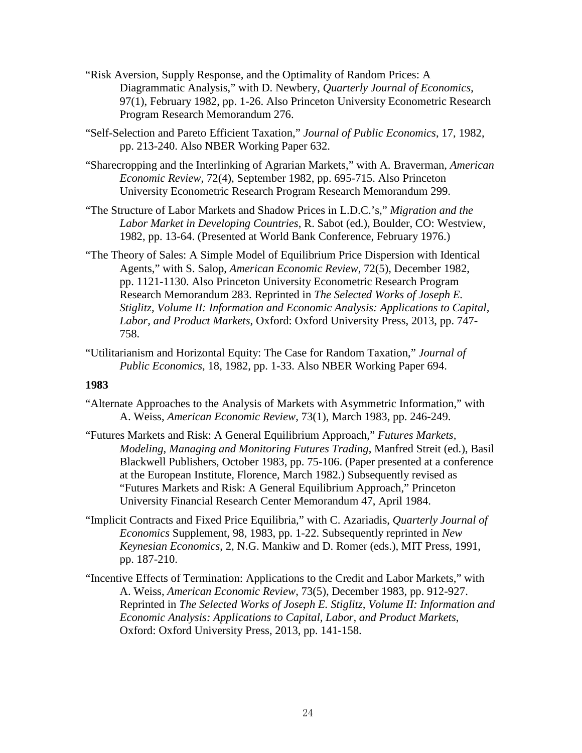"Risk Aversion, Supply Response, and the Optimality of Random Prices: A Diagrammatic Analysis," with D. Newbery, *Quarterly Journal of Economics*, 97(1), February 1982, pp. 1-26. Also Princeton University Econometric Research Program Research Memorandum 276.

"Self-Selection and Pareto Efficient Taxation," *Journal of Public Economics*, 17, 1982, pp. 213-240. Also NBER Working Paper 632.

"Sharecropping and the Interlinking of Agrarian Markets," with A. Braverman, *American Economic Review*, 72(4), September 1982, pp. 695-715. Also Princeton University Econometric Research Program Research Memorandum 299.

"The Structure of Labor Markets and Shadow Prices in L.D.C.'s," *Migration and the Labor Market in Developing Countries*, R. Sabot (ed.), Boulder, CO: Westview, 1982, pp. 13-64. (Presented at World Bank Conference, February 1976.)

"The Theory of Sales: A Simple Model of Equilibrium Price Dispersion with Identical Agents," with S. Salop, *American Economic Review*, 72(5), December 1982, pp. 1121-1130. Also Princeton University Econometric Research Program Research Memorandum 283. Reprinted in *The Selected Works of Joseph E. Stiglitz, Volume II: Information and Economic Analysis: Applications to Capital, Labor, and Product Markets*, Oxford: Oxford University Press, 2013, pp. 747-758.

"Utilitarianism and Horizontal Equity: The Case for Random Taxation," *Journal of Public Economics*, 18, 1982, pp. 1-33. Also NBER Working Paper 694.

**1983**

"Alternate Approaches to the Analysis of Markets with Asymmetric Information," with A. Weiss, *American Economic Review*, 73(1), March 1983, pp. 246-249.

"Futures Markets and Risk: A General Equilibrium Approach," *Futures Markets, Modeling, Managing and Monitoring Futures Trading*, Manfred Streit (ed.), Basil Blackwell Publishers, October 1983, pp. 75-106. (Paper presented at a conference at the European Institute, Florence, March 1982.) Subsequently revised as "Futures Markets and Risk: A General Equilibrium Approach," Princeton University Financial Research Center Memorandum 47, April 1984.

"Implicit Contracts and Fixed Price Equilibria," with C. Azariadis, *Quarterly Journal of Economics* Supplement, 98, 1983, pp. 1-22. Subsequently reprinted in *New Keynesian Economics*, 2, N.G. Mankiw and D. Romer (eds.), MIT Press, 1991, pp. 187-210.

"Incentive Effects of Termination: Applications to the Credit and Labor Markets," with A. Weiss, *American Economic Review*, 73(5), December 1983, pp. 912-927. Reprinted in *The Selected Works of Joseph E. Stiglitz, Volume II: Information and Economic Analysis: Applications to Capital, Labor, and Product Markets*, Oxford: Oxford University Press, 2013, pp. 141-158.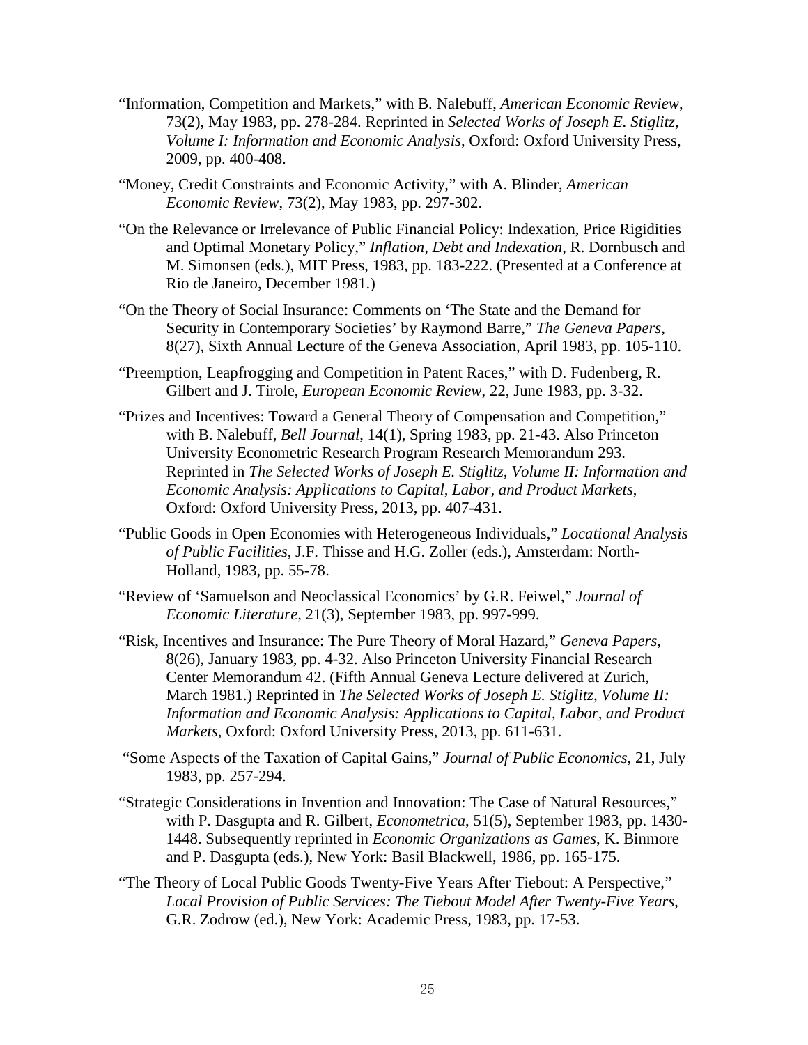"Information, Competition and Markets," with B. Nalebuff, *American Economic Review*, 73(2), May 1983, pp. 278-284. Reprinted in *Selected Works of Joseph E. Stiglitz, Volume I: Information and Economic Analysis*, Oxford: Oxford University Press, 2009, pp. 400-408.

"Money, Credit Constraints and Economic Activity," with A. Blinder, *American Economic Review*, 73(2), May 1983, pp. 297-302.

"On the Relevance or Irrelevance of Public Financial Policy: Indexation, Price Rigidities and Optimal Monetary Policy," *Inflation, Debt and Indexation*, R. Dornbusch and M. Simonsen (eds.), MIT Press, 1983, pp. 183-222. (Presented at a Conference at Rio de Janeiro, December 1981.)

"On the Theory of Social Insurance: Comments on 'The State and the Demand for Security in Contemporary Societies' by Raymond Barre," *The Geneva Papers*, 8(27), Sixth Annual Lecture of the Geneva Association, April 1983, pp. 105-110.

"Preemption, Leapfrogging and Competition in Patent Races," with D. Fudenberg, R. Gilbert and J. Tirole, *European Economic Review*, 22, June 1983, pp. 3-32.

"Prizes and Incentives: Toward a General Theory of Compensation and Competition," with B. Nalebuff, *Bell Journal*, 14(1), Spring 1983, pp. 21-43. Also Princeton University Econometric Research Program Research Memorandum 293. Reprinted in *The Selected Works of Joseph E. Stiglitz, Volume II: Information and Economic Analysis: Applications to Capital, Labor, and Product Markets*, Oxford: Oxford University Press, 2013, pp. 407-431.

"Public Goods in Open Economies with Heterogeneous Individuals," *Locational Analysis of Public Facilities*, J.F. Thisse and H.G. Zoller (eds.), Amsterdam: North-Holland, 1983, pp. 55-78.

"Review of 'Samuelson and Neoclassical Economics' by G.R. Feiwel," *Journal of Economic Literature*, 21(3), September 1983, pp. 997-999.

"Risk, Incentives and Insurance: The Pure Theory of Moral Hazard," *Geneva Papers*, 8(26), January 1983, pp. 4-32. Also Princeton University Financial Research Center Memorandum 42. (Fifth Annual Geneva Lecture delivered at Zurich, March 1981.) Reprinted in *The Selected Works of Joseph E. Stiglitz, Volume II: Information and Economic Analysis: Applications to Capital, Labor, and Product Markets*, Oxford: Oxford University Press, 2013, pp. 611-631.

"Some Aspects of the Taxation of Capital Gains," *Journal of Public Economics*, 21, July 1983, pp. 257-294.

"Strategic Considerations in Invention and Innovation: The Case of Natural Resources," with P. Dasgupta and R. Gilbert, *Econometrica*, 51(5), September 1983, pp. 1430-1448. Subsequently reprinted in *Economic Organizations as Games*, K. Binmore and P. Dasgupta (eds.), New York: Basil Blackwell, 1986, pp. 165-175.

"The Theory of Local Public Goods Twenty-Five Years After Tiebout: A Perspective," *Local Provision of Public Services: The Tiebout Model After Twenty-Five Years*, G.R. Zodrow (ed.), New York: Academic Press, 1983, pp. 17-53.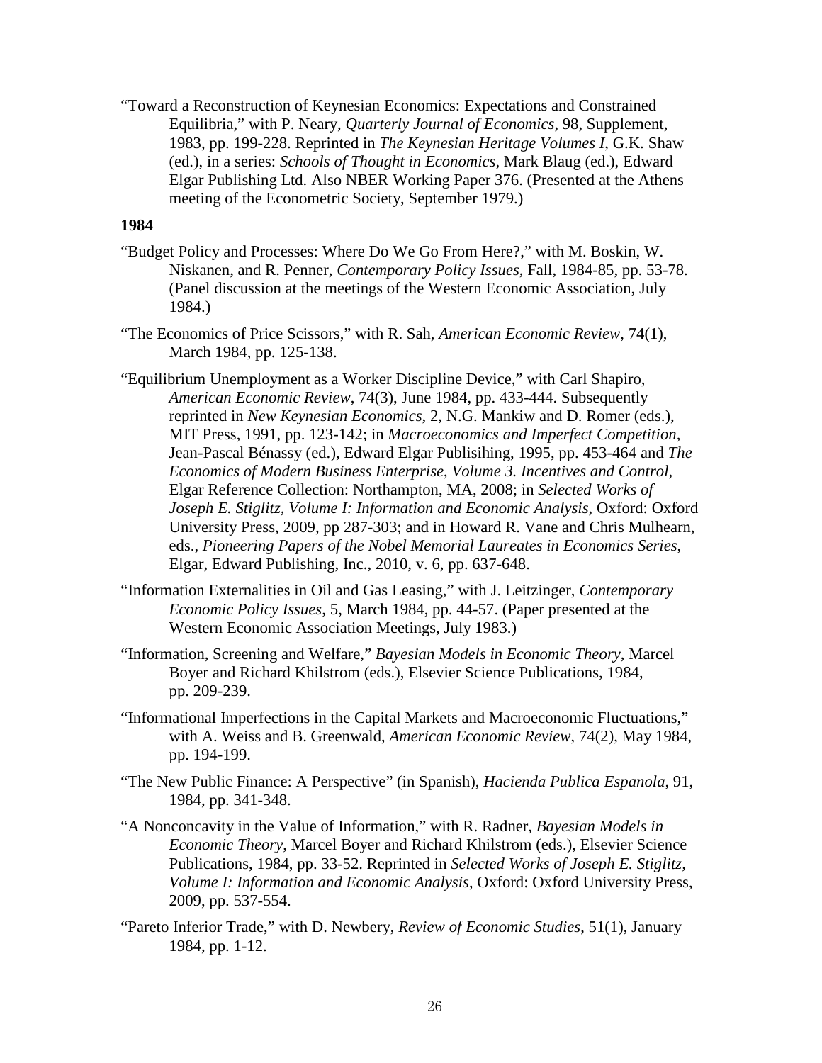"Toward a Reconstruction of Keynesian Economics: Expectations and Constrained Equilibria," with P. Neary, *Quarterly Journal of Economics*, 98, Supplement, 1983, pp. 199-228. Reprinted in *The Keynesian Heritage Volumes I*, G.K. Shaw (ed.), in a series: *Schools of Thought in Economics*, Mark Blaug (ed.), Edward Elgar Publishing Ltd. Also NBER Working Paper 376. (Presented at the Athens meeting of the Econometric Society, September 1979.)

**1984**

"Budget Policy and Processes: Where Do We Go From Here?," with M. Boskin, W. Niskanen, and R. Penner, *Contemporary Policy Issues*, Fall, 1984-85, pp. 53-78. (Panel discussion at the meetings of the Western Economic Association, July 1984.)

"The Economics of Price Scissors," with R. Sah, *American Economic Review*, 74(1), March 1984, pp. 125-138.

"Equilibrium Unemployment as a Worker Discipline Device," with Carl Shapiro, *American Economic Review*, 74(3), June 1984, pp. 433-444. Subsequently reprinted in *New Keynesian Economics*, 2, N.G. Mankiw and D. Romer (eds.), MIT Press, 1991, pp. 123-142; in *Macroeconomics and Imperfect Competition*, Jean-Pascal Bénassy (ed.), Edward Elgar Publisihing, 1995, pp. 453-464 and *The Economics of Modern Business Enterprise, Volume 3. Incentives and Control*, Elgar Reference Collection: Northampton, MA, 2008; in *Selected Works of Joseph E. Stiglitz, Volume I: Information and Economic Analysis*, Oxford: Oxford University Press, 2009, pp 287-303; and in Howard R. Vane and Chris Mulhearn, eds., *Pioneering Papers of the Nobel Memorial Laureates in Economics Series*, Elgar, Edward Publishing, Inc., 2010, v. 6, pp. 637-648.

"Information Externalities in Oil and Gas Leasing," with J. Leitzinger, *Contemporary Economic Policy Issues*, 5, March 1984, pp. 44-57. (Paper presented at the Western Economic Association Meetings, July 1983.)

"Information, Screening and Welfare," *Bayesian Models in Economic Theory*, Marcel Boyer and Richard Khilstrom (eds.), Elsevier Science Publications, 1984, pp. 209-239.

"Informational Imperfections in the Capital Markets and Macroeconomic Fluctuations," with A. Weiss and B. Greenwald, *American Economic Review*, 74(2), May 1984, pp. 194-199.

"The New Public Finance: A Perspective" (in Spanish), *Hacienda Publica Espanola*, 91, 1984, pp. 341-348.

"A Nonconcavity in the Value of Information," with R. Radner, *Bayesian Models in Economic Theory*, Marcel Boyer and Richard Khilstrom (eds.), Elsevier Science Publications, 1984, pp. 33-52. Reprinted in *Selected Works of Joseph E. Stiglitz, Volume I: Information and Economic Analysis*, Oxford: Oxford University Press, 2009, pp. 537-554.

"Pareto Inferior Trade," with D. Newbery, *Review of Economic Studies*, 51(1), January 1984, pp. 1-12.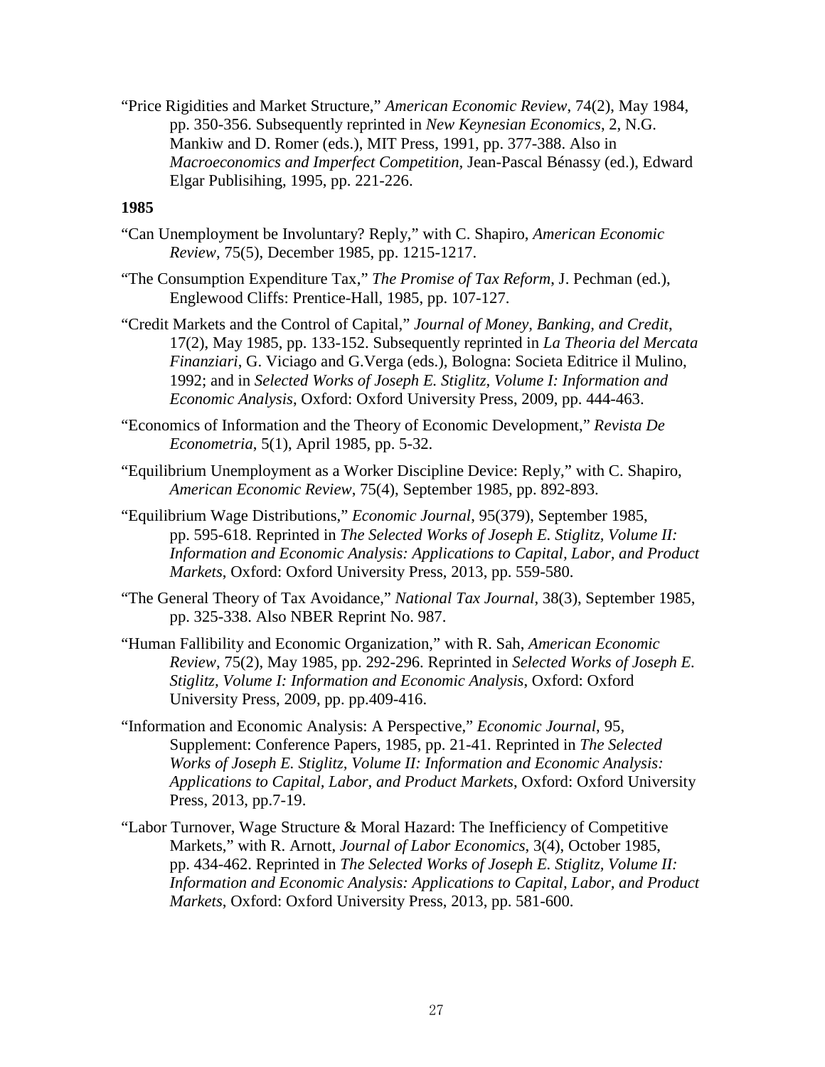"Price Rigidities and Market Structure," *American Economic Review*, 74(2), May 1984, pp. 350-356. Subsequently reprinted in *New Keynesian Economics*, 2, N.G. Mankiw and D. Romer (eds.), MIT Press, 1991, pp. 377-388. Also in *Macroeconomics and Imperfect Competition*, Jean-Pascal Bénassy (ed.), Edward Elgar Publisihing, 1995, pp. 221-226.

**1985**

"Can Unemployment be Involuntary? Reply," with C. Shapiro, *American Economic Review*, 75(5), December 1985, pp. 1215-1217.

"The Consumption Expenditure Tax," *The Promise of Tax Reform*, J. Pechman (ed.), Englewood Cliffs: Prentice-Hall, 1985, pp. 107-127.

"Credit Markets and the Control of Capital," *Journal of Money, Banking, and Credit*, 17(2), May 1985, pp. 133-152. Subsequently reprinted in *La Theoria del Mercata Finanziari*, G. Viciago and G.Verga (eds.), Bologna: Societa Editrice il Mulino, 1992; and in *Selected Works of Joseph E. Stiglitz, Volume I: Information and Economic Analysis*, Oxford: Oxford University Press, 2009, pp. 444-463.

"Economics of Information and the Theory of Economic Development," *Revista De Econometria*, 5(1), April 1985, pp. 5-32.

"Equilibrium Unemployment as a Worker Discipline Device: Reply," with C. Shapiro, *American Economic Review*, 75(4), September 1985, pp. 892-893.

"Equilibrium Wage Distributions," *Economic Journal*, 95(379), September 1985, pp. 595-618. Reprinted in *The Selected Works of Joseph E. Stiglitz, Volume II: Information and Economic Analysis: Applications to Capital, Labor, and Product Markets*, Oxford: Oxford University Press, 2013, pp. 559-580.

"The General Theory of Tax Avoidance," *National Tax Journal*, 38(3), September 1985, pp. 325-338. Also NBER Reprint No. 987.

"Human Fallibility and Economic Organization," with R. Sah, *American Economic Review*, 75(2), May 1985, pp. 292-296. Reprinted in *Selected Works of Joseph E. Stiglitz, Volume I: Information and Economic Analysis*, Oxford: Oxford University Press, 2009, pp. pp.409-416.

"Information and Economic Analysis: A Perspective," *Economic Journal*, 95, Supplement: Conference Papers, 1985, pp. 21-41. Reprinted in *The Selected Works of Joseph E. Stiglitz, Volume II: Information and Economic Analysis: Applications to Capital, Labor, and Product Markets*, Oxford: Oxford University Press, 2013, pp.7-19.

"Labor Turnover, Wage Structure & Moral Hazard: The Inefficiency of Competitive Markets," with R. Arnott, *Journal of Labor Economics*, 3(4), October 1985, pp. 434-462. Reprinted in *The Selected Works of Joseph E. Stiglitz, Volume II: Information and Economic Analysis: Applications to Capital, Labor, and Product Markets*, Oxford: Oxford University Press, 2013, pp. 581-600.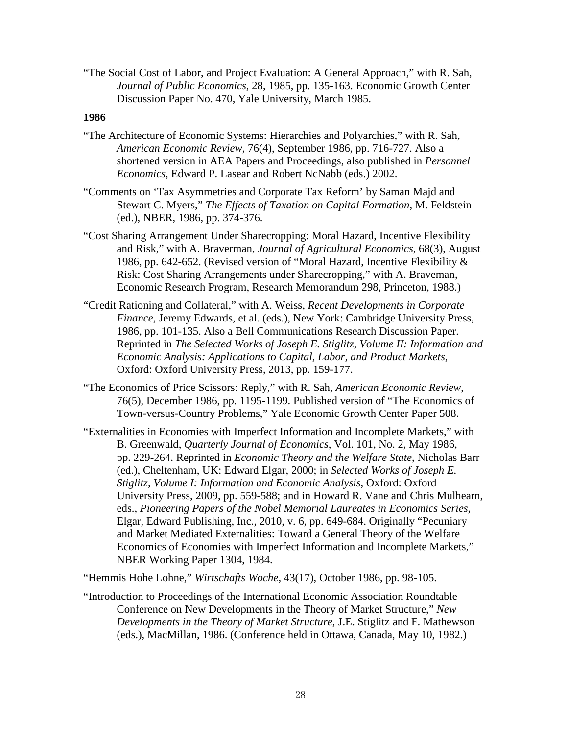"The Social Cost of Labor, and Project Evaluation: A General Approach," with R. Sah, *Journal of Public Economics*, 28, 1985, pp. 135-163. Economic Growth Center Discussion Paper No. 470, Yale University, March 1985.

**1986**

"The Architecture of Economic Systems: Hierarchies and Polyarchies," with R. Sah, *American Economic Review*, 76(4), September 1986, pp. 716-727. Also a shortened version in AEA Papers and Proceedings, also published in *Personnel Economics*, Edward P. Lasear and Robert NcNabb (eds.) 2002.

"Comments on 'Tax Asymmetries and Corporate Tax Reform' by Saman Majd and Stewart C. Myers," *The Effects of Taxation on Capital Formation*, M. Feldstein (ed.), NBER, 1986, pp. 374-376.

"Cost Sharing Arrangement Under Sharecropping: Moral Hazard, Incentive Flexibility and Risk," with A. Braverman, *Journal of Agricultural Economics*, 68(3), August 1986, pp. 642-652. (Revised version of "Moral Hazard, Incentive Flexibility & Risk: Cost Sharing Arrangements under Sharecropping," with A. Braveman, Economic Research Program, Research Memorandum 298, Princeton, 1988.)

"Credit Rationing and Collateral," with A. Weiss, *Recent Developments in Corporate Finance*, Jeremy Edwards, et al. (eds.), New York: Cambridge University Press, 1986, pp. 101-135. Also a Bell Communications Research Discussion Paper. Reprinted in *The Selected Works of Joseph E. Stiglitz, Volume II: Information and Economic Analysis: Applications to Capital, Labor, and Product Markets*, Oxford: Oxford University Press, 2013, pp. 159-177.

"The Economics of Price Scissors: Reply," with R. Sah, *American Economic Review*, 76(5), December 1986, pp. 1195-1199. Published version of "The Economics of Town-versus-Country Problems," Yale Economic Growth Center Paper 508.

"Externalities in Economies with Imperfect Information and Incomplete Markets," with B. Greenwald, *Quarterly Journal of Economics*, Vol. 101, No. 2, May 1986, pp. 229-264. Reprinted in *Economic Theory and the Welfare State*, Nicholas Barr (ed.), Cheltenham, UK: Edward Elgar, 2000; in *Selected Works of Joseph E. Stiglitz, Volume I: Information and Economic Analysis*, Oxford: Oxford University Press, 2009, pp. 559-588; and in Howard R. Vane and Chris Mulhearn, eds., *Pioneering Papers of the Nobel Memorial Laureates in Economics Series*, Elgar, Edward Publishing, Inc., 2010, v. 6, pp. 649-684. Originally "Pecuniary and Market Mediated Externalities: Toward a General Theory of the Welfare Economics of Economies with Imperfect Information and Incomplete Markets," NBER Working Paper 1304, 1984.

"Hemmis Hohe Lohne," *Wirtschafts Woche*, 43(17), October 1986, pp. 98-105.

"Introduction to Proceedings of the International Economic Association Roundtable Conference on New Developments in the Theory of Market Structure," *New Developments in the Theory of Market Structure*, J.E. Stiglitz and F. Mathewson (eds.), MacMillan, 1986. (Conference held in Ottawa, Canada, May 10, 1982.)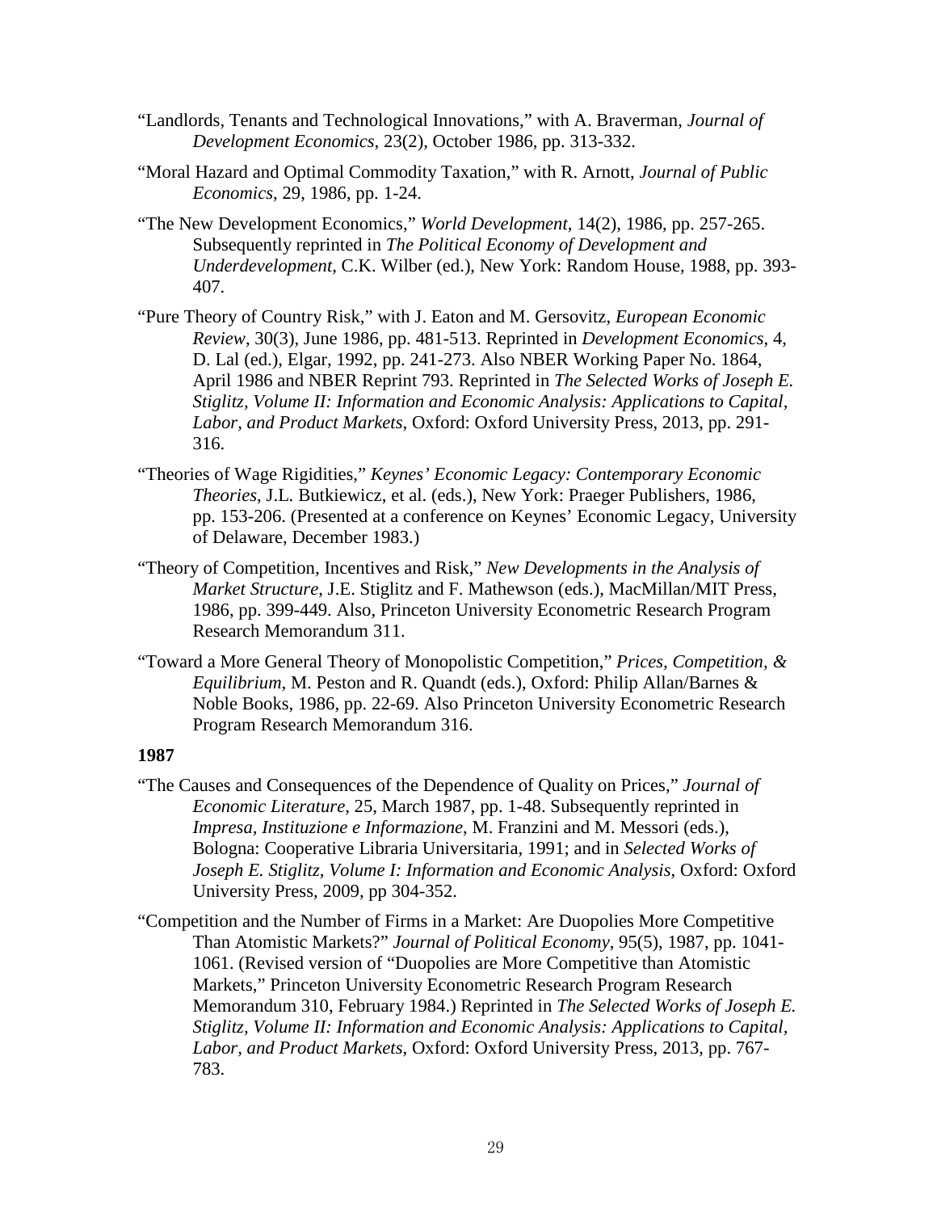"Landlords, Tenants and Technological Innovations," with A. Braverman, *Journal of Development Economics*, 23(2), October 1986, pp. 313-332.

"Moral Hazard and Optimal Commodity Taxation," with R. Arnott, *Journal of Public Economics*, 29, 1986, pp. 1-24.

"The New Development Economics," *World Development*, 14(2), 1986, pp. 257-265. Subsequently reprinted in *The Political Economy of Development and Underdevelopment*, C.K. Wilber (ed.), New York: Random House, 1988, pp. 393-407.

"Pure Theory of Country Risk," with J. Eaton and M. Gersovitz, *European Economic Review*, 30(3), June 1986, pp. 481-513. Reprinted in *Development Economics*, 4, D. Lal (ed.), Elgar, 1992, pp. 241-273. Also NBER Working Paper No. 1864, April 1986 and NBER Reprint 793. Reprinted in *The Selected Works of Joseph E. Stiglitz, Volume II: Information and Economic Analysis: Applications to Capital, Labor, and Product Markets*, Oxford: Oxford University Press, 2013, pp. 291-316.

"Theories of Wage Rigidities," *Keynes' Economic Legacy: Contemporary Economic Theories*, J.L. Butkiewicz, et al. (eds.), New York: Praeger Publishers, 1986, pp. 153-206. (Presented at a conference on Keynes' Economic Legacy, University of Delaware, December 1983.)

"Theory of Competition, Incentives and Risk," *New Developments in the Analysis of Market Structure*, J.E. Stiglitz and F. Mathewson (eds.), MacMillan/MIT Press, 1986, pp. 399-449. Also, Princeton University Econometric Research Program Research Memorandum 311.

"Toward a More General Theory of Monopolistic Competition," *Prices, Competition, & Equilibrium*, M. Peston and R. Quandt (eds.), Oxford: Philip Allan/Barnes & Noble Books, 1986, pp. 22-69. Also Princeton University Econometric Research Program Research Memorandum 316.

**1987**

"The Causes and Consequences of the Dependence of Quality on Prices," *Journal of Economic Literature*, 25, March 1987, pp. 1-48. Subsequently reprinted in *Impresa, Instituzione e Informazione*, M. Franzini and M. Messori (eds.), Bologna: Cooperative Libraria Universitaria, 1991; and in *Selected Works of Joseph E. Stiglitz, Volume I: Information and Economic Analysis*, Oxford: Oxford University Press, 2009, pp 304-352.

"Competition and the Number of Firms in a Market: Are Duopolies More Competitive Than Atomistic Markets?" *Journal of Political Economy*, 95(5), 1987, pp. 1041-1061. (Revised version of "Duopolies are More Competitive than Atomistic Markets," Princeton University Econometric Research Program Research Memorandum 310, February 1984.) Reprinted in *The Selected Works of Joseph E. Stiglitz, Volume II: Information and Economic Analysis: Applications to Capital, Labor, and Product Markets*, Oxford: Oxford University Press, 2013, pp. 767-783.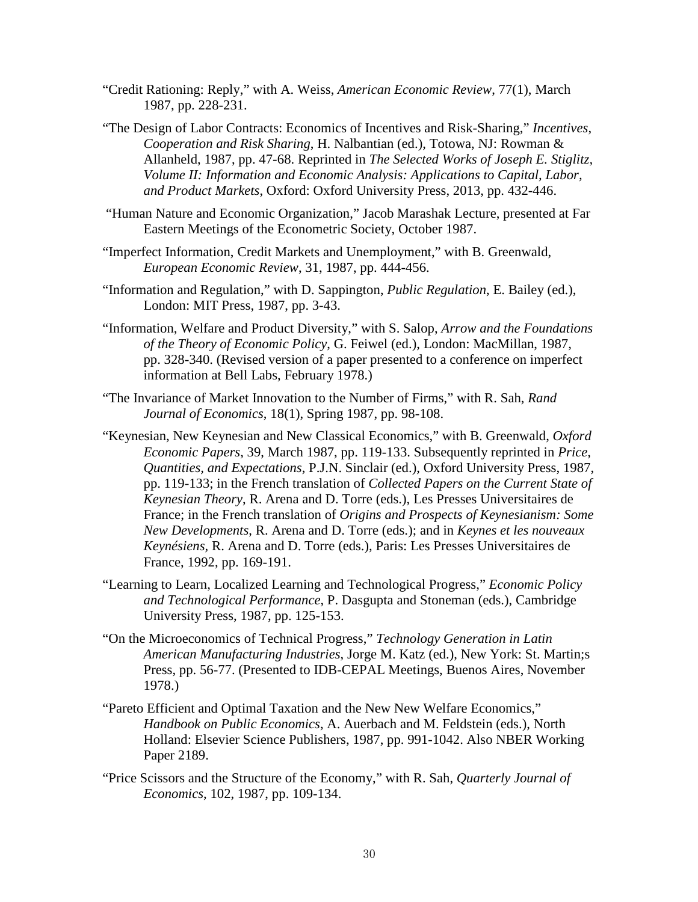"Credit Rationing: Reply," with A. Weiss, *American Economic Review*, 77(1), March 1987, pp. 228-231.

"The Design of Labor Contracts: Economics of Incentives and Risk-Sharing," *Incentives, Cooperation and Risk Sharing*, H. Nalbantian (ed.), Totowa, NJ: Rowman & Allanheld, 1987, pp. 47-68. Reprinted in *The Selected Works of Joseph E. Stiglitz, Volume II: Information and Economic Analysis: Applications to Capital, Labor, and Product Markets*, Oxford: Oxford University Press, 2013, pp. 432-446.

"Human Nature and Economic Organization," Jacob Marashak Lecture, presented at Far Eastern Meetings of the Econometric Society, October 1987.

"Imperfect Information, Credit Markets and Unemployment," with B. Greenwald, *European Economic Review*, 31, 1987, pp. 444-456.

"Information and Regulation," with D. Sappington, *Public Regulation*, E. Bailey (ed.), London: MIT Press, 1987, pp. 3-43.

"Information, Welfare and Product Diversity," with S. Salop, *Arrow and the Foundations of the Theory of Economic Policy*, G. Feiwel (ed.), London: MacMillan, 1987, pp. 328-340. (Revised version of a paper presented to a conference on imperfect information at Bell Labs, February 1978.)

"The Invariance of Market Innovation to the Number of Firms," with R. Sah, *Rand Journal of Economics*, 18(1), Spring 1987, pp. 98-108.

"Keynesian, New Keynesian and New Classical Economics," with B. Greenwald, *Oxford Economic Papers*, 39, March 1987, pp. 119-133. Subsequently reprinted in *Price, Quantities, and Expectations*, P.J.N. Sinclair (ed.), Oxford University Press, 1987, pp. 119-133; in the French translation of *Collected Papers on the Current State of Keynesian Theory*, R. Arena and D. Torre (eds.), Les Presses Universitaires de France; in the French translation of *Origins and Prospects of Keynesianism: Some New Developments*, R. Arena and D. Torre (eds.); and in *Keynes et les nouveaux Keynésiens*, R. Arena and D. Torre (eds.), Paris: Les Presses Universitaires de France, 1992, pp. 169-191.

"Learning to Learn, Localized Learning and Technological Progress," *Economic Policy and Technological Performance*, P. Dasgupta and Stoneman (eds.), Cambridge University Press, 1987, pp. 125-153.

"On the Microeconomics of Technical Progress," *Technology Generation in Latin American Manufacturing Industries*, Jorge M. Katz (ed.), New York: St. Martin;s Press, pp. 56-77. (Presented to IDB-CEPAL Meetings, Buenos Aires, November 1978.)

"Pareto Efficient and Optimal Taxation and the New New Welfare Economics," *Handbook on Public Economics*, A. Auerbach and M. Feldstein (eds.), North Holland: Elsevier Science Publishers, 1987, pp. 991-1042. Also NBER Working Paper 2189.

"Price Scissors and the Structure of the Economy," with R. Sah, *Quarterly Journal of Economics*, 102, 1987, pp. 109-134.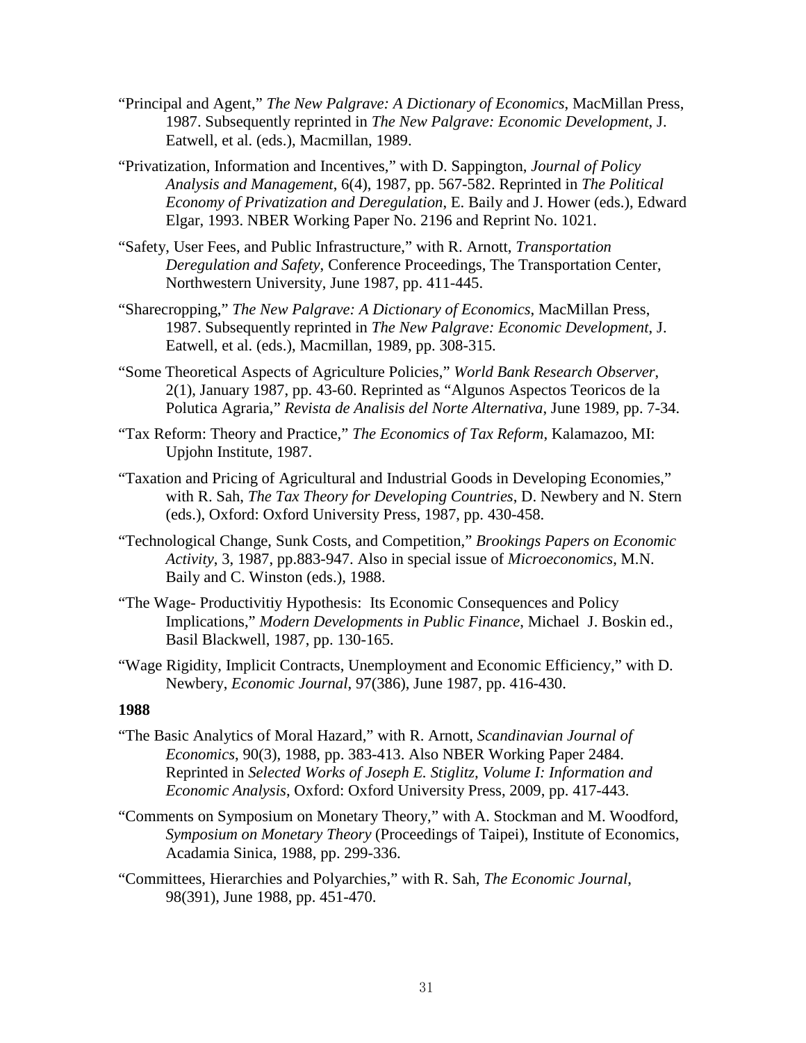"Principal and Agent," *The New Palgrave: A Dictionary of Economics*, MacMillan Press, 1987. Subsequently reprinted in *The New Palgrave: Economic Development*, J. Eatwell, et al. (eds.), Macmillan, 1989.

"Privatization, Information and Incentives," with D. Sappington, *Journal of Policy Analysis and Management*, 6(4), 1987, pp. 567-582. Reprinted in *The Political Economy of Privatization and Deregulation*, E. Baily and J. Hower (eds.), Edward Elgar, 1993. NBER Working Paper No. 2196 and Reprint No. 1021.

"Safety, User Fees, and Public Infrastructure," with R. Arnott, *Transportation Deregulation and Safety*, Conference Proceedings, The Transportation Center, Northwestern University, June 1987, pp. 411-445.

"Sharecropping," *The New Palgrave: A Dictionary of Economics*, MacMillan Press, 1987. Subsequently reprinted in *The New Palgrave: Economic Development*, J. Eatwell, et al. (eds.), Macmillan, 1989, pp. 308-315.

"Some Theoretical Aspects of Agriculture Policies," *World Bank Research Observer*, 2(1), January 1987, pp. 43-60. Reprinted as "Algunos Aspectos Teoricos de la Polutica Agraria," *Revista de Analisis del Norte Alternativa*, June 1989, pp. 7-34.

"Tax Reform: Theory and Practice," *The Economics of Tax Reform*, Kalamazoo, MI: Upjohn Institute, 1987.

"Taxation and Pricing of Agricultural and Industrial Goods in Developing Economies," with R. Sah, *The Tax Theory for Developing Countries*, D. Newbery and N. Stern (eds.), Oxford: Oxford University Press, 1987, pp. 430-458.

"Technological Change, Sunk Costs, and Competition," *Brookings Papers on Economic Activity*, 3, 1987, pp.883-947. Also in special issue of *Microeconomics*, M.N. Baily and C. Winston (eds.), 1988.

"The Wage- Productivitiy Hypothesis: Its Economic Consequences and Policy Implications," *Modern Developments in Public Finance*, Michael J. Boskin ed., Basil Blackwell, 1987, pp. 130-165.

"Wage Rigidity, Implicit Contracts, Unemployment and Economic Efficiency," with D. Newbery, *Economic Journal*, 97(386), June 1987, pp. 416-430.

**1988**

"The Basic Analytics of Moral Hazard," with R. Arnott, *Scandinavian Journal of Economics*, 90(3), 1988, pp. 383-413. Also NBER Working Paper 2484. Reprinted in *Selected Works of Joseph E. Stiglitz, Volume I: Information and Economic Analysis*, Oxford: Oxford University Press, 2009, pp. 417-443.

"Comments on Symposium on Monetary Theory," with A. Stockman and M. Woodford, *Symposium on Monetary Theory* (Proceedings of Taipei), Institute of Economics, Acadamia Sinica, 1988, pp. 299-336.

"Committees, Hierarchies and Polyarchies," with R. Sah, *The Economic Journal*, 98(391), June 1988, pp. 451-470.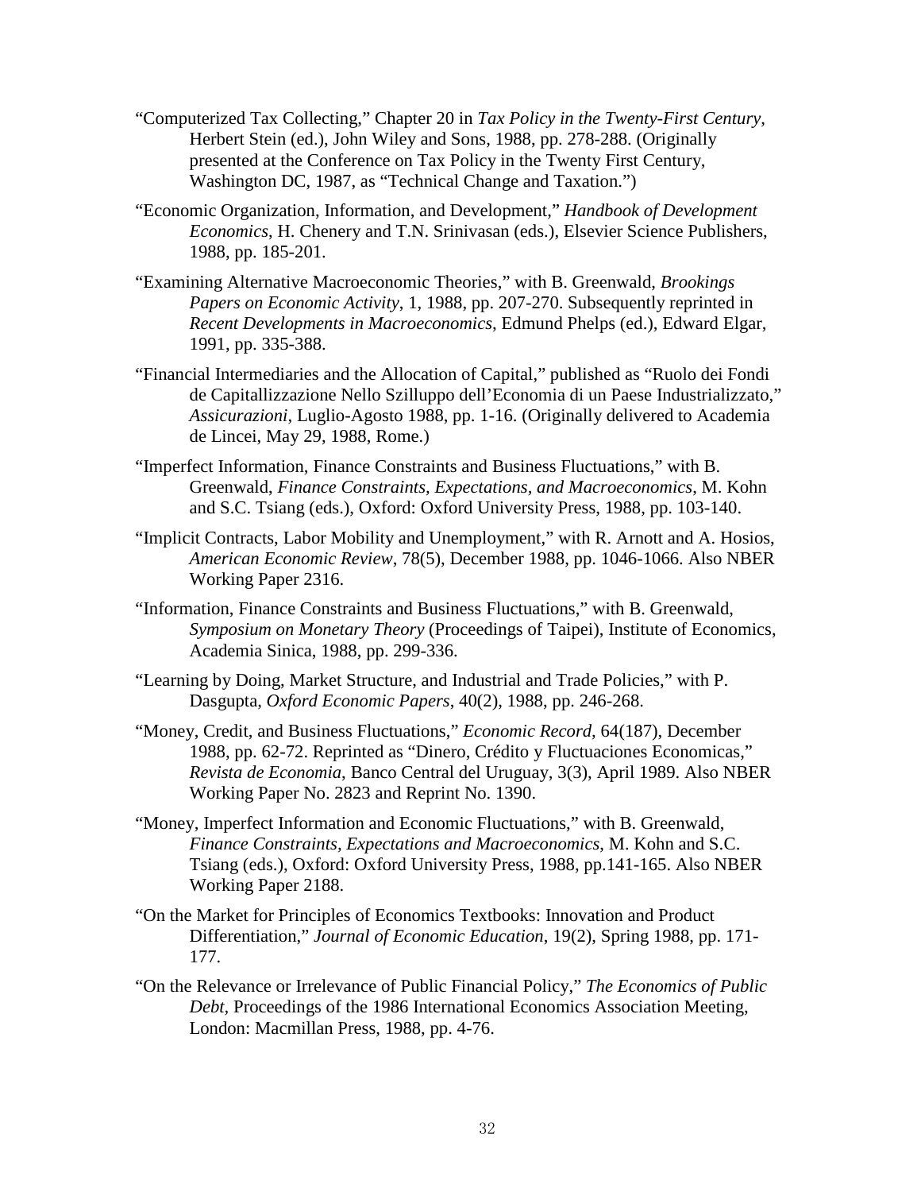"Computerized Tax Collecting," Chapter 20 in *Tax Policy in the Twenty-First Century*, Herbert Stein (ed.), John Wiley and Sons, 1988, pp. 278-288. (Originally presented at the Conference on Tax Policy in the Twenty First Century, Washington DC, 1987, as "Technical Change and Taxation.")

"Economic Organization, Information, and Development," *Handbook of Development Economics*, H. Chenery and T.N. Srinivasan (eds.), Elsevier Science Publishers, 1988, pp. 185-201.

"Examining Alternative Macroeconomic Theories," with B. Greenwald, *Brookings Papers on Economic Activity*, 1, 1988, pp. 207-270. Subsequently reprinted in *Recent Developments in Macroeconomics*, Edmund Phelps (ed.), Edward Elgar, 1991, pp. 335-388.

"Financial Intermediaries and the Allocation of Capital," published as "Ruolo dei Fondi de Capitallizzazione Nello Szilluppo dell'Economia di un Paese Industrializzato," *Assicurazioni*, Luglio-Agosto 1988, pp. 1-16. (Originally delivered to Academia de Lincei, May 29, 1988, Rome.)

"Imperfect Information, Finance Constraints and Business Fluctuations," with B. Greenwald, *Finance Constraints, Expectations, and Macroeconomics*, M. Kohn and S.C. Tsiang (eds.), Oxford: Oxford University Press, 1988, pp. 103-140.

"Implicit Contracts, Labor Mobility and Unemployment," with R. Arnott and A. Hosios, *American Economic Review*, 78(5), December 1988, pp. 1046-1066. Also NBER Working Paper 2316.

"Information, Finance Constraints and Business Fluctuations," with B. Greenwald, *Symposium on Monetary Theory* (Proceedings of Taipei), Institute of Economics, Academia Sinica, 1988, pp. 299-336.

"Learning by Doing, Market Structure, and Industrial and Trade Policies," with P. Dasgupta, *Oxford Economic Papers*, 40(2), 1988, pp. 246-268.

"Money, Credit, and Business Fluctuations," *Economic Record*, 64(187), December 1988, pp. 62-72. Reprinted as "Dinero, Crédito y Fluctuaciones Economicas," *Revista de Economia*, Banco Central del Uruguay, 3(3), April 1989. Also NBER Working Paper No. 2823 and Reprint No. 1390.

"Money, Imperfect Information and Economic Fluctuations," with B. Greenwald, *Finance Constraints, Expectations and Macroeconomics*, M. Kohn and S.C. Tsiang (eds.), Oxford: Oxford University Press, 1988, pp.141-165. Also NBER Working Paper 2188.

"On the Market for Principles of Economics Textbooks: Innovation and Product Differentiation," *Journal of Economic Education*, 19(2), Spring 1988, pp. 171-177.

"On the Relevance or Irrelevance of Public Financial Policy," *The Economics of Public Debt*, Proceedings of the 1986 International Economics Association Meeting, London: Macmillan Press, 1988, pp. 4-76.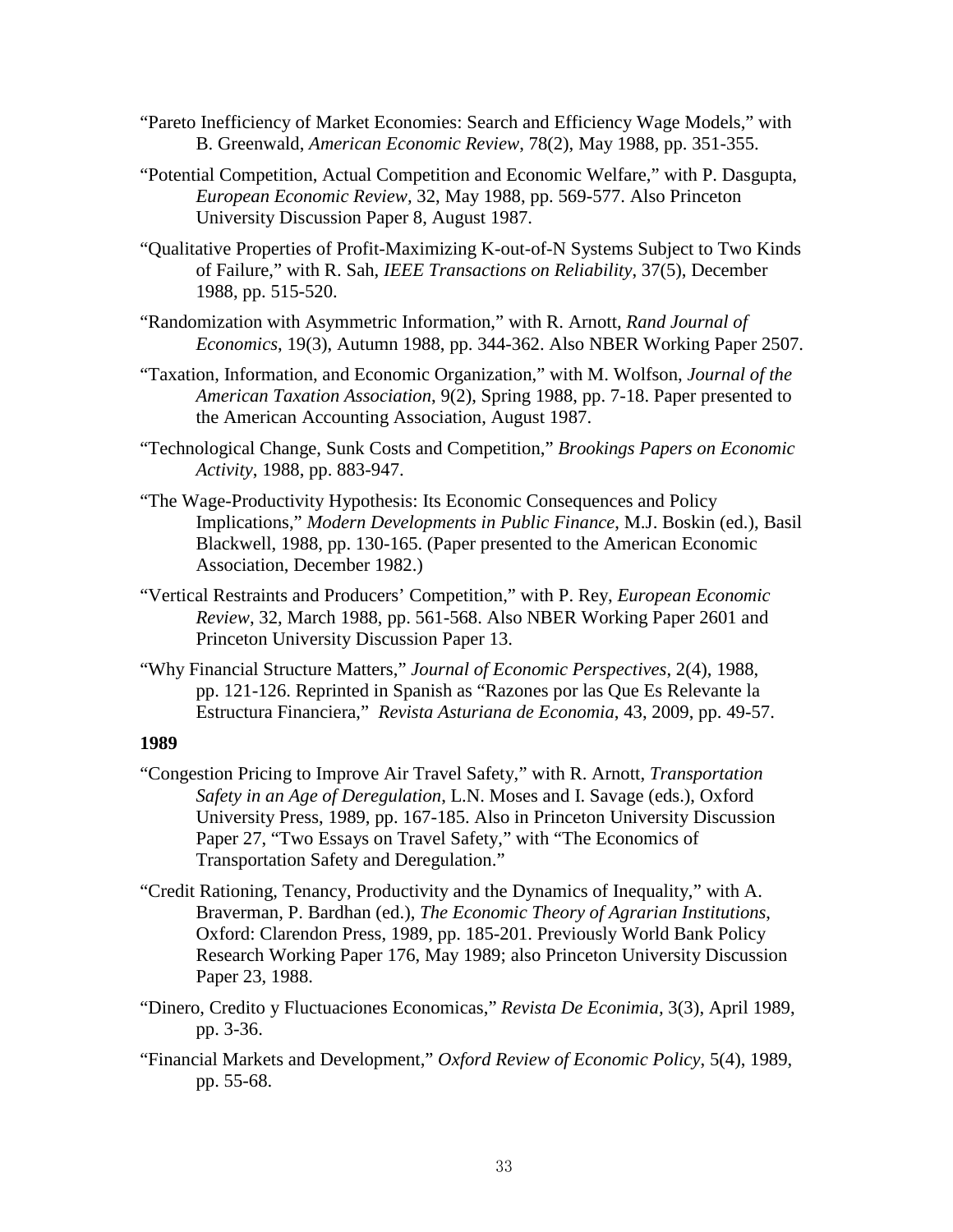"Pareto Inefficiency of Market Economies: Search and Efficiency Wage Models," with B. Greenwald, *American Economic Review*, 78(2), May 1988, pp. 351-355.

"Potential Competition, Actual Competition and Economic Welfare," with P. Dasgupta, *European Economic Review*, 32, May 1988, pp. 569-577. Also Princeton University Discussion Paper 8, August 1987.

"Qualitative Properties of Profit-Maximizing K-out-of-N Systems Subject to Two Kinds of Failure," with R. Sah, *IEEE Transactions on Reliability*, 37(5), December 1988, pp. 515-520.

"Randomization with Asymmetric Information," with R. Arnott, *Rand Journal of Economics*, 19(3), Autumn 1988, pp. 344-362. Also NBER Working Paper 2507.

"Taxation, Information, and Economic Organization," with M. Wolfson, *Journal of the American Taxation Association*, 9(2), Spring 1988, pp. 7-18. Paper presented to the American Accounting Association, August 1987.

"Technological Change, Sunk Costs and Competition," *Brookings Papers on Economic Activity*, 1988, pp. 883-947.

"The Wage-Productivity Hypothesis: Its Economic Consequences and Policy Implications," *Modern Developments in Public Finance*, M.J. Boskin (ed.), Basil Blackwell, 1988, pp. 130-165. (Paper presented to the American Economic Association, December 1982.)

"Vertical Restraints and Producers' Competition," with P. Rey, *European Economic Review*, 32, March 1988, pp. 561-568. Also NBER Working Paper 2601 and Princeton University Discussion Paper 13.

"Why Financial Structure Matters," *Journal of Economic Perspectives*, 2(4), 1988, pp. 121-126. Reprinted in Spanish as "Razones por las Que Es Relevante la Estructura Financiera," *Revista Asturiana de Economia*, 43, 2009, pp. 49-57.

**1989**

"Congestion Pricing to Improve Air Travel Safety," with R. Arnott, *Transportation Safety in an Age of Deregulation*, L.N. Moses and I. Savage (eds.), Oxford University Press, 1989, pp. 167-185. Also in Princeton University Discussion Paper 27, "Two Essays on Travel Safety," with "The Economics of Transportation Safety and Deregulation."

"Credit Rationing, Tenancy, Productivity and the Dynamics of Inequality," with A. Braverman, P. Bardhan (ed.), *The Economic Theory of Agrarian Institutions*, Oxford: Clarendon Press, 1989, pp. 185-201. Previously World Bank Policy Research Working Paper 176, May 1989; also Princeton University Discussion Paper 23, 1988.

"Dinero, Credito y Fluctuaciones Economicas," *Revista De Econimia*, 3(3), April 1989, pp. 3-36.

"Financial Markets and Development," *Oxford Review of Economic Policy*, 5(4), 1989, pp. 55-68.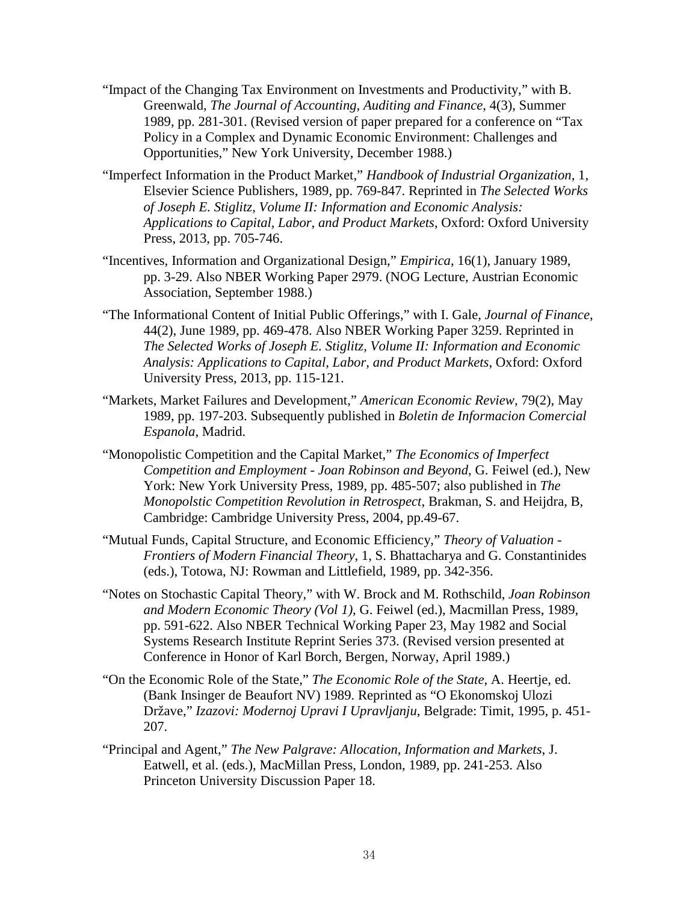"Impact of the Changing Tax Environment on Investments and Productivity," with B. Greenwald, *The Journal of Accounting, Auditing and Finance*, 4(3), Summer 1989, pp. 281-301. (Revised version of paper prepared for a conference on "Tax Policy in a Complex and Dynamic Economic Environment: Challenges and Opportunities," New York University, December 1988.)

"Imperfect Information in the Product Market," *Handbook of Industrial Organization*, 1, Elsevier Science Publishers, 1989, pp. 769-847. Reprinted in *The Selected Works of Joseph E. Stiglitz, Volume II: Information and Economic Analysis: Applications to Capital, Labor, and Product Markets*, Oxford: Oxford University Press, 2013, pp. 705-746.

"Incentives, Information and Organizational Design," *Empirica*, 16(1), January 1989, pp. 3-29. Also NBER Working Paper 2979. (NOG Lecture, Austrian Economic Association, September 1988.)

"The Informational Content of Initial Public Offerings," with I. Gale, *Journal of Finance*, 44(2), June 1989, pp. 469-478. Also NBER Working Paper 3259. Reprinted in *The Selected Works of Joseph E. Stiglitz, Volume II: Information and Economic Analysis: Applications to Capital, Labor, and Product Markets*, Oxford: Oxford University Press, 2013, pp. 115-121.

"Markets, Market Failures and Development," *American Economic Review*, 79(2), May 1989, pp. 197-203. Subsequently published in *Boletin de Informacion Comercial Espanola*, Madrid.

"Monopolistic Competition and the Capital Market," *The Economics of Imperfect Competition and Employment - Joan Robinson and Beyond*, G. Feiwel (ed.), New York: New York University Press, 1989, pp. 485-507; also published in *The Monopolstic Competition Revolution in Retrospect*, Brakman, S. and Heijdra, B, Cambridge: Cambridge University Press, 2004, pp.49-67.

"Mutual Funds, Capital Structure, and Economic Efficiency," *Theory of Valuation - Frontiers of Modern Financial Theory*, 1, S. Bhattacharya and G. Constantinides (eds.), Totowa, NJ: Rowman and Littlefield, 1989, pp. 342-356.

"Notes on Stochastic Capital Theory," with W. Brock and M. Rothschild, *Joan Robinson and Modern Economic Theory (Vol 1)*, G. Feiwel (ed.), Macmillan Press, 1989, pp. 591-622. Also NBER Technical Working Paper 23, May 1982 and Social Systems Research Institute Reprint Series 373. (Revised version presented at Conference in Honor of Karl Borch, Bergen, Norway, April 1989.)

"On the Economic Role of the State," *The Economic Role of the State*, A. Heertje, ed. (Bank Insinger de Beaufort NV) 1989. Reprinted as "O Ekonomskoj Ulozi Države," *Izazovi: Modernoj Upravi I Upravljanju*, Belgrade: Timit, 1995, p. 451-207.

"Principal and Agent," *The New Palgrave: Allocation, Information and Markets*, J. Eatwell, et al. (eds.), MacMillan Press, London, 1989, pp. 241-253. Also Princeton University Discussion Paper 18.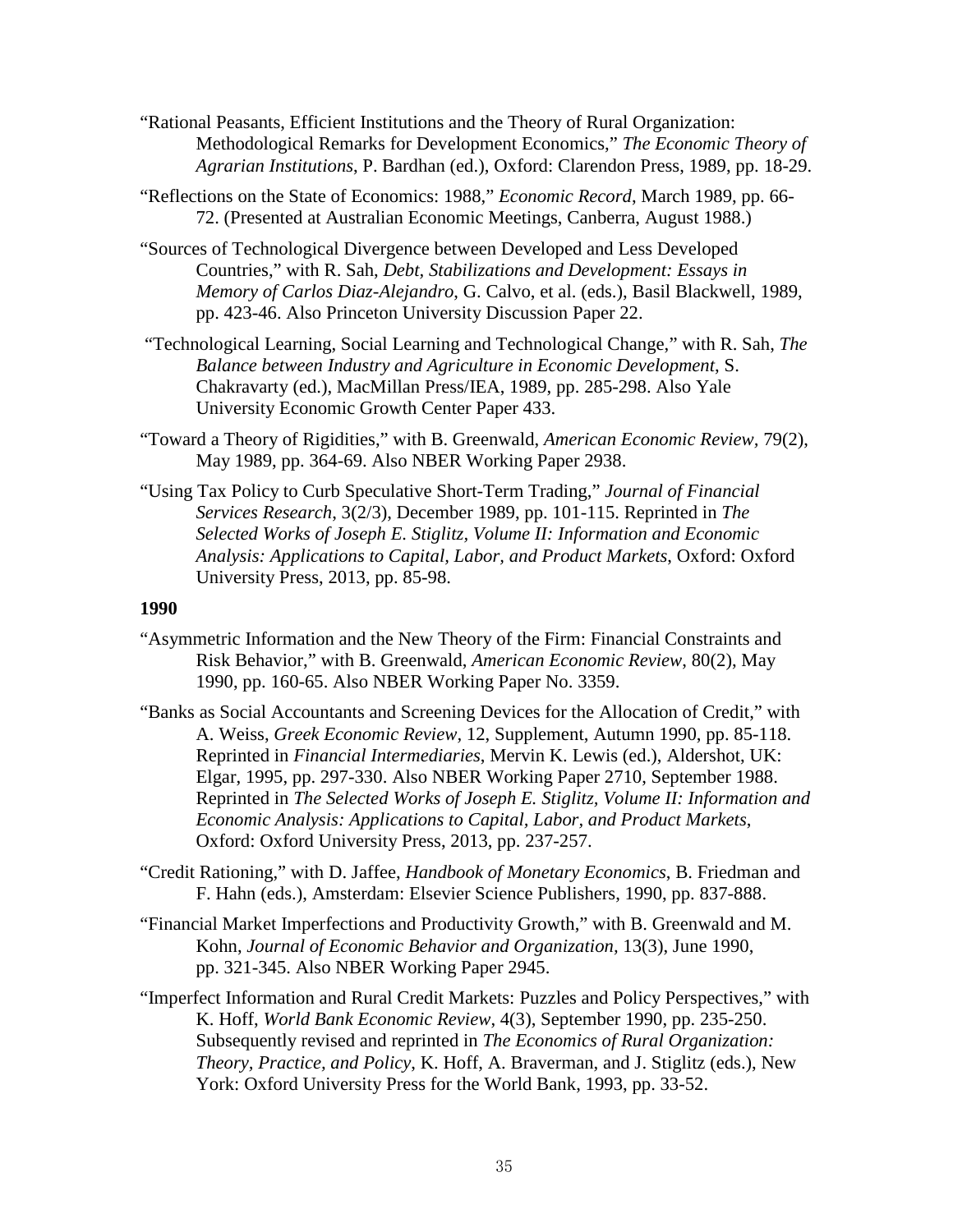"Rational Peasants, Efficient Institutions and the Theory of Rural Organization: Methodological Remarks for Development Economics," *The Economic Theory of Agrarian Institutions*, P. Bardhan (ed.), Oxford: Clarendon Press, 1989, pp. 18-29.

"Reflections on the State of Economics: 1988," *Economic Record*, March 1989, pp. 66-72. (Presented at Australian Economic Meetings, Canberra, August 1988.)

"Sources of Technological Divergence between Developed and Less Developed Countries," with R. Sah, *Debt, Stabilizations and Development: Essays in Memory of Carlos Diaz-Alejandro*, G. Calvo, et al. (eds.), Basil Blackwell, 1989, pp. 423-46. Also Princeton University Discussion Paper 22.

"Technological Learning, Social Learning and Technological Change," with R. Sah, *The Balance between Industry and Agriculture in Economic Development*, S. Chakravarty (ed.), MacMillan Press/IEA, 1989, pp. 285-298. Also Yale University Economic Growth Center Paper 433.

"Toward a Theory of Rigidities," with B. Greenwald, *American Economic Review*, 79(2), May 1989, pp. 364-69. Also NBER Working Paper 2938.

"Using Tax Policy to Curb Speculative Short-Term Trading," *Journal of Financial Services Research*, 3(2/3), December 1989, pp. 101-115. Reprinted in *The Selected Works of Joseph E. Stiglitz, Volume II: Information and Economic Analysis: Applications to Capital, Labor, and Product Markets*, Oxford: Oxford University Press, 2013, pp. 85-98.

**1990**

"Asymmetric Information and the New Theory of the Firm: Financial Constraints and Risk Behavior," with B. Greenwald, *American Economic Review*, 80(2), May 1990, pp. 160-65. Also NBER Working Paper No. 3359.

"Banks as Social Accountants and Screening Devices for the Allocation of Credit," with A. Weiss, *Greek Economic Review*, 12, Supplement, Autumn 1990, pp. 85-118. Reprinted in *Financial Intermediaries*, Mervin K. Lewis (ed.), Aldershot, UK: Elgar, 1995, pp. 297-330. Also NBER Working Paper 2710, September 1988. Reprinted in *The Selected Works of Joseph E. Stiglitz, Volume II: Information and Economic Analysis: Applications to Capital, Labor, and Product Markets*, Oxford: Oxford University Press, 2013, pp. 237-257.

"Credit Rationing," with D. Jaffee, *Handbook of Monetary Economics*, B. Friedman and F. Hahn (eds.), Amsterdam: Elsevier Science Publishers, 1990, pp. 837-888.

"Financial Market Imperfections and Productivity Growth," with B. Greenwald and M. Kohn, *Journal of Economic Behavior and Organization*, 13(3), June 1990, pp. 321-345. Also NBER Working Paper 2945.

"Imperfect Information and Rural Credit Markets: Puzzles and Policy Perspectives," with K. Hoff, *World Bank Economic Review*, 4(3), September 1990, pp. 235-250. Subsequently revised and reprinted in *The Economics of Rural Organization: Theory, Practice, and Policy*, K. Hoff, A. Braverman, and J. Stiglitz (eds.), New York: Oxford University Press for the World Bank, 1993, pp. 33-52.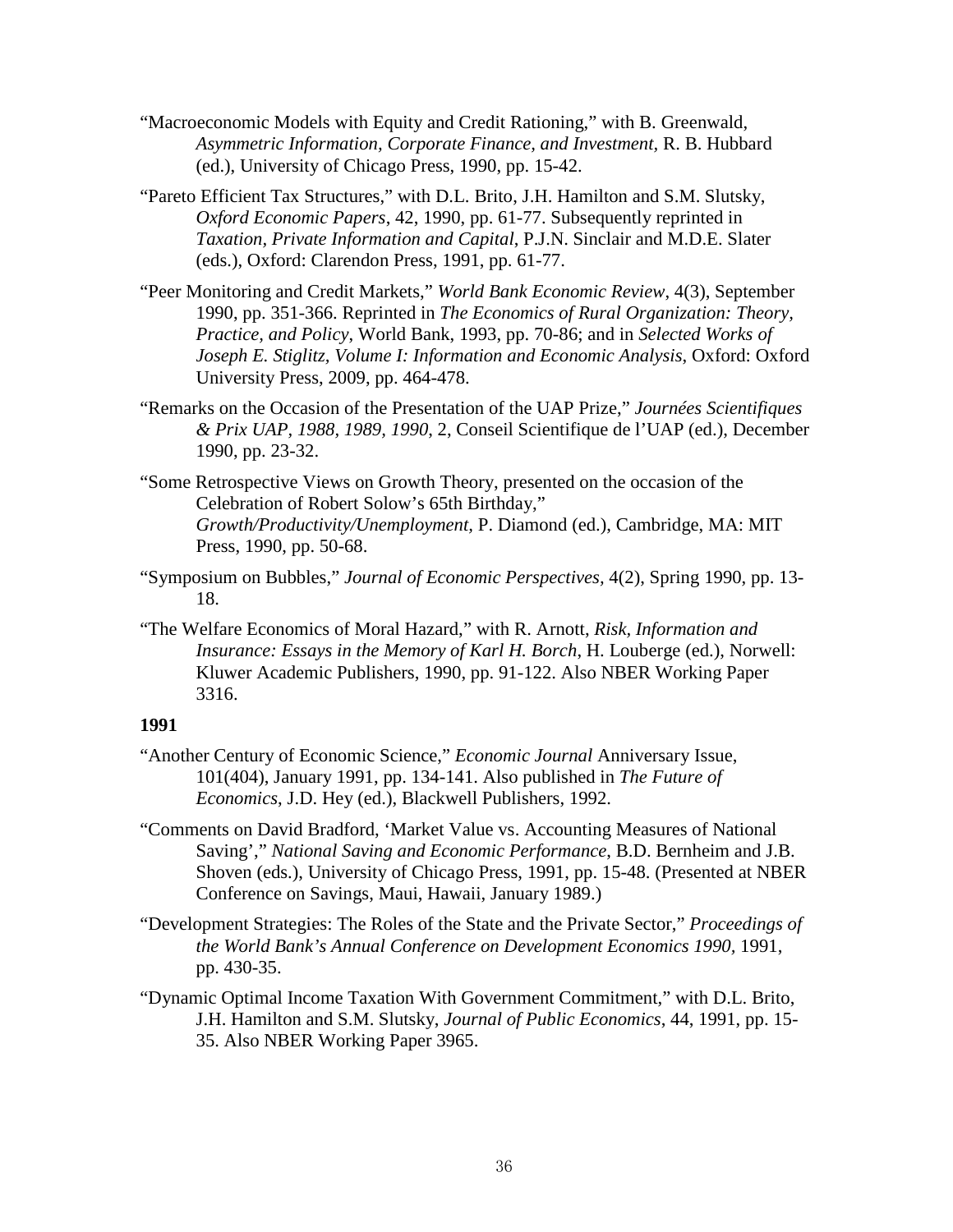"Macroeconomic Models with Equity and Credit Rationing," with B. Greenwald, *Asymmetric Information, Corporate Finance, and Investment,* R. B. Hubbard (ed.), University of Chicago Press, 1990, pp. 15-42.

"Pareto Efficient Tax Structures," with D.L. Brito, J.H. Hamilton and S.M. Slutsky, *Oxford Economic Papers*, 42, 1990, pp. 61-77. Subsequently reprinted in *Taxation, Private Information and Capital*, P.J.N. Sinclair and M.D.E. Slater (eds.), Oxford: Clarendon Press, 1991, pp. 61-77.

"Peer Monitoring and Credit Markets," *World Bank Economic Review*, 4(3), September 1990, pp. 351-366. Reprinted in *The Economics of Rural Organization: Theory, Practice, and Policy*, World Bank, 1993, pp. 70-86; and in *Selected Works of Joseph E. Stiglitz, Volume I: Information and Economic Analysis*, Oxford: Oxford University Press, 2009, pp. 464-478.

"Remarks on the Occasion of the Presentation of the UAP Prize," *Journées Scientifiques & Prix UAP, 1988, 1989, 1990*, 2, Conseil Scientifique de l'UAP (ed.), December 1990, pp. 23-32.

"Some Retrospective Views on Growth Theory, presented on the occasion of the Celebration of Robert Solow's 65th Birthday," *Growth/Productivity/Unemployment*, P. Diamond (ed.), Cambridge, MA: MIT Press, 1990, pp. 50-68.

"Symposium on Bubbles," *Journal of Economic Perspectives*, 4(2), Spring 1990, pp. 13-18.

"The Welfare Economics of Moral Hazard," with R. Arnott, *Risk, Information and Insurance: Essays in the Memory of Karl H. Borch*, H. Louberge (ed.), Norwell: Kluwer Academic Publishers, 1990, pp. 91-122. Also NBER Working Paper 3316.

**1991**

"Another Century of Economic Science," *Economic Journal* Anniversary Issue, 101(404), January 1991, pp. 134-141. Also published in *The Future of Economics*, J.D. Hey (ed.), Blackwell Publishers, 1992.

"Comments on David Bradford, 'Market Value vs. Accounting Measures of National Saving'," *National Saving and Economic Performance*, B.D. Bernheim and J.B. Shoven (eds.), University of Chicago Press, 1991, pp. 15-48. (Presented at NBER Conference on Savings, Maui, Hawaii, January 1989.)

"Development Strategies: The Roles of the State and the Private Sector," *Proceedings of the World Bank's Annual Conference on Development Economics 1990,* 1991, pp. 430-35.

"Dynamic Optimal Income Taxation With Government Commitment," with D.L. Brito, J.H. Hamilton and S.M. Slutsky, *Journal of Public Economics*, 44, 1991, pp. 15-35. Also NBER Working Paper 3965.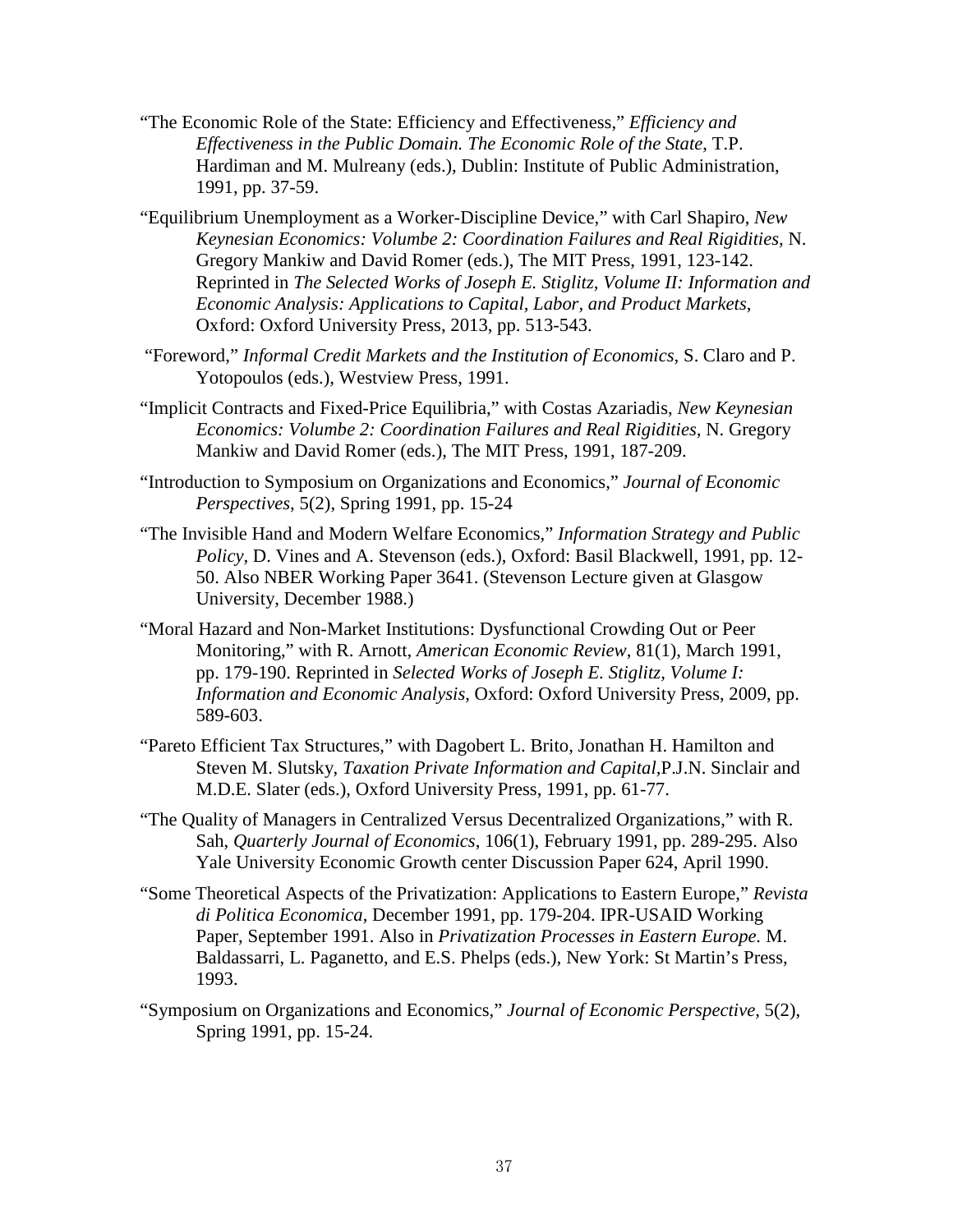"The Economic Role of the State: Efficiency and Effectiveness," *Efficiency and Effectiveness in the Public Domain. The Economic Role of the State*, T.P. Hardiman and M. Mulreany (eds.), Dublin: Institute of Public Administration, 1991, pp. 37-59.

"Equilibrium Unemployment as a Worker-Discipline Device," with Carl Shapiro, *New Keynesian Economics: Volumbe 2: Coordination Failures and Real Rigidities*, N. Gregory Mankiw and David Romer (eds.), The MIT Press, 1991, 123-142. Reprinted in *The Selected Works of Joseph E. Stiglitz, Volume II: Information and Economic Analysis: Applications to Capital, Labor, and Product Markets*, Oxford: Oxford University Press, 2013, pp. 513-543.

"Foreword," *Informal Credit Markets and the Institution of Economics*, S. Claro and P. Yotopoulos (eds.), Westview Press, 1991.

"Implicit Contracts and Fixed-Price Equilibria," with Costas Azariadis, *New Keynesian Economics: Volumbe 2: Coordination Failures and Real Rigidities*, N. Gregory Mankiw and David Romer (eds.), The MIT Press, 1991, 187-209.

"Introduction to Symposium on Organizations and Economics," *Journal of Economic Perspectives*, 5(2), Spring 1991, pp. 15-24

"The Invisible Hand and Modern Welfare Economics," *Information Strategy and Public Policy*, D. Vines and A. Stevenson (eds.), Oxford: Basil Blackwell, 1991, pp. 12-50. Also NBER Working Paper 3641. (Stevenson Lecture given at Glasgow University, December 1988.)

"Moral Hazard and Non-Market Institutions: Dysfunctional Crowding Out or Peer Monitoring," with R. Arnott, *American Economic Review*, 81(1), March 1991, pp. 179-190. Reprinted in *Selected Works of Joseph E. Stiglitz, Volume I: Information and Economic Analysis*, Oxford: Oxford University Press, 2009, pp. 589-603.

"Pareto Efficient Tax Structures," with Dagobert L. Brito, Jonathan H. Hamilton and Steven M. Slutsky, *Taxation Private Information and Capital*,P.J.N. Sinclair and M.D.E. Slater (eds.), Oxford University Press, 1991, pp. 61-77.

"The Quality of Managers in Centralized Versus Decentralized Organizations," with R. Sah, *Quarterly Journal of Economics*, 106(1), February 1991, pp. 289-295. Also Yale University Economic Growth center Discussion Paper 624, April 1990.

"Some Theoretical Aspects of the Privatization: Applications to Eastern Europe," *Revista di Politica Economica*, December 1991, pp. 179-204. IPR-USAID Working Paper, September 1991. Also in *Privatization Processes in Eastern Europe.* M. Baldassarri, L. Paganetto, and E.S. Phelps (eds.), New York: St Martin's Press, 1993.

"Symposium on Organizations and Economics," *Journal of Economic Perspective*, 5(2), Spring 1991, pp. 15-24.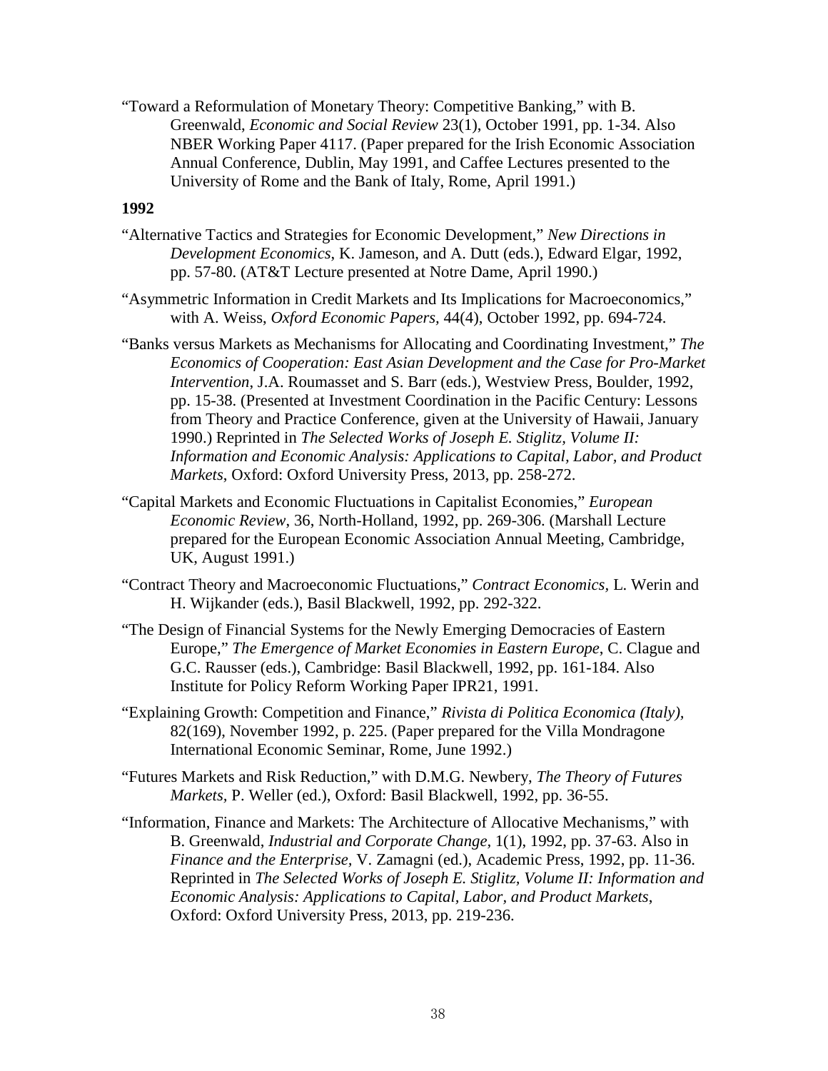"Toward a Reformulation of Monetary Theory: Competitive Banking," with B. Greenwald, *Economic and Social Review* 23(1), October 1991, pp. 1-34. Also NBER Working Paper 4117. (Paper prepared for the Irish Economic Association Annual Conference, Dublin, May 1991, and Caffee Lectures presented to the University of Rome and the Bank of Italy, Rome, April 1991.)

**1992**

"Alternative Tactics and Strategies for Economic Development," *New Directions in Development Economics*, K. Jameson, and A. Dutt (eds.), Edward Elgar, 1992, pp. 57-80. (AT&T Lecture presented at Notre Dame, April 1990.)

"Asymmetric Information in Credit Markets and Its Implications for Macroeconomics," with A. Weiss, *Oxford Economic Papers,* 44(4), October 1992, pp. 694-724.

"Banks versus Markets as Mechanisms for Allocating and Coordinating Investment," *The Economics of Cooperation: East Asian Development and the Case for Pro-Market Intervention*, J.A. Roumasset and S. Barr (eds.), Westview Press, Boulder, 1992, pp. 15-38. (Presented at Investment Coordination in the Pacific Century: Lessons from Theory and Practice Conference, given at the University of Hawaii, January 1990.) Reprinted in *The Selected Works of Joseph E. Stiglitz, Volume II: Information and Economic Analysis: Applications to Capital, Labor, and Product Markets*, Oxford: Oxford University Press, 2013, pp. 258-272.

"Capital Markets and Economic Fluctuations in Capitalist Economies," *European Economic Review*, 36, North-Holland, 1992, pp. 269-306. (Marshall Lecture prepared for the European Economic Association Annual Meeting, Cambridge, UK, August 1991.)

"Contract Theory and Macroeconomic Fluctuations," *Contract Economics,* L. Werin and H. Wijkander (eds.), Basil Blackwell, 1992, pp. 292-322.

"The Design of Financial Systems for the Newly Emerging Democracies of Eastern Europe," *The Emergence of Market Economies in Eastern Europe*, C. Clague and G.C. Rausser (eds.), Cambridge: Basil Blackwell, 1992, pp. 161-184. Also Institute for Policy Reform Working Paper IPR21, 1991.

"Explaining Growth: Competition and Finance," *Rivista di Politica Economica (Italy),* 82(169), November 1992, p. 225. (Paper prepared for the Villa Mondragone International Economic Seminar, Rome, June 1992.)

"Futures Markets and Risk Reduction," with D.M.G. Newbery, *The Theory of Futures Markets,* P. Weller (ed.), Oxford: Basil Blackwell, 1992, pp. 36-55.

"Information, Finance and Markets: The Architecture of Allocative Mechanisms," with B. Greenwald, *Industrial and Corporate Change,* 1(1), 1992, pp. 37-63. Also in *Finance and the Enterprise,* V. Zamagni (ed.), Academic Press, 1992, pp. 11-36. Reprinted in *The Selected Works of Joseph E. Stiglitz, Volume II: Information and Economic Analysis: Applications to Capital, Labor, and Product Markets*, Oxford: Oxford University Press, 2013, pp. 219-236.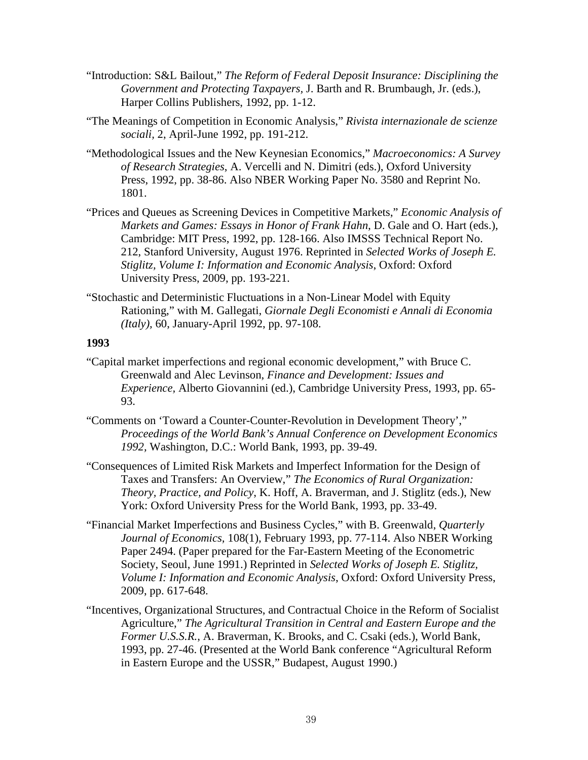"Introduction: S&L Bailout," *The Reform of Federal Deposit Insurance: Disciplining the Government and Protecting Taxpayers,* J. Barth and R. Brumbaugh, Jr. (eds.), Harper Collins Publishers, 1992, pp. 1-12.

"The Meanings of Competition in Economic Analysis," *Rivista internazionale de scienze sociali,* 2, April-June 1992, pp. 191-212.

"Methodological Issues and the New Keynesian Economics," *Macroeconomics: A Survey of Research Strategies*, A. Vercelli and N. Dimitri (eds.), Oxford University Press, 1992, pp. 38-86. Also NBER Working Paper No. 3580 and Reprint No. 1801.

"Prices and Queues as Screening Devices in Competitive Markets," *Economic Analysis of Markets and Games: Essays in Honor of Frank Hahn*, D. Gale and O. Hart (eds.), Cambridge: MIT Press, 1992, pp. 128-166. Also IMSSS Technical Report No. 212, Stanford University, August 1976. Reprinted in *Selected Works of Joseph E. Stiglitz, Volume I: Information and Economic Analysis*, Oxford: Oxford University Press, 2009, pp. 193-221.

"Stochastic and Deterministic Fluctuations in a Non-Linear Model with Equity Rationing," with M. Gallegati, *Giornale Degli Economisti e Annali di Economia (Italy),* 60, January-April 1992, pp. 97-108.

**1993**

"Capital market imperfections and regional economic development," with Bruce C. Greenwald and Alec Levinson, *Finance and Development: Issues and Experience,* Alberto Giovannini (ed.), Cambridge University Press, 1993, pp. 65-93.

"Comments on 'Toward a Counter-Counter-Revolution in Development Theory'," *Proceedings of the World Bank's Annual Conference on Development Economics 1992*, Washington, D.C.: World Bank, 1993, pp. 39-49.

"Consequences of Limited Risk Markets and Imperfect Information for the Design of Taxes and Transfers: An Overview," *The Economics of Rural Organization: Theory, Practice, and Policy*, K. Hoff, A. Braverman, and J. Stiglitz (eds.), New York: Oxford University Press for the World Bank, 1993, pp. 33-49.

"Financial Market Imperfections and Business Cycles," with B. Greenwald, *Quarterly Journal of Economics,* 108(1), February 1993, pp. 77-114. Also NBER Working Paper 2494. (Paper prepared for the Far-Eastern Meeting of the Econometric Society, Seoul, June 1991.) Reprinted in *Selected Works of Joseph E. Stiglitz, Volume I: Information and Economic Analysis*, Oxford: Oxford University Press, 2009, pp. 617-648.

"Incentives, Organizational Structures, and Contractual Choice in the Reform of Socialist Agriculture," *The Agricultural Transition in Central and Eastern Europe and the Former U.S.S.R.,* A. Braverman, K. Brooks, and C. Csaki (eds.), World Bank, 1993, pp. 27-46. (Presented at the World Bank conference "Agricultural Reform in Eastern Europe and the USSR," Budapest, August 1990.)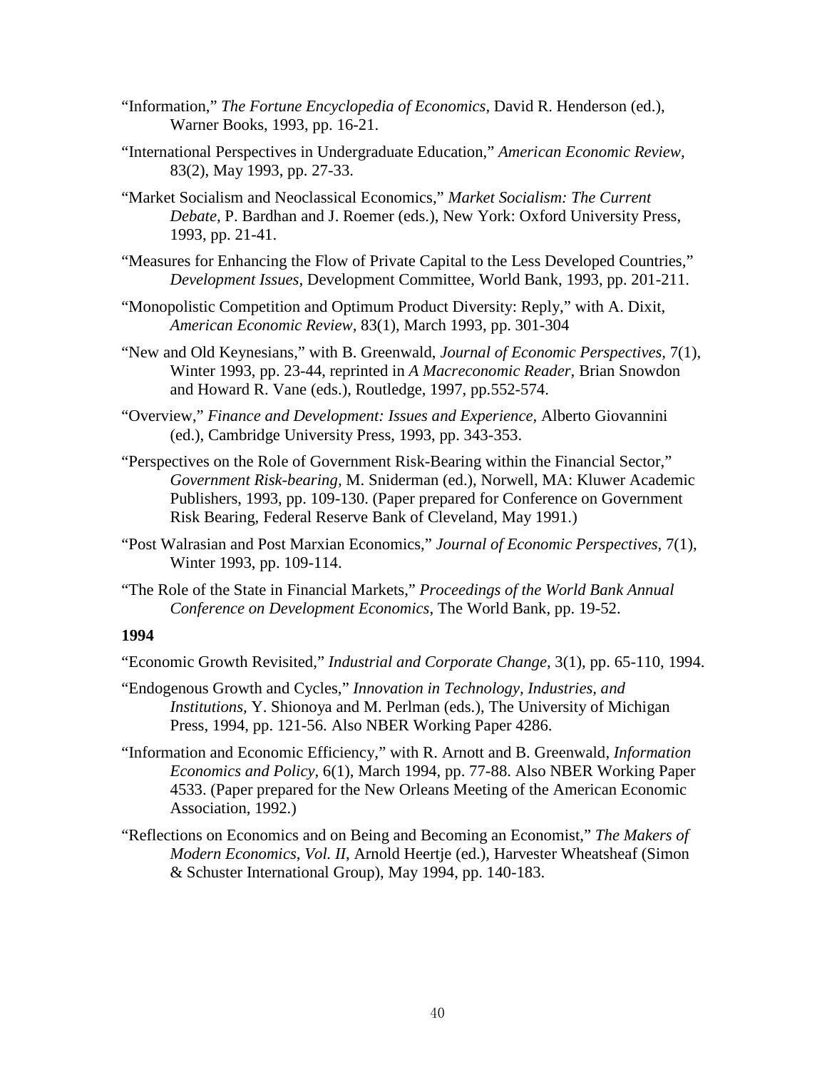"Information," *The Fortune Encyclopedia of Economics*, David R. Henderson (ed.), Warner Books, 1993, pp. 16-21.

"International Perspectives in Undergraduate Education," *American Economic Review*, 83(2), May 1993, pp. 27-33.

"Market Socialism and Neoclassical Economics," *Market Socialism: The Current Debate*, P. Bardhan and J. Roemer (eds.), New York: Oxford University Press, 1993, pp. 21-41.

"Measures for Enhancing the Flow of Private Capital to the Less Developed Countries," *Development Issues*, Development Committee, World Bank, 1993, pp. 201-211.

"Monopolistic Competition and Optimum Product Diversity: Reply," with A. Dixit, *American Economic Review,* 83(1), March 1993, pp. 301-304

"New and Old Keynesians," with B. Greenwald, *Journal of Economic Perspectives*, 7(1), Winter 1993, pp. 23-44, reprinted in *A Macreconomic Reader*, Brian Snowdon and Howard R. Vane (eds.), Routledge, 1997, pp.552-574.

"Overview," *Finance and Development: Issues and Experience*, Alberto Giovannini (ed.), Cambridge University Press, 1993, pp. 343-353.

"Perspectives on the Role of Government Risk-Bearing within the Financial Sector," *Government Risk-bearing*, M. Sniderman (ed.), Norwell, MA: Kluwer Academic Publishers, 1993, pp. 109-130. (Paper prepared for Conference on Government Risk Bearing, Federal Reserve Bank of Cleveland, May 1991.)

"Post Walrasian and Post Marxian Economics," *Journal of Economic Perspectives*, 7(1), Winter 1993, pp. 109-114.

"The Role of the State in Financial Markets," *Proceedings of the World Bank Annual Conference on Development Economics*, The World Bank, pp. 19-52.

**1994**

"Economic Growth Revisited," *Industrial and Corporate Change,* 3(1), pp. 65-110, 1994.

"Endogenous Growth and Cycles," *Innovation in Technology, Industries, and Institutions,* Y. Shionoya and M. Perlman (eds.), The University of Michigan Press, 1994, pp. 121-56. Also NBER Working Paper 4286.

"Information and Economic Efficiency," with R. Arnott and B. Greenwald, *Information Economics and Policy,* 6(1), March 1994, pp. 77-88. Also NBER Working Paper 4533. (Paper prepared for the New Orleans Meeting of the American Economic Association, 1992.)

"Reflections on Economics and on Being and Becoming an Economist," *The Makers of Modern Economics*, *Vol. II*, Arnold Heertje (ed.), Harvester Wheatsheaf (Simon & Schuster International Group), May 1994, pp. 140-183.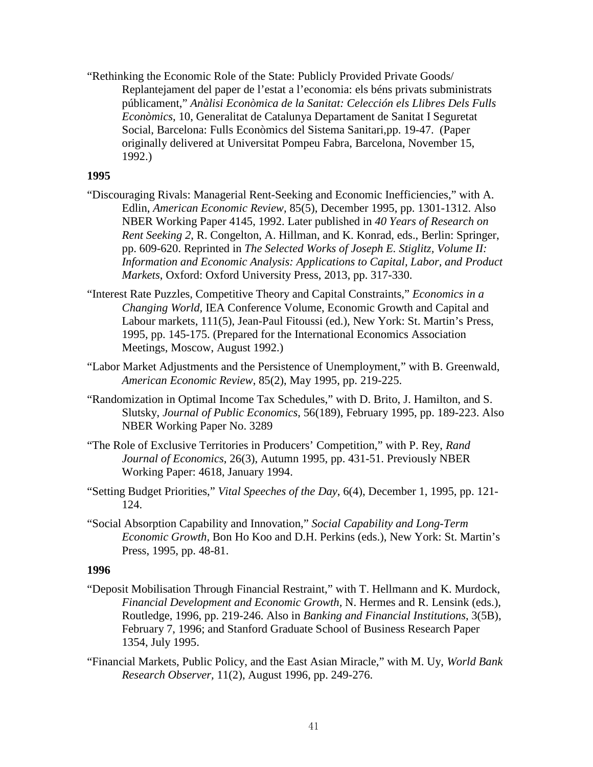"Rethinking the Economic Role of the State: Publicly Provided Private Goods/ Replantejament del paper de l'estat a l'economia: els béns privats subministrats públicament," *Anàlisi Econòmica de la Sanitat: Celección els Llibres Dels Fulls Econòmics*, 10, Generalitat de Catalunya Departament de Sanitat I Seguretat Social, Barcelona: Fulls Econòmics del Sistema Sanitari,pp. 19-47. (Paper originally delivered at Universitat Pompeu Fabra, Barcelona, November 15, 1992.)

**1995**

"Discouraging Rivals: Managerial Rent-Seeking and Economic Inefficiencies," with A. Edlin, *American Economic Review*, 85(5), December 1995, pp. 1301-1312. Also NBER Working Paper 4145, 1992. Later published in *40 Years of Research on Rent Seeking 2*, R. Congelton, A. Hillman, and K. Konrad, eds., Berlin: Springer, pp. 609-620. Reprinted in *The Selected Works of Joseph E. Stiglitz, Volume II: Information and Economic Analysis: Applications to Capital, Labor, and Product Markets*, Oxford: Oxford University Press, 2013, pp. 317-330.

"Interest Rate Puzzles, Competitive Theory and Capital Constraints," *Economics in a Changing World,* IEA Conference Volume, Economic Growth and Capital and Labour markets, 111(5), Jean-Paul Fitoussi (ed.), New York: St. Martin's Press, 1995, pp. 145-175. (Prepared for the International Economics Association Meetings, Moscow, August 1992.)

"Labor Market Adjustments and the Persistence of Unemployment," with B. Greenwald, *American Economic Review*, 85(2), May 1995, pp. 219-225.

"Randomization in Optimal Income Tax Schedules," with D. Brito, J. Hamilton, and S. Slutsky, *Journal of Public Economics*, 56(189), February 1995, pp. 189-223. Also NBER Working Paper No. 3289

"The Role of Exclusive Territories in Producers' Competition," with P. Rey, *Rand Journal of Economics*, 26(3), Autumn 1995, pp. 431-51. Previously NBER Working Paper: 4618, January 1994.

"Setting Budget Priorities," *Vital Speeches of the Day*, 6(4), December 1, 1995, pp. 121-124.

"Social Absorption Capability and Innovation," *Social Capability and Long-Term Economic Growth*, Bon Ho Koo and D.H. Perkins (eds.), New York: St. Martin's Press, 1995, pp. 48-81.

**1996**

"Deposit Mobilisation Through Financial Restraint," with T. Hellmann and K. Murdock, *Financial Development and Economic Growth,* N. Hermes and R. Lensink (eds.), Routledge, 1996, pp. 219-246. Also in *Banking and Financial Institutions*, 3(5B), February 7, 1996; and Stanford Graduate School of Business Research Paper 1354, July 1995.

"Financial Markets, Public Policy, and the East Asian Miracle," with M. Uy, *World Bank Research Observer,* 11(2), August 1996, pp. 249-276.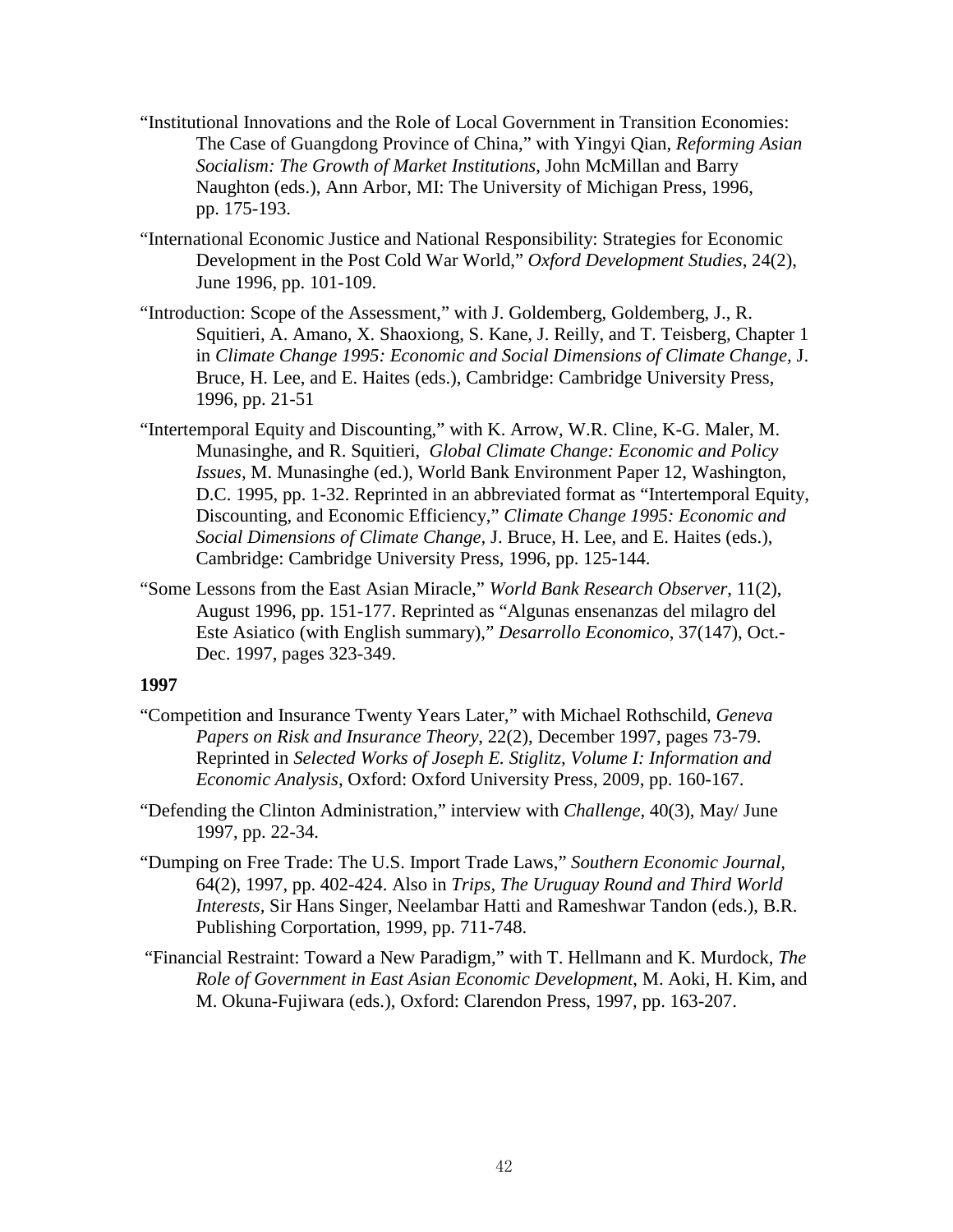"Institutional Innovations and the Role of Local Government in Transition Economies: The Case of Guangdong Province of China," with Yingyi Qian, *Reforming Asian Socialism: The Growth of Market Institutions*, John McMillan and Barry Naughton (eds.), Ann Arbor, MI: The University of Michigan Press, 1996, pp. 175-193.

"International Economic Justice and National Responsibility: Strategies for Economic Development in the Post Cold War World," *Oxford Development Studies*, 24(2), June 1996, pp. 101-109.

"Introduction: Scope of the Assessment," with J. Goldemberg, Goldemberg, J., R. Squitieri, A. Amano, X. Shaoxiong, S. Kane, J. Reilly, and T. Teisberg, Chapter 1 in *Climate Change 1995: Economic and Social Dimensions of Climate Change*, J. Bruce, H. Lee, and E. Haites (eds.), Cambridge: Cambridge University Press, 1996, pp. 21-51

"Intertemporal Equity and Discounting," with K. Arrow, W.R. Cline, K-G. Maler, M. Munasinghe, and R. Squitieri, *Global Climate Change: Economic and Policy Issues*, M. Munasinghe (ed.), World Bank Environment Paper 12, Washington, D.C. 1995, pp. 1-32. Reprinted in an abbreviated format as "Intertemporal Equity, Discounting, and Economic Efficiency," *Climate Change 1995: Economic and Social Dimensions of Climate Change*, J. Bruce, H. Lee, and E. Haites (eds.), Cambridge: Cambridge University Press, 1996, pp. 125-144.

"Some Lessons from the East Asian Miracle," *World Bank Research Observer*, 11(2), August 1996, pp. 151-177. Reprinted as "Algunas ensenanzas del milagro del Este Asiatico (with English summary)," *Desarrollo Economico*, 37(147), Oct.-Dec. 1997, pages 323-349.

**1997**

"Competition and Insurance Twenty Years Later," with Michael Rothschild, *Geneva Papers on Risk and Insurance Theory*, 22(2), December 1997, pages 73-79. Reprinted in *Selected Works of Joseph E. Stiglitz, Volume I: Information and Economic Analysis*, Oxford: Oxford University Press, 2009, pp. 160-167.

"Defending the Clinton Administration," interview with *Challenge*, 40(3), May/ June 1997, pp. 22-34.

"Dumping on Free Trade: The U.S. Import Trade Laws," *Southern Economic Journal*, 64(2), 1997, pp. 402-424. Also in *Trips, The Uruguay Round and Third World Interests*, Sir Hans Singer, Neelambar Hatti and Rameshwar Tandon (eds.), B.R. Publishing Corportation, 1999, pp. 711-748.

"Financial Restraint: Toward a New Paradigm," with T. Hellmann and K. Murdock, *The Role of Government in East Asian Economic Development*, M. Aoki, H. Kim, and M. Okuna-Fujiwara (eds.), Oxford: Clarendon Press, 1997, pp. 163-207.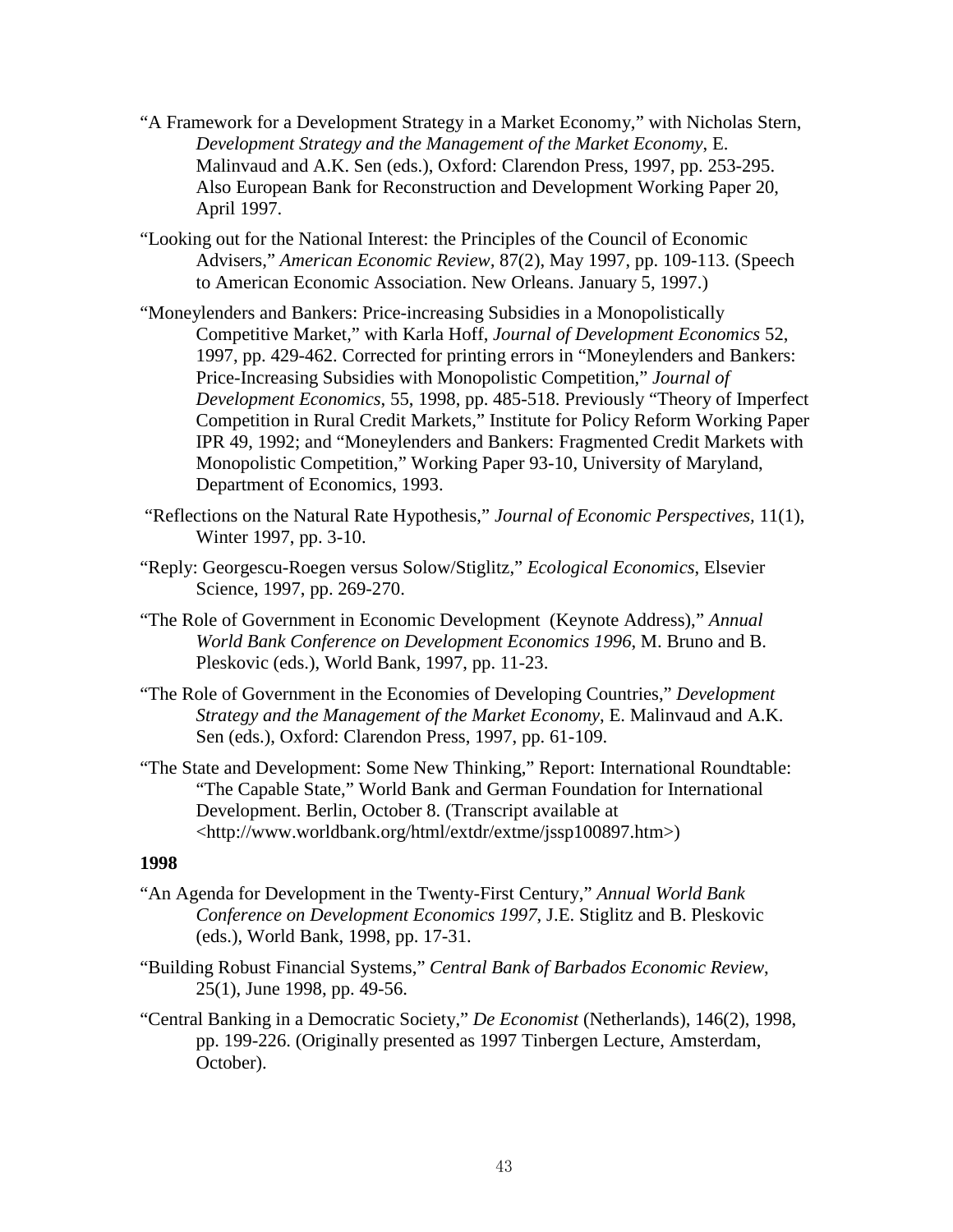"A Framework for a Development Strategy in a Market Economy," with Nicholas Stern, *Development Strategy and the Management of the Market Economy*, E. Malinvaud and A.K. Sen (eds.), Oxford: Clarendon Press, 1997, pp. 253-295. Also European Bank for Reconstruction and Development Working Paper 20, April 1997.

"Looking out for the National Interest: the Principles of the Council of Economic Advisers," *American Economic Review*, 87(2), May 1997, pp. 109-113. (Speech to American Economic Association. New Orleans. January 5, 1997.)

"Moneylenders and Bankers: Price-increasing Subsidies in a Monopolistically Competitive Market," with Karla Hoff, *Journal of Development Economics* 52, 1997, pp. 429-462. Corrected for printing errors in "Moneylenders and Bankers: Price-Increasing Subsidies with Monopolistic Competition," *Journal of Development Economics*, 55, 1998, pp. 485-518. Previously "Theory of Imperfect Competition in Rural Credit Markets," Institute for Policy Reform Working Paper IPR 49, 1992; and "Moneylenders and Bankers: Fragmented Credit Markets with Monopolistic Competition," Working Paper 93-10, University of Maryland, Department of Economics, 1993.

"Reflections on the Natural Rate Hypothesis," *Journal of Economic Perspectives*, 11(1), Winter 1997, pp. 3-10.

"Reply: Georgescu-Roegen versus Solow/Stiglitz," *Ecological Economics*, Elsevier Science, 1997, pp. 269-270.

"The Role of Government in Economic Development (Keynote Address)," *Annual World Bank Conference on Development Economics 1996*, M. Bruno and B. Pleskovic (eds.), World Bank, 1997, pp. 11-23.

"The Role of Government in the Economies of Developing Countries," *Development Strategy and the Management of the Market Economy*, E. Malinvaud and A.K. Sen (eds.), Oxford: Clarendon Press, 1997, pp. 61-109.

"The State and Development: Some New Thinking," Report: International Roundtable: "The Capable State," World Bank and German Foundation for International Development. Berlin, October 8. (Transcript available at <http://www.worldbank.org/html/extdr/extme/jssp100897.htm>)

**1998**

"An Agenda for Development in the Twenty-First Century," *Annual World Bank Conference on Development Economics 1997*, J.E. Stiglitz and B. Pleskovic (eds.), World Bank, 1998, pp. 17-31.

"Building Robust Financial Systems," *Central Bank of Barbados Economic Review*, 25(1), June 1998, pp. 49-56.

"Central Banking in a Democratic Society," *De Economist* (Netherlands), 146(2), 1998, pp. 199-226. (Originally presented as 1997 Tinbergen Lecture, Amsterdam, October).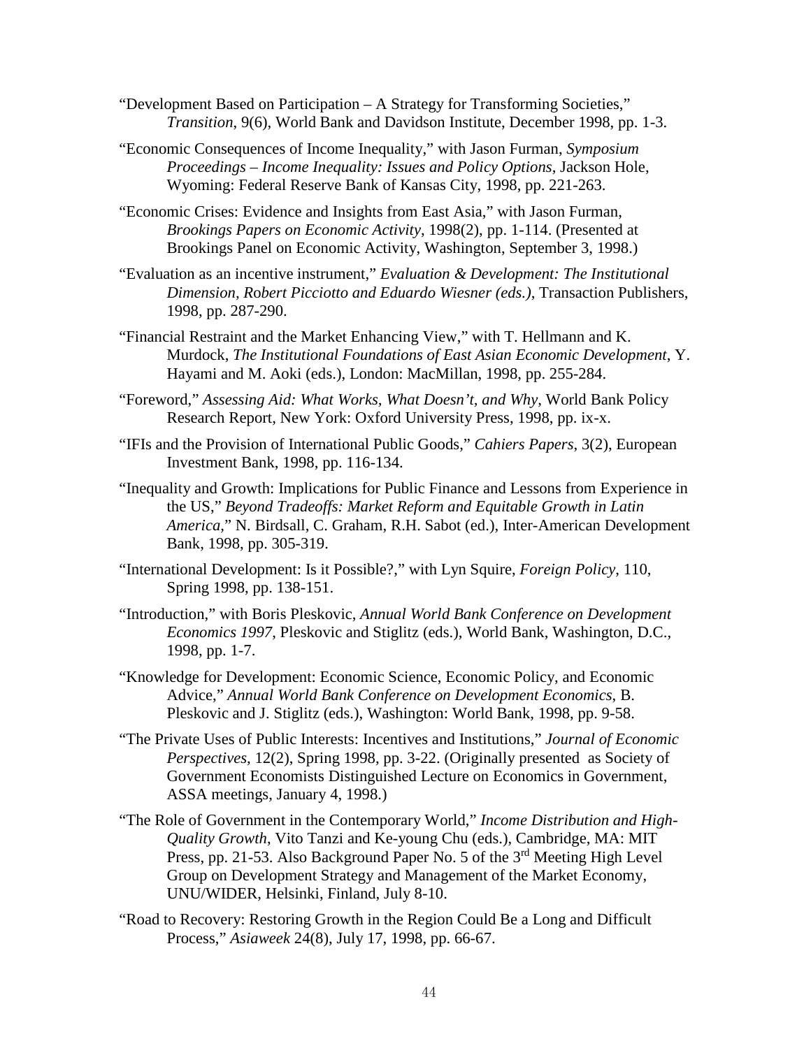"Development Based on Participation – A Strategy for Transforming Societies," *Transition*, 9(6), World Bank and Davidson Institute, December 1998, pp. 1-3.

"Economic Consequences of Income Inequality," with Jason Furman, *Symposium Proceedings – Income Inequality: Issues and Policy Options*, Jackson Hole, Wyoming: Federal Reserve Bank of Kansas City, 1998, pp. 221-263.

"Economic Crises: Evidence and Insights from East Asia," with Jason Furman, *Brookings Papers on Economic Activity*, 1998(2), pp. 1-114. (Presented at Brookings Panel on Economic Activity, Washington, September 3, 1998.)

"Evaluation as an incentive instrument," *Evaluation & Development: The Institutional Dimension, Robert Picciotto and Eduardo Wiesner (eds.)*, Transaction Publishers, 1998, pp. 287-290.

"Financial Restraint and the Market Enhancing View," with T. Hellmann and K. Murdock, *The Institutional Foundations of East Asian Economic Development*, Y. Hayami and M. Aoki (eds.), London: MacMillan, 1998, pp. 255-284.

"Foreword," *Assessing Aid: What Works, What Doesn't, and Why*, World Bank Policy Research Report, New York: Oxford University Press, 1998, pp. ix-x.

"IFIs and the Provision of International Public Goods," *Cahiers Papers*, 3(2), European Investment Bank, 1998, pp. 116-134.

"Inequality and Growth: Implications for Public Finance and Lessons from Experience in the US," *Beyond Tradeoffs: Market Reform and Equitable Growth in Latin America*," N. Birdsall, C. Graham, R.H. Sabot (ed.), Inter-American Development Bank, 1998, pp. 305-319.

"International Development: Is it Possible?," with Lyn Squire, *Foreign Policy*, 110, Spring 1998, pp. 138-151.

"Introduction," with Boris Pleskovic, *Annual World Bank Conference on Development Economics 1997*, Pleskovic and Stiglitz (eds.), World Bank, Washington, D.C., 1998, pp. 1-7.

"Knowledge for Development: Economic Science, Economic Policy, and Economic Advice," *Annual World Bank Conference on Development Economics*, B. Pleskovic and J. Stiglitz (eds.), Washington: World Bank, 1998, pp. 9-58.

"The Private Uses of Public Interests: Incentives and Institutions," *Journal of Economic Perspectives*, 12(2), Spring 1998, pp. 3-22. (Originally presented as Society of Government Economists Distinguished Lecture on Economics in Government, ASSA meetings, January 4, 1998.)

"The Role of Government in the Contemporary World," *Income Distribution and High-Quality Growth*, Vito Tanzi and Ke-young Chu (eds.), Cambridge, MA: MIT Press, pp. 21-53. Also Background Paper No. 5 of the 3rd Meeting High Level Group on Development Strategy and Management of the Market Economy, UNU/WIDER, Helsinki, Finland, July 8-10.

"Road to Recovery: Restoring Growth in the Region Could Be a Long and Difficult Process," *Asiaweek* 24(8), July 17, 1998, pp. 66-67.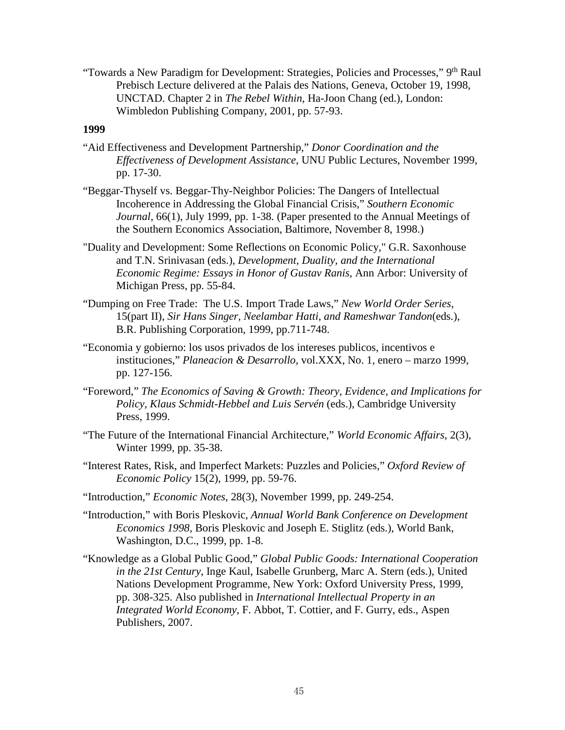"Towards a New Paradigm for Development: Strategies, Policies and Processes," 9th Raul Prebisch Lecture delivered at the Palais des Nations, Geneva, October 19, 1998, UNCTAD. Chapter 2 in *The Rebel Within*, Ha-Joon Chang (ed.), London: Wimbledon Publishing Company, 2001, pp. 57-93.

**1999**

"Aid Effectiveness and Development Partnership," *Donor Coordination and the Effectiveness of Development Assistance*, UNU Public Lectures, November 1999, pp. 17-30.

"Beggar-Thyself vs. Beggar-Thy-Neighbor Policies: The Dangers of Intellectual Incoherence in Addressing the Global Financial Crisis," *Southern Economic Journal*, 66(1), July 1999, pp. 1-38. (Paper presented to the Annual Meetings of the Southern Economics Association, Baltimore, November 8, 1998.)

"Duality and Development: Some Reflections on Economic Policy," G.R. Saxonhouse and T.N. Srinivasan (eds.), *Development, Duality, and the International Economic Regime: Essays in Honor of Gustav Ranis*, Ann Arbor: University of Michigan Press, pp. 55-84.

"Dumping on Free Trade: The U.S. Import Trade Laws," *New World Order Series*, 15(part II), *Sir Hans Singer, Neelambar Hatti, and Rameshwar Tandon*(eds.), B.R. Publishing Corporation, 1999, pp.711-748.

"Economia y gobierno: los usos privados de los intereses publicos, incentivos e instituciones," *Planeacion & Desarrollo,* vol.XXX, No. 1, enero – marzo 1999, pp. 127-156.

"Foreword," *The Economics of Saving & Growth: Theory, Evidence, and Implications for Policy, Klaus Schmidt-Hebbel and Luis Servén* (eds.), Cambridge University Press, 1999.

"The Future of the International Financial Architecture," *World Economic Affairs*, 2(3), Winter 1999, pp. 35-38.

"Interest Rates, Risk, and Imperfect Markets: Puzzles and Policies," *Oxford Review of Economic Policy* 15(2), 1999, pp. 59-76.

"Introduction," *Economic Notes*, 28(3), November 1999, pp. 249-254.

"Introduction," with Boris Pleskovic, *Annual World Bank Conference on Development Economics 1998*, Boris Pleskovic and Joseph E. Stiglitz (eds.), World Bank, Washington, D.C., 1999, pp. 1-8.

"Knowledge as a Global Public Good," *Global Public Goods: International Cooperation in the 21st Century*, Inge Kaul, Isabelle Grunberg, Marc A. Stern (eds.), United Nations Development Programme, New York: Oxford University Press, 1999, pp. 308-325. Also published in *International Intellectual Property in an Integrated World Economy*, F. Abbot, T. Cottier, and F. Gurry, eds., Aspen Publishers, 2007.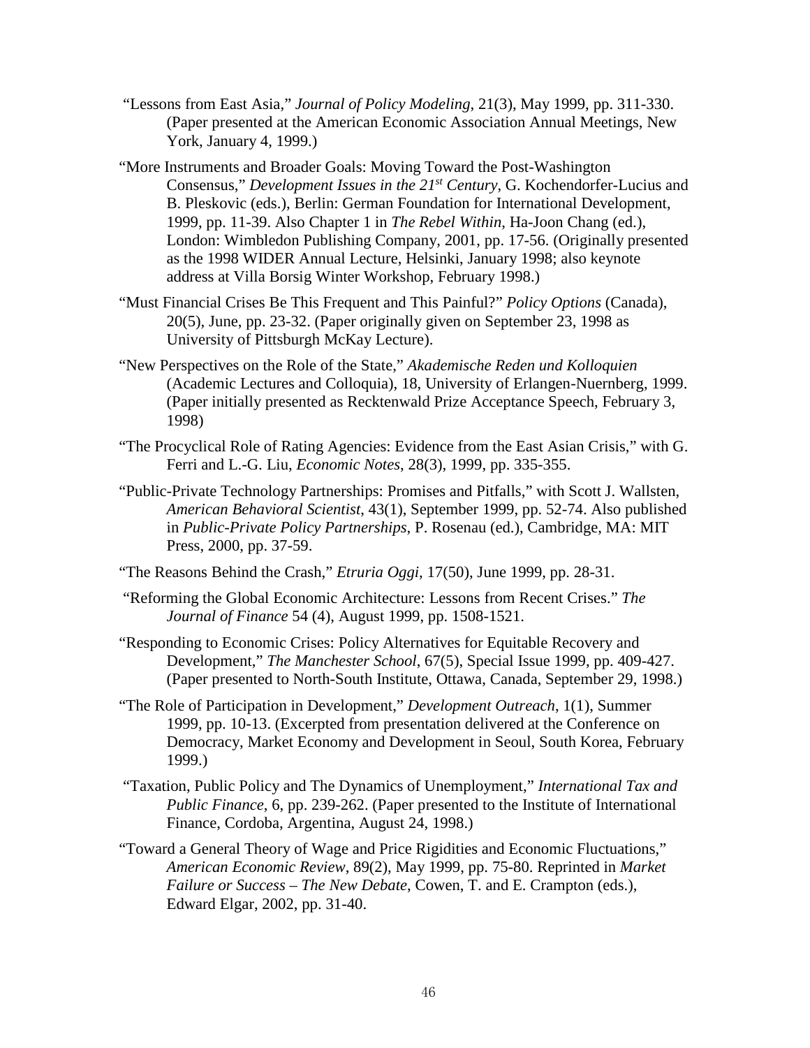"Lessons from East Asia," *Journal of Policy Modeling*, 21(3), May 1999, pp. 311-330. (Paper presented at the American Economic Association Annual Meetings, New York, January 4, 1999.)

"More Instruments and Broader Goals: Moving Toward the Post-Washington Consensus," *Development Issues in the 21st Century*, G. Kochendorfer-Lucius and B. Pleskovic (eds.), Berlin: German Foundation for International Development, 1999, pp. 11-39. Also Chapter 1 in *The Rebel Within*, Ha-Joon Chang (ed.), London: Wimbledon Publishing Company, 2001, pp. 17-56. (Originally presented as the 1998 WIDER Annual Lecture, Helsinki, January 1998; also keynote address at Villa Borsig Winter Workshop, February 1998.)

"Must Financial Crises Be This Frequent and This Painful?" *Policy Options* (Canada), 20(5), June, pp. 23-32. (Paper originally given on September 23, 1998 as University of Pittsburgh McKay Lecture).

"New Perspectives on the Role of the State," *Akademische Reden und Kolloquien* (Academic Lectures and Colloquia), 18, University of Erlangen-Nuernberg, 1999. (Paper initially presented as Recktenwald Prize Acceptance Speech, February 3, 1998)

"The Procyclical Role of Rating Agencies: Evidence from the East Asian Crisis," with G. Ferri and L.-G. Liu, *Economic Notes*, 28(3), 1999, pp. 335-355.

"Public-Private Technology Partnerships: Promises and Pitfalls," with Scott J. Wallsten, *American Behavioral Scientist*, 43(1), September 1999, pp. 52-74. Also published in *Public-Private Policy Partnerships*, P. Rosenau (ed.), Cambridge, MA: MIT Press, 2000, pp. 37-59.

"The Reasons Behind the Crash," *Etruria Oggi*, 17(50), June 1999, pp. 28-31.

"Reforming the Global Economic Architecture: Lessons from Recent Crises." *The Journal of Finance* 54 (4), August 1999, pp. 1508-1521.

"Responding to Economic Crises: Policy Alternatives for Equitable Recovery and Development," *The Manchester School*, 67(5), Special Issue 1999, pp. 409-427. (Paper presented to North-South Institute, Ottawa, Canada, September 29, 1998.)

"The Role of Participation in Development," *Development Outreach*, 1(1), Summer 1999, pp. 10-13. (Excerpted from presentation delivered at the Conference on Democracy, Market Economy and Development in Seoul, South Korea, February 1999.)

"Taxation, Public Policy and The Dynamics of Unemployment," *International Tax and Public Finance*, 6, pp. 239-262. (Paper presented to the Institute of International Finance, Cordoba, Argentina, August 24, 1998.)

"Toward a General Theory of Wage and Price Rigidities and Economic Fluctuations," *American Economic Review*, 89(2), May 1999, pp. 75-80. Reprinted in *Market Failure or Success – The New Debate*, Cowen, T. and E. Crampton (eds.), Edward Elgar, 2002, pp. 31-40.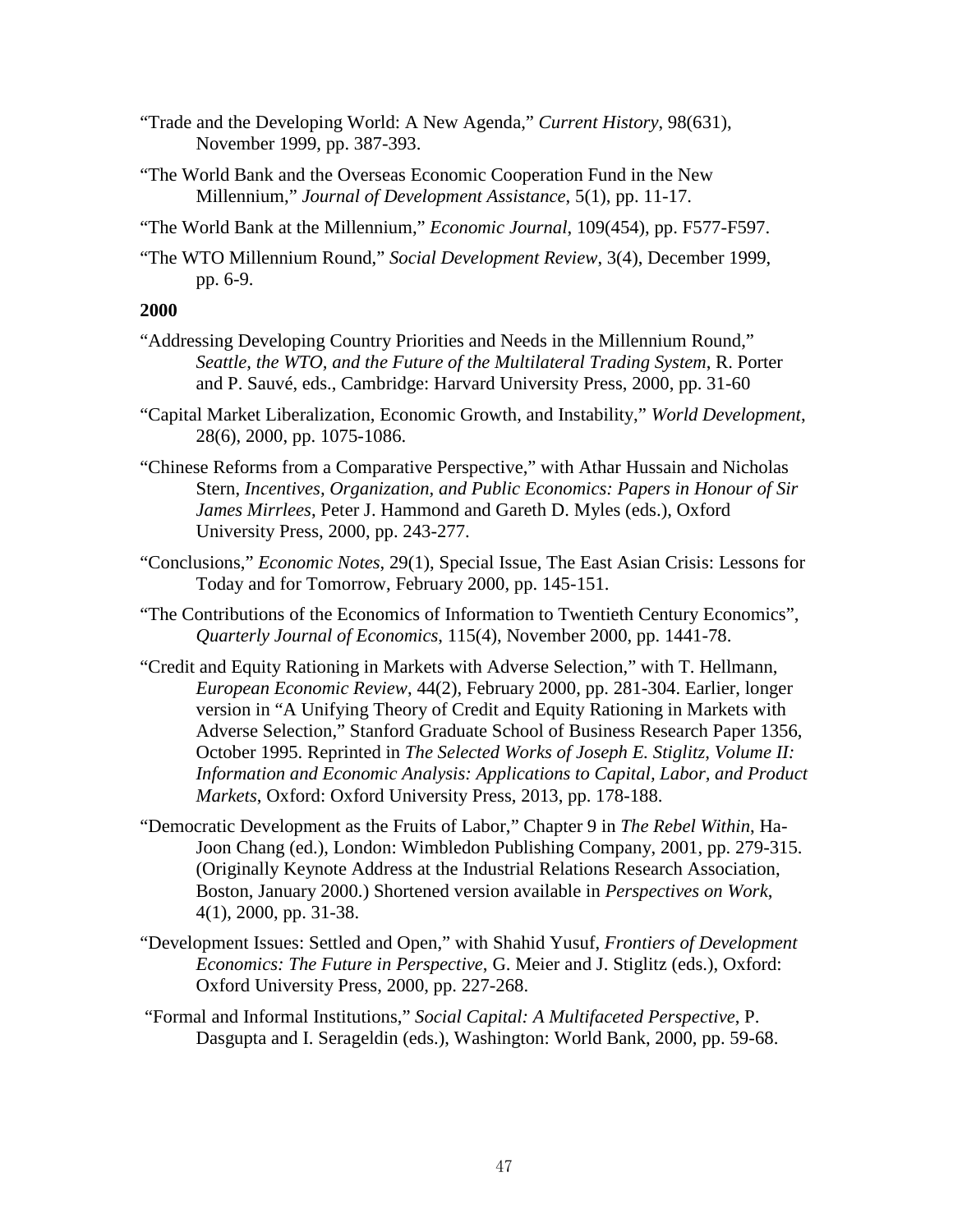"Trade and the Developing World: A New Agenda," *Current History*, 98(631), November 1999, pp. 387-393.

"The World Bank and the Overseas Economic Cooperation Fund in the New Millennium," *Journal of Development Assistance*, 5(1), pp. 11-17.

"The World Bank at the Millennium," *Economic Journal*, 109(454), pp. F577-F597.

"The WTO Millennium Round," *Social Development Review*, 3(4), December 1999, pp. 6-9.

**2000**

"Addressing Developing Country Priorities and Needs in the Millennium Round," *Seattle, the WTO, and the Future of the Multilateral Trading System*, R. Porter and P. Sauvé, eds., Cambridge: Harvard University Press, 2000, pp. 31-60

"Capital Market Liberalization, Economic Growth, and Instability," *World Development*, 28(6), 2000, pp. 1075-1086.

"Chinese Reforms from a Comparative Perspective," with Athar Hussain and Nicholas Stern, *Incentives, Organization, and Public Economics: Papers in Honour of Sir James Mirrlees*, Peter J. Hammond and Gareth D. Myles (eds.), Oxford University Press, 2000, pp. 243-277.

"Conclusions," *Economic Notes*, 29(1), Special Issue, The East Asian Crisis: Lessons for Today and for Tomorrow, February 2000, pp. 145-151.

"The Contributions of the Economics of Information to Twentieth Century Economics", *Quarterly Journal of Economics*, 115(4), November 2000, pp. 1441-78.

"Credit and Equity Rationing in Markets with Adverse Selection," with T. Hellmann, *European Economic Review*, 44(2), February 2000, pp. 281-304. Earlier, longer version in "A Unifying Theory of Credit and Equity Rationing in Markets with Adverse Selection," Stanford Graduate School of Business Research Paper 1356, October 1995. Reprinted in *The Selected Works of Joseph E. Stiglitz, Volume II: Information and Economic Analysis: Applications to Capital, Labor, and Product Markets*, Oxford: Oxford University Press, 2013, pp. 178-188.

"Democratic Development as the Fruits of Labor," Chapter 9 in *The Rebel Within*, Ha-Joon Chang (ed.), London: Wimbledon Publishing Company, 2001, pp. 279-315. (Originally Keynote Address at the Industrial Relations Research Association, Boston, January 2000.) Shortened version available in *Perspectives on Work*, 4(1), 2000, pp. 31-38.

"Development Issues: Settled and Open," with Shahid Yusuf, *Frontiers of Development Economics: The Future in Perspective*, G. Meier and J. Stiglitz (eds.), Oxford: Oxford University Press, 2000, pp. 227-268.

"Formal and Informal Institutions," *Social Capital: A Multifaceted Perspective*, P. Dasgupta and I. Serageldin (eds.), Washington: World Bank, 2000, pp. 59-68.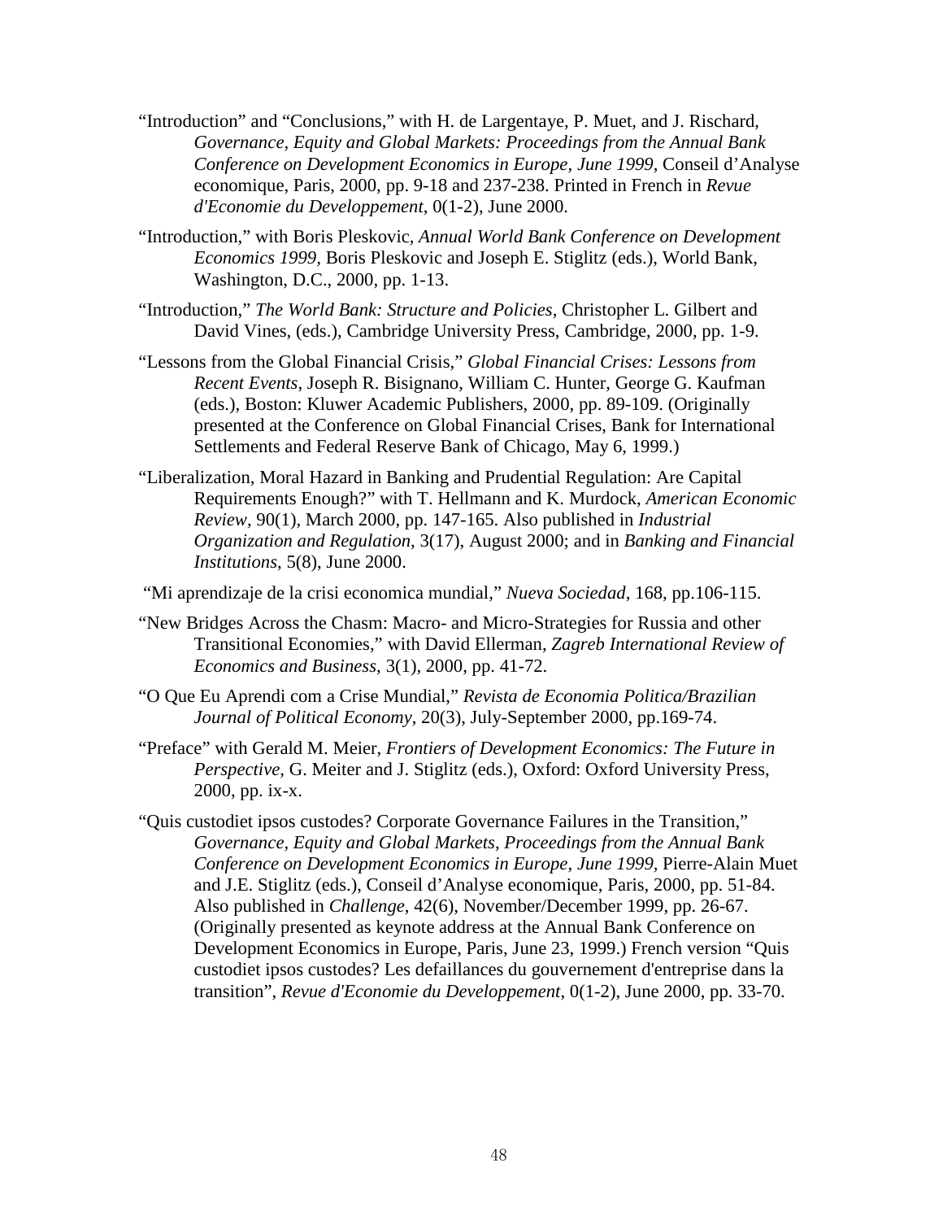"Introduction" and "Conclusions," with H. de Largentaye, P. Muet, and J. Rischard, *Governance, Equity and Global Markets: Proceedings from the Annual Bank Conference on Development Economics in Europe, June 1999*, Conseil d'Analyse economique, Paris, 2000, pp. 9-18 and 237-238. Printed in French in *Revue d'Economie du Developpement*, 0(1-2), June 2000.

"Introduction," with Boris Pleskovic, *Annual World Bank Conference on Development Economics 1999*, Boris Pleskovic and Joseph E. Stiglitz (eds.), World Bank, Washington, D.C., 2000, pp. 1-13.

"Introduction," *The World Bank: Structure and Policies*, Christopher L. Gilbert and David Vines, (eds.), Cambridge University Press, Cambridge, 2000, pp. 1-9.

"Lessons from the Global Financial Crisis," *Global Financial Crises: Lessons from Recent Events*, Joseph R. Bisignano, William C. Hunter, George G. Kaufman (eds.), Boston: Kluwer Academic Publishers, 2000, pp. 89-109. (Originally presented at the Conference on Global Financial Crises, Bank for International Settlements and Federal Reserve Bank of Chicago, May 6, 1999.)

"Liberalization, Moral Hazard in Banking and Prudential Regulation: Are Capital Requirements Enough?" with T. Hellmann and K. Murdock, *American Economic Review*, 90(1), March 2000, pp. 147-165. Also published in *Industrial Organization and Regulation*, 3(17), August 2000; and in *Banking and Financial Institutions*, 5(8), June 2000.

"Mi aprendizaje de la crisi economica mundial," *Nueva Sociedad*, 168, pp.106-115.

"New Bridges Across the Chasm: Macro- and Micro-Strategies for Russia and other Transitional Economies," with David Ellerman, *Zagreb International Review of Economics and Business*, 3(1), 2000, pp. 41-72.

"O Que Eu Aprendi com a Crise Mundial," *Revista de Economia Politica/Brazilian Journal of Political Economy*, 20(3), July-September 2000, pp.169-74.

"Preface" with Gerald M. Meier, *Frontiers of Development Economics: The Future in Perspective*, G. Meiter and J. Stiglitz (eds.), Oxford: Oxford University Press, 2000, pp. ix-x.

"Quis custodiet ipsos custodes? Corporate Governance Failures in the Transition," *Governance, Equity and Global Markets*, *Proceedings from the Annual Bank Conference on Development Economics in Europe*, *June 1999*, Pierre-Alain Muet and J.E. Stiglitz (eds.), Conseil d'Analyse economique, Paris, 2000, pp. 51-84. Also published in *Challenge*, 42(6), November/December 1999, pp. 26-67. (Originally presented as keynote address at the Annual Bank Conference on Development Economics in Europe, Paris, June 23, 1999.) French version "Quis custodiet ipsos custodes? Les defaillances du gouvernement d'entreprise dans la transition", *Revue d'Economie du Developpement*, 0(1-2), June 2000, pp. 33-70.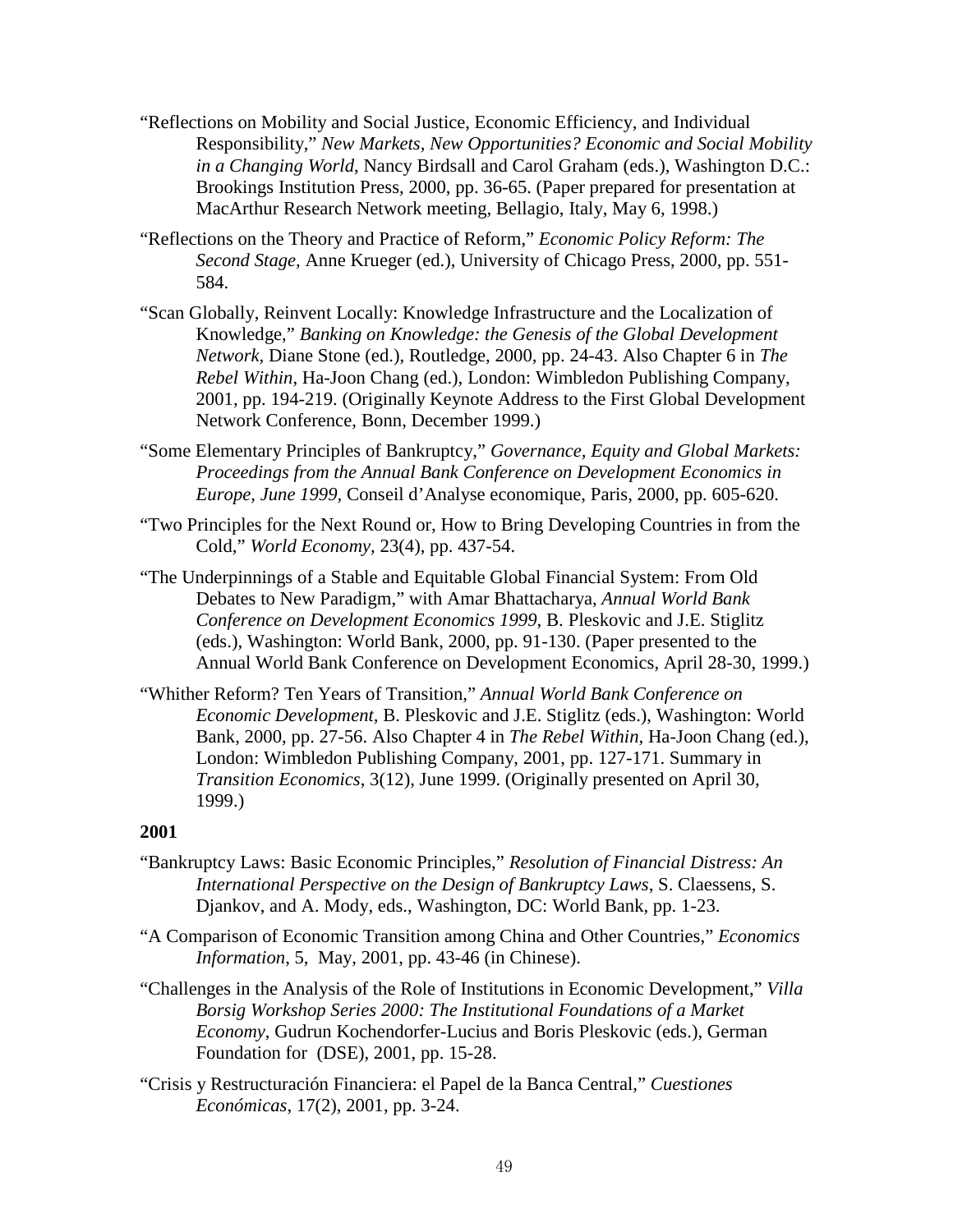"Reflections on Mobility and Social Justice, Economic Efficiency, and Individual Responsibility," *New Markets, New Opportunities? Economic and Social Mobility in a Changing World*, Nancy Birdsall and Carol Graham (eds.), Washington D.C.: Brookings Institution Press, 2000, pp. 36-65. (Paper prepared for presentation at MacArthur Research Network meeting, Bellagio, Italy, May 6, 1998.)

"Reflections on the Theory and Practice of Reform," *Economic Policy Reform: The Second Stage*, Anne Krueger (ed.), University of Chicago Press, 2000, pp. 551-584.

"Scan Globally, Reinvent Locally: Knowledge Infrastructure and the Localization of Knowledge," *Banking on Knowledge: the Genesis of the Global Development Network*, Diane Stone (ed.), Routledge, 2000, pp. 24-43. Also Chapter 6 in *The Rebel Within*, Ha-Joon Chang (ed.), London: Wimbledon Publishing Company, 2001, pp. 194-219. (Originally Keynote Address to the First Global Development Network Conference, Bonn, December 1999.)

"Some Elementary Principles of Bankruptcy," *Governance, Equity and Global Markets: Proceedings from the Annual Bank Conference on Development Economics in Europe, June 1999*, Conseil d'Analyse economique, Paris, 2000, pp. 605-620.

"Two Principles for the Next Round or, How to Bring Developing Countries in from the Cold," *World Economy*, 23(4), pp. 437-54.

"The Underpinnings of a Stable and Equitable Global Financial System: From Old Debates to New Paradigm," with Amar Bhattacharya, *Annual World Bank Conference on Development Economics 1999*, B. Pleskovic and J.E. Stiglitz (eds.), Washington: World Bank, 2000, pp. 91-130. (Paper presented to the Annual World Bank Conference on Development Economics, April 28-30, 1999.)

"Whither Reform? Ten Years of Transition," *Annual World Bank Conference on Economic Development*, B. Pleskovic and J.E. Stiglitz (eds.), Washington: World Bank, 2000, pp. 27-56. Also Chapter 4 in *The Rebel Within*, Ha-Joon Chang (ed.), London: Wimbledon Publishing Company, 2001, pp. 127-171. Summary in *Transition Economics*, 3(12), June 1999. (Originally presented on April 30, 1999.)

**2001**

"Bankruptcy Laws: Basic Economic Principles," *Resolution of Financial Distress: An International Perspective on the Design of Bankruptcy Laws*, S. Claessens, S. Djankov, and A. Mody, eds., Washington, DC: World Bank, pp. 1-23.

"A Comparison of Economic Transition among China and Other Countries," *Economics Information*, 5, May, 2001, pp. 43-46 (in Chinese).

"Challenges in the Analysis of the Role of Institutions in Economic Development," *Villa Borsig Workshop Series 2000: The Institutional Foundations of a Market Economy*, Gudrun Kochendorfer-Lucius and Boris Pleskovic (eds.), German Foundation for (DSE), 2001, pp. 15-28.

"Crisis y Restructuración Financiera: el Papel de la Banca Central," *Cuestiones Económicas*, 17(2), 2001, pp. 3-24.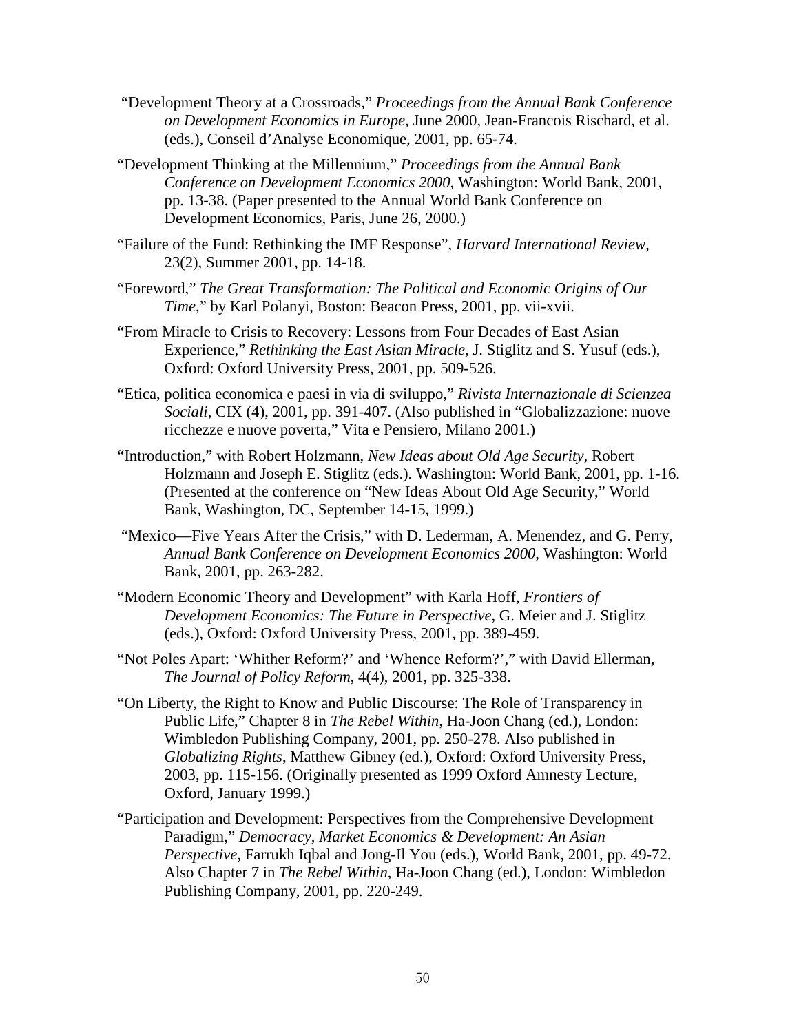"Development Theory at a Crossroads," *Proceedings from the Annual Bank Conference on Development Economics in Europe*, June 2000, Jean-Francois Rischard, et al. (eds.), Conseil d'Analyse Economique, 2001, pp. 65-74.

"Development Thinking at the Millennium," *Proceedings from the Annual Bank Conference on Development Economics 2000*, Washington: World Bank, 2001, pp. 13-38. (Paper presented to the Annual World Bank Conference on Development Economics, Paris, June 26, 2000.)

"Failure of the Fund: Rethinking the IMF Response", *Harvard International Review*, 23(2), Summer 2001, pp. 14-18.

"Foreword," *The Great Transformation: The Political and Economic Origins of Our Time*," by Karl Polanyi, Boston: Beacon Press, 2001, pp. vii-xvii.

"From Miracle to Crisis to Recovery: Lessons from Four Decades of East Asian Experience," *Rethinking the East Asian Miracle*, J. Stiglitz and S. Yusuf (eds.), Oxford: Oxford University Press, 2001, pp. 509-526.

"Etica, politica economica e paesi in via di sviluppo," *Rivista Internazionale di Scienzea Sociali*, CIX (4), 2001, pp. 391-407. (Also published in "Globalizzazione: nuove ricchezze e nuove poverta," Vita e Pensiero, Milano 2001.)

"Introduction," with Robert Holzmann, *New Ideas about Old Age Security*, Robert Holzmann and Joseph E. Stiglitz (eds.). Washington: World Bank, 2001, pp. 1-16. (Presented at the conference on "New Ideas About Old Age Security," World Bank, Washington, DC, September 14-15, 1999.)

"Mexico—Five Years After the Crisis," with D. Lederman, A. Menendez, and G. Perry, *Annual Bank Conference on Development Economics 2000*, Washington: World Bank, 2001, pp. 263-282.

"Modern Economic Theory and Development" with Karla Hoff, *Frontiers of Development Economics: The Future in Perspective*, G. Meier and J. Stiglitz (eds.), Oxford: Oxford University Press, 2001, pp. 389-459.

"Not Poles Apart: 'Whither Reform?' and 'Whence Reform?'," with David Ellerman, *The Journal of Policy Reform*, 4(4), 2001, pp. 325-338.

"On Liberty, the Right to Know and Public Discourse: The Role of Transparency in Public Life," Chapter 8 in *The Rebel Within*, Ha-Joon Chang (ed.), London: Wimbledon Publishing Company, 2001, pp. 250-278. Also published in *Globalizing Rights*, Matthew Gibney (ed.), Oxford: Oxford University Press, 2003, pp. 115-156. (Originally presented as 1999 Oxford Amnesty Lecture, Oxford, January 1999.)

"Participation and Development: Perspectives from the Comprehensive Development Paradigm," *Democracy, Market Economics & Development: An Asian Perspective*, Farrukh Iqbal and Jong-Il You (eds.), World Bank, 2001, pp. 49-72. Also Chapter 7 in *The Rebel Within*, Ha-Joon Chang (ed.), London: Wimbledon Publishing Company, 2001, pp. 220-249.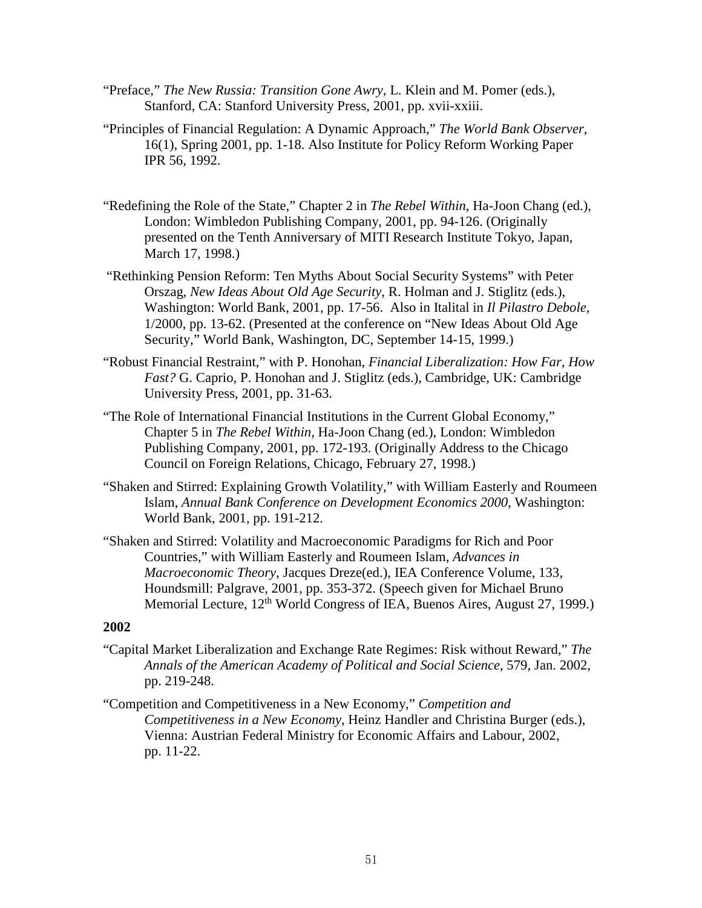"Preface," *The New Russia: Transition Gone Awry*, L. Klein and M. Pomer (eds.), Stanford, CA: Stanford University Press, 2001, pp. xvii-xxiii.

"Principles of Financial Regulation: A Dynamic Approach," *The World Bank Observer*, 16(1), Spring 2001, pp. 1-18. Also Institute for Policy Reform Working Paper IPR 56, 1992.

"Redefining the Role of the State," Chapter 2 in *The Rebel Within*, Ha-Joon Chang (ed.), London: Wimbledon Publishing Company, 2001, pp. 94-126. (Originally presented on the Tenth Anniversary of MITI Research Institute Tokyo, Japan, March 17, 1998.)

"Rethinking Pension Reform: Ten Myths About Social Security Systems" with Peter Orszag, *New Ideas About Old Age Security*, R. Holman and J. Stiglitz (eds.), Washington: World Bank, 2001, pp. 17-56. Also in Italital in *Il Pilastro Debole*, 1/2000, pp. 13-62. (Presented at the conference on "New Ideas About Old Age Security," World Bank, Washington, DC, September 14-15, 1999.)

"Robust Financial Restraint," with P. Honohan, *Financial Liberalization: How Far, How Fast?* G. Caprio, P. Honohan and J. Stiglitz (eds.), Cambridge, UK: Cambridge University Press, 2001, pp. 31-63.

"The Role of International Financial Institutions in the Current Global Economy," Chapter 5 in *The Rebel Within*, Ha-Joon Chang (ed.), London: Wimbledon Publishing Company, 2001, pp. 172-193. (Originally Address to the Chicago Council on Foreign Relations, Chicago, February 27, 1998.)

"Shaken and Stirred: Explaining Growth Volatility," with William Easterly and Roumeen Islam, *Annual Bank Conference on Development Economics 2000*, Washington: World Bank, 2001, pp. 191-212.

"Shaken and Stirred: Volatility and Macroeconomic Paradigms for Rich and Poor Countries," with William Easterly and Roumeen Islam, *Advances in Macroeconomic Theory*, Jacques Dreze(ed.), IEA Conference Volume, 133, Houndsmill: Palgrave, 2001, pp. 353-372. (Speech given for Michael Bruno Memorial Lecture, 12th World Congress of IEA, Buenos Aires, August 27, 1999.)

**2002**

"Capital Market Liberalization and Exchange Rate Regimes: Risk without Reward," *The Annals of the American Academy of Political and Social Science*, 579, Jan. 2002, pp. 219-248.

"Competition and Competitiveness in a New Economy," *Competition and Competitiveness in a New Economy*, Heinz Handler and Christina Burger (eds.), Vienna: Austrian Federal Ministry for Economic Affairs and Labour, 2002, pp. 11-22.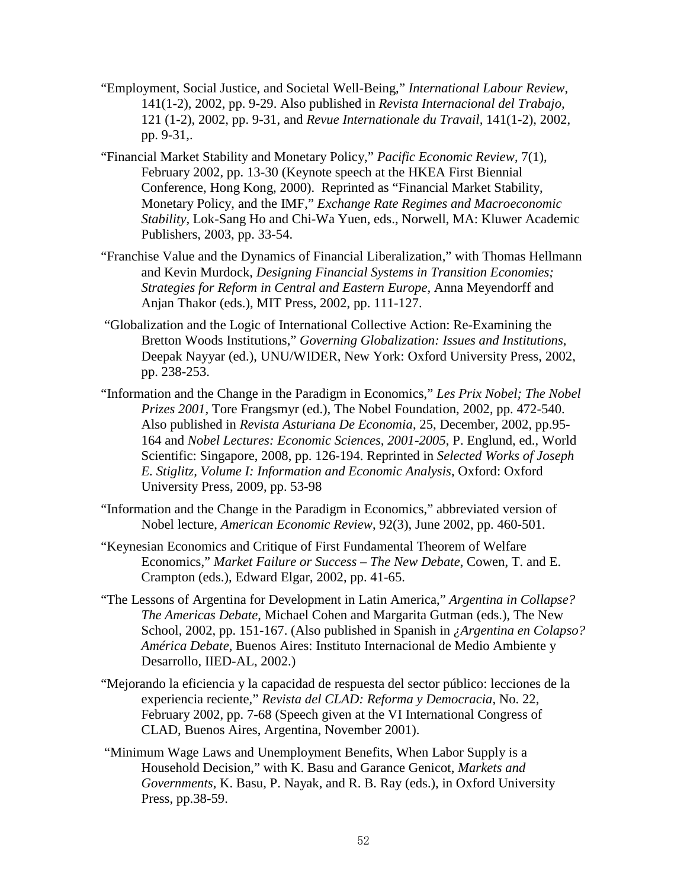"Employment, Social Justice, and Societal Well-Being," *International Labour Review*, 141(1-2), 2002, pp. 9-29. Also published in *Revista Internacional del Trabajo*, 121 (1-2), 2002, pp. 9-31, and *Revue Internationale du Travail*, 141(1-2), 2002, pp. 9-31,.

"Financial Market Stability and Monetary Policy," *Pacific Economic Review*, 7(1), February 2002, pp. 13-30 (Keynote speech at the HKEA First Biennial Conference, Hong Kong, 2000). Reprinted as "Financial Market Stability, Monetary Policy, and the IMF," *Exchange Rate Regimes and Macroeconomic Stability*, Lok-Sang Ho and Chi-Wa Yuen, eds., Norwell, MA: Kluwer Academic Publishers, 2003, pp. 33-54.

"Franchise Value and the Dynamics of Financial Liberalization," with Thomas Hellmann and Kevin Murdock, *Designing Financial Systems in Transition Economies; Strategies for Reform in Central and Eastern Europe*, Anna Meyendorff and Anjan Thakor (eds.), MIT Press, 2002, pp. 111-127.

"Globalization and the Logic of International Collective Action: Re-Examining the Bretton Woods Institutions," *Governing Globalization: Issues and Institutions*, Deepak Nayyar (ed.), UNU/WIDER, New York: Oxford University Press, 2002, pp. 238-253.

"Information and the Change in the Paradigm in Economics," *Les Prix Nobel; The Nobel Prizes 2001*, Tore Frangsmyr (ed.), The Nobel Foundation, 2002, pp. 472-540. Also published in *Revista Asturiana De Economia*, 25, December, 2002, pp.95-164 and *Nobel Lectures: Economic Sciences, 2001-2005*, P. Englund, ed., World Scientific: Singapore, 2008, pp. 126-194. Reprinted in *Selected Works of Joseph E. Stiglitz, Volume I: Information and Economic Analysis*, Oxford: Oxford University Press, 2009, pp. 53-98

"Information and the Change in the Paradigm in Economics," abbreviated version of Nobel lecture, *American Economic Review*, 92(3), June 2002, pp. 460-501.

"Keynesian Economics and Critique of First Fundamental Theorem of Welfare Economics," *Market Failure or Success – The New Debate*, Cowen, T. and E. Crampton (eds.), Edward Elgar, 2002, pp. 41-65.

"The Lessons of Argentina for Development in Latin America," *Argentina in Collapse? The Americas Debate*, Michael Cohen and Margarita Gutman (eds.), The New School, 2002, pp. 151-167. (Also published in Spanish in *¿Argentina en Colapso? América Debate*, Buenos Aires: Instituto Internacional de Medio Ambiente y Desarrollo, IIED-AL, 2002.)

"Mejorando la eficiencia y la capacidad de respuesta del sector público: lecciones de la experiencia reciente," *Revista del CLAD: Reforma y Democracia*, No. 22, February 2002, pp. 7-68 (Speech given at the VI International Congress of CLAD, Buenos Aires, Argentina, November 2001).

"Minimum Wage Laws and Unemployment Benefits, When Labor Supply is a Household Decision," with K. Basu and Garance Genicot, *Markets and Governments*, K. Basu, P. Nayak, and R. B. Ray (eds.), in Oxford University Press, pp.38-59.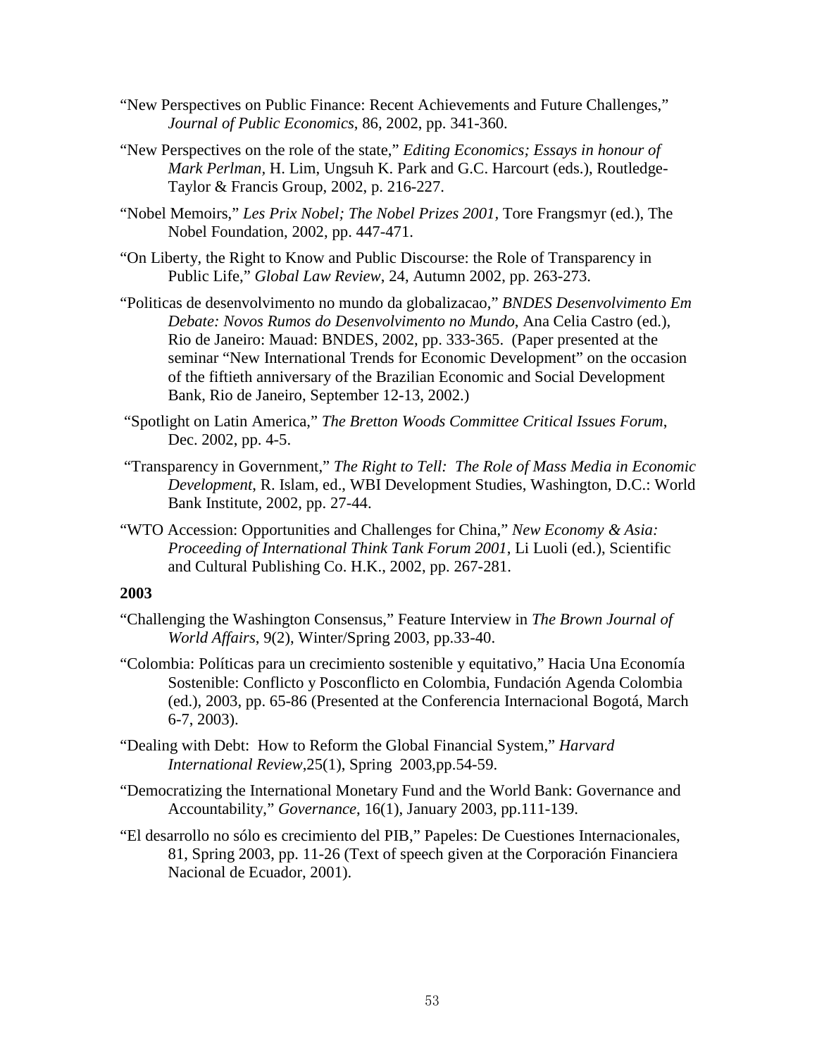"New Perspectives on Public Finance: Recent Achievements and Future Challenges," *Journal of Public Economics*, 86, 2002, pp. 341-360.

"New Perspectives on the role of the state," *Editing Economics; Essays in honour of Mark Perlman*, H. Lim, Ungsuh K. Park and G.C. Harcourt (eds.), Routledge-Taylor & Francis Group, 2002, p. 216-227.

"Nobel Memoirs," *Les Prix Nobel; The Nobel Prizes 2001*, Tore Frangsmyr (ed.), The Nobel Foundation, 2002, pp. 447-471.

"On Liberty, the Right to Know and Public Discourse: the Role of Transparency in Public Life," *Global Law Review*, 24, Autumn 2002, pp. 263-273.

"Politicas de desenvolvimento no mundo da globalizacao," *BNDES Desenvolvimento Em Debate: Novos Rumos do Desenvolvimento no Mundo*, Ana Celia Castro (ed.), Rio de Janeiro: Mauad: BNDES, 2002, pp. 333-365. (Paper presented at the seminar "New International Trends for Economic Development" on the occasion of the fiftieth anniversary of the Brazilian Economic and Social Development Bank, Rio de Janeiro, September 12-13, 2002.)

"Spotlight on Latin America," *The Bretton Woods Committee Critical Issues Forum*, Dec. 2002, pp. 4-5.

"Transparency in Government," *The Right to Tell: The Role of Mass Media in Economic Development*, R. Islam, ed., WBI Development Studies, Washington, D.C.: World Bank Institute, 2002, pp. 27-44.

"WTO Accession: Opportunities and Challenges for China," *New Economy & Asia: Proceeding of International Think Tank Forum 2001*, Li Luoli (ed.), Scientific and Cultural Publishing Co. H.K., 2002, pp. 267-281.

**2003**

"Challenging the Washington Consensus," Feature Interview in *The Brown Journal of World Affairs*, 9(2), Winter/Spring 2003, pp.33-40.

"Colombia: Políticas para un crecimiento sostenible y equitativo," Hacia Una Economía Sostenible: Conflicto y Posconflicto en Colombia, Fundación Agenda Colombia (ed.), 2003, pp. 65-86 (Presented at the Conferencia Internacional Bogotá, March 6-7, 2003).

"Dealing with Debt: How to Reform the Global Financial System," *Harvard International Review*,25(1), Spring 2003,pp.54-59.

"Democratizing the International Monetary Fund and the World Bank: Governance and Accountability," *Governance*, 16(1), January 2003, pp.111-139.

"El desarrollo no sólo es crecimiento del PIB," Papeles: De Cuestiones Internacionales, 81, Spring 2003, pp. 11-26 (Text of speech given at the Corporación Financiera Nacional de Ecuador, 2001).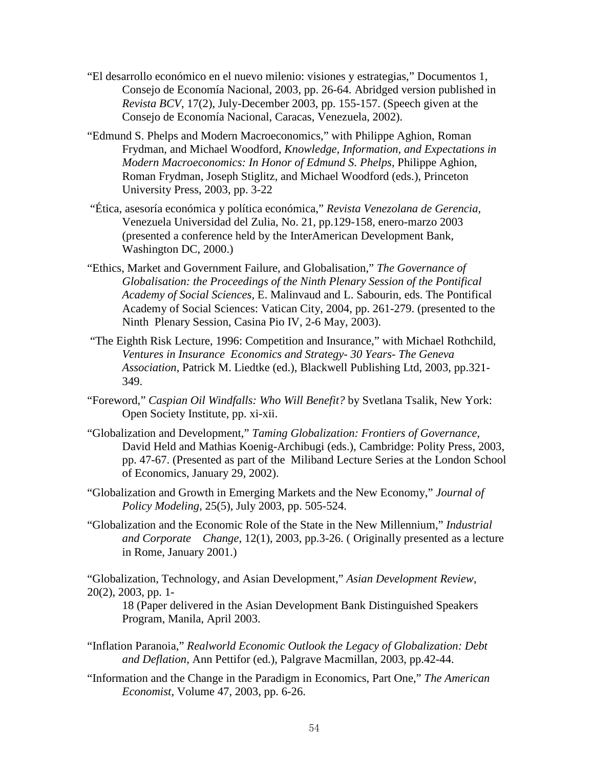"El desarrollo económico en el nuevo milenio: visiones y estrategias," Documentos 1, Consejo de Economía Nacional, 2003, pp. 26-64. Abridged version published in *Revista BCV*, 17(2), July-December 2003, pp. 155-157. (Speech given at the Consejo de Economía Nacional, Caracas, Venezuela, 2002).

"Edmund S. Phelps and Modern Macroeconomics," with Philippe Aghion, Roman Frydman, and Michael Woodford, *Knowledge, Information, and Expectations in Modern Macroeconomics: In Honor of Edmund S. Phelps*, Philippe Aghion, Roman Frydman, Joseph Stiglitz, and Michael Woodford (eds.), Princeton University Press, 2003, pp. 3-22

"Ética, asesoría económica y política económica," *Revista Venezolana de Gerencia,* Venezuela Universidad del Zulia, No. 21, pp.129-158, enero-marzo 2003 (presented a conference held by the InterAmerican Development Bank, Washington DC, 2000.)

"Ethics, Market and Government Failure, and Globalisation," *The Governance of Globalisation: the Proceedings of the Ninth Plenary Session of the Pontifical Academy of Social Sciences*, E. Malinvaud and L. Sabourin, eds. The Pontifical Academy of Social Sciences: Vatican City, 2004, pp. 261-279. (presented to the Ninth Plenary Session, Casina Pio IV, 2-6 May, 2003).

"The Eighth Risk Lecture, 1996: Competition and Insurance," with Michael Rothchild, *Ventures in Insurance Economics and Strategy- 30 Years- The Geneva Association*, Patrick M. Liedtke (ed.), Blackwell Publishing Ltd, 2003, pp.321-349.

"Foreword," *Caspian Oil Windfalls: Who Will Benefit?* by Svetlana Tsalik, New York: Open Society Institute, pp. xi-xii.

"Globalization and Development," *Taming Globalization: Frontiers of Governance*, David Held and Mathias Koenig-Archibugi (eds.), Cambridge: Polity Press, 2003, pp. 47-67. (Presented as part of the Miliband Lecture Series at the London School of Economics, January 29, 2002).

"Globalization and Growth in Emerging Markets and the New Economy," *Journal of Policy Modeling*, 25(5), July 2003, pp. 505-524.

"Globalization and the Economic Role of the State in the New Millennium," *Industrial and Corporate Change*, 12(1), 2003, pp.3-26. ( Originally presented as a lecture in Rome, January 2001.)

"Globalization, Technology, and Asian Development," *Asian Development Review*, 20(2), 2003, pp. 1-18 (Paper delivered in the Asian Development Bank Distinguished Speakers Program, Manila, April 2003.

"Inflation Paranoia," *Realworld Economic Outlook the Legacy of Globalization: Debt and Deflation*, Ann Pettifor (ed.), Palgrave Macmillan, 2003, pp.42-44.

"Information and the Change in the Paradigm in Economics, Part One," *The American Economist*, Volume 47, 2003, pp. 6-26.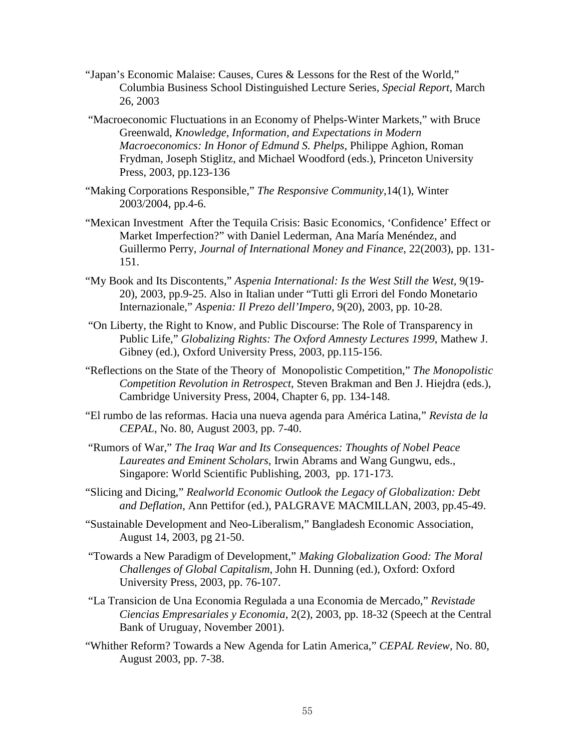"Japan's Economic Malaise: Causes, Cures & Lessons for the Rest of the World," Columbia Business School Distinguished Lecture Series, *Special Report*, March 26, 2003

"Macroeconomic Fluctuations in an Economy of Phelps-Winter Markets," with Bruce Greenwald, *Knowledge, Information, and Expectations in Modern Macroeconomics: In Honor of Edmund S. Phelps*, Philippe Aghion, Roman Frydman, Joseph Stiglitz, and Michael Woodford (eds.), Princeton University Press, 2003, pp.123-136

"Making Corporations Responsible," *The Responsive Community*,14(1), Winter 2003/2004, pp.4-6.

"Mexican Investment After the Tequila Crisis: Basic Economics, 'Confidence' Effect or Market Imperfection?" with Daniel Lederman, Ana María Menéndez, and Guillermo Perry, *Journal of International Money and Finance*, 22(2003), pp. 131-151.

"My Book and Its Discontents," *Aspenia International: Is the West Still the West*, 9(19-20), 2003, pp.9-25. Also in Italian under "Tutti gli Errori del Fondo Monetario Internazionale," *Aspenia: Il Prezo dell'Impero*, 9(20), 2003, pp. 10-28.

"On Liberty, the Right to Know, and Public Discourse: The Role of Transparency in Public Life," *Globalizing Rights: The Oxford Amnesty Lectures 1999*, Mathew J. Gibney (ed.), Oxford University Press, 2003, pp.115-156.

"Reflections on the State of the Theory of Monopolistic Competition," *The Monopolistic Competition Revolution in Retrospect*, Steven Brakman and Ben J. Hiejdra (eds.), Cambridge University Press, 2004, Chapter 6, pp. 134-148.

"El rumbo de las reformas. Hacia una nueva agenda para América Latina," *Revista de la CEPAL*, No. 80, August 2003, pp. 7-40.

"Rumors of War," *The Iraq War and Its Consequences: Thoughts of Nobel Peace Laureates and Eminent Scholars*, Irwin Abrams and Wang Gungwu, eds., Singapore: World Scientific Publishing, 2003, pp. 171-173.

"Slicing and Dicing," *Realworld Economic Outlook the Legacy of Globalization: Debt and Deflation*, Ann Pettifor (ed.), PALGRAVE MACMILLAN, 2003, pp.45-49.

"Sustainable Development and Neo-Liberalism," Bangladesh Economic Association, August 14, 2003, pg 21-50.

"Towards a New Paradigm of Development," *Making Globalization Good: The Moral Challenges of Global Capitalism*, John H. Dunning (ed.), Oxford: Oxford University Press, 2003, pp. 76-107.

"La Transicion de Una Economia Regulada a una Economia de Mercado," *Revistade Ciencias Empresariales y Economia*, 2(2), 2003, pp. 18-32 (Speech at the Central Bank of Uruguay, November 2001).

"Whither Reform? Towards a New Agenda for Latin America," *CEPAL Review*, No. 80, August 2003, pp. 7-38.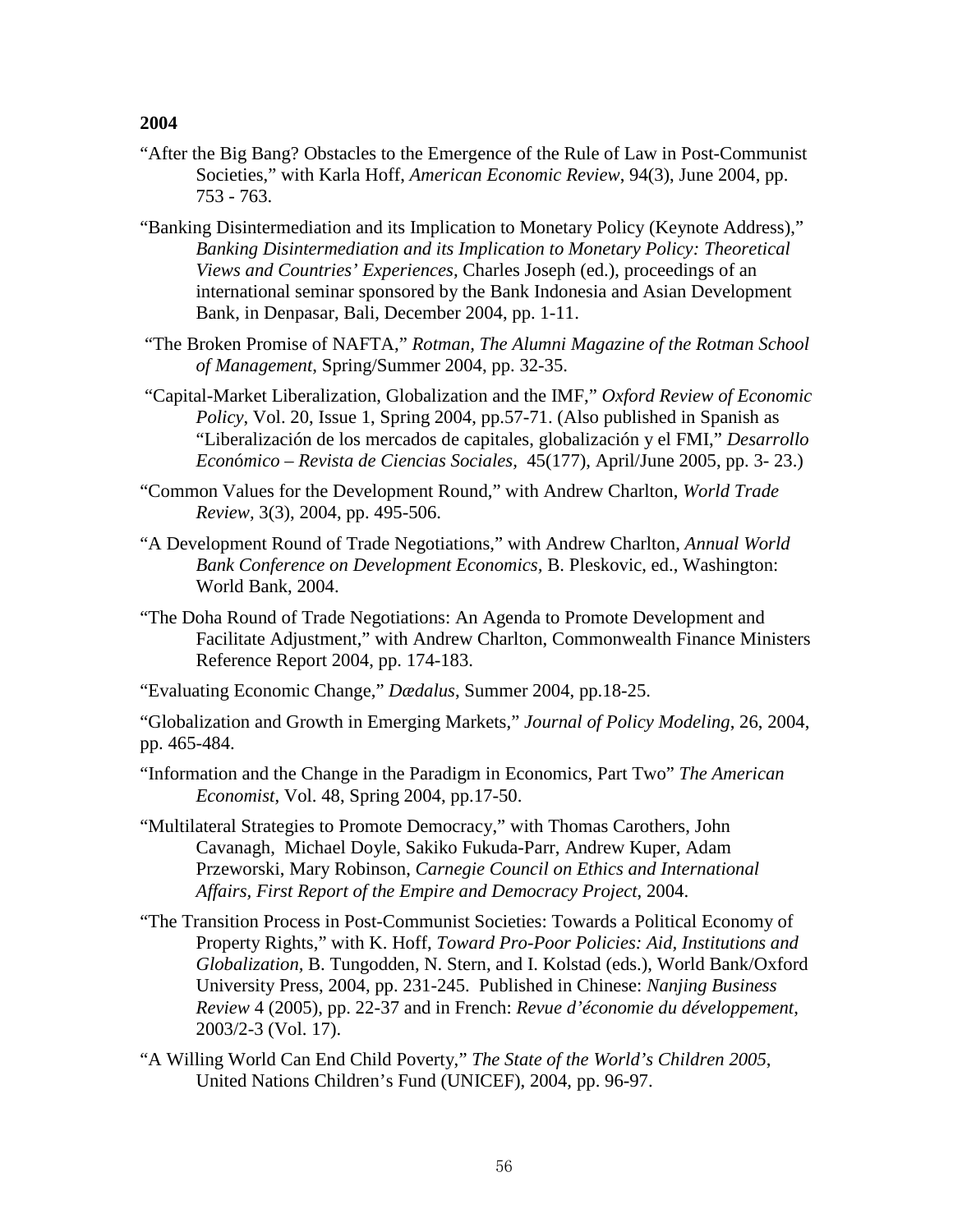**2004**

"After the Big Bang? Obstacles to the Emergence of the Rule of Law in Post-Communist Societies," with Karla Hoff, *American Economic Review*, 94(3), June 2004, pp. 753 - 763.

"Banking Disintermediation and its Implication to Monetary Policy (Keynote Address)," *Banking Disintermediation and its Implication to Monetary Policy: Theoretical Views and Countries' Experiences,* Charles Joseph (ed.), proceedings of an international seminar sponsored by the Bank Indonesia and Asian Development Bank, in Denpasar, Bali, December 2004, pp. 1-11.

"The Broken Promise of NAFTA," *Rotman, The Alumni Magazine of the Rotman School of Management*, Spring/Summer 2004, pp. 32-35.

"Capital-Market Liberalization, Globalization and the IMF," *Oxford Review of Economic Policy*, Vol. 20, Issue 1, Spring 2004, pp.57-71. (Also published in Spanish as "Liberalización de los mercados de capitales, globalización y el FMI," *Desarrollo Económico – Revista de Ciencias Sociales*, 45(177), April/June 2005, pp. 3- 23.)

"Common Values for the Development Round," with Andrew Charlton, *World Trade Review*, 3(3), 2004, pp. 495-506.

"A Development Round of Trade Negotiations," with Andrew Charlton, *Annual World Bank Conference on Development Economics*, B. Pleskovic, ed., Washington: World Bank, 2004.

"The Doha Round of Trade Negotiations: An Agenda to Promote Development and Facilitate Adjustment," with Andrew Charlton, Commonwealth Finance Ministers Reference Report 2004, pp. 174-183.

"Evaluating Economic Change," *Dædalus*, Summer 2004, pp.18-25.

"Globalization and Growth in Emerging Markets," *Journal of Policy Modeling*, 26, 2004, pp. 465-484.

"Information and the Change in the Paradigm in Economics, Part Two" *The American Economist*, Vol. 48, Spring 2004, pp.17-50.

"Multilateral Strategies to Promote Democracy," with Thomas Carothers, John Cavanagh, Michael Doyle, Sakiko Fukuda-Parr, Andrew Kuper, Adam Przeworski, Mary Robinson, *Carnegie Council on Ethics and International Affairs, First Report of the Empire and Democracy Project*, 2004.

"The Transition Process in Post-Communist Societies: Towards a Political Economy of Property Rights," with K. Hoff, *Toward Pro-Poor Policies: Aid, Institutions and Globalization*, B. Tungodden, N. Stern, and I. Kolstad (eds.), World Bank/Oxford University Press, 2004, pp. 231-245. Published in Chinese: *Nanjing Business Review* 4 (2005), pp. 22-37 and in French: *Revue d'économie du développement*, 2003/2-3 (Vol. 17).

"A Willing World Can End Child Poverty," *The State of the World's Children 2005*, United Nations Children's Fund (UNICEF), 2004, pp. 96-97.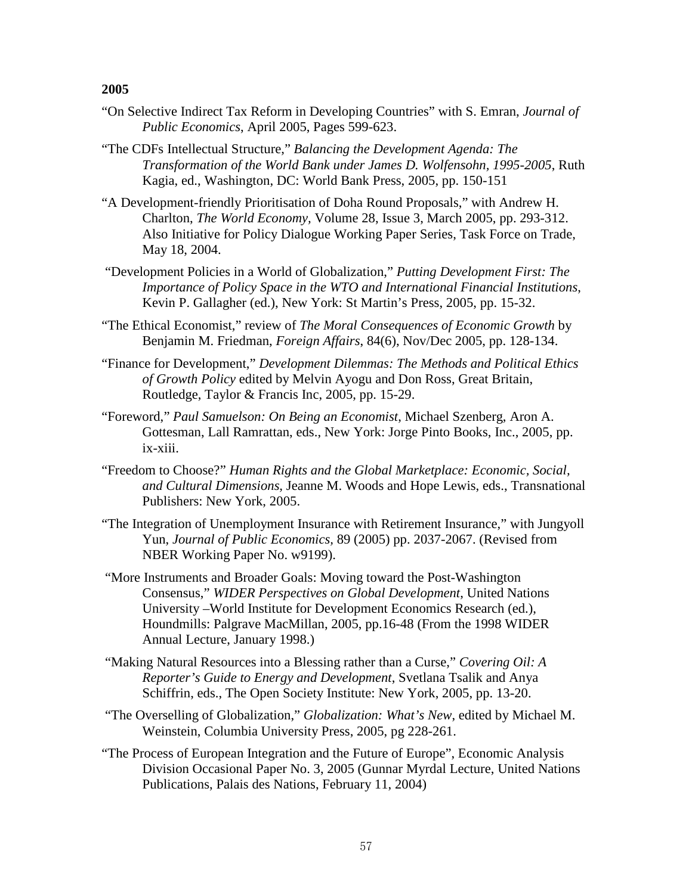**2005**

"On Selective Indirect Tax Reform in Developing Countries" with S. Emran, *Journal of Public Economics*, April 2005, Pages 599-623.

"The CDFs Intellectual Structure," *Balancing the Development Agenda: The Transformation of the World Bank under James D. Wolfensohn, 1995-2005*, Ruth Kagia, ed., Washington, DC: World Bank Press, 2005, pp. 150-151

"A Development-friendly Prioritisation of Doha Round Proposals," with Andrew H. Charlton, *The World Economy*, Volume 28, Issue 3, March 2005, pp. 293-312. Also Initiative for Policy Dialogue Working Paper Series, Task Force on Trade, May 18, 2004.

"Development Policies in a World of Globalization," *Putting Development First: The Importance of Policy Space in the WTO and International Financial Institutions*, Kevin P. Gallagher (ed.), New York: St Martin's Press, 2005, pp. 15-32.

"The Ethical Economist," review of *The Moral Consequences of Economic Growth* by Benjamin M. Friedman, *Foreign Affairs*, 84(6), Nov/Dec 2005, pp. 128-134.

"Finance for Development," *Development Dilemmas: The Methods and Political Ethics of Growth Policy* edited by Melvin Ayogu and Don Ross, Great Britain, Routledge, Taylor & Francis Inc, 2005, pp. 15-29.

"Foreword," *Paul Samuelson: On Being an Economist*, Michael Szenberg, Aron A. Gottesman, Lall Ramrattan, eds., New York: Jorge Pinto Books, Inc., 2005, pp. ix-xiii.

"Freedom to Choose?" *Human Rights and the Global Marketplace: Economic, Social, and Cultural Dimensions,* Jeanne M. Woods and Hope Lewis, eds., Transnational Publishers: New York, 2005.

"The Integration of Unemployment Insurance with Retirement Insurance," with Jungyoll Yun, *Journal of Public Economics,* 89 (2005) pp. 2037-2067. (Revised from NBER Working Paper No. w9199).

"More Instruments and Broader Goals: Moving toward the Post-Washington Consensus," *WIDER Perspectives on Global Development*, United Nations University –World Institute for Development Economics Research (ed.), Houndmills: Palgrave MacMillan, 2005, pp.16-48 (From the 1998 WIDER Annual Lecture, January 1998.)

"Making Natural Resources into a Blessing rather than a Curse," *Covering Oil: A Reporter's Guide to Energy and Development*, Svetlana Tsalik and Anya Schiffrin, eds., The Open Society Institute: New York, 2005, pp. 13-20.

"The Overselling of Globalization," *Globalization: What's New*, edited by Michael M. Weinstein, Columbia University Press, 2005, pg 228-261.

"The Process of European Integration and the Future of Europe", Economic Analysis Division Occasional Paper No. 3, 2005 (Gunnar Myrdal Lecture, United Nations Publications, Palais des Nations, February 11, 2004)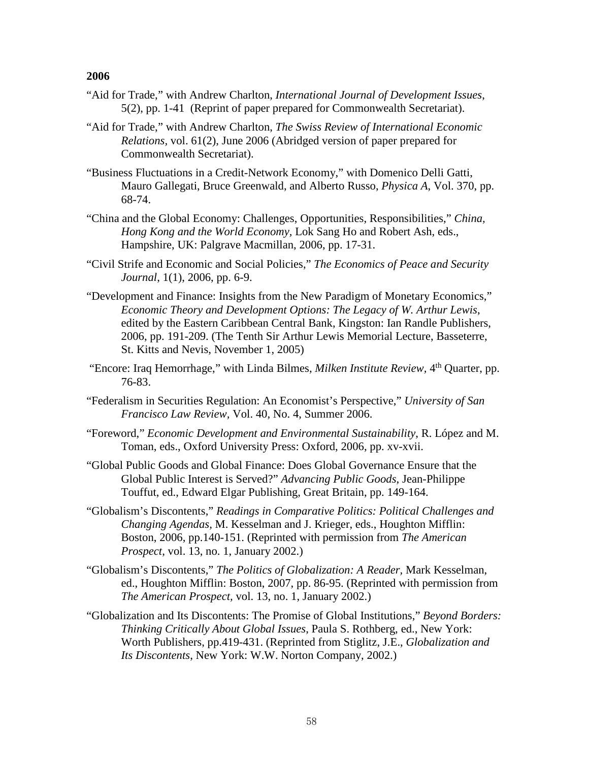**2006**

"Aid for Trade," with Andrew Charlton, *International Journal of Development Issues*, 5(2), pp. 1-41 (Reprint of paper prepared for Commonwealth Secretariat).

"Aid for Trade," with Andrew Charlton, *The Swiss Review of International Economic Relations*, vol. 61(2), June 2006 (Abridged version of paper prepared for Commonwealth Secretariat).

"Business Fluctuations in a Credit-Network Economy," with Domenico Delli Gatti, Mauro Gallegati, Bruce Greenwald, and Alberto Russo, *Physica A*, Vol. 370, pp. 68-74.

"China and the Global Economy: Challenges, Opportunities, Responsibilities," *China, Hong Kong and the World Economy*, Lok Sang Ho and Robert Ash, eds., Hampshire, UK: Palgrave Macmillan, 2006, pp. 17-31.

"Civil Strife and Economic and Social Policies," *The Economics of Peace and Security Journal*, 1(1), 2006, pp. 6-9.

"Development and Finance: Insights from the New Paradigm of Monetary Economics," *Economic Theory and Development Options: The Legacy of W. Arthur Lewis*, edited by the Eastern Caribbean Central Bank, Kingston: Ian Randle Publishers, 2006, pp. 191-209. (The Tenth Sir Arthur Lewis Memorial Lecture, Basseterre, St. Kitts and Nevis, November 1, 2005)

"Encore: Iraq Hemorrhage," with Linda Bilmes, *Milken Institute Review*, 4th Quarter, pp. 76-83.

"Federalism in Securities Regulation: An Economist's Perspective," *University of San Francisco Law Review*, Vol. 40, No. 4, Summer 2006.

"Foreword," *Economic Development and Environmental Sustainability*, R. López and M. Toman, eds., Oxford University Press: Oxford, 2006, pp. xv-xvii.

"Global Public Goods and Global Finance: Does Global Governance Ensure that the Global Public Interest is Served?" *Advancing Public Goods*, Jean-Philippe Touffut, ed., Edward Elgar Publishing, Great Britain, pp. 149-164.

"Globalism's Discontents," *Readings in Comparative Politics: Political Challenges and Changing Agendas*, M. Kesselman and J. Krieger, eds., Houghton Mifflin: Boston, 2006, pp.140-151. (Reprinted with permission from *The American Prospect*, vol. 13, no. 1, January 2002.)

"Globalism's Discontents," *The Politics of Globalization: A Reader*, Mark Kesselman, ed., Houghton Mifflin: Boston, 2007, pp. 86-95. (Reprinted with permission from *The American Prospect*, vol. 13, no. 1, January 2002.)

"Globalization and Its Discontents: The Promise of Global Institutions," *Beyond Borders: Thinking Critically About Global Issues*, Paula S. Rothberg, ed., New York: Worth Publishers, pp.419-431. (Reprinted from Stiglitz, J.E., *Globalization and Its Discontents*, New York: W.W. Norton Company, 2002.)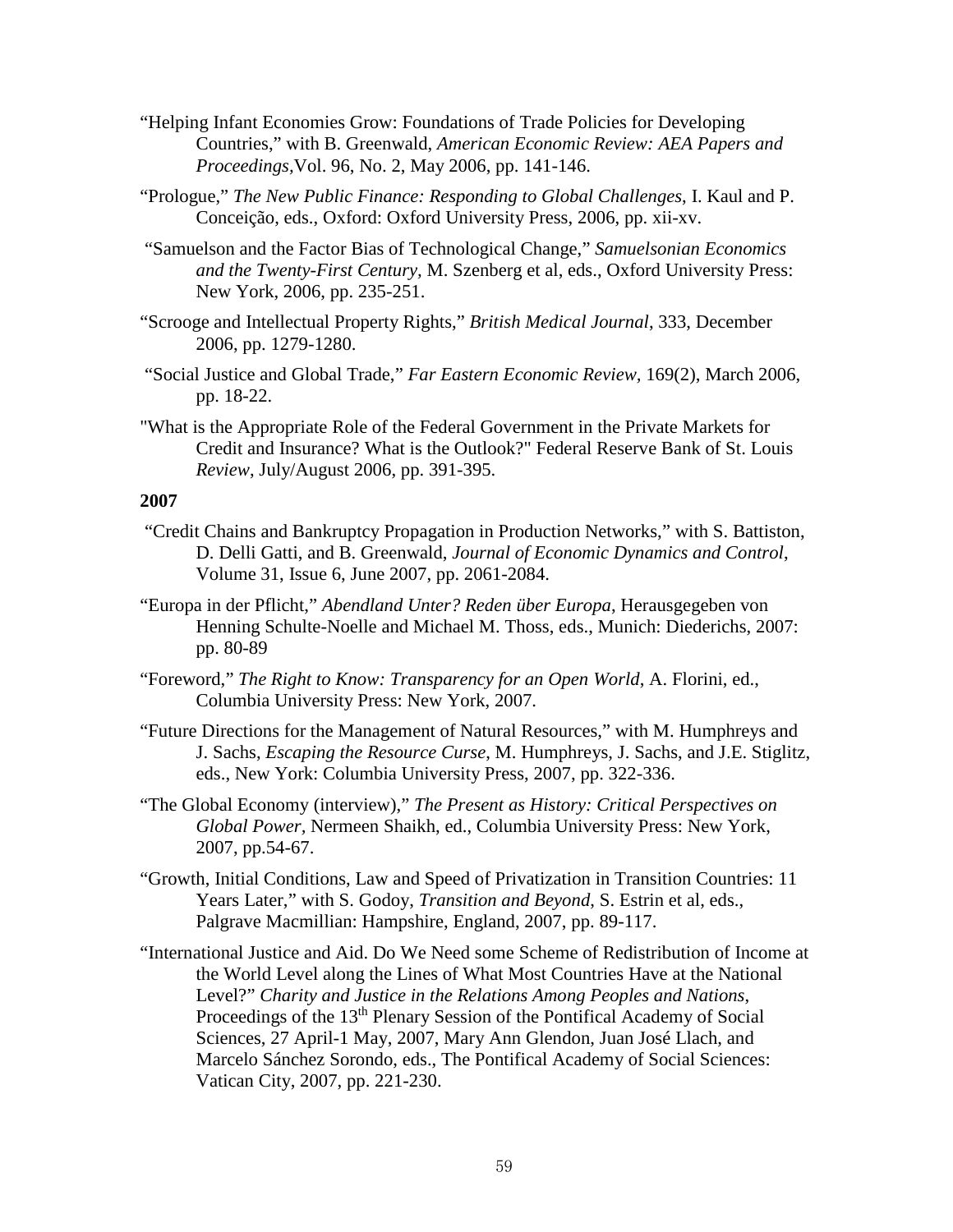"Helping Infant Economies Grow: Foundations of Trade Policies for Developing Countries," with B. Greenwald, *American Economic Review: AEA Papers and Proceedings*,Vol. 96, No. 2, May 2006, pp. 141-146.

"Prologue," *The New Public Finance: Responding to Global Challenges*, I. Kaul and P. Conceição, eds., Oxford: Oxford University Press, 2006, pp. xii-xv.

"Samuelson and the Factor Bias of Technological Change," *Samuelsonian Economics and the Twenty-First Century*, M. Szenberg et al, eds., Oxford University Press: New York, 2006, pp. 235-251.

"Scrooge and Intellectual Property Rights," *British Medical Journal*, 333, December 2006, pp. 1279-1280.

"Social Justice and Global Trade," *Far Eastern Economic Review,* 169(2), March 2006, pp. 18-22.

"What is the Appropriate Role of the Federal Government in the Private Markets for Credit and Insurance? What is the Outlook?" Federal Reserve Bank of St. Louis *Review*, July/August 2006, pp. 391-395.

**2007**

"Credit Chains and Bankruptcy Propagation in Production Networks," with S. Battiston, D. Delli Gatti, and B. Greenwald, *Journal of Economic Dynamics and Control*, Volume 31, Issue 6, June 2007, pp. 2061-2084.

"Europa in der Pflicht," *Abendland Unter? Reden über Europa*, Herausgegeben von Henning Schulte-Noelle and Michael M. Thoss, eds., Munich: Diederichs, 2007: pp. 80-89

"Foreword," *The Right to Know: Transparency for an Open World*, A. Florini, ed., Columbia University Press: New York, 2007.

"Future Directions for the Management of Natural Resources," with M. Humphreys and J. Sachs, *Escaping the Resource Curse*, M. Humphreys, J. Sachs, and J.E. Stiglitz, eds., New York: Columbia University Press, 2007, pp. 322-336.

"The Global Economy (interview)," *The Present as History: Critical Perspectives on Global Power*, Nermeen Shaikh, ed., Columbia University Press: New York, 2007, pp.54-67.

"Growth, Initial Conditions, Law and Speed of Privatization in Transition Countries: 11 Years Later," with S. Godoy, *Transition and Beyond*, S. Estrin et al, eds., Palgrave Macmillian: Hampshire, England, 2007, pp. 89-117.

"International Justice and Aid. Do We Need some Scheme of Redistribution of Income at the World Level along the Lines of What Most Countries Have at the National Level?" *Charity and Justice in the Relations Among Peoples and Nations*, Proceedings of the 13th Plenary Session of the Pontifical Academy of Social Sciences, 27 April-1 May, 2007, Mary Ann Glendon, Juan José Llach, and Marcelo Sánchez Sorondo, eds., The Pontifical Academy of Social Sciences: Vatican City, 2007, pp. 221-230.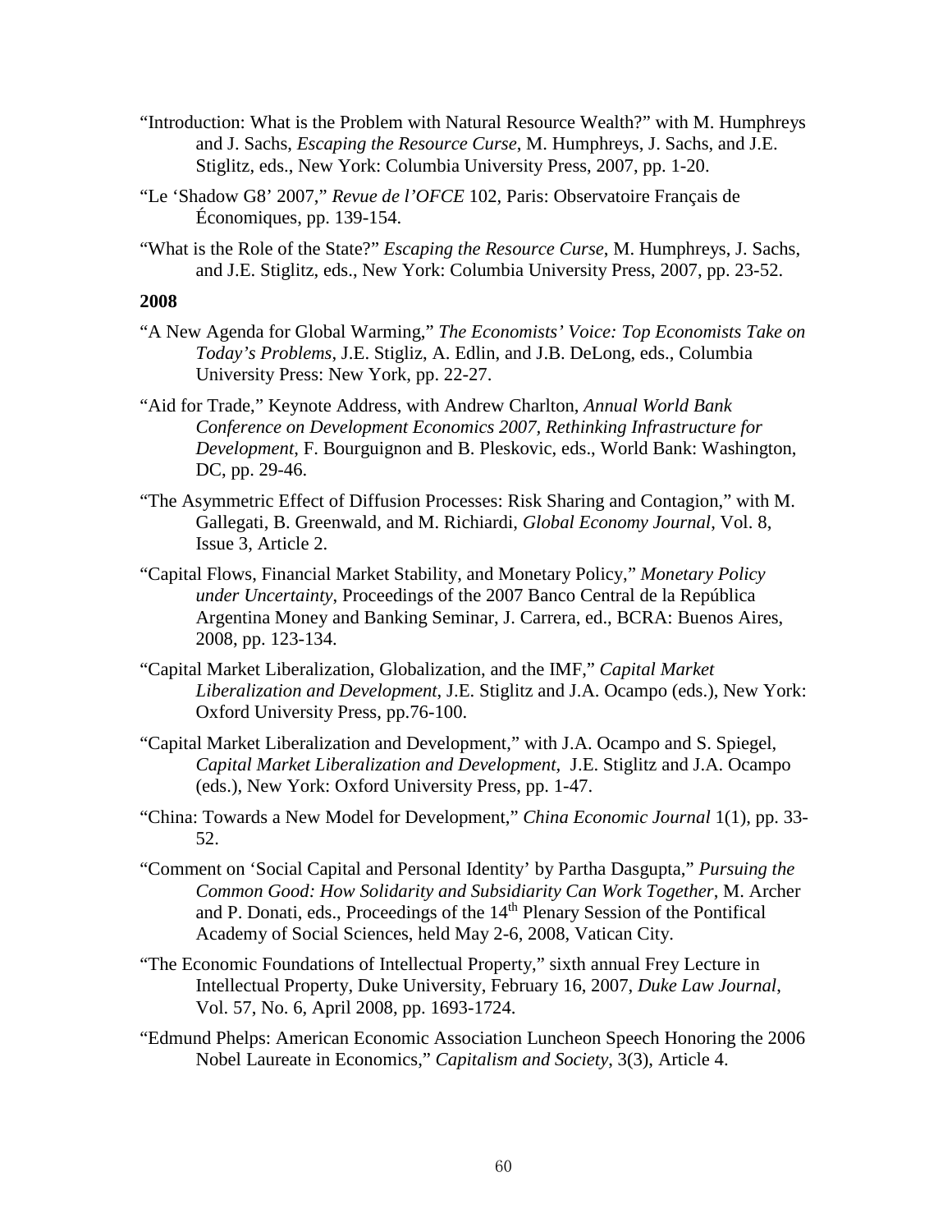"Introduction: What is the Problem with Natural Resource Wealth?" with M. Humphreys and J. Sachs, *Escaping the Resource Curse*, M. Humphreys, J. Sachs, and J.E. Stiglitz, eds., New York: Columbia University Press, 2007, pp. 1-20.

"Le 'Shadow G8' 2007," *Revue de l'OFCE* 102, Paris: Observatoire Français de Économiques, pp. 139-154.

"What is the Role of the State?" *Escaping the Resource Curse*, M. Humphreys, J. Sachs, and J.E. Stiglitz, eds., New York: Columbia University Press, 2007, pp. 23-52.

**2008**

"A New Agenda for Global Warming," *The Economists' Voice: Top Economists Take on Today's Problems*, J.E. Stigliz, A. Edlin, and J.B. DeLong, eds., Columbia University Press: New York, pp. 22-27.

"Aid for Trade," Keynote Address, with Andrew Charlton, *Annual World Bank Conference on Development Economics 2007, Rethinking Infrastructure for Development*, F. Bourguignon and B. Pleskovic, eds., World Bank: Washington, DC, pp. 29-46.

"The Asymmetric Effect of Diffusion Processes: Risk Sharing and Contagion," with M. Gallegati, B. Greenwald, and M. Richiardi, *Global Economy Journal*, Vol. 8, Issue 3, Article 2.

"Capital Flows, Financial Market Stability, and Monetary Policy," *Monetary Policy under Uncertainty*, Proceedings of the 2007 Banco Central de la República Argentina Money and Banking Seminar, J. Carrera, ed., BCRA: Buenos Aires, 2008, pp. 123-134.

"Capital Market Liberalization, Globalization, and the IMF," *Capital Market Liberalization and Development*, J.E. Stiglitz and J.A. Ocampo (eds.), New York: Oxford University Press, pp.76-100.

"Capital Market Liberalization and Development," with J.A. Ocampo and S. Spiegel, *Capital Market Liberalization and Development,* J.E. Stiglitz and J.A. Ocampo (eds.), New York: Oxford University Press, pp. 1-47.

"China: Towards a New Model for Development," *China Economic Journal* 1(1), pp. 33-52.

"Comment on 'Social Capital and Personal Identity' by Partha Dasgupta," *Pursuing the Common Good: How Solidarity and Subsidiarity Can Work Together*, M. Archer and P. Donati, eds., Proceedings of the 14th Plenary Session of the Pontifical Academy of Social Sciences, held May 2-6, 2008, Vatican City.

"The Economic Foundations of Intellectual Property," sixth annual Frey Lecture in Intellectual Property, Duke University, February 16, 2007, *Duke Law Journal*, Vol. 57, No. 6, April 2008, pp. 1693-1724.

"Edmund Phelps: American Economic Association Luncheon Speech Honoring the 2006 Nobel Laureate in Economics," *Capitalism and Society*, 3(3), Article 4.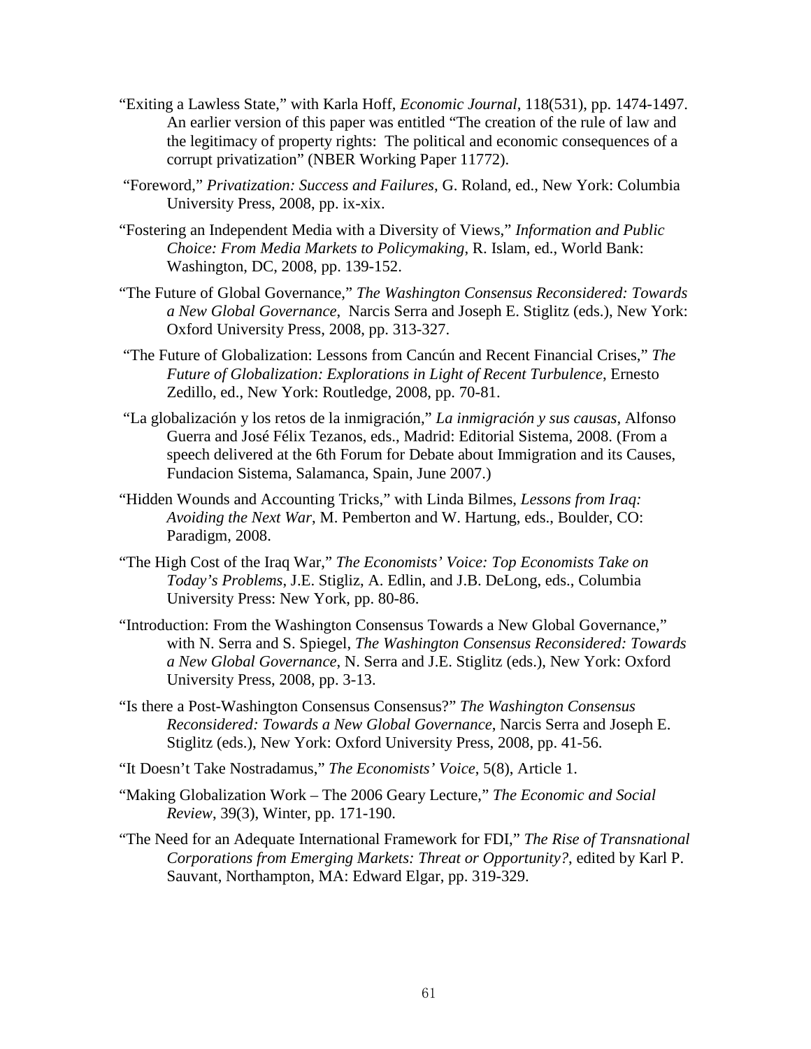"Exiting a Lawless State," with Karla Hoff, *Economic Journal*, 118(531), pp. 1474-1497. An earlier version of this paper was entitled "The creation of the rule of law and the legitimacy of property rights: The political and economic consequences of a corrupt privatization" (NBER Working Paper 11772).

"Foreword," *Privatization: Success and Failures*, G. Roland, ed., New York: Columbia University Press, 2008, pp. ix-xix.

"Fostering an Independent Media with a Diversity of Views," *Information and Public Choice: From Media Markets to Policymaking*, R. Islam, ed., World Bank: Washington, DC, 2008, pp. 139-152.

"The Future of Global Governance," *The Washington Consensus Reconsidered: Towards a New Global Governance*, Narcis Serra and Joseph E. Stiglitz (eds.), New York: Oxford University Press, 2008, pp. 313-327.

"The Future of Globalization: Lessons from Cancún and Recent Financial Crises," *The Future of Globalization: Explorations in Light of Recent Turbulence*, Ernesto Zedillo, ed., New York: Routledge, 2008, pp. 70-81.

"La globalización y los retos de la inmigración," *La inmigración y sus causas*, Alfonso Guerra and José Félix Tezanos, eds., Madrid: Editorial Sistema, 2008. (From a speech delivered at the 6th Forum for Debate about Immigration and its Causes, Fundacion Sistema, Salamanca, Spain, June 2007.)

"Hidden Wounds and Accounting Tricks," with Linda Bilmes, *Lessons from Iraq: Avoiding the Next War*, M. Pemberton and W. Hartung, eds., Boulder, CO: Paradigm, 2008.

"The High Cost of the Iraq War," *The Economists' Voice: Top Economists Take on Today's Problems*, J.E. Stigliz, A. Edlin, and J.B. DeLong, eds., Columbia University Press: New York, pp. 80-86.

"Introduction: From the Washington Consensus Towards a New Global Governance," with N. Serra and S. Spiegel, *The Washington Consensus Reconsidered: Towards a New Global Governance*, N. Serra and J.E. Stiglitz (eds.), New York: Oxford University Press, 2008, pp. 3-13.

"Is there a Post-Washington Consensus Consensus?" *The Washington Consensus Reconsidered: Towards a New Global Governance*, Narcis Serra and Joseph E. Stiglitz (eds.), New York: Oxford University Press, 2008, pp. 41-56.

"It Doesn't Take Nostradamus," *The Economists' Voice*, 5(8), Article 1.

"Making Globalization Work – The 2006 Geary Lecture," *The Economic and Social Review*, 39(3), Winter, pp. 171-190.

"The Need for an Adequate International Framework for FDI," *The Rise of Transnational Corporations from Emerging Markets: Threat or Opportunity?*, edited by Karl P. Sauvant, Northampton, MA: Edward Elgar, pp. 319-329.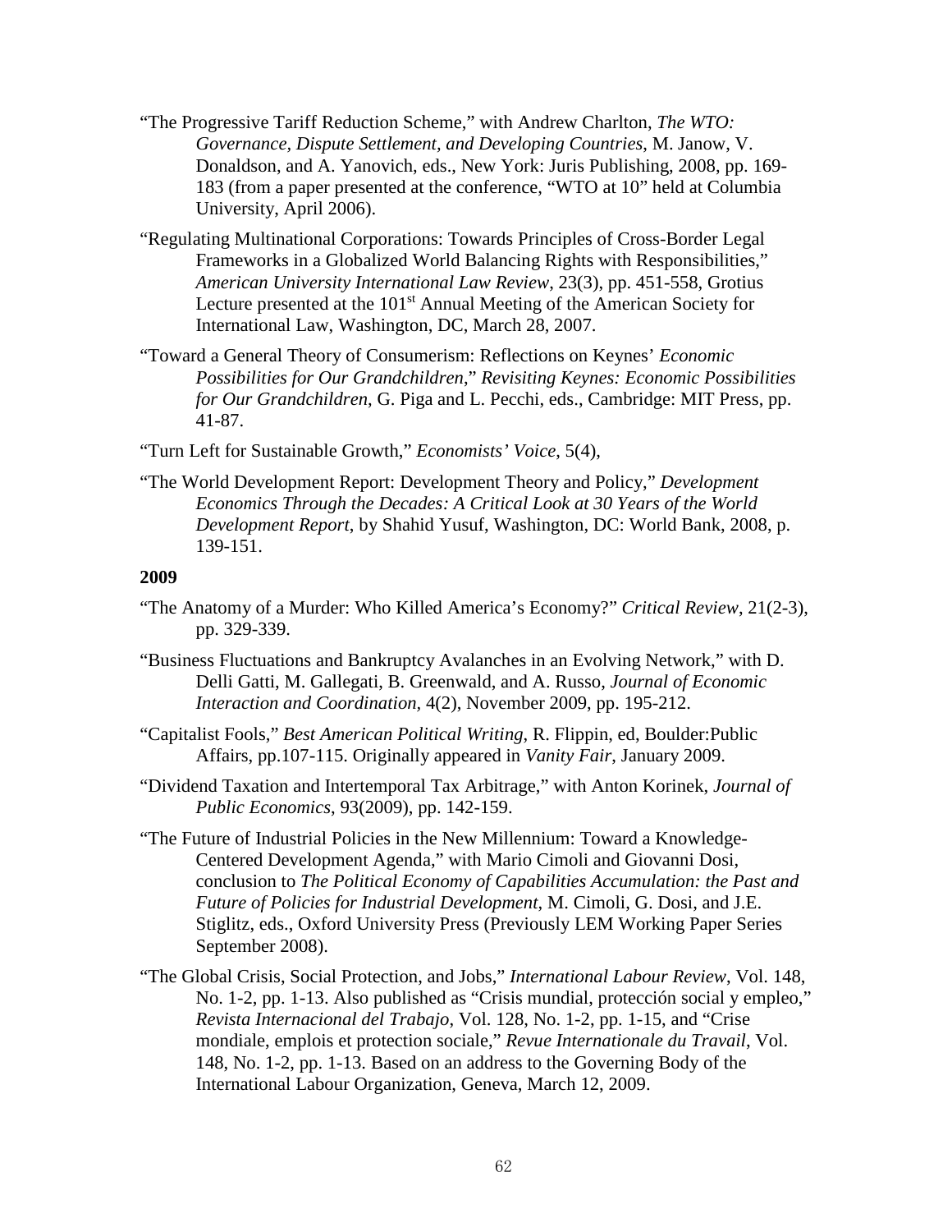"The Progressive Tariff Reduction Scheme," with Andrew Charlton, *The WTO: Governance, Dispute Settlement, and Developing Countries*, M. Janow, V. Donaldson, and A. Yanovich, eds., New York: Juris Publishing, 2008, pp. 169-183 (from a paper presented at the conference, "WTO at 10" held at Columbia University, April 2006).

"Regulating Multinational Corporations: Towards Principles of Cross-Border Legal Frameworks in a Globalized World Balancing Rights with Responsibilities," *American University International Law Review*, 23(3), pp. 451-558, Grotius Lecture presented at the 101st Annual Meeting of the American Society for International Law, Washington, DC, March 28, 2007.

"Toward a General Theory of Consumerism: Reflections on Keynes' *Economic Possibilities for Our Grandchildren*," *Revisiting Keynes: Economic Possibilities for Our Grandchildren*, G. Piga and L. Pecchi, eds., Cambridge: MIT Press, pp. 41-87.

"Turn Left for Sustainable Growth," *Economists' Voice*, 5(4),

"The World Development Report: Development Theory and Policy," *Development Economics Through the Decades: A Critical Look at 30 Years of the World Development Report*, by Shahid Yusuf, Washington, DC: World Bank, 2008, p. 139-151.

**2009**

"The Anatomy of a Murder: Who Killed America's Economy?" *Critical Review*, 21(2-3), pp. 329-339.

"Business Fluctuations and Bankruptcy Avalanches in an Evolving Network," with D. Delli Gatti, M. Gallegati, B. Greenwald, and A. Russo, *Journal of Economic Interaction and Coordination*, 4(2), November 2009, pp. 195-212.

"Capitalist Fools," *Best American Political Writing*, R. Flippin, ed, Boulder:Public Affairs, pp.107-115. Originally appeared in *Vanity Fair*, January 2009.

"Dividend Taxation and Intertemporal Tax Arbitrage," with Anton Korinek, *Journal of Public Economics*, 93(2009), pp. 142-159.

"The Future of Industrial Policies in the New Millennium: Toward a Knowledge-Centered Development Agenda," with Mario Cimoli and Giovanni Dosi, conclusion to *The Political Economy of Capabilities Accumulation: the Past and Future of Policies for Industrial Development*, M. Cimoli, G. Dosi, and J.E. Stiglitz, eds., Oxford University Press (Previously LEM Working Paper Series September 2008).

"The Global Crisis, Social Protection, and Jobs," *International Labour Review*, Vol. 148, No. 1-2, pp. 1-13. Also published as "Crisis mundial, protección social y empleo," *Revista Internacional del Trabajo*, Vol. 128, No. 1-2, pp. 1-15, and "Crise mondiale, emplois et protection sociale," *Revue Internationale du Travail*, Vol. 148, No. 1-2, pp. 1-13. Based on an address to the Governing Body of the International Labour Organization, Geneva, March 12, 2009.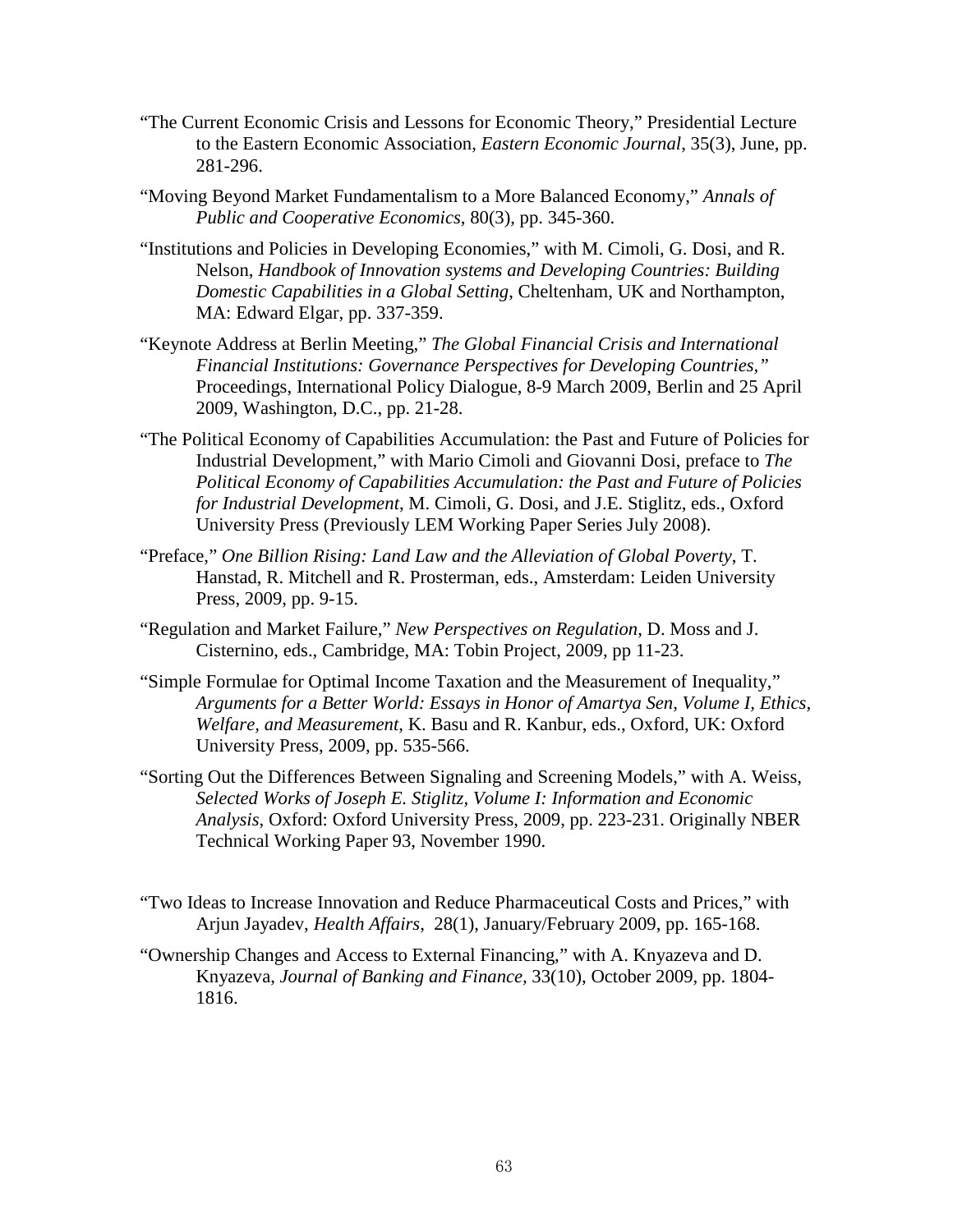"The Current Economic Crisis and Lessons for Economic Theory," Presidential Lecture to the Eastern Economic Association, *Eastern Economic Journal*, 35(3), June, pp. 281-296.

"Moving Beyond Market Fundamentalism to a More Balanced Economy," *Annals of Public and Cooperative Economics*, 80(3), pp. 345-360.

"Institutions and Policies in Developing Economies," with M. Cimoli, G. Dosi, and R. Nelson, *Handbook of Innovation systems and Developing Countries: Building Domestic Capabilities in a Global Setting*, Cheltenham, UK and Northampton, MA: Edward Elgar, pp. 337-359.

"Keynote Address at Berlin Meeting," *The Global Financial Crisis and International Financial Institutions: Governance Perspectives for Developing Countries,"* Proceedings, International Policy Dialogue, 8-9 March 2009, Berlin and 25 April 2009, Washington, D.C., pp. 21-28.

"The Political Economy of Capabilities Accumulation: the Past and Future of Policies for Industrial Development," with Mario Cimoli and Giovanni Dosi, preface to *The Political Economy of Capabilities Accumulation: the Past and Future of Policies for Industrial Development*, M. Cimoli, G. Dosi, and J.E. Stiglitz, eds., Oxford University Press (Previously LEM Working Paper Series July 2008).

"Preface," *One Billion Rising: Land Law and the Alleviation of Global Poverty*, T. Hanstad, R. Mitchell and R. Prosterman, eds., Amsterdam: Leiden University Press, 2009, pp. 9-15.

"Regulation and Market Failure," *New Perspectives on Regulation*, D. Moss and J. Cisternino, eds., Cambridge, MA: Tobin Project, 2009, pp 11-23.

"Simple Formulae for Optimal Income Taxation and the Measurement of Inequality," *Arguments for a Better World: Essays in Honor of Amartya Sen, Volume I, Ethics, Welfare, and Measurement*, K. Basu and R. Kanbur, eds., Oxford, UK: Oxford University Press, 2009, pp. 535-566.

"Sorting Out the Differences Between Signaling and Screening Models," with A. Weiss, *Selected Works of Joseph E. Stiglitz, Volume I: Information and Economic Analysis*, Oxford: Oxford University Press, 2009, pp. 223-231. Originally NBER Technical Working Paper 93, November 1990.

"Two Ideas to Increase Innovation and Reduce Pharmaceutical Costs and Prices," with Arjun Jayadev, *Health Affairs*, 28(1), January/February 2009, pp. 165-168.

"Ownership Changes and Access to External Financing," with A. Knyazeva and D. Knyazeva, *Journal of Banking and Finance*, 33(10), October 2009, pp. 1804-1816.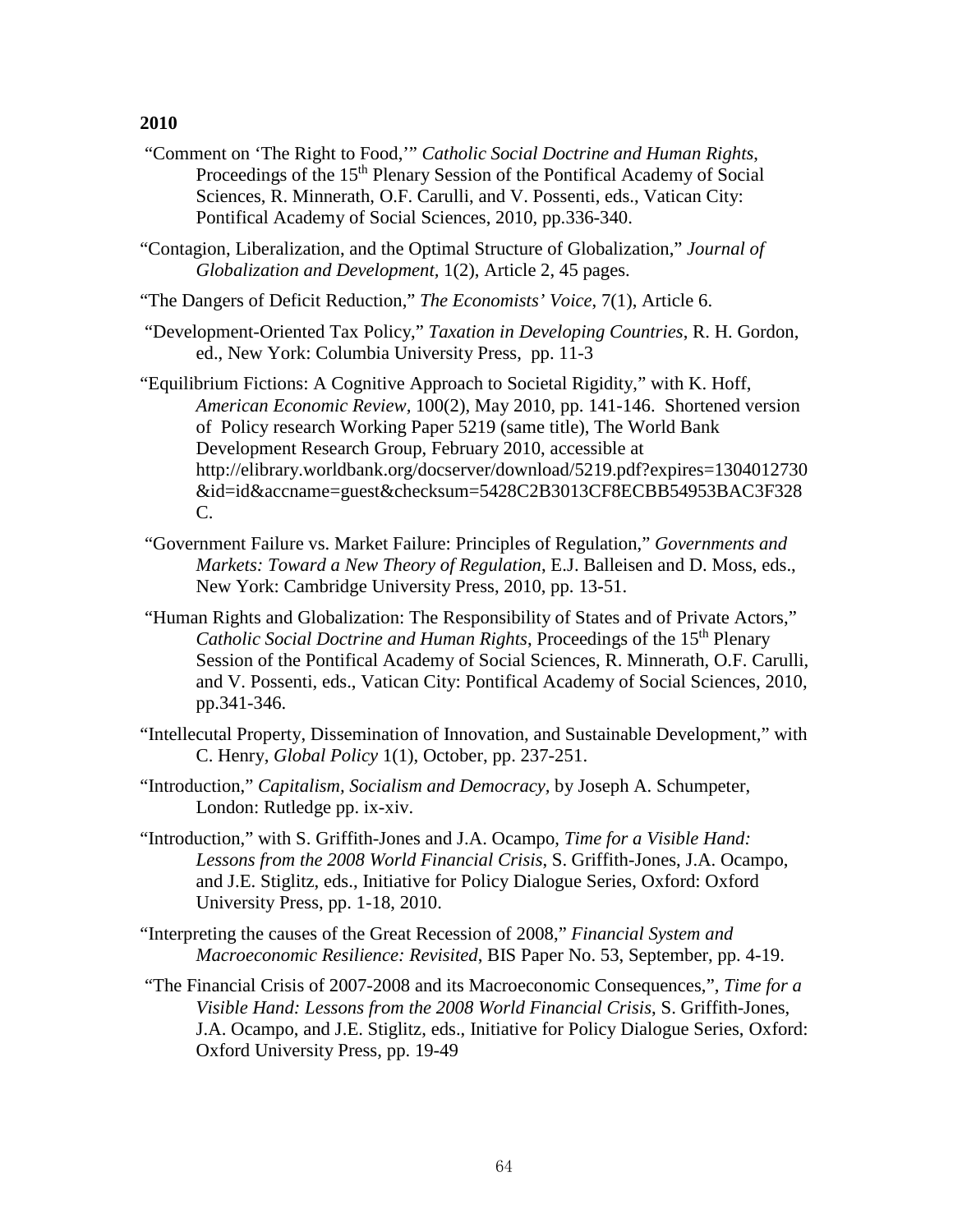**2010**

"Comment on 'The Right to Food,'" *Catholic Social Doctrine and Human Rights*, Proceedings of the 15th Plenary Session of the Pontifical Academy of Social Sciences, R. Minnerath, O.F. Carulli, and V. Possenti, eds., Vatican City: Pontifical Academy of Social Sciences, 2010, pp.336-340.

"Contagion, Liberalization, and the Optimal Structure of Globalization," *Journal of Globalization and Development*, 1(2), Article 2, 45 pages.

"The Dangers of Deficit Reduction," *The Economists' Voice*, 7(1), Article 6.

"Development-Oriented Tax Policy," *Taxation in Developing Countries*, R. H. Gordon, ed., New York: Columbia University Press, pp. 11-3

"Equilibrium Fictions: A Cognitive Approach to Societal Rigidity," with K. Hoff, *American Economic Review*, 100(2), May 2010, pp. 141-146. Shortened version of Policy research Working Paper 5219 (same title), The World Bank Development Research Group, February 2010, accessible at http://elibrary.worldbank.org/docserver/download/5219.pdf?expires=1304012730&id=id&accname=guest&checksum=5428C2B3013CF8ECBB54953BAC3F328C.

"Government Failure vs. Market Failure: Principles of Regulation," *Governments and Markets: Toward a New Theory of Regulation*, E.J. Balleisen and D. Moss, eds., New York: Cambridge University Press, 2010, pp. 13-51.

"Human Rights and Globalization: The Responsibility of States and of Private Actors," *Catholic Social Doctrine and Human Rights*, Proceedings of the 15th Plenary Session of the Pontifical Academy of Social Sciences, R. Minnerath, O.F. Carulli, and V. Possenti, eds., Vatican City: Pontifical Academy of Social Sciences, 2010, pp.341-346.

"Intellecutal Property, Dissemination of Innovation, and Sustainable Development," with C. Henry, *Global Policy* 1(1), October, pp. 237-251.

"Introduction," *Capitalism, Socialism and Democracy*, by Joseph A. Schumpeter, London: Rutledge pp. ix-xiv.

"Introduction," with S. Griffith-Jones and J.A. Ocampo, *Time for a Visible Hand: Lessons from the 2008 World Financial Crisis*, S. Griffith-Jones, J.A. Ocampo, and J.E. Stiglitz, eds., Initiative for Policy Dialogue Series, Oxford: Oxford University Press, pp. 1-18, 2010.

"Interpreting the causes of the Great Recession of 2008," *Financial System and Macroeconomic Resilience: Revisited*, BIS Paper No. 53, September, pp. 4-19.

"The Financial Crisis of 2007-2008 and its Macroeconomic Consequences,", *Time for a Visible Hand: Lessons from the 2008 World Financial Crisis*, S. Griffith-Jones, J.A. Ocampo, and J.E. Stiglitz, eds., Initiative for Policy Dialogue Series, Oxford: Oxford University Press, pp. 19-49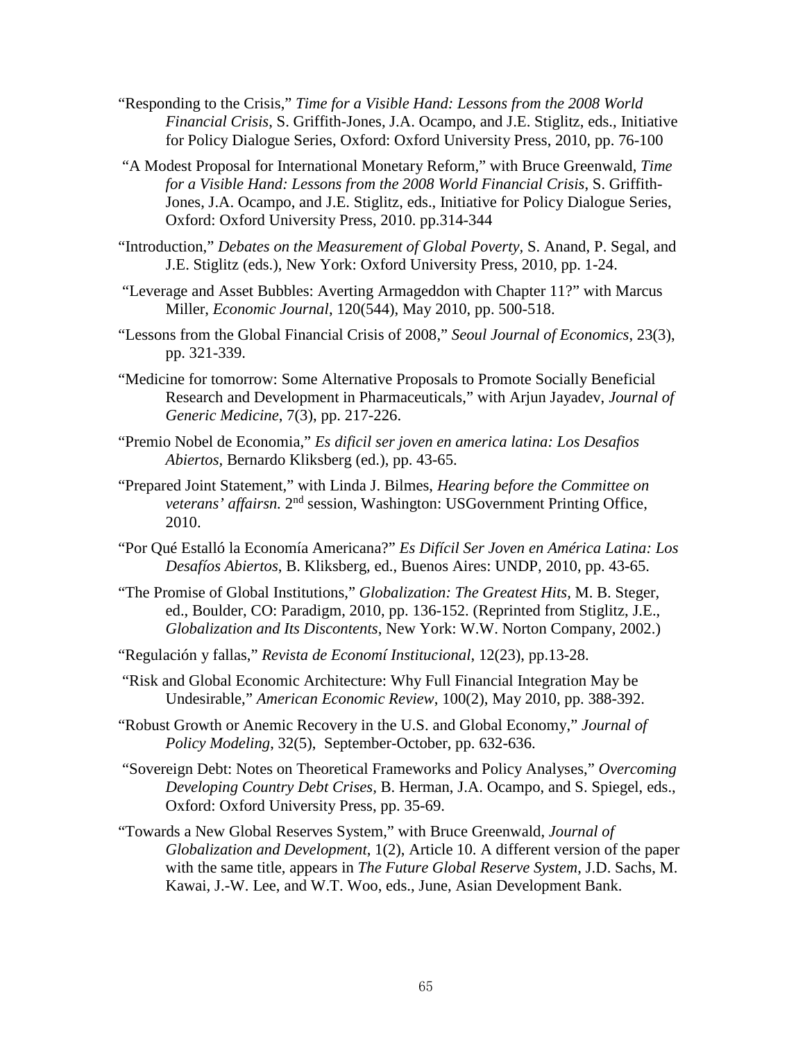"Responding to the Crisis," *Time for a Visible Hand: Lessons from the 2008 World Financial Crisis*, S. Griffith-Jones, J.A. Ocampo, and J.E. Stiglitz, eds., Initiative for Policy Dialogue Series, Oxford: Oxford University Press, 2010, pp. 76-100

"A Modest Proposal for International Monetary Reform," with Bruce Greenwald, *Time for a Visible Hand: Lessons from the 2008 World Financial Crisis*, S. Griffith-Jones, J.A. Ocampo, and J.E. Stiglitz, eds., Initiative for Policy Dialogue Series, Oxford: Oxford University Press, 2010. pp.314-344

"Introduction," *Debates on the Measurement of Global Poverty*, S. Anand, P. Segal, and J.E. Stiglitz (eds.), New York: Oxford University Press, 2010, pp. 1-24.

"Leverage and Asset Bubbles: Averting Armageddon with Chapter 11?" with Marcus Miller, *Economic Journal*, 120(544), May 2010, pp. 500-518.

"Lessons from the Global Financial Crisis of 2008," *Seoul Journal of Economics*, 23(3), pp. 321-339.

"Medicine for tomorrow: Some Alternative Proposals to Promote Socially Beneficial Research and Development in Pharmaceuticals," with Arjun Jayadev, *Journal of Generic Medicine*, 7(3), pp. 217-226.

"Premio Nobel de Economia," *Es dificil ser joven en america latina: Los Desafios Abiertos*, Bernardo Kliksberg (ed.), pp. 43-65.

"Prepared Joint Statement," with Linda J. Bilmes, *Hearing before the Committee on veterans' affairsn.* 2nd session, Washington: USGovernment Printing Office, 2010.

"Por Qué Estalló la Economía Americana?" *Es Difícil Ser Joven en América Latina: Los Desafíos Abiertos*, B. Kliksberg, ed., Buenos Aires: UNDP, 2010, pp. 43-65.

"The Promise of Global Institutions," *Globalization: The Greatest Hits*, M. B. Steger, ed., Boulder, CO: Paradigm, 2010, pp. 136-152. (Reprinted from Stiglitz, J.E., *Globalization and Its Discontents*, New York: W.W. Norton Company, 2002.)

"Regulación y fallas," *Revista de Economí Institucional*, 12(23), pp.13-28.

"Risk and Global Economic Architecture: Why Full Financial Integration May be Undesirable," *American Economic Review*, 100(2), May 2010, pp. 388-392.

"Robust Growth or Anemic Recovery in the U.S. and Global Economy," *Journal of Policy Modeling*, 32(5), September-October, pp. 632-636.

"Sovereign Debt: Notes on Theoretical Frameworks and Policy Analyses," *Overcoming Developing Country Debt Crises*, B. Herman, J.A. Ocampo, and S. Spiegel, eds., Oxford: Oxford University Press, pp. 35-69.

"Towards a New Global Reserves System," with Bruce Greenwald, *Journal of Globalization and Development*, 1(2), Article 10. A different version of the paper with the same title, appears in *The Future Global Reserve System*, J.D. Sachs, M. Kawai, J.-W. Lee, and W.T. Woo, eds., June, Asian Development Bank.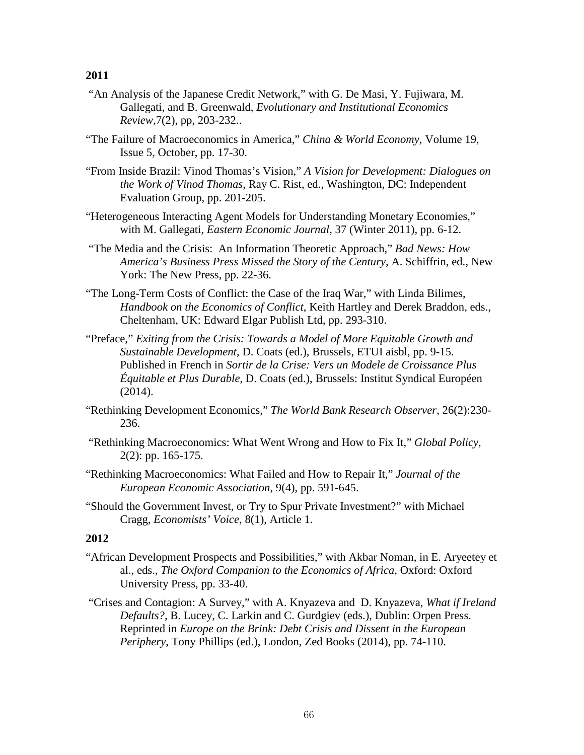**2011**

"An Analysis of the Japanese Credit Network," with G. De Masi, Y. Fujiwara, M. Gallegati, and B. Greenwald, *Evolutionary and Institutional Economics Review*,7(2), pp, 203-232..

"The Failure of Macroeconomics in America," *China & World Economy*, Volume 19, Issue 5, October, pp. 17-30.

"From Inside Brazil: Vinod Thomas's Vision," *A Vision for Development: Dialogues on the Work of Vinod Thomas*, Ray C. Rist, ed., Washington, DC: Independent Evaluation Group, pp. 201-205.

"Heterogeneous Interacting Agent Models for Understanding Monetary Economies," with M. Gallegati, *Eastern Economic Journal*, 37 (Winter 2011), pp. 6-12.

"The Media and the Crisis: An Information Theoretic Approach," *Bad News: How America's Business Press Missed the Story of the Century*, A. Schiffrin, ed., New York: The New Press, pp. 22-36.

"The Long-Term Costs of Conflict: the Case of the Iraq War," with Linda Bilimes, *Handbook on the Economics of Conflict*, Keith Hartley and Derek Braddon, eds., Cheltenham, UK: Edward Elgar Publish Ltd, pp. 293-310.

"Preface," *Exiting from the Crisis: Towards a Model of More Equitable Growth and Sustainable Development*, D. Coats (ed.), Brussels, ETUI aisbl, pp. 9-15. Published in French in *Sortir de la Crise: Vers un Modele de Croissance Plus Équitable et Plus Durable*, D. Coats (ed.), Brussels: Institut Syndical Européen (2014).

"Rethinking Development Economics," *The World Bank Research Observer*, 26(2):230-236.

"Rethinking Macroeconomics: What Went Wrong and How to Fix It," *Global Policy*, 2(2): pp. 165-175.

"Rethinking Macroeconomics: What Failed and How to Repair It," *Journal of the European Economic Association*, 9(4), pp. 591-645.

"Should the Government Invest, or Try to Spur Private Investment?" with Michael Cragg, *Economists' Voice*, 8(1), Article 1.

**2012**

"African Development Prospects and Possibilities," with Akbar Noman, in E. Aryeetey et al., eds., *The Oxford Companion to the Economics of Africa*, Oxford: Oxford University Press, pp. 33-40.

"Crises and Contagion: A Survey," with A. Knyazeva and D. Knyazeva, *What if Ireland Defaults?*, B. Lucey, C. Larkin and C. Gurdgiev (eds.), Dublin: Orpen Press. Reprinted in *Europe on the Brink: Debt Crisis and Dissent in the European Periphery*, Tony Phillips (ed.), London, Zed Books (2014), pp. 74-110.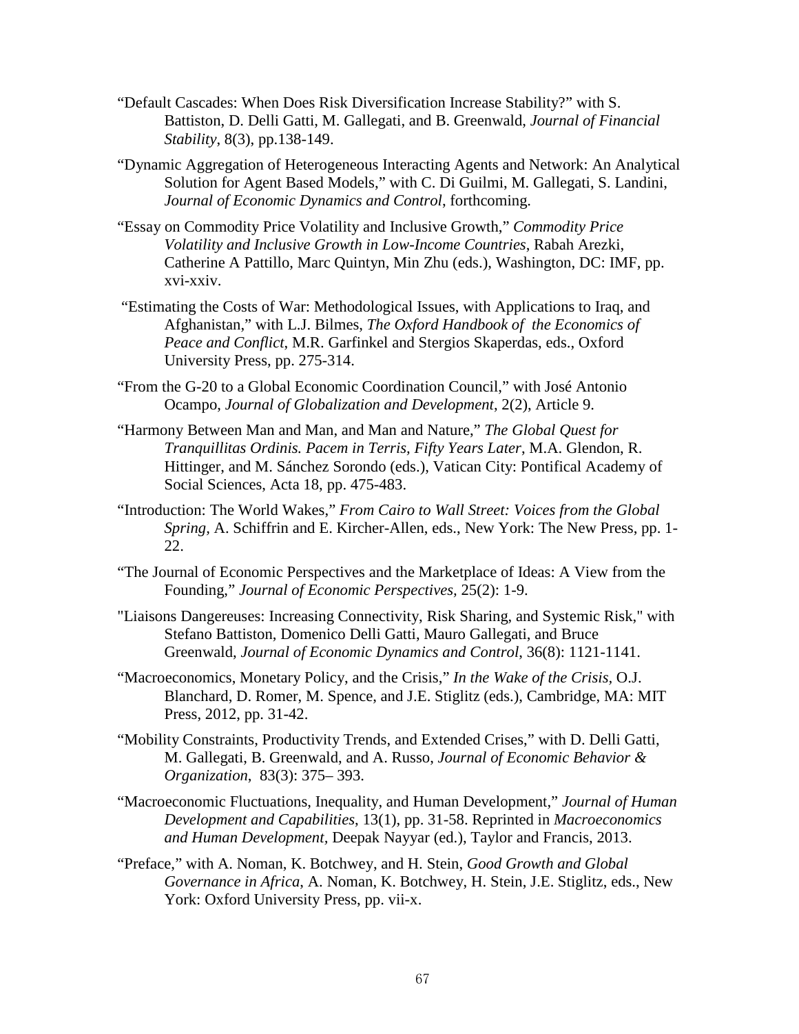"Default Cascades: When Does Risk Diversification Increase Stability?" with S. Battiston, D. Delli Gatti, M. Gallegati, and B. Greenwald, *Journal of Financial Stability*, 8(3), pp.138-149.

"Dynamic Aggregation of Heterogeneous Interacting Agents and Network: An Analytical Solution for Agent Based Models," with C. Di Guilmi, M. Gallegati, S. Landini, *Journal of Economic Dynamics and Control*, forthcoming.

"Essay on Commodity Price Volatility and Inclusive Growth," *Commodity Price Volatility and Inclusive Growth in Low-Income Countries*, Rabah Arezki, Catherine A Pattillo, Marc Quintyn, Min Zhu (eds.), Washington, DC: IMF, pp. xvi-xxiv.

"Estimating the Costs of War: Methodological Issues, with Applications to Iraq, and Afghanistan," with L.J. Bilmes, *The Oxford Handbook of the Economics of Peace and Conflict,* M.R. Garfinkel and Stergios Skaperdas, eds., Oxford University Press, pp. 275-314.

"From the G-20 to a Global Economic Coordination Council," with José Antonio Ocampo, *Journal of Globalization and Development*, 2(2), Article 9.

"Harmony Between Man and Man, and Man and Nature," *The Global Quest for Tranquillitas Ordinis. Pacem in Terris, Fifty Years Later*, M.A. Glendon, R. Hittinger, and M. Sánchez Sorondo (eds.), Vatican City: Pontifical Academy of Social Sciences, Acta 18, pp. 475-483.

"Introduction: The World Wakes," *From Cairo to Wall Street: Voices from the Global Spring,* A. Schiffrin and E. Kircher-Allen, eds., New York: The New Press, pp. 1-22.

"The Journal of Economic Perspectives and the Marketplace of Ideas: A View from the Founding," *Journal of Economic Perspectives,* 25(2): 1-9.

"Liaisons Dangereuses: Increasing Connectivity, Risk Sharing, and Systemic Risk," with Stefano Battiston, Domenico Delli Gatti, Mauro Gallegati, and Bruce Greenwald, *Journal of Economic Dynamics and Control*, 36(8): 1121-1141.

"Macroeconomics, Monetary Policy, and the Crisis," *In the Wake of the Crisis*, O.J. Blanchard, D. Romer, M. Spence, and J.E. Stiglitz (eds.), Cambridge, MA: MIT Press, 2012, pp. 31-42.

"Mobility Constraints, Productivity Trends, and Extended Crises," with D. Delli Gatti, M. Gallegati, B. Greenwald, and A. Russo, *Journal of Economic Behavior & Organization*, 83(3): 375– 393.

"Macroeconomic Fluctuations, Inequality, and Human Development," *Journal of Human Development and Capabilities*, 13(1), pp. 31-58. Reprinted in *Macroeconomics and Human Development*, Deepak Nayyar (ed.), Taylor and Francis, 2013.

"Preface," with A. Noman, K. Botchwey, and H. Stein, *Good Growth and Global Governance in Africa*, A. Noman, K. Botchwey, H. Stein, J.E. Stiglitz, eds., New York: Oxford University Press, pp. vii-x.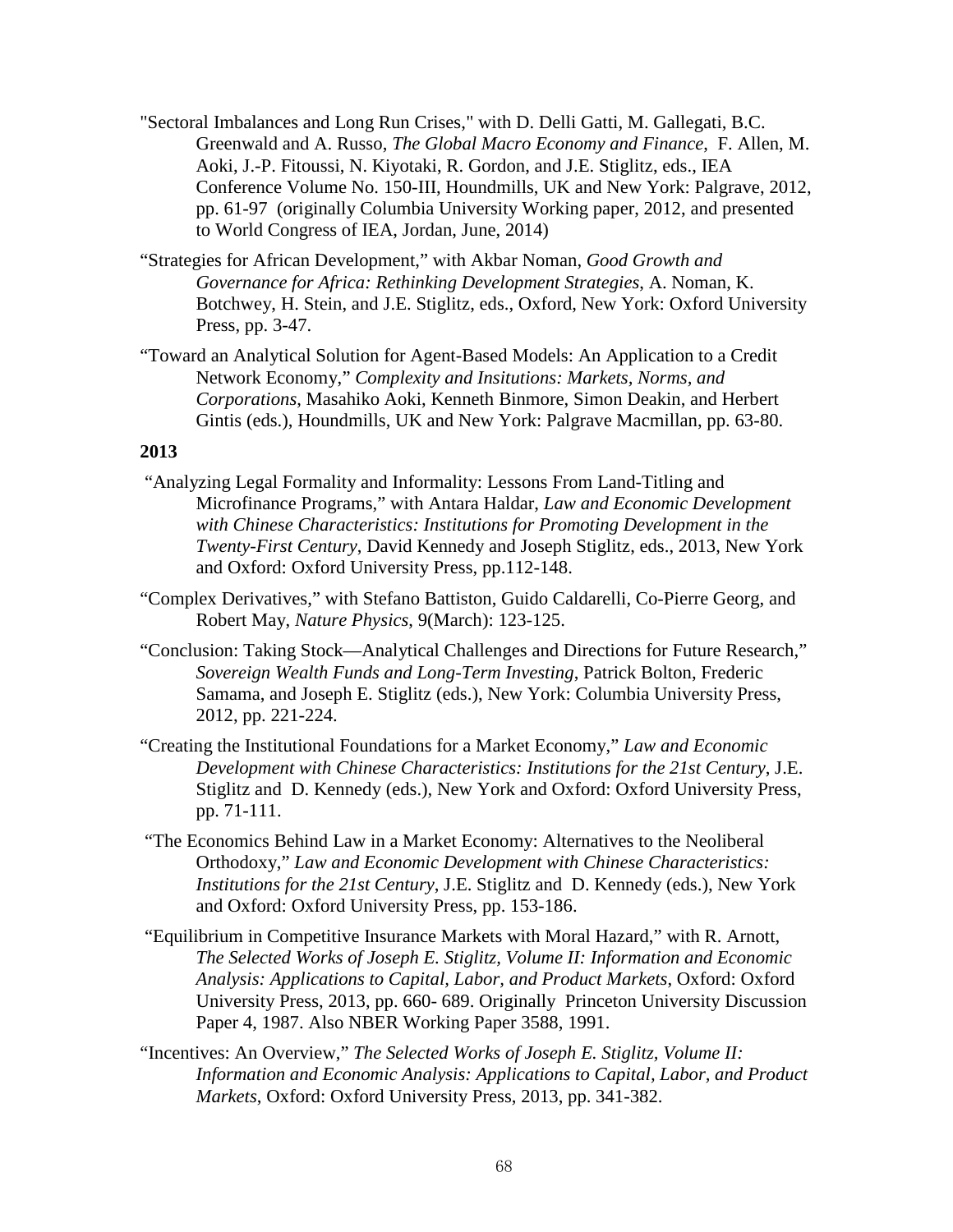"Sectoral Imbalances and Long Run Crises," with D. Delli Gatti, M. Gallegati, B.C. Greenwald and A. Russo, *The Global Macro Economy and Finance*, F. Allen, M. Aoki, J.-P. Fitoussi, N. Kiyotaki, R. Gordon, and J.E. Stiglitz, eds., IEA Conference Volume No. 150-III, Houndmills, UK and New York: Palgrave, 2012, pp. 61-97 (originally Columbia University Working paper, 2012, and presented to World Congress of IEA, Jordan, June, 2014)

"Strategies for African Development," with Akbar Noman, *Good Growth and Governance for Africa: Rethinking Development Strategies*, A. Noman, K. Botchwey, H. Stein, and J.E. Stiglitz, eds., Oxford, New York: Oxford University Press, pp. 3-47.

"Toward an Analytical Solution for Agent-Based Models: An Application to a Credit Network Economy," *Complexity and Insitutions: Markets, Norms, and Corporations*, Masahiko Aoki, Kenneth Binmore, Simon Deakin, and Herbert Gintis (eds.), Houndmills, UK and New York: Palgrave Macmillan, pp. 63-80.

**2013**

"Analyzing Legal Formality and Informality: Lessons From Land-Titling and Microfinance Programs," with Antara Haldar, *Law and Economic Development with Chinese Characteristics: Institutions for Promoting Development in the Twenty-First Century*, David Kennedy and Joseph Stiglitz, eds., 2013, New York and Oxford: Oxford University Press, pp.112-148.

"Complex Derivatives," with Stefano Battiston, Guido Caldarelli, Co-Pierre Georg, and Robert May, *Nature Physics*, 9(March): 123-125.

"Conclusion: Taking Stock—Analytical Challenges and Directions for Future Research," *Sovereign Wealth Funds and Long-Term Investing*, Patrick Bolton, Frederic Samama, and Joseph E. Stiglitz (eds.), New York: Columbia University Press, 2012, pp. 221-224.

"Creating the Institutional Foundations for a Market Economy," *Law and Economic Development with Chinese Characteristics: Institutions for the 21st Century*, J.E. Stiglitz and D. Kennedy (eds.), New York and Oxford: Oxford University Press, pp. 71-111.

"The Economics Behind Law in a Market Economy: Alternatives to the Neoliberal Orthodoxy," *Law and Economic Development with Chinese Characteristics: Institutions for the 21st Century*, J.E. Stiglitz and D. Kennedy (eds.), New York and Oxford: Oxford University Press, pp. 153-186.

"Equilibrium in Competitive Insurance Markets with Moral Hazard," with R. Arnott, *The Selected Works of Joseph E. Stiglitz, Volume II: Information and Economic Analysis: Applications to Capital, Labor, and Product Markets*, Oxford: Oxford University Press, 2013, pp. 660- 689. Originally Princeton University Discussion Paper 4, 1987. Also NBER Working Paper 3588, 1991.

"Incentives: An Overview," *The Selected Works of Joseph E. Stiglitz, Volume II: Information and Economic Analysis: Applications to Capital, Labor, and Product Markets*, Oxford: Oxford University Press, 2013, pp. 341-382.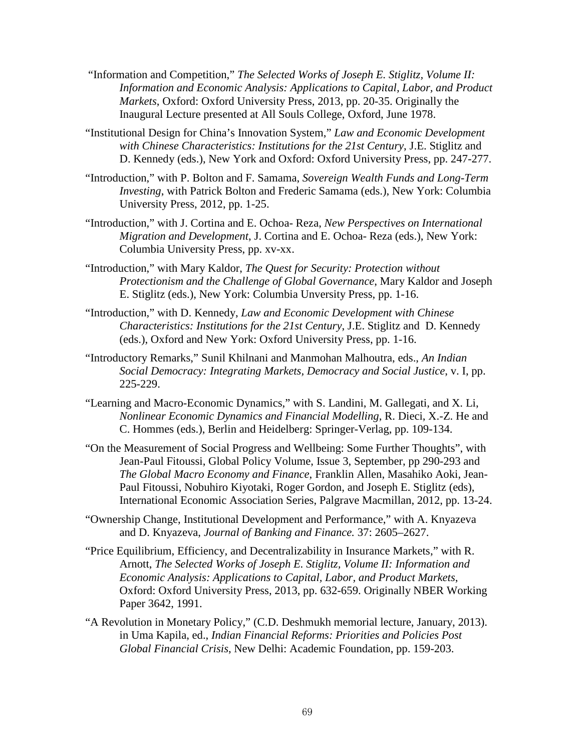"Information and Competition," *The Selected Works of Joseph E. Stiglitz, Volume II: Information and Economic Analysis: Applications to Capital, Labor, and Product Markets*, Oxford: Oxford University Press, 2013, pp. 20-35. Originally the Inaugural Lecture presented at All Souls College, Oxford, June 1978.

"Institutional Design for China's Innovation System," *Law and Economic Development with Chinese Characteristics: Institutions for the 21st Century*, J.E. Stiglitz and D. Kennedy (eds.), New York and Oxford: Oxford University Press, pp. 247-277.

"Introduction," with P. Bolton and F. Samama, *Sovereign Wealth Funds and Long-Term Investing*, with Patrick Bolton and Frederic Samama (eds.), New York: Columbia University Press, 2012, pp. 1-25.

"Introduction," with J. Cortina and E. Ochoa- Reza, *New Perspectives on International Migration and Development*, J. Cortina and E. Ochoa- Reza (eds.), New York: Columbia University Press, pp. xv-xx.

"Introduction," with Mary Kaldor, *The Quest for Security: Protection without Protectionism and the Challenge of Global Governance*, Mary Kaldor and Joseph E. Stiglitz (eds.), New York: Columbia Unversity Press, pp. 1-16.

"Introduction," with D. Kennedy, *Law and Economic Development with Chinese Characteristics: Institutions for the 21st Century*, J.E. Stiglitz and D. Kennedy (eds.), Oxford and New York: Oxford University Press, pp. 1-16.

"Introductory Remarks," Sunil Khilnani and Manmohan Malhoutra, eds., *An Indian Social Democracy: Integrating Markets, Democracy and Social Justice*, v. I, pp. 225-229.

"Learning and Macro-Economic Dynamics," with S. Landini, M. Gallegati, and X. Li, *Nonlinear Economic Dynamics and Financial Modelling*, R. Dieci, X.-Z. He and C. Hommes (eds.), Berlin and Heidelberg: Springer-Verlag, pp. 109-134.

"On the Measurement of Social Progress and Wellbeing: Some Further Thoughts", with Jean-Paul Fitoussi, Global Policy Volume, Issue 3, September, pp 290-293 and *The Global Macro Economy and Finance*, Franklin Allen, Masahiko Aoki, Jean-Paul Fitoussi, Nobuhiro Kiyotaki, Roger Gordon, and Joseph E. Stiglitz (eds), International Economic Association Series, Palgrave Macmillan, 2012, pp. 13-24.

"Ownership Change, Institutional Development and Performance," with A. Knyazeva and D. Knyazeva, *Journal of Banking and Finance.* 37: 2605–2627.

"Price Equilibrium, Efficiency, and Decentralizability in Insurance Markets," with R. Arnott, *The Selected Works of Joseph E. Stiglitz, Volume II: Information and Economic Analysis: Applications to Capital, Labor, and Product Markets*, Oxford: Oxford University Press, 2013, pp. 632-659. Originally NBER Working Paper 3642, 1991.

"A Revolution in Monetary Policy," (C.D. Deshmukh memorial lecture, January, 2013). in Uma Kapila, ed., *Indian Financial Reforms: Priorities and Policies Post Global Financial Crisis*, New Delhi: Academic Foundation, pp. 159-203.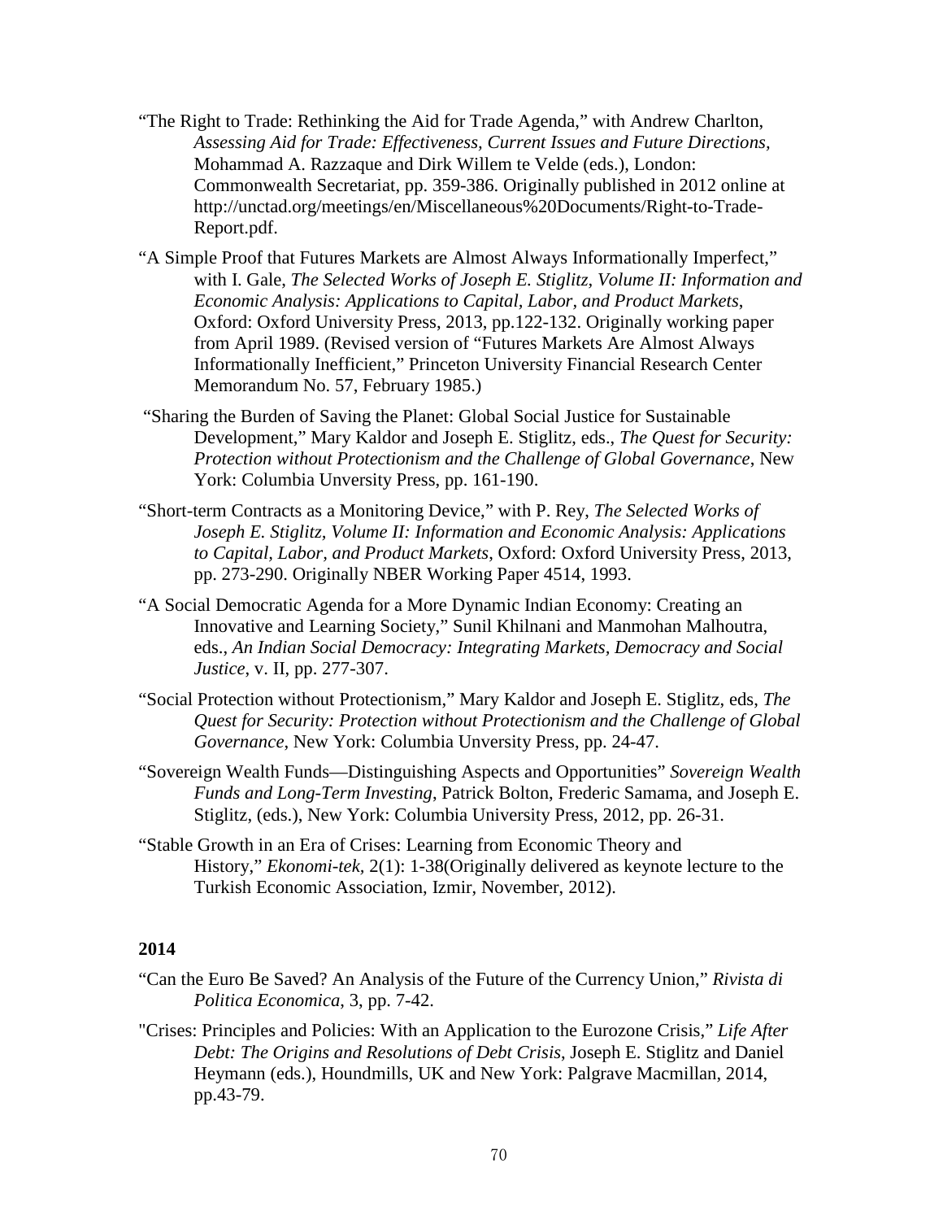"The Right to Trade: Rethinking the Aid for Trade Agenda," with Andrew Charlton, *Assessing Aid for Trade: Effectiveness, Current Issues and Future Directions*, Mohammad A. Razzaque and Dirk Willem te Velde (eds.), London: Commonwealth Secretariat, pp. 359-386. Originally published in 2012 online at http://unctad.org/meetings/en/Miscellaneous%20Documents/Right-to-Trade-Report.pdf.

"A Simple Proof that Futures Markets are Almost Always Informationally Imperfect," with I. Gale, *The Selected Works of Joseph E. Stiglitz, Volume II: Information and Economic Analysis: Applications to Capital, Labor, and Product Markets*, Oxford: Oxford University Press, 2013, pp.122-132. Originally working paper from April 1989. (Revised version of "Futures Markets Are Almost Always Informationally Inefficient," Princeton University Financial Research Center Memorandum No. 57, February 1985.)

"Sharing the Burden of Saving the Planet: Global Social Justice for Sustainable Development," Mary Kaldor and Joseph E. Stiglitz, eds., *The Quest for Security: Protection without Protectionism and the Challenge of Global Governance*, New York: Columbia Unversity Press, pp. 161-190.

"Short-term Contracts as a Monitoring Device," with P. Rey, *The Selected Works of Joseph E. Stiglitz, Volume II: Information and Economic Analysis: Applications to Capital, Labor, and Product Markets*, Oxford: Oxford University Press, 2013, pp. 273-290. Originally NBER Working Paper 4514, 1993.

"A Social Democratic Agenda for a More Dynamic Indian Economy: Creating an Innovative and Learning Society," Sunil Khilnani and Manmohan Malhoutra, eds., *An Indian Social Democracy: Integrating Markets, Democracy and Social Justice*, v. II, pp. 277-307.

"Social Protection without Protectionism," Mary Kaldor and Joseph E. Stiglitz, eds, *The Quest for Security: Protection without Protectionism and the Challenge of Global Governance*, New York: Columbia Unversity Press, pp. 24-47.

"Sovereign Wealth Funds—Distinguishing Aspects and Opportunities" *Sovereign Wealth Funds and Long-Term Investing*, Patrick Bolton, Frederic Samama, and Joseph E. Stiglitz, (eds.), New York: Columbia University Press, 2012, pp. 26-31.

"Stable Growth in an Era of Crises: Learning from Economic Theory and History," *Ekonomi-tek*, 2(1): 1-38(Originally delivered as keynote lecture to the Turkish Economic Association, Izmir, November, 2012).

**2014**

"Can the Euro Be Saved? An Analysis of the Future of the Currency Union," *Rivista di Politica Economica*, 3, pp. 7-42.

"Crises: Principles and Policies: With an Application to the Eurozone Crisis," *Life After Debt: The Origins and Resolutions of Debt Crisis*, Joseph E. Stiglitz and Daniel Heymann (eds.), Houndmills, UK and New York: Palgrave Macmillan, 2014, pp.43-79.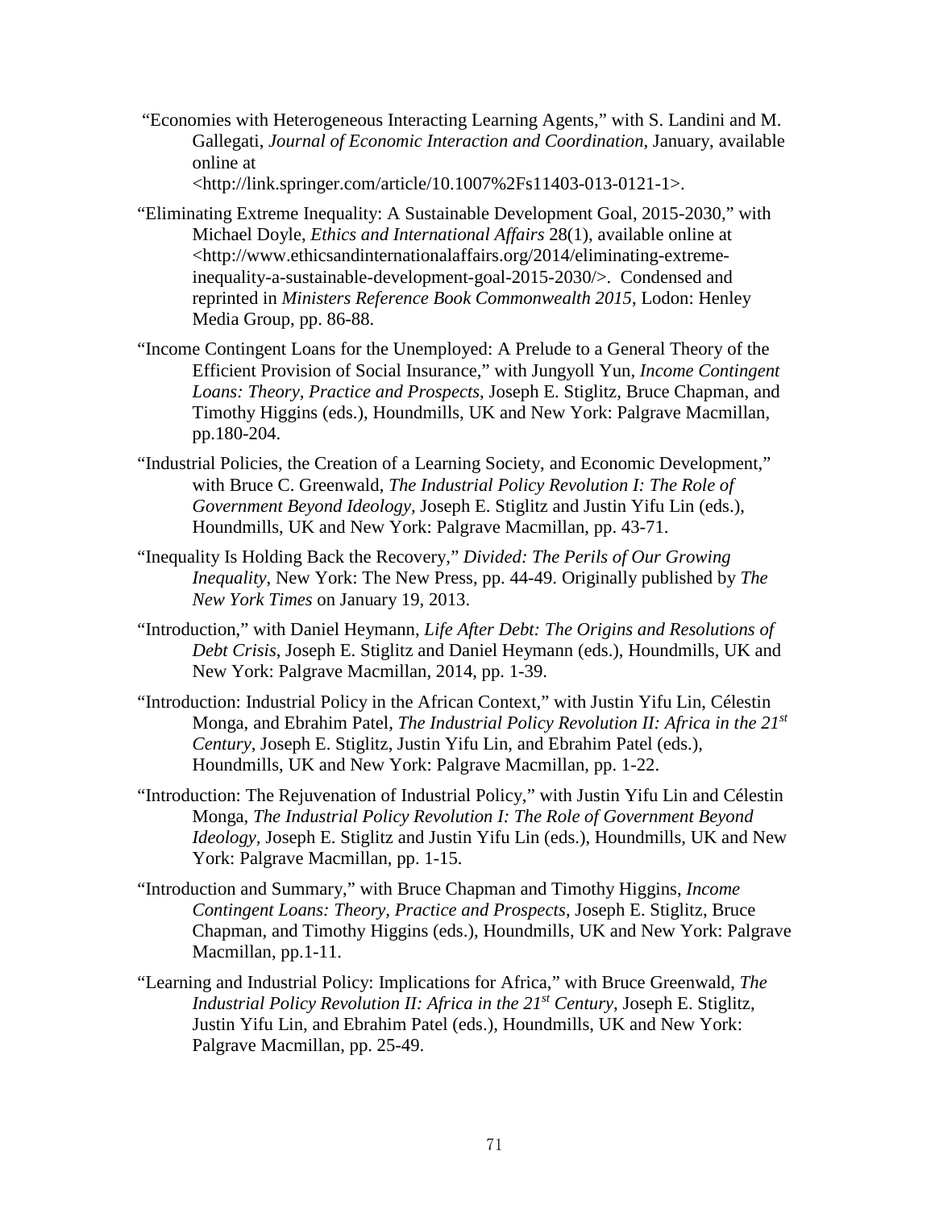"Economies with Heterogeneous Interacting Learning Agents," with S. Landini and M. Gallegati, *Journal of Economic Interaction and Coordination*, January, available online at <http://link.springer.com/article/10.1007%2Fs11403-013-0121-1>.

"Eliminating Extreme Inequality: A Sustainable Development Goal, 2015-2030," with Michael Doyle, *Ethics and International Affairs* 28(1), available online at <http://www.ethicsandinternationalaffairs.org/2014/eliminating-extreme-inequality-a-sustainable-development-goal-2015-2030/>. Condensed and reprinted in *Ministers Reference Book Commonwealth 2015*, Lodon: Henley Media Group, pp. 86-88.

"Income Contingent Loans for the Unemployed: A Prelude to a General Theory of the Efficient Provision of Social Insurance," with Jungyoll Yun, *Income Contingent Loans: Theory, Practice and Prospects*, Joseph E. Stiglitz, Bruce Chapman, and Timothy Higgins (eds.), Houndmills, UK and New York: Palgrave Macmillan, pp.180-204.

"Industrial Policies, the Creation of a Learning Society, and Economic Development," with Bruce C. Greenwald, *The Industrial Policy Revolution I: The Role of Government Beyond Ideology,* Joseph E. Stiglitz and Justin Yifu Lin (eds.), Houndmills, UK and New York: Palgrave Macmillan, pp. 43-71.

"Inequality Is Holding Back the Recovery," *Divided: The Perils of Our Growing Inequality*, New York: The New Press, pp. 44-49. Originally published by *The New York Times* on January 19, 2013.

"Introduction," with Daniel Heymann, *Life After Debt: The Origins and Resolutions of Debt Crisis*, Joseph E. Stiglitz and Daniel Heymann (eds.), Houndmills, UK and New York: Palgrave Macmillan, 2014, pp. 1-39.

"Introduction: Industrial Policy in the African Context," with Justin Yifu Lin, Célestin Monga, and Ebrahim Patel, *The Industrial Policy Revolution II: Africa in the 21st Century*, Joseph E. Stiglitz, Justin Yifu Lin, and Ebrahim Patel (eds.), Houndmills, UK and New York: Palgrave Macmillan, pp. 1-22.

"Introduction: The Rejuvenation of Industrial Policy," with Justin Yifu Lin and Célestin Monga, *The Industrial Policy Revolution I: The Role of Government Beyond Ideology*, Joseph E. Stiglitz and Justin Yifu Lin (eds.), Houndmills, UK and New York: Palgrave Macmillan, pp. 1-15.

"Introduction and Summary," with Bruce Chapman and Timothy Higgins, *Income Contingent Loans: Theory, Practice and Prospects*, Joseph E. Stiglitz, Bruce Chapman, and Timothy Higgins (eds.), Houndmills, UK and New York: Palgrave Macmillan, pp.1-11.

"Learning and Industrial Policy: Implications for Africa," with Bruce Greenwald, *The Industrial Policy Revolution II: Africa in the 21st Century*, Joseph E. Stiglitz, Justin Yifu Lin, and Ebrahim Patel (eds.), Houndmills, UK and New York: Palgrave Macmillan, pp. 25-49.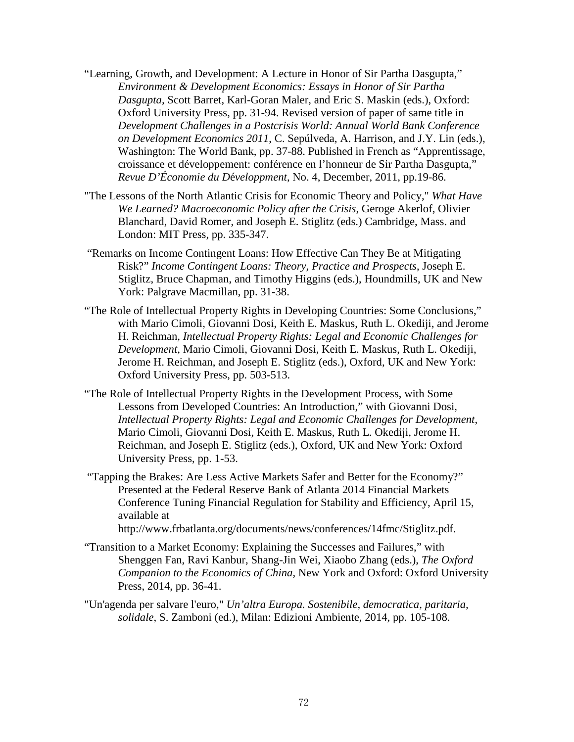"Learning, Growth, and Development: A Lecture in Honor of Sir Partha Dasgupta," *Environment & Development Economics: Essays in Honor of Sir Partha Dasgupta*, Scott Barret, Karl-Goran Maler, and Eric S. Maskin (eds.), Oxford: Oxford University Press, pp. 31-94. Revised version of paper of same title in *Development Challenges in a Postcrisis World: Annual World Bank Conference on Development Economics 2011*, C. Sepúlveda, A. Harrison, and J.Y. Lin (eds.), Washington: The World Bank, pp. 37-88. Published in French as "Apprentissage, croissance et développement: conférence en l'honneur de Sir Partha Dasgupta," *Revue D'Économie du Développment*, No. 4, December, 2011, pp.19-86.

"The Lessons of the North Atlantic Crisis for Economic Theory and Policy," *What Have We Learned? Macroeconomic Policy after the Crisis*, Geroge Akerlof, Olivier Blanchard, David Romer, and Joseph E. Stiglitz (eds.) Cambridge, Mass. and London: MIT Press, pp. 335-347.

"Remarks on Income Contingent Loans: How Effective Can They Be at Mitigating Risk?" *Income Contingent Loans: Theory, Practice and Prospects*, Joseph E. Stiglitz, Bruce Chapman, and Timothy Higgins (eds.), Houndmills, UK and New York: Palgrave Macmillan, pp. 31-38.

"The Role of Intellectual Property Rights in Developing Countries: Some Conclusions," with Mario Cimoli, Giovanni Dosi, Keith E. Maskus, Ruth L. Okediji, and Jerome H. Reichman, *Intellectual Property Rights: Legal and Economic Challenges for Development*, Mario Cimoli, Giovanni Dosi, Keith E. Maskus, Ruth L. Okediji, Jerome H. Reichman, and Joseph E. Stiglitz (eds.), Oxford, UK and New York: Oxford University Press, pp. 503-513.

"The Role of Intellectual Property Rights in the Development Process, with Some Lessons from Developed Countries: An Introduction," with Giovanni Dosi, *Intellectual Property Rights: Legal and Economic Challenges for Development*, Mario Cimoli, Giovanni Dosi, Keith E. Maskus, Ruth L. Okediji, Jerome H. Reichman, and Joseph E. Stiglitz (eds.), Oxford, UK and New York: Oxford University Press, pp. 1-53.

"Tapping the Brakes: Are Less Active Markets Safer and Better for the Economy?" Presented at the Federal Reserve Bank of Atlanta 2014 Financial Markets Conference Tuning Financial Regulation for Stability and Efficiency, April 15, available at http://www.frbatlanta.org/documents/news/conferences/14fmc/Stiglitz.pdf.

"Transition to a Market Economy: Explaining the Successes and Failures," with Shenggen Fan, Ravi Kanbur, Shang-Jin Wei, Xiaobo Zhang (eds.), *The Oxford Companion to the Economics of China*, New York and Oxford: Oxford University Press, 2014, pp. 36-41.

"Un'agenda per salvare l'euro," *Un'altra Europa. Sostenibile, democratica, paritaria, solidale*, S. Zamboni (ed.), Milan: Edizioni Ambiente, 2014, pp. 105-108.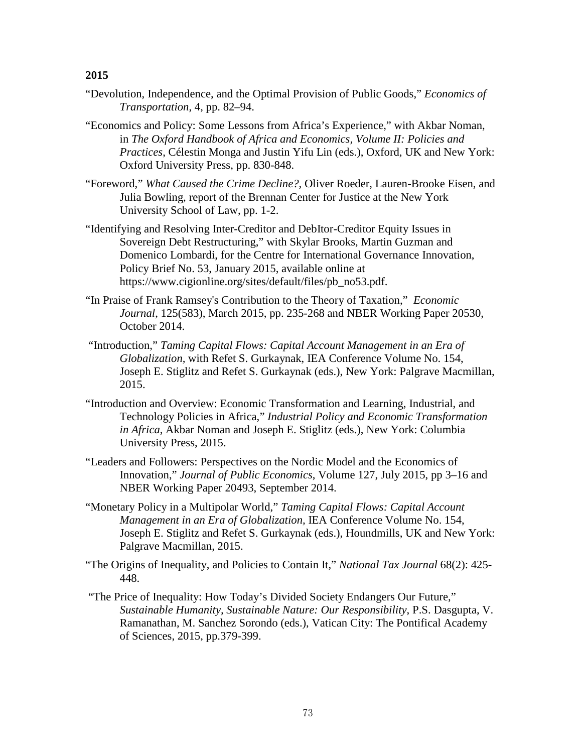**2015**

"Devolution, Independence, and the Optimal Provision of Public Goods," *Economics of Transportation*, 4, pp. 82–94.

"Economics and Policy: Some Lessons from Africa's Experience," with Akbar Noman, in *The Oxford Handbook of Africa and Economics, Volume II: Policies and Practices*, Célestin Monga and Justin Yifu Lin (eds.), Oxford, UK and New York: Oxford University Press, pp. 830-848.

"Foreword," *What Caused the Crime Decline?*, Oliver Roeder, Lauren-Brooke Eisen, and Julia Bowling, report of the Brennan Center for Justice at the New York University School of Law, pp. 1-2.

"Identifying and Resolving Inter-Creditor and DebItor-Creditor Equity Issues in Sovereign Debt Restructuring," with Skylar Brooks, Martin Guzman and Domenico Lombardi, for the Centre for International Governance Innovation, Policy Brief No. 53, January 2015, available online at https://www.cigionline.org/sites/default/files/pb_no53.pdf.

"In Praise of Frank Ramsey's Contribution to the Theory of Taxation," *Economic Journal*, 125(583), March 2015, pp. 235-268 and NBER Working Paper 20530, October 2014.

"Introduction," *Taming Capital Flows: Capital Account Management in an Era of Globalization*, with Refet S. Gurkaynak, IEA Conference Volume No. 154, Joseph E. Stiglitz and Refet S. Gurkaynak (eds.), New York: Palgrave Macmillan, 2015.

"Introduction and Overview: Economic Transformation and Learning, Industrial, and Technology Policies in Africa," *Industrial Policy and Economic Transformation in Africa*, Akbar Noman and Joseph E. Stiglitz (eds.), New York: Columbia University Press, 2015.

"Leaders and Followers: Perspectives on the Nordic Model and the Economics of Innovation," *Journal of Public Economics*, Volume 127, July 2015, pp 3–16 and NBER Working Paper 20493, September 2014.

"Monetary Policy in a Multipolar World," *Taming Capital Flows: Capital Account Management in an Era of Globalization*, IEA Conference Volume No. 154, Joseph E. Stiglitz and Refet S. Gurkaynak (eds.), Houndmills, UK and New York: Palgrave Macmillan, 2015.

"The Origins of Inequality, and Policies to Contain It," *National Tax Journal* 68(2): 425-448.

"The Price of Inequality: How Today's Divided Society Endangers Our Future," *Sustainable Humanity, Sustainable Nature: Our Responsibility*, P.S. Dasgupta, V. Ramanathan, M. Sanchez Sorondo (eds.), Vatican City: The Pontifical Academy of Sciences, 2015, pp.379-399.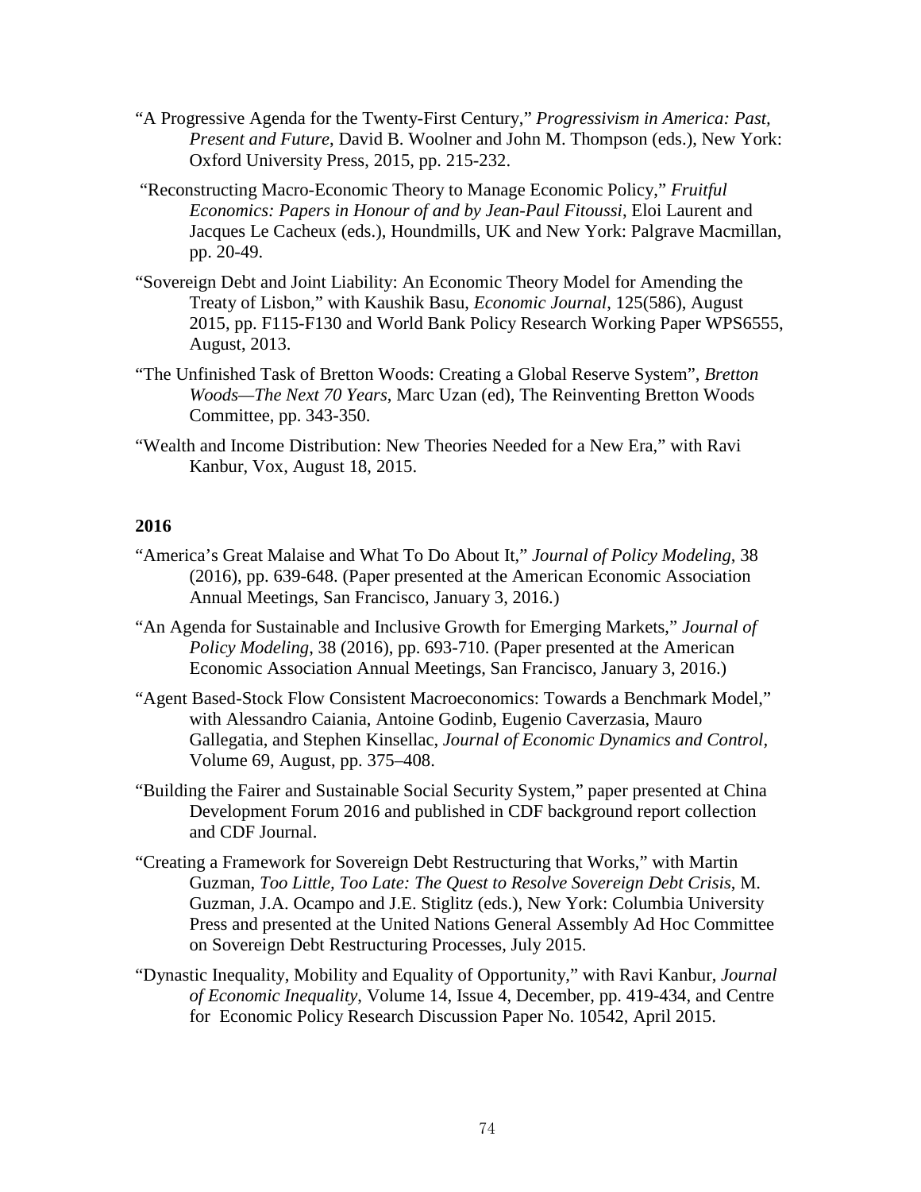"A Progressive Agenda for the Twenty-First Century," *Progressivism in America: Past, Present and Future*, David B. Woolner and John M. Thompson (eds.), New York: Oxford University Press, 2015, pp. 215-232.

"Reconstructing Macro-Economic Theory to Manage Economic Policy," *Fruitful Economics: Papers in Honour of and by Jean-Paul Fitoussi*, Eloi Laurent and Jacques Le Cacheux (eds.), Houndmills, UK and New York: Palgrave Macmillan, pp. 20-49.

"Sovereign Debt and Joint Liability: An Economic Theory Model for Amending the Treaty of Lisbon," with Kaushik Basu, *Economic Journal*, 125(586), August 2015, pp. F115-F130 and World Bank Policy Research Working Paper WPS6555, August, 2013.

"The Unfinished Task of Bretton Woods: Creating a Global Reserve System", *Bretton Woods—The Next 70 Years*, Marc Uzan (ed), The Reinventing Bretton Woods Committee, pp. 343-350.

"Wealth and Income Distribution: New Theories Needed for a New Era," with Ravi Kanbur, Vox, August 18, 2015.

**2016**

"America's Great Malaise and What To Do About It," *Journal of Policy Modeling*, 38 (2016), pp. 639-648. (Paper presented at the American Economic Association Annual Meetings, San Francisco, January 3, 2016.)

"An Agenda for Sustainable and Inclusive Growth for Emerging Markets," *Journal of Policy Modeling*, 38 (2016), pp. 693-710. (Paper presented at the American Economic Association Annual Meetings, San Francisco, January 3, 2016.)

"Agent Based-Stock Flow Consistent Macroeconomics: Towards a Benchmark Model," with Alessandro Caiania, Antoine Godinb, Eugenio Caverzasia, Mauro Gallegatia, and Stephen Kinsellac, *Journal of Economic Dynamics and Control*, Volume 69, August, pp. 375–408.

"Building the Fairer and Sustainable Social Security System," paper presented at China Development Forum 2016 and published in CDF background report collection and CDF Journal.

"Creating a Framework for Sovereign Debt Restructuring that Works," with Martin Guzman, *Too Little, Too Late: The Quest to Resolve Sovereign Debt Crisis*, M. Guzman, J.A. Ocampo and J.E. Stiglitz (eds.), New York: Columbia University Press and presented at the United Nations General Assembly Ad Hoc Committee on Sovereign Debt Restructuring Processes, July 2015.

"Dynastic Inequality, Mobility and Equality of Opportunity," with Ravi Kanbur, *Journal of Economic Inequality*, Volume 14, Issue 4, December, pp. 419-434, and Centre for Economic Policy Research Discussion Paper No. 10542, April 2015.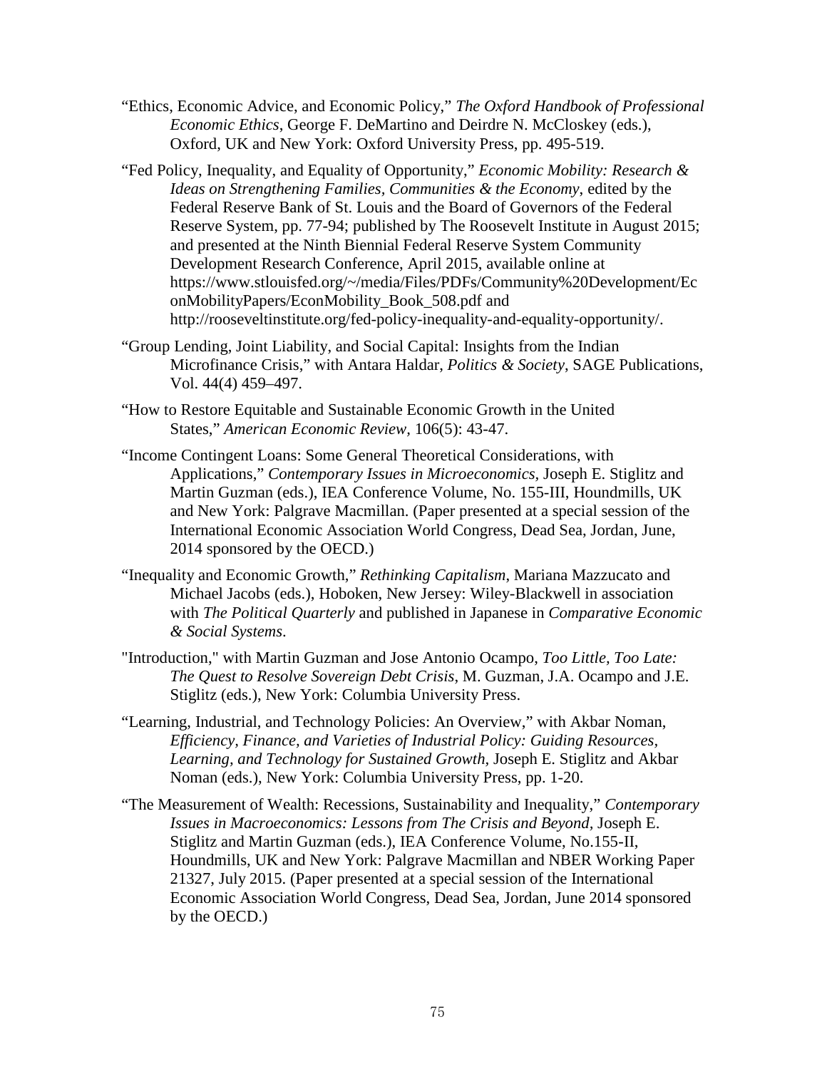"Ethics, Economic Advice, and Economic Policy," *The Oxford Handbook of Professional Economic Ethics*, George F. DeMartino and Deirdre N. McCloskey (eds.), Oxford, UK and New York: Oxford University Press, pp. 495-519.

"Fed Policy, Inequality, and Equality of Opportunity," *Economic Mobility: Research & Ideas on Strengthening Families, Communities & the Economy*, edited by the Federal Reserve Bank of St. Louis and the Board of Governors of the Federal Reserve System, pp. 77-94; published by The Roosevelt Institute in August 2015; and presented at the Ninth Biennial Federal Reserve System Community Development Research Conference, April 2015, available online at https://www.stlouisfed.org/~/media/Files/PDFs/Community%20Development/EconMobilityPapers/EconMobility_Book_508.pdf and http://rooseveltinstitute.org/fed-policy-inequality-and-equality-opportunity/.

"Group Lending, Joint Liability, and Social Capital: Insights from the Indian Microfinance Crisis," with Antara Haldar, *Politics & Society*, SAGE Publications, Vol. 44(4) 459–497.

"How to Restore Equitable and Sustainable Economic Growth in the United States," *American Economic Review*, 106(5): 43-47.

"Income Contingent Loans: Some General Theoretical Considerations, with Applications," *Contemporary Issues in Microeconomics*, Joseph E. Stiglitz and Martin Guzman (eds.), IEA Conference Volume, No. 155-III, Houndmills, UK and New York: Palgrave Macmillan. (Paper presented at a special session of the International Economic Association World Congress, Dead Sea, Jordan, June, 2014 sponsored by the OECD.)

"Inequality and Economic Growth," *Rethinking Capitalism*, Mariana Mazzucato and Michael Jacobs (eds.), Hoboken, New Jersey: Wiley-Blackwell in association with *The Political Quarterly* and published in Japanese in *Comparative Economic & Social Systems*.

"Introduction," with Martin Guzman and Jose Antonio Ocampo, *Too Little, Too Late: The Quest to Resolve Sovereign Debt Crisis*, M. Guzman, J.A. Ocampo and J.E. Stiglitz (eds.), New York: Columbia University Press.

"Learning, Industrial, and Technology Policies: An Overview," with Akbar Noman, *Efficiency, Finance, and Varieties of Industrial Policy: Guiding Resources, Learning, and Technology for Sustained Growth*, Joseph E. Stiglitz and Akbar Noman (eds.), New York: Columbia University Press, pp. 1-20.

"The Measurement of Wealth: Recessions, Sustainability and Inequality," *Contemporary Issues in Macroeconomics: Lessons from The Crisis and Beyond*, Joseph E. Stiglitz and Martin Guzman (eds.), IEA Conference Volume, No.155-II, Houndmills, UK and New York: Palgrave Macmillan and NBER Working Paper 21327, July 2015. (Paper presented at a special session of the International Economic Association World Congress, Dead Sea, Jordan, June 2014 sponsored by the OECD.)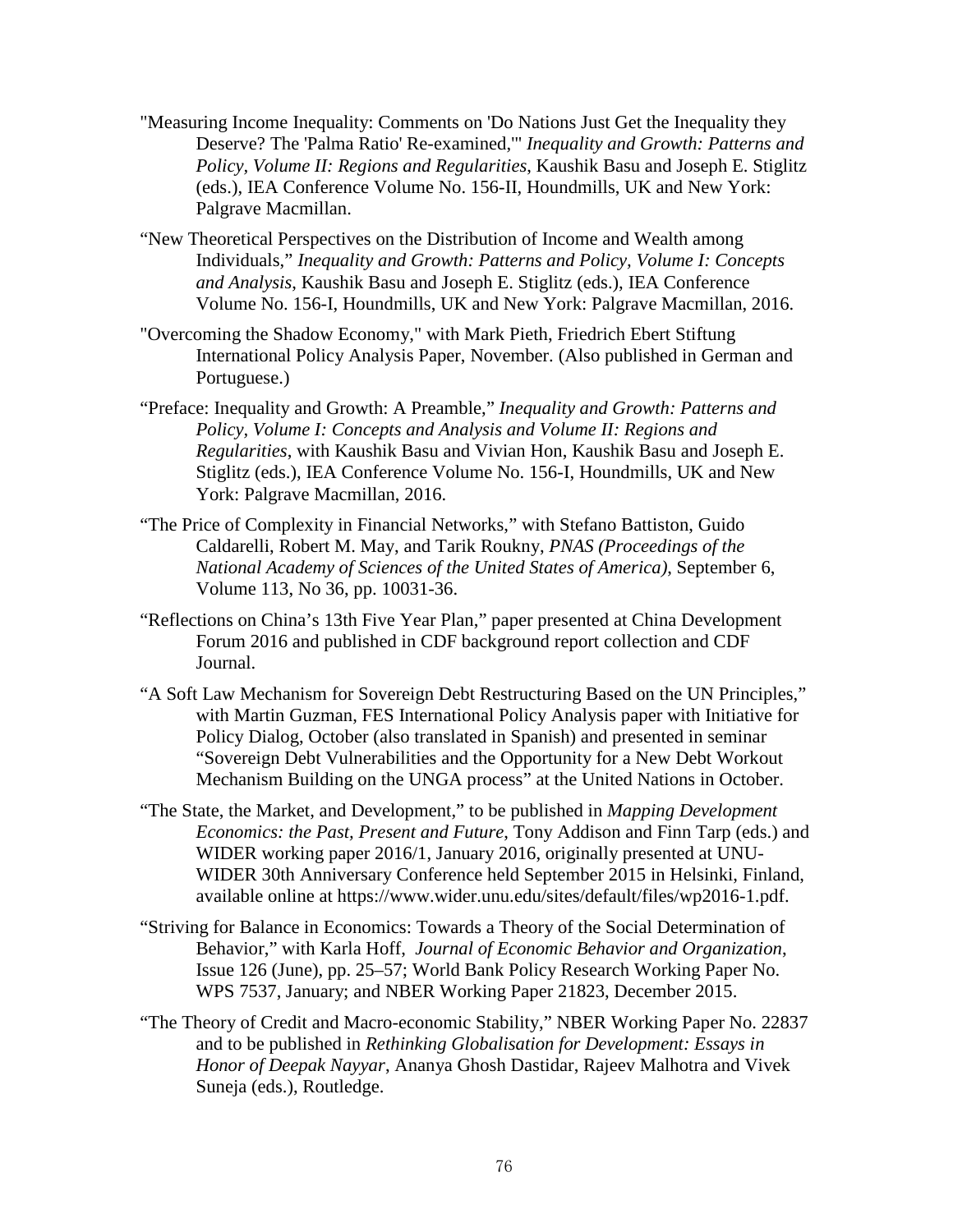"Measuring Income Inequality: Comments on 'Do Nations Just Get the Inequality they Deserve? The 'Palma Ratio' Re-examined,'" *Inequality and Growth: Patterns and Policy, Volume II: Regions and Regularities*, Kaushik Basu and Joseph E. Stiglitz (eds.), IEA Conference Volume No. 156-II, Houndmills, UK and New York: Palgrave Macmillan.

"New Theoretical Perspectives on the Distribution of Income and Wealth among Individuals," *Inequality and Growth: Patterns and Policy, Volume I: Concepts and Analysis*, Kaushik Basu and Joseph E. Stiglitz (eds.), IEA Conference Volume No. 156-I, Houndmills, UK and New York: Palgrave Macmillan, 2016.

"Overcoming the Shadow Economy," with Mark Pieth, Friedrich Ebert Stiftung International Policy Analysis Paper, November. (Also published in German and Portuguese.)

"Preface: Inequality and Growth: A Preamble," *Inequality and Growth: Patterns and Policy, Volume I: Concepts and Analysis and Volume II: Regions and Regularities*, with Kaushik Basu and Vivian Hon, Kaushik Basu and Joseph E. Stiglitz (eds.), IEA Conference Volume No. 156-I, Houndmills, UK and New York: Palgrave Macmillan, 2016.

"The Price of Complexity in Financial Networks," with Stefano Battiston, Guido Caldarelli, Robert M. May, and Tarik Roukny, *PNAS (Proceedings of the National Academy of Sciences of the United States of America)*, September 6, Volume 113, No 36, pp. 10031-36.

"Reflections on China's 13th Five Year Plan," paper presented at China Development Forum 2016 and published in CDF background report collection and CDF Journal.

"A Soft Law Mechanism for Sovereign Debt Restructuring Based on the UN Principles," with Martin Guzman, FES International Policy Analysis paper with Initiative for Policy Dialog, October (also translated in Spanish) and presented in seminar "Sovereign Debt Vulnerabilities and the Opportunity for a New Debt Workout Mechanism Building on the UNGA process" at the United Nations in October.

"The State, the Market, and Development," to be published in *Mapping Development Economics: the Past, Present and Future*, Tony Addison and Finn Tarp (eds.) and WIDER working paper 2016/1, January 2016, originally presented at UNU-WIDER 30th Anniversary Conference held September 2015 in Helsinki, Finland, available online at https://www.wider.unu.edu/sites/default/files/wp2016-1.pdf.

"Striving for Balance in Economics: Towards a Theory of the Social Determination of Behavior," with Karla Hoff, *Journal of Economic Behavior and Organization*, Issue 126 (June), pp. 25–57; World Bank Policy Research Working Paper No. WPS 7537, January; and NBER Working Paper 21823, December 2015.

"The Theory of Credit and Macro-economic Stability," NBER Working Paper No. 22837 and to be published in *Rethinking Globalisation for Development: Essays in Honor of Deepak Nayyar*, Ananya Ghosh Dastidar, Rajeev Malhotra and Vivek Suneja (eds.), Routledge.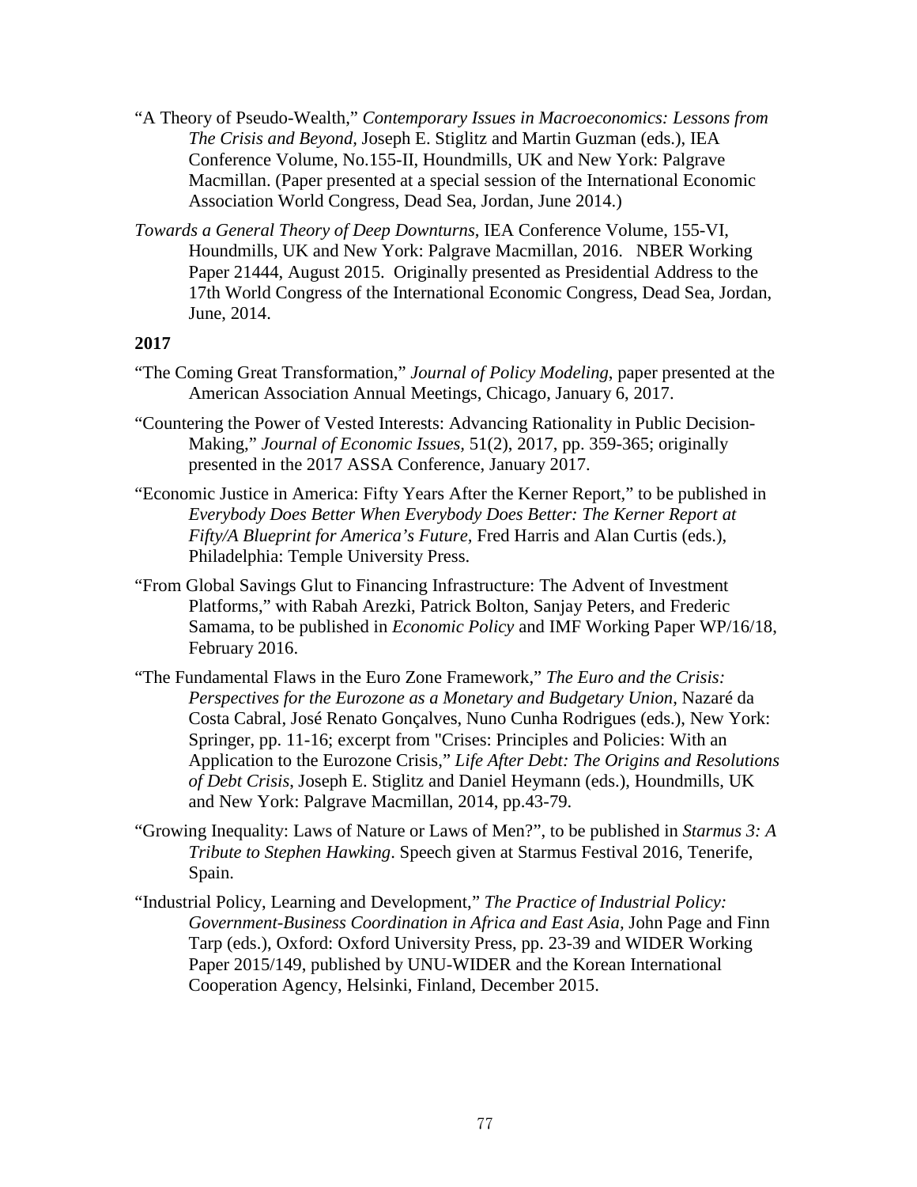"A Theory of Pseudo-Wealth," *Contemporary Issues in Macroeconomics: Lessons from The Crisis and Beyond*, Joseph E. Stiglitz and Martin Guzman (eds.), IEA Conference Volume, No.155-II, Houndmills, UK and New York: Palgrave Macmillan. (Paper presented at a special session of the International Economic Association World Congress, Dead Sea, Jordan, June 2014.)

*Towards a General Theory of Deep Downturns*, IEA Conference Volume, 155-VI, Houndmills, UK and New York: Palgrave Macmillan, 2016. NBER Working Paper 21444, August 2015. Originally presented as Presidential Address to the 17th World Congress of the International Economic Congress, Dead Sea, Jordan, June, 2014.

**2017**

"The Coming Great Transformation," *Journal of Policy Modeling*, paper presented at the American Association Annual Meetings, Chicago, January 6, 2017.

"Countering the Power of Vested Interests: Advancing Rationality in Public Decision-Making," *Journal of Economic Issues*, 51(2), 2017, pp. 359-365; originally presented in the 2017 ASSA Conference, January 2017.

"Economic Justice in America: Fifty Years After the Kerner Report," to be published in *Everybody Does Better When Everybody Does Better: The Kerner Report at Fifty/A Blueprint for America's Future*, Fred Harris and Alan Curtis (eds.), Philadelphia: Temple University Press.

"From Global Savings Glut to Financing Infrastructure: The Advent of Investment Platforms," with Rabah Arezki, Patrick Bolton, Sanjay Peters, and Frederic Samama, to be published in *Economic Policy* and IMF Working Paper WP/16/18, February 2016.

"The Fundamental Flaws in the Euro Zone Framework," *The Euro and the Crisis: Perspectives for the Eurozone as a Monetary and Budgetary Union*, Nazaré da Costa Cabral, José Renato Gonçalves, Nuno Cunha Rodrigues (eds.), New York: Springer, pp. 11-16; excerpt from "Crises: Principles and Policies: With an Application to the Eurozone Crisis," *Life After Debt: The Origins and Resolutions of Debt Crisis*, Joseph E. Stiglitz and Daniel Heymann (eds.), Houndmills, UK and New York: Palgrave Macmillan, 2014, pp.43-79.

"Growing Inequality: Laws of Nature or Laws of Men?", to be published in *Starmus 3: A Tribute to Stephen Hawking*. Speech given at Starmus Festival 2016, Tenerife, Spain.

"Industrial Policy, Learning and Development," *The Practice of Industrial Policy: Government-Business Coordination in Africa and East Asia*, John Page and Finn Tarp (eds.), Oxford: Oxford University Press, pp. 23-39 and WIDER Working Paper 2015/149, published by UNU-WIDER and the Korean International Cooperation Agency, Helsinki, Finland, December 2015.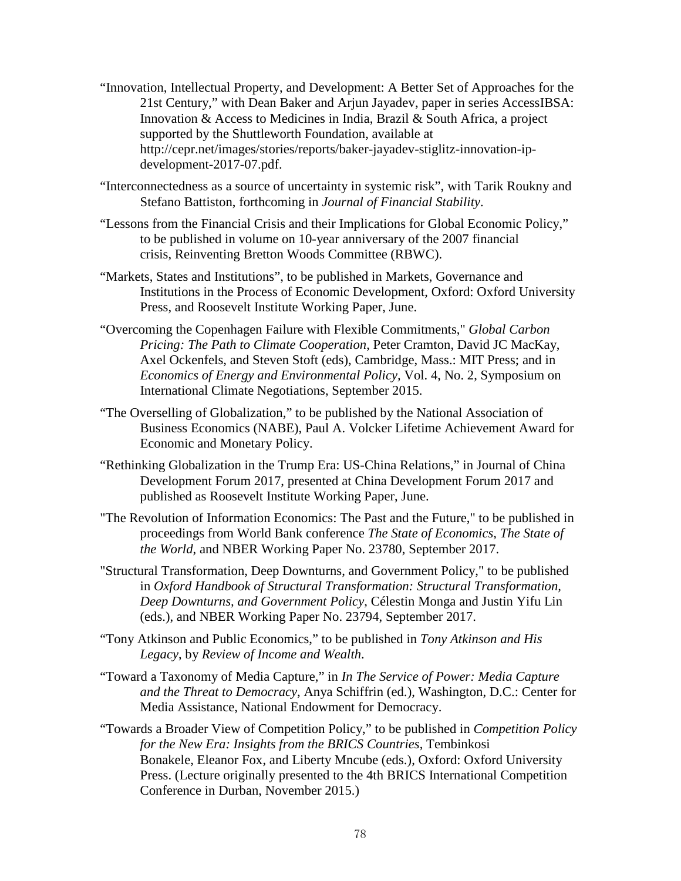“Innovation, Intellectual Property, and Development: A Better Set of Approaches for the 21st Century,” with Dean Baker and Arjun Jayadev, paper in series AccessIBSA: Innovation & Access to Medicines in India, Brazil & South Africa, a project supported by the Shuttleworth Foundation, available at http://cepr.net/images/stories/reports/baker-jayadev-stiglitz-innovation-ip-development-2017-07.pdf.

“Interconnectedness as a source of uncertainty in systemic risk”, with Tarik Roukny and Stefano Battiston, forthcoming in *Journal of Financial Stability*.

“Lessons from the Financial Crisis and their Implications for Global Economic Policy,” to be published in volume on 10-year anniversary of the 2007 financial crisis, Reinventing Bretton Woods Committee (RBWC).

“Markets, States and Institutions”, to be published in Markets, Governance and Institutions in the Process of Economic Development, Oxford: Oxford University Press, and Roosevelt Institute Working Paper, June.

“Overcoming the Copenhagen Failure with Flexible Commitments," *Global Carbon Pricing: The Path to Climate Cooperation*, Peter Cramton, David JC MacKay, Axel Ockenfels, and Steven Stoft (eds), Cambridge, Mass.: MIT Press; and in *Economics of Energy and Environmental Policy,* Vol. 4, No. 2, Symposium on International Climate Negotiations, September 2015.

“The Overselling of Globalization,” to be published by the National Association of Business Economics (NABE), Paul A. Volcker Lifetime Achievement Award for Economic and Monetary Policy.

“Rethinking Globalization in the Trump Era: US-China Relations,” in Journal of China Development Forum 2017, presented at China Development Forum 2017 and published as Roosevelt Institute Working Paper, June.

"The Revolution of Information Economics: The Past and the Future," to be published in proceedings from World Bank conference *The State of Economics, The State of the World*, and NBER Working Paper No. 23780, September 2017.

"Structural Transformation, Deep Downturns, and Government Policy," to be published in *Oxford Handbook of Structural Transformation: Structural Transformation, Deep Downturns, and Government Policy*, Célestin Monga and Justin Yifu Lin (eds.), and NBER Working Paper No. 23794, September 2017.

“Tony Atkinson and Public Economics,” to be published in *Tony Atkinson and His Legacy*, by *Review of Income and Wealth*.

“Toward a Taxonomy of Media Capture,” in *In The Service of Power: Media Capture and the Threat to Democracy*, Anya Schiffrin (ed.), Washington, D.C.: Center for Media Assistance, National Endowment for Democracy.

“Towards a Broader View of Competition Policy,” to be published in *Competition Policy for the New Era: Insights from the BRICS Countries*, Tembinkosi Bonakele, Eleanor Fox, and Liberty Mncube (eds.), Oxford: Oxford University Press. (Lecture originally presented to the 4th BRICS International Competition Conference in Durban, November 2015.)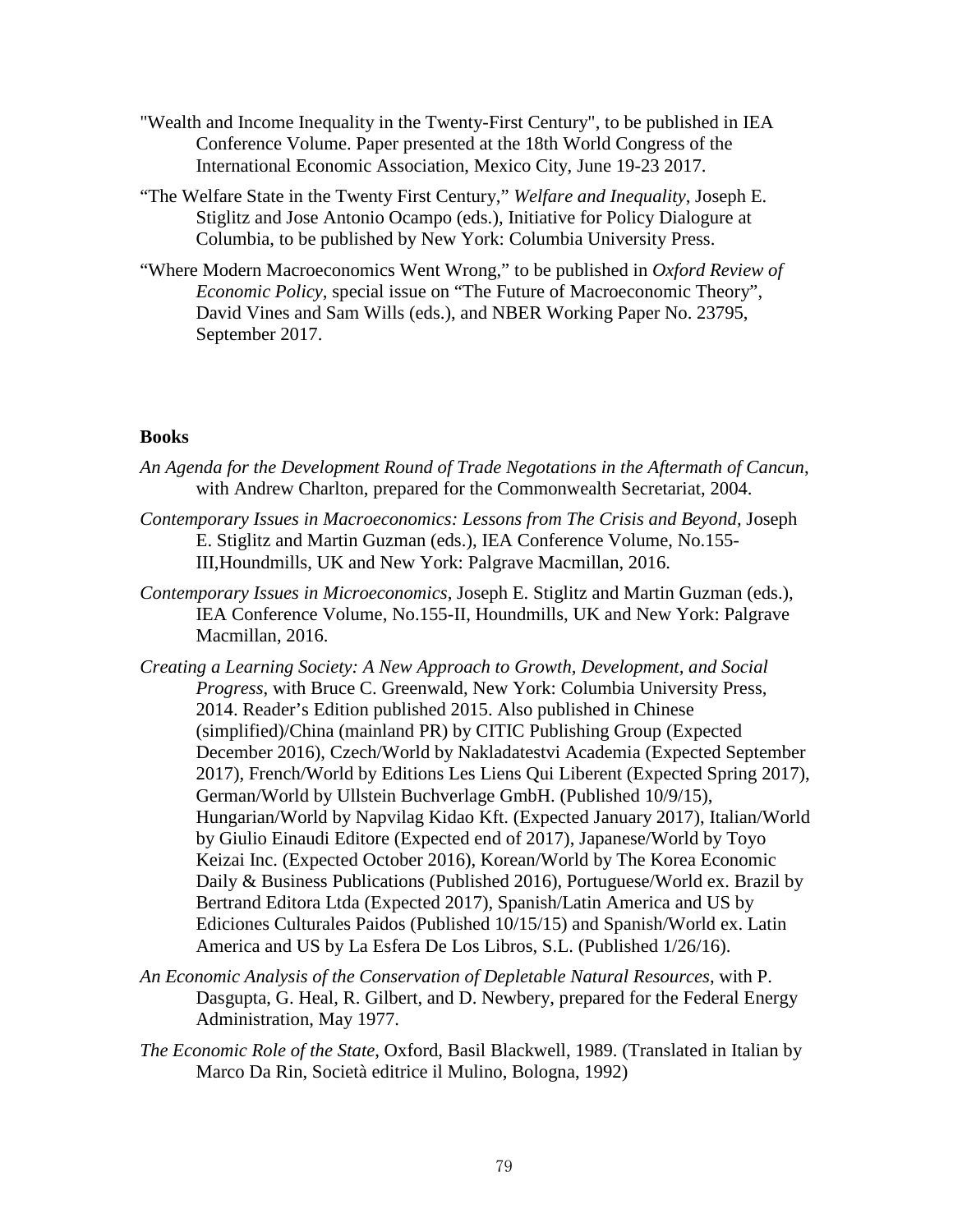"Wealth and Income Inequality in the Twenty-First Century", to be published in IEA Conference Volume. Paper presented at the 18th World Congress of the International Economic Association, Mexico City, June 19-23 2017.

"The Welfare State in the Twenty First Century," *Welfare and Inequality*, Joseph E. Stiglitz and Jose Antonio Ocampo (eds.), Initiative for Policy Dialogure at Columbia, to be published by New York: Columbia University Press.

"Where Modern Macroeconomics Went Wrong," to be published in *Oxford Review of Economic Policy*, special issue on "The Future of Macroeconomic Theory", David Vines and Sam Wills (eds.), and NBER Working Paper No. 23795, September 2017.

**Books**

*An Agenda for the Development Round of Trade Negotations in the Aftermath of Cancun*, with Andrew Charlton, prepared for the Commonwealth Secretariat, 2004.

*Contemporary Issues in Macroeconomics: Lessons from The Crisis and Beyond,* Joseph E. Stiglitz and Martin Guzman (eds.), IEA Conference Volume, No.155-III,Houndmills, UK and New York: Palgrave Macmillan, 2016.

*Contemporary Issues in Microeconomics,* Joseph E. Stiglitz and Martin Guzman (eds.), IEA Conference Volume, No.155-II, Houndmills, UK and New York: Palgrave Macmillan, 2016.

*Creating a Learning Society: A New Approach to Growth, Development, and Social Progress*, with Bruce C. Greenwald, New York: Columbia University Press, 2014. Reader's Edition published 2015. Also published in Chinese (simplified)/China (mainland PR) by CITIC Publishing Group (Expected December 2016), Czech/World by Nakladatestvi Academia (Expected September 2017), French/World by Editions Les Liens Qui Liberent (Expected Spring 2017), German/World by Ullstein Buchverlage GmbH. (Published 10/9/15), Hungarian/World by Napvilag Kidao Kft. (Expected January 2017), Italian/World by Giulio Einaudi Editore (Expected end of 2017), Japanese/World by Toyo Keizai Inc. (Expected October 2016), Korean/World by The Korea Economic Daily & Business Publications (Published 2016), Portuguese/World ex. Brazil by Bertrand Editora Ltda (Expected 2017), Spanish/Latin America and US by Ediciones Culturales Paidos (Published 10/15/15) and Spanish/World ex. Latin America and US by La Esfera De Los Libros, S.L. (Published 1/26/16).

*An Economic Analysis of the Conservation of Depletable Natural Resources*, with P. Dasgupta, G. Heal, R. Gilbert, and D. Newbery, prepared for the Federal Energy Administration, May 1977.

*The Economic Role of the State*, Oxford, Basil Blackwell, 1989. (Translated in Italian by Marco Da Rin, Società editrice il Mulino, Bologna, 1992)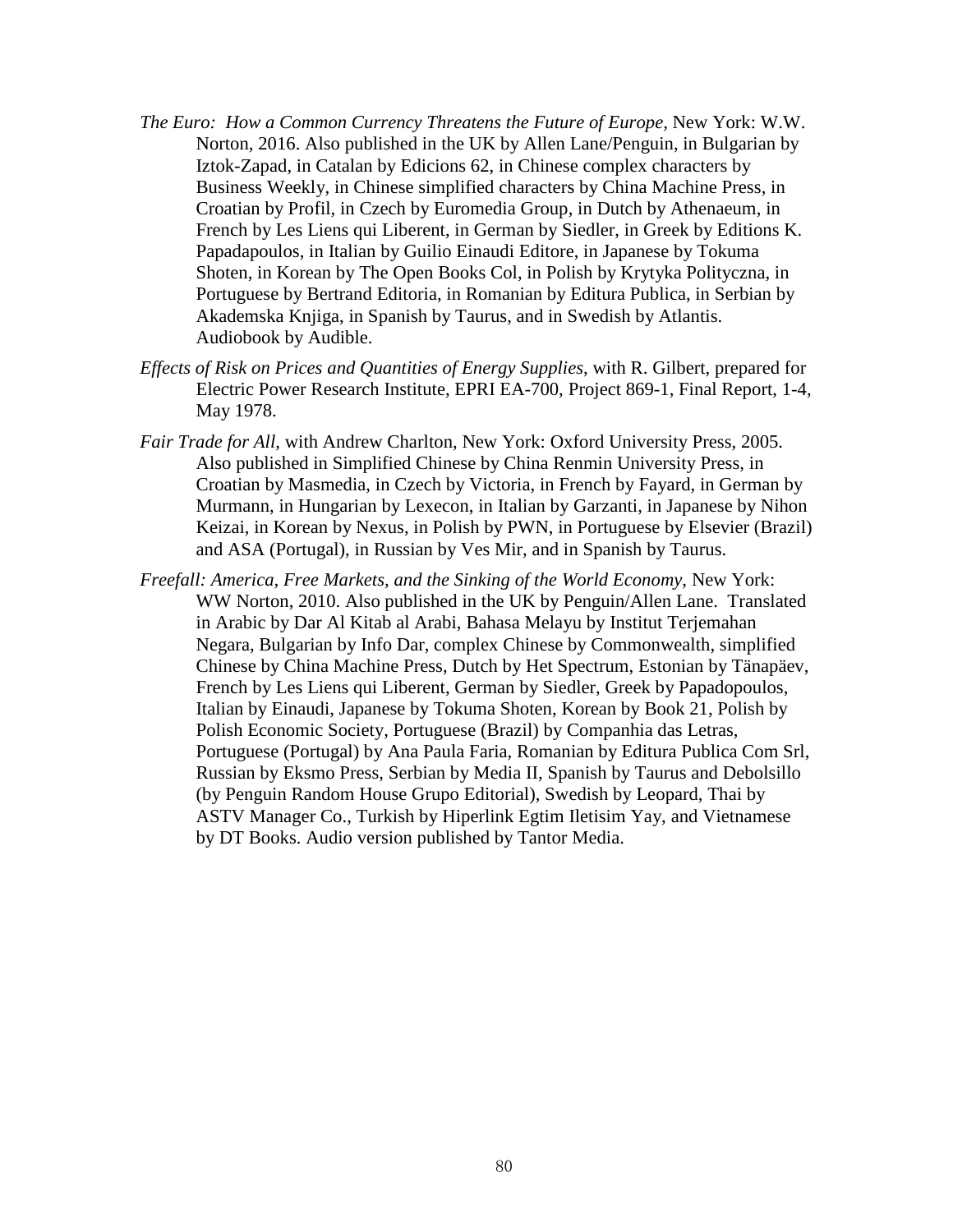*The Euro: How a Common Currency Threatens the Future of Europe*, New York: W.W. Norton, 2016. Also published in the UK by Allen Lane/Penguin, in Bulgarian by Iztok-Zapad, in Catalan by Edicions 62, in Chinese complex characters by Business Weekly, in Chinese simplified characters by China Machine Press, in Croatian by Profil, in Czech by Euromedia Group, in Dutch by Athenaeum, in French by Les Liens qui Liberent, in German by Siedler, in Greek by Editions K. Papadapoulos, in Italian by Guilio Einaudi Editore, in Japanese by Tokuma Shoten, in Korean by The Open Books Col, in Polish by Krytyka Polityczna, in Portuguese by Bertrand Editoria, in Romanian by Editura Publica, in Serbian by Akademska Knjiga, in Spanish by Taurus, and in Swedish by Atlantis. Audiobook by Audible.

*Effects of Risk on Prices and Quantities of Energy Supplies*, with R. Gilbert, prepared for Electric Power Research Institute, EPRI EA-700, Project 869-1, Final Report, 1-4, May 1978.

*Fair Trade for All*, with Andrew Charlton, New York: Oxford University Press, 2005. Also published in Simplified Chinese by China Renmin University Press, in Croatian by Masmedia, in Czech by Victoria, in French by Fayard, in German by Murmann, in Hungarian by Lexecon, in Italian by Garzanti, in Japanese by Nihon Keizai, in Korean by Nexus, in Polish by PWN, in Portuguese by Elsevier (Brazil) and ASA (Portugal), in Russian by Ves Mir, and in Spanish by Taurus.

*Freefall: America, Free Markets, and the Sinking of the World Economy*, New York: WW Norton, 2010. Also published in the UK by Penguin/Allen Lane. Translated in Arabic by Dar Al Kitab al Arabi, Bahasa Melayu by Institut Terjemahan Negara, Bulgarian by Info Dar, complex Chinese by Commonwealth, simplified Chinese by China Machine Press, Dutch by Het Spectrum, Estonian by Tänapäev, French by Les Liens qui Liberent, German by Siedler, Greek by Papadopoulos, Italian by Einaudi, Japanese by Tokuma Shoten, Korean by Book 21, Polish by Polish Economic Society, Portuguese (Brazil) by Companhia das Letras, Portuguese (Portugal) by Ana Paula Faria, Romanian by Editura Publica Com Srl, Russian by Eksmo Press, Serbian by Media II, Spanish by Taurus and Debolsillo (by Penguin Random House Grupo Editorial), Swedish by Leopard, Thai by ASTV Manager Co., Turkish by Hiperlink Egtim Iletisim Yay, and Vietnamese by DT Books. Audio version published by Tantor Media.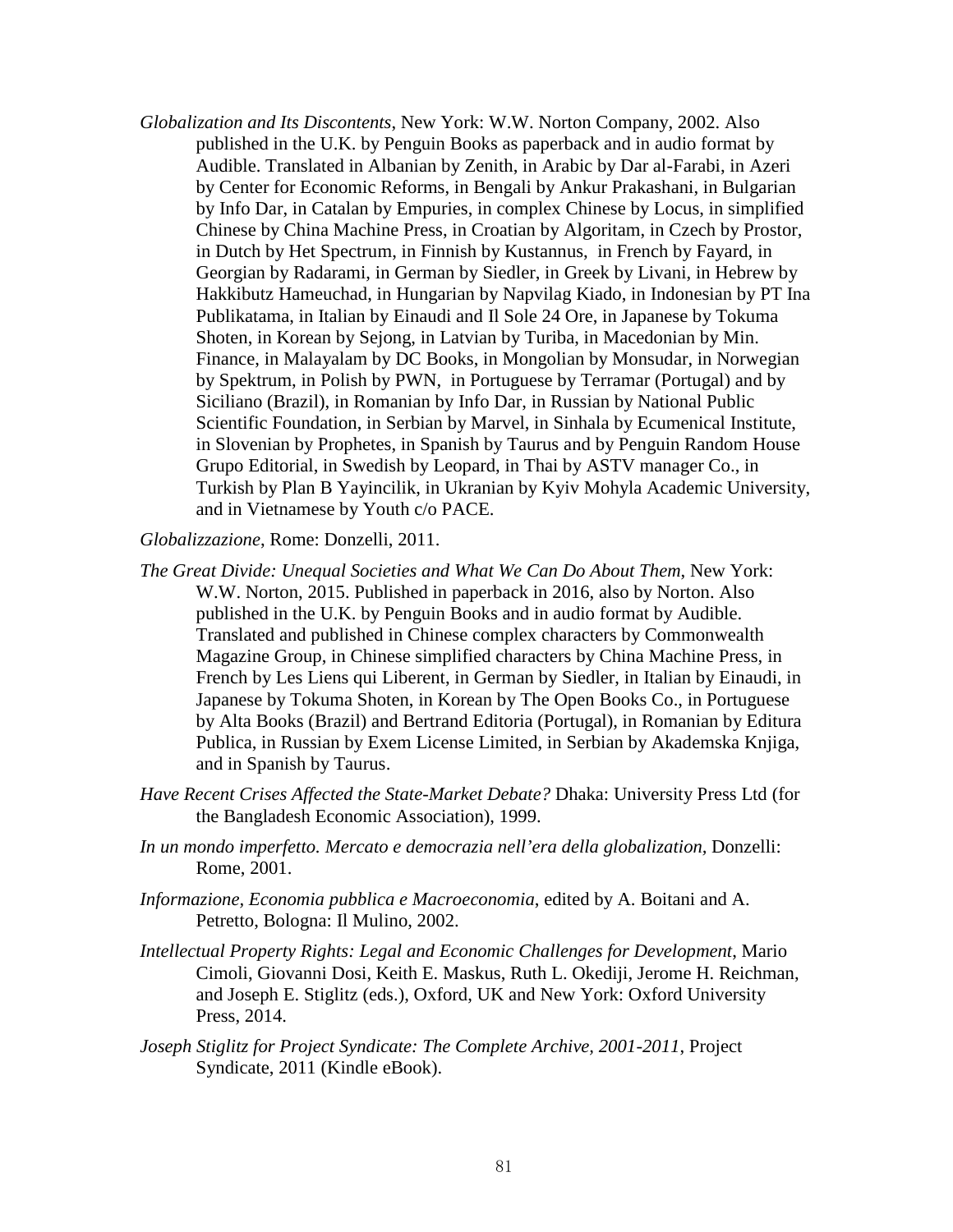*Globalization and Its Discontents*, New York: W.W. Norton Company, 2002. Also published in the U.K. by Penguin Books as paperback and in audio format by Audible. Translated in Albanian by Zenith, in Arabic by Dar al-Farabi, in Azeri by Center for Economic Reforms, in Bengali by Ankur Prakashani, in Bulgarian by Info Dar, in Catalan by Empuries, in complex Chinese by Locus, in simplified Chinese by China Machine Press, in Croatian by Algoritam, in Czech by Prostor, in Dutch by Het Spectrum, in Finnish by Kustannus, in French by Fayard, in Georgian by Radarami, in German by Siedler, in Greek by Livani, in Hebrew by Hakkibutz Hameuchad, in Hungarian by Napvilag Kiado, in Indonesian by PT Ina Publikatama, in Italian by Einaudi and Il Sole 24 Ore, in Japanese by Tokuma Shoten, in Korean by Sejong, in Latvian by Turiba, in Macedonian by Min. Finance, in Malayalam by DC Books, in Mongolian by Monsudar, in Norwegian by Spektrum, in Polish by PWN, in Portuguese by Terramar (Portugal) and by Siciliano (Brazil), in Romanian by Info Dar, in Russian by National Public Scientific Foundation, in Serbian by Marvel, in Sinhala by Ecumenical Institute, in Slovenian by Prophetes, in Spanish by Taurus and by Penguin Random House Grupo Editorial, in Swedish by Leopard, in Thai by ASTV manager Co., in Turkish by Plan B Yayincilik, in Ukranian by Kyiv Mohyla Academic University, and in Vietnamese by Youth c/o PACE.

*Globalizzazione*, Rome: Donzelli, 2011.

*The Great Divide: Unequal Societies and What We Can Do About Them*, New York: W.W. Norton, 2015. Published in paperback in 2016, also by Norton. Also published in the U.K. by Penguin Books and in audio format by Audible. Translated and published in Chinese complex characters by Commonwealth Magazine Group, in Chinese simplified characters by China Machine Press, in French by Les Liens qui Liberent, in German by Siedler, in Italian by Einaudi, in Japanese by Tokuma Shoten, in Korean by The Open Books Co., in Portuguese by Alta Books (Brazil) and Bertrand Editoria (Portugal), in Romanian by Editura Publica, in Russian by Exem License Limited, in Serbian by Akademska Knjiga, and in Spanish by Taurus.

*Have Recent Crises Affected the State-Market Debate?* Dhaka: University Press Ltd (for the Bangladesh Economic Association), 1999.

*In un mondo imperfetto. Mercato e democrazia nell'era della globalization,* Donzelli: Rome, 2001.

*Informazione, Economia pubblica e Macroeconomia*, edited by A. Boitani and A. Petretto, Bologna: Il Mulino, 2002.

*Intellectual Property Rights: Legal and Economic Challenges for Development*, Mario Cimoli, Giovanni Dosi, Keith E. Maskus, Ruth L. Okediji, Jerome H. Reichman, and Joseph E. Stiglitz (eds.), Oxford, UK and New York: Oxford University Press, 2014.

*Joseph Stiglitz for Project Syndicate: The Complete Archive, 2001-2011*, Project Syndicate, 2011 (Kindle eBook).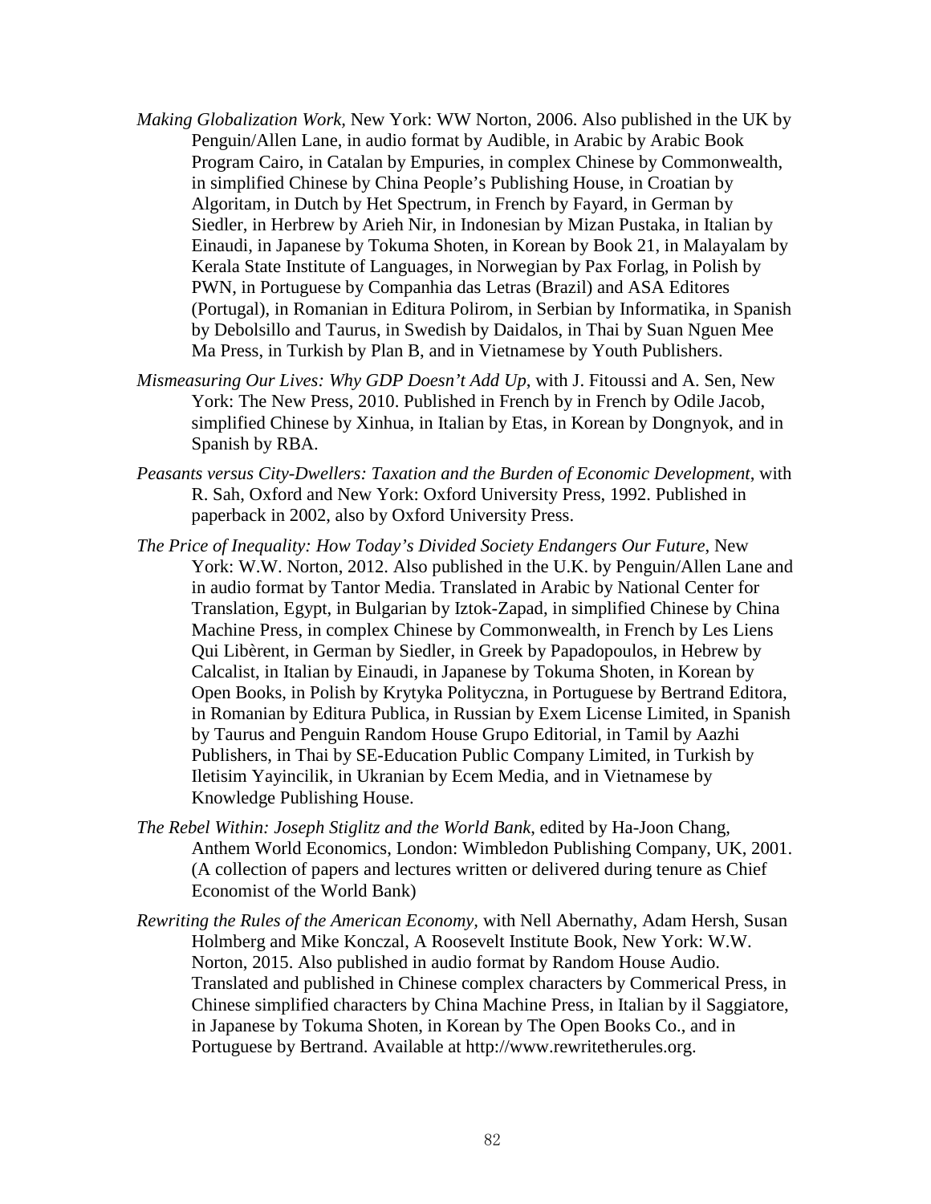*Making Globalization Work*, New York: WW Norton, 2006. Also published in the UK by Penguin/Allen Lane, in audio format by Audible, in Arabic by Arabic Book Program Cairo, in Catalan by Empuries, in complex Chinese by Commonwealth, in simplified Chinese by China People's Publishing House, in Croatian by Algoritam, in Dutch by Het Spectrum, in French by Fayard, in German by Siedler, in Herbrew by Arieh Nir, in Indonesian by Mizan Pustaka, in Italian by Einaudi, in Japanese by Tokuma Shoten, in Korean by Book 21, in Malayalam by Kerala State Institute of Languages, in Norwegian by Pax Forlag, in Polish by PWN, in Portuguese by Companhia das Letras (Brazil) and ASA Editores (Portugal), in Romanian in Editura Polirom, in Serbian by Informatika, in Spanish by Debolsillo and Taurus, in Swedish by Daidalos, in Thai by Suan Nguen Mee Ma Press, in Turkish by Plan B, and in Vietnamese by Youth Publishers.

*Mismeasuring Our Lives: Why GDP Doesn't Add Up*, with J. Fitoussi and A. Sen, New York: The New Press, 2010. Published in French by in French by Odile Jacob, simplified Chinese by Xinhua, in Italian by Etas, in Korean by Dongnyok, and in Spanish by RBA.

*Peasants versus City-Dwellers: Taxation and the Burden of Economic Development*, with R. Sah, Oxford and New York: Oxford University Press, 1992. Published in paperback in 2002, also by Oxford University Press.

*The Price of Inequality: How Today's Divided Society Endangers Our Future*, New York: W.W. Norton, 2012. Also published in the U.K. by Penguin/Allen Lane and in audio format by Tantor Media. Translated in Arabic by National Center for Translation, Egypt, in Bulgarian by Iztok-Zapad, in simplified Chinese by China Machine Press, in complex Chinese by Commonwealth, in French by Les Liens Qui Libèrent, in German by Siedler, in Greek by Papadopoulos, in Hebrew by Calcalist, in Italian by Einaudi, in Japanese by Tokuma Shoten, in Korean by Open Books, in Polish by Krytyka Polityczna, in Portuguese by Bertrand Editora, in Romanian by Editura Publica, in Russian by Exem License Limited, in Spanish by Taurus and Penguin Random House Grupo Editorial, in Tamil by Aazhi Publishers, in Thai by SE-Education Public Company Limited, in Turkish by Iletisim Yayincilik, in Ukranian by Ecem Media, and in Vietnamese by Knowledge Publishing House.

*The Rebel Within: Joseph Stiglitz and the World Bank*, edited by Ha-Joon Chang, Anthem World Economics, London: Wimbledon Publishing Company, UK, 2001. (A collection of papers and lectures written or delivered during tenure as Chief Economist of the World Bank)

*Rewriting the Rules of the American Economy*, with Nell Abernathy, Adam Hersh, Susan Holmberg and Mike Konczal, A Roosevelt Institute Book, New York: W.W. Norton, 2015. Also published in audio format by Random House Audio. Translated and published in Chinese complex characters by Commerical Press, in Chinese simplified characters by China Machine Press, in Italian by il Saggiatore, in Japanese by Tokuma Shoten, in Korean by The Open Books Co., and in Portuguese by Bertrand. Available at http://www.rewritetherules.org.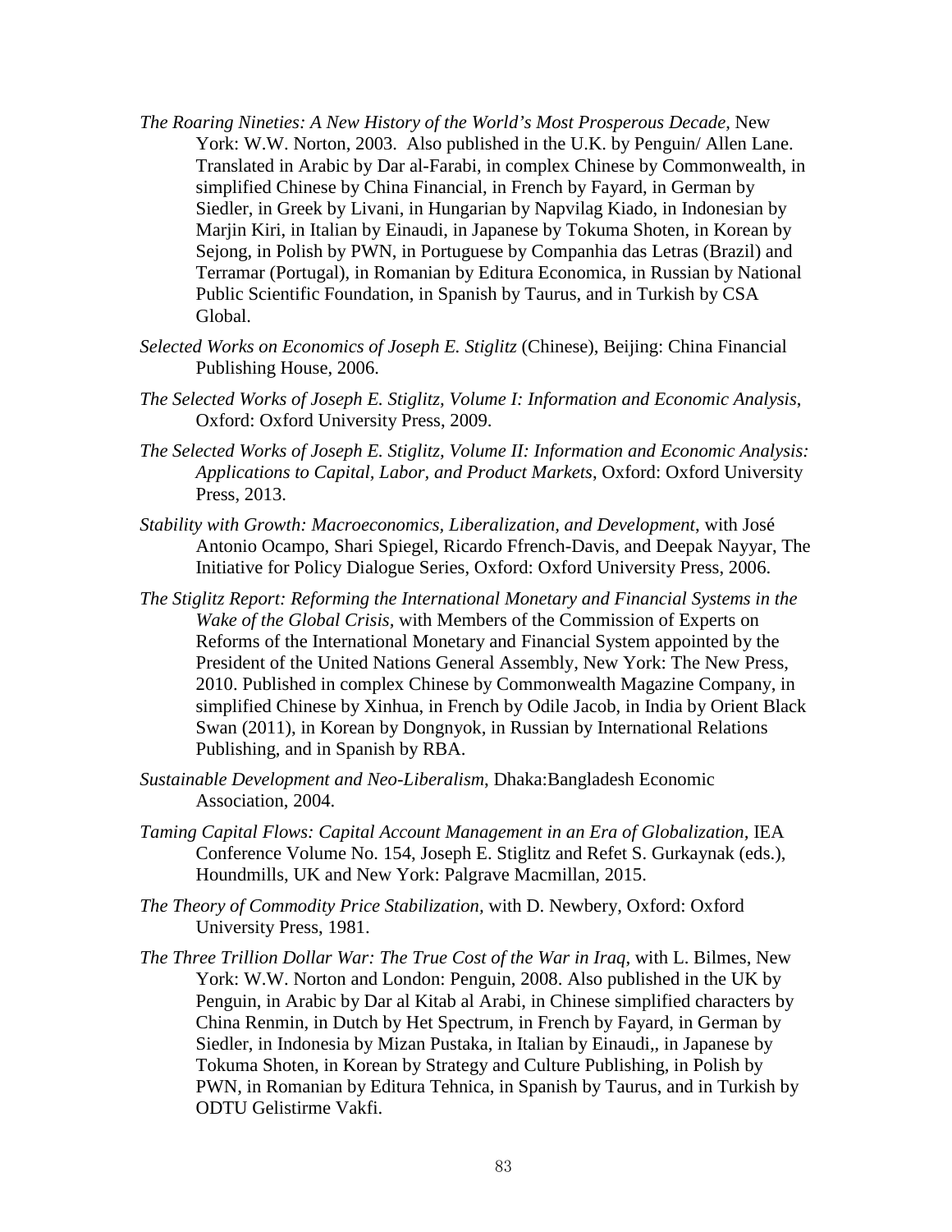*The Roaring Nineties: A New History of the World's Most Prosperous Decade*, New York: W.W. Norton, 2003. Also published in the U.K. by Penguin/ Allen Lane. Translated in Arabic by Dar al-Farabi, in complex Chinese by Commonwealth, in simplified Chinese by China Financial, in French by Fayard, in German by Siedler, in Greek by Livani, in Hungarian by Napvilag Kiado, in Indonesian by Marjin Kiri, in Italian by Einaudi, in Japanese by Tokuma Shoten, in Korean by Sejong, in Polish by PWN, in Portuguese by Companhia das Letras (Brazil) and Terramar (Portugal), in Romanian by Editura Economica, in Russian by National Public Scientific Foundation, in Spanish by Taurus, and in Turkish by CSA Global.

*Selected Works on Economics of Joseph E. Stiglitz* (Chinese), Beijing: China Financial Publishing House, 2006.

*The Selected Works of Joseph E. Stiglitz, Volume I: Information and Economic Analysis*, Oxford: Oxford University Press, 2009.

*The Selected Works of Joseph E. Stiglitz, Volume II: Information and Economic Analysis: Applications to Capital, Labor, and Product Markets*, Oxford: Oxford University Press, 2013.

*Stability with Growth: Macroeconomics, Liberalization, and Development*, with José Antonio Ocampo, Shari Spiegel, Ricardo Ffrench-Davis, and Deepak Nayyar, The Initiative for Policy Dialogue Series, Oxford: Oxford University Press, 2006.

*The Stiglitz Report: Reforming the International Monetary and Financial Systems in the Wake of the Global Crisis*, with Members of the Commission of Experts on Reforms of the International Monetary and Financial System appointed by the President of the United Nations General Assembly, New York: The New Press, 2010. Published in complex Chinese by Commonwealth Magazine Company, in simplified Chinese by Xinhua, in French by Odile Jacob, in India by Orient Black Swan (2011), in Korean by Dongnyok, in Russian by International Relations Publishing, and in Spanish by RBA.

*Sustainable Development and Neo-Liberalism*, Dhaka:Bangladesh Economic Association, 2004.

*Taming Capital Flows: Capital Account Management in an Era of Globalization*, IEA Conference Volume No. 154, Joseph E. Stiglitz and Refet S. Gurkaynak (eds.), Houndmills, UK and New York: Palgrave Macmillan, 2015.

*The Theory of Commodity Price Stabilization*, with D. Newbery, Oxford: Oxford University Press, 1981.

*The Three Trillion Dollar War: The True Cost of the War in Iraq*, with L. Bilmes, New York: W.W. Norton and London: Penguin, 2008. Also published in the UK by Penguin, in Arabic by Dar al Kitab al Arabi, in Chinese simplified characters by China Renmin, in Dutch by Het Spectrum, in French by Fayard, in German by Siedler, in Indonesia by Mizan Pustaka, in Italian by Einaudi,, in Japanese by Tokuma Shoten, in Korean by Strategy and Culture Publishing, in Polish by PWN, in Romanian by Editura Tehnica, in Spanish by Taurus, and in Turkish by ODTU Gelistirme Vakfi.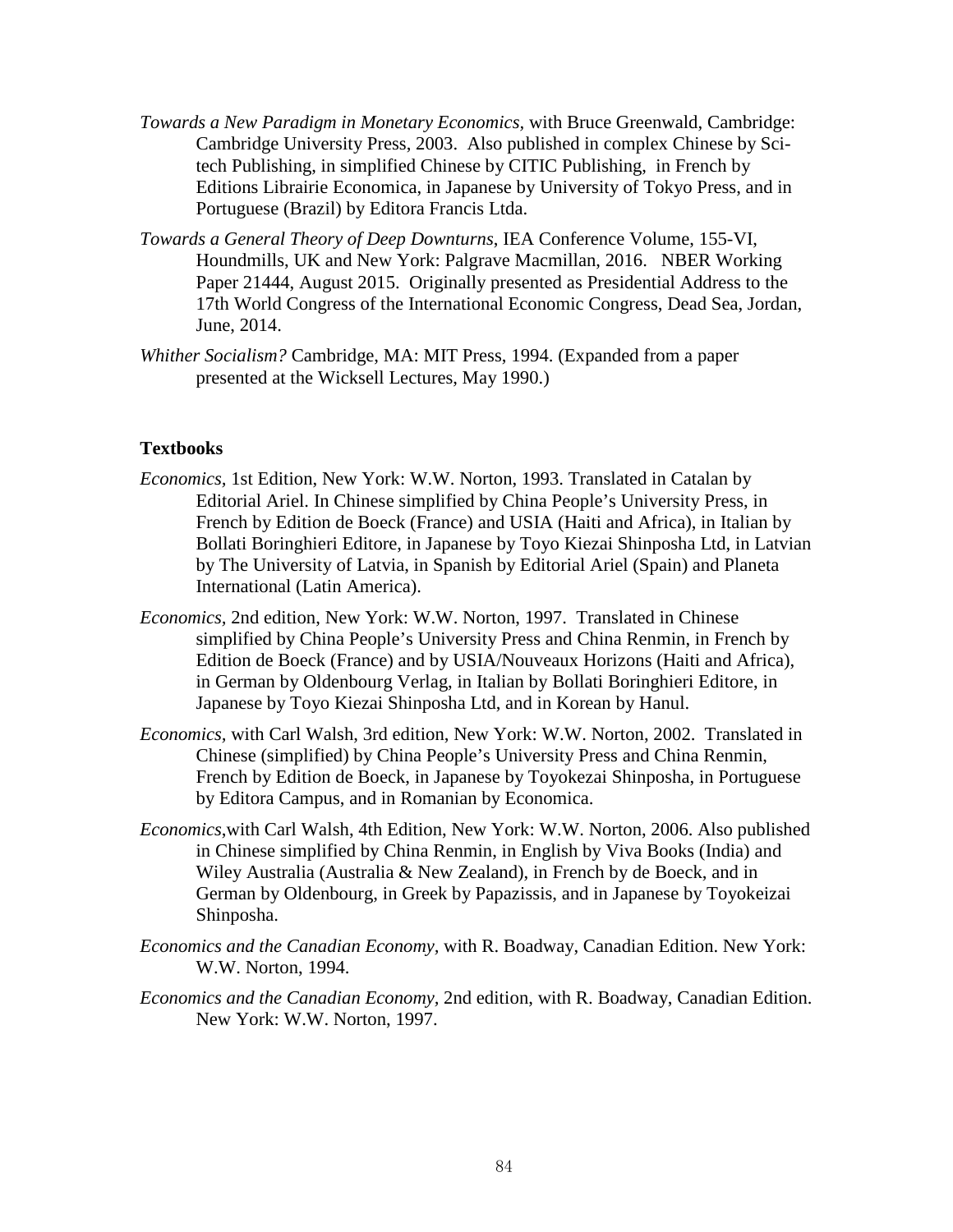*Towards a New Paradigm in Monetary Economics*, with Bruce Greenwald, Cambridge: Cambridge University Press, 2003. Also published in complex Chinese by Sci-tech Publishing, in simplified Chinese by CITIC Publishing, in French by Editions Librairie Economica, in Japanese by University of Tokyo Press, and in Portuguese (Brazil) by Editora Francis Ltda.

*Towards a General Theory of Deep Downturns*, IEA Conference Volume, 155-VI, Houndmills, UK and New York: Palgrave Macmillan, 2016. NBER Working Paper 21444, August 2015. Originally presented as Presidential Address to the 17th World Congress of the International Economic Congress, Dead Sea, Jordan, June, 2014.

*Whither Socialism?* Cambridge, MA: MIT Press, 1994. (Expanded from a paper presented at the Wicksell Lectures, May 1990.)

**Textbooks**

*Economics,* 1st Edition, New York: W.W. Norton, 1993. Translated in Catalan by Editorial Ariel. In Chinese simplified by China People's University Press, in French by Edition de Boeck (France) and USIA (Haiti and Africa), in Italian by Bollati Boringhieri Editore, in Japanese by Toyo Kiezai Shinposha Ltd, in Latvian by The University of Latvia, in Spanish by Editorial Ariel (Spain) and Planeta International (Latin America).

*Economics,* 2nd edition, New York: W.W. Norton, 1997. Translated in Chinese simplified by China People's University Press and China Renmin, in French by Edition de Boeck (France) and by USIA/Nouveaux Horizons (Haiti and Africa), in German by Oldenbourg Verlag, in Italian by Bollati Boringhieri Editore, in Japanese by Toyo Kiezai Shinposha Ltd, and in Korean by Hanul.

*Economics,* with Carl Walsh, 3rd edition, New York: W.W. Norton, 2002. Translated in Chinese (simplified) by China People's University Press and China Renmin, French by Edition de Boeck, in Japanese by Toyokezai Shinposha, in Portuguese by Editora Campus, and in Romanian by Economica.

*Economics*,with Carl Walsh, 4th Edition, New York: W.W. Norton, 2006. Also published in Chinese simplified by China Renmin, in English by Viva Books (India) and Wiley Australia (Australia & New Zealand), in French by de Boeck, and in German by Oldenbourg, in Greek by Papazissis, and in Japanese by Toyokeizai Shinposha.

*Economics and the Canadian Economy,* with R. Boadway, Canadian Edition. New York: W.W. Norton, 1994.

*Economics and the Canadian Economy*, 2nd edition, with R. Boadway, Canadian Edition. New York: W.W. Norton, 1997.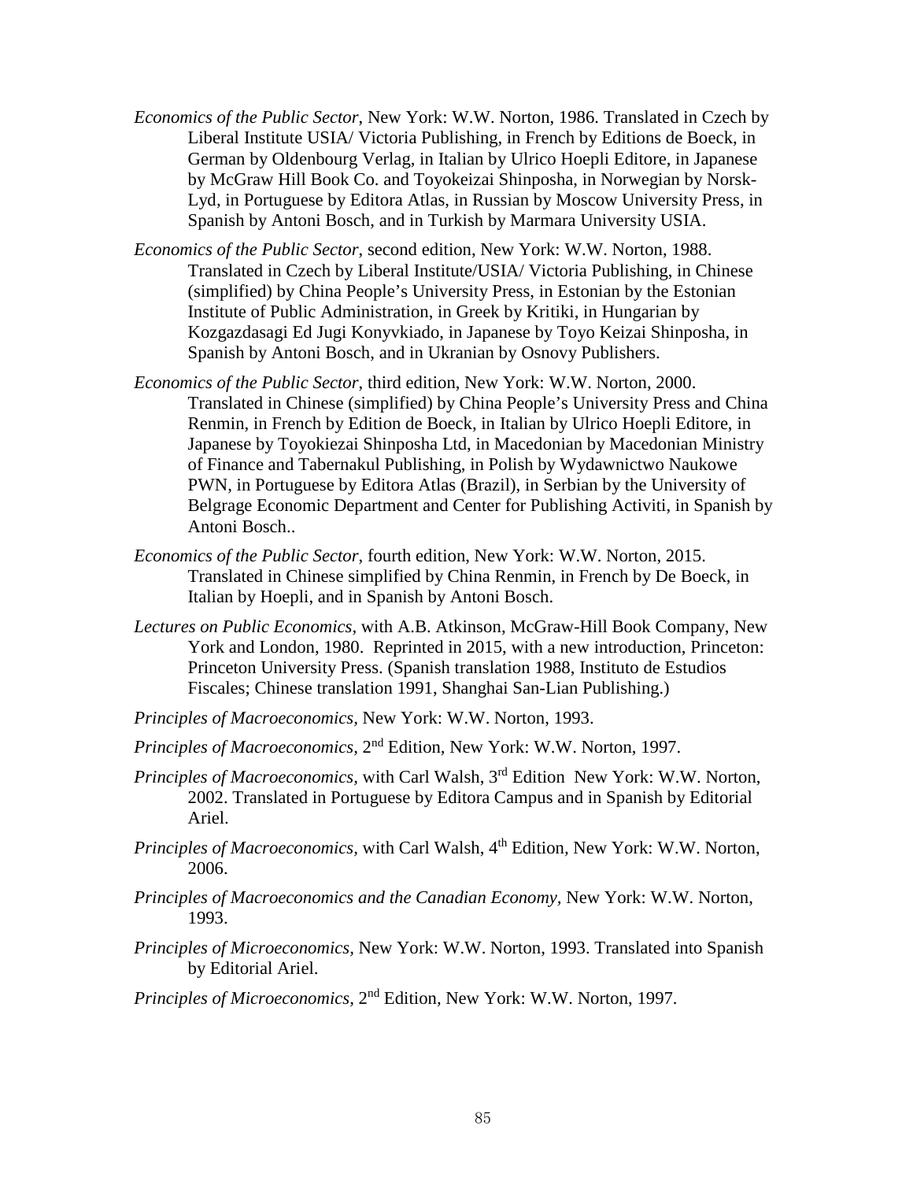*Economics of the Public Sector*, New York: W.W. Norton, 1986. Translated in Czech by Liberal Institute USIA/ Victoria Publishing, in French by Editions de Boeck, in German by Oldenbourg Verlag, in Italian by Ulrico Hoepli Editore, in Japanese by McGraw Hill Book Co. and Toyokeizai Shinposha, in Norwegian by Norsk-Lyd, in Portuguese by Editora Atlas, in Russian by Moscow University Press, in Spanish by Antoni Bosch, and in Turkish by Marmara University USIA.

*Economics of the Public Sector*, second edition, New York: W.W. Norton, 1988. Translated in Czech by Liberal Institute/USIA/ Victoria Publishing, in Chinese (simplified) by China People's University Press, in Estonian by the Estonian Institute of Public Administration, in Greek by Kritiki, in Hungarian by Kozgazdasagi Ed Jugi Konyvkiado, in Japanese by Toyo Keizai Shinposha, in Spanish by Antoni Bosch, and in Ukranian by Osnovy Publishers.

*Economics of the Public Sector*, third edition, New York: W.W. Norton, 2000. Translated in Chinese (simplified) by China People's University Press and China Renmin, in French by Edition de Boeck, in Italian by Ulrico Hoepli Editore, in Japanese by Toyokiezai Shinposha Ltd, in Macedonian by Macedonian Ministry of Finance and Tabernakul Publishing, in Polish by Wydawnictwo Naukowe PWN, in Portuguese by Editora Atlas (Brazil), in Serbian by the University of Belgrage Economic Department and Center for Publishing Activiti, in Spanish by Antoni Bosch..

*Economics of the Public Sector*, fourth edition, New York: W.W. Norton, 2015. Translated in Chinese simplified by China Renmin, in French by De Boeck, in Italian by Hoepli, and in Spanish by Antoni Bosch.

*Lectures on Public Economics*, with A.B. Atkinson, McGraw-Hill Book Company, New York and London, 1980. Reprinted in 2015, with a new introduction, Princeton: Princeton University Press. (Spanish translation 1988, Instituto de Estudios Fiscales; Chinese translation 1991, Shanghai San-Lian Publishing.)

*Principles of Macroeconomics*, New York: W.W. Norton, 1993.

*Principles of Macroeconomics*, 2nd Edition, New York: W.W. Norton, 1997.

*Principles of Macroeconomics*, with Carl Walsh, 3rd Edition New York: W.W. Norton, 2002. Translated in Portuguese by Editora Campus and in Spanish by Editorial Ariel.

*Principles of Macroeconomics*, with Carl Walsh, 4th Edition, New York: W.W. Norton, 2006.

*Principles of Macroeconomics and the Canadian Economy*, New York: W.W. Norton, 1993.

*Principles of Microeconomics*, New York: W.W. Norton, 1993. Translated into Spanish by Editorial Ariel.

*Principles of Microeconomics*, 2nd Edition, New York: W.W. Norton, 1997.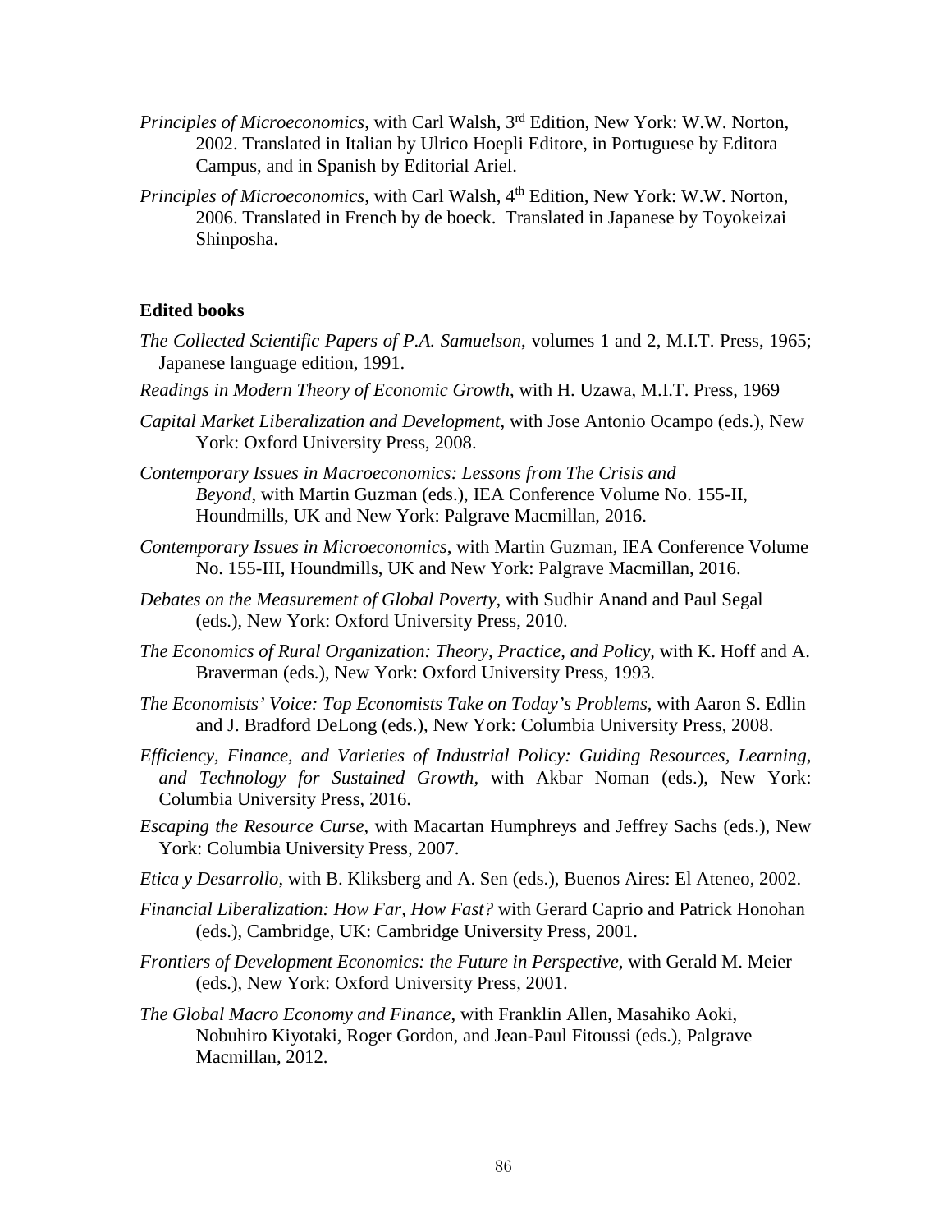*Principles of Microeconomics*, with Carl Walsh, 3rd Edition, New York: W.W. Norton, 2002. Translated in Italian by Ulrico Hoepli Editore, in Portuguese by Editora Campus, and in Spanish by Editorial Ariel.

*Principles of Microeconomics*, with Carl Walsh, 4th Edition, New York: W.W. Norton, 2006. Translated in French by de boeck. Translated in Japanese by Toyokeizai Shinposha.

**Edited books**

*The Collected Scientific Papers of P.A. Samuelson*, volumes 1 and 2, M.I.T. Press, 1965; Japanese language edition, 1991.

*Readings in Modern Theory of Economic Growth*, with H. Uzawa, M.I.T. Press, 1969

*Capital Market Liberalization and Development*, with Jose Antonio Ocampo (eds.), New York: Oxford University Press, 2008.

*Contemporary Issues in Macroeconomics: Lessons from The Crisis and Beyond*, with Martin Guzman (eds.), IEA Conference Volume No. 155-II, Houndmills, UK and New York: Palgrave Macmillan, 2016.

*Contemporary Issues in Microeconomics*, with Martin Guzman, IEA Conference Volume No. 155-III, Houndmills, UK and New York: Palgrave Macmillan, 2016.

*Debates on the Measurement of Global Poverty*, with Sudhir Anand and Paul Segal (eds.), New York: Oxford University Press, 2010.

*The Economics of Rural Organization: Theory, Practice, and Policy*, with K. Hoff and A. Braverman (eds.), New York: Oxford University Press, 1993.

*The Economists' Voice: Top Economists Take on Today's Problems*, with Aaron S. Edlin and J. Bradford DeLong (eds.), New York: Columbia University Press, 2008.

*Efficiency, Finance, and Varieties of Industrial Policy: Guiding Resources, Learning, and Technology for Sustained Growth*, with Akbar Noman (eds.), New York: Columbia University Press, 2016.

*Escaping the Resource Curse*, with Macartan Humphreys and Jeffrey Sachs (eds.), New York: Columbia University Press, 2007.

*Etica y Desarrollo*, with B. Kliksberg and A. Sen (eds.), Buenos Aires: El Ateneo, 2002.

*Financial Liberalization: How Far, How Fast?* with Gerard Caprio and Patrick Honohan (eds.), Cambridge, UK: Cambridge University Press, 2001.

*Frontiers of Development Economics: the Future in Perspective*, with Gerald M. Meier (eds.), New York: Oxford University Press, 2001.

*The Global Macro Economy and Finance*, with Franklin Allen, Masahiko Aoki, Nobuhiro Kiyotaki, Roger Gordon, and Jean-Paul Fitoussi (eds.), Palgrave Macmillan, 2012.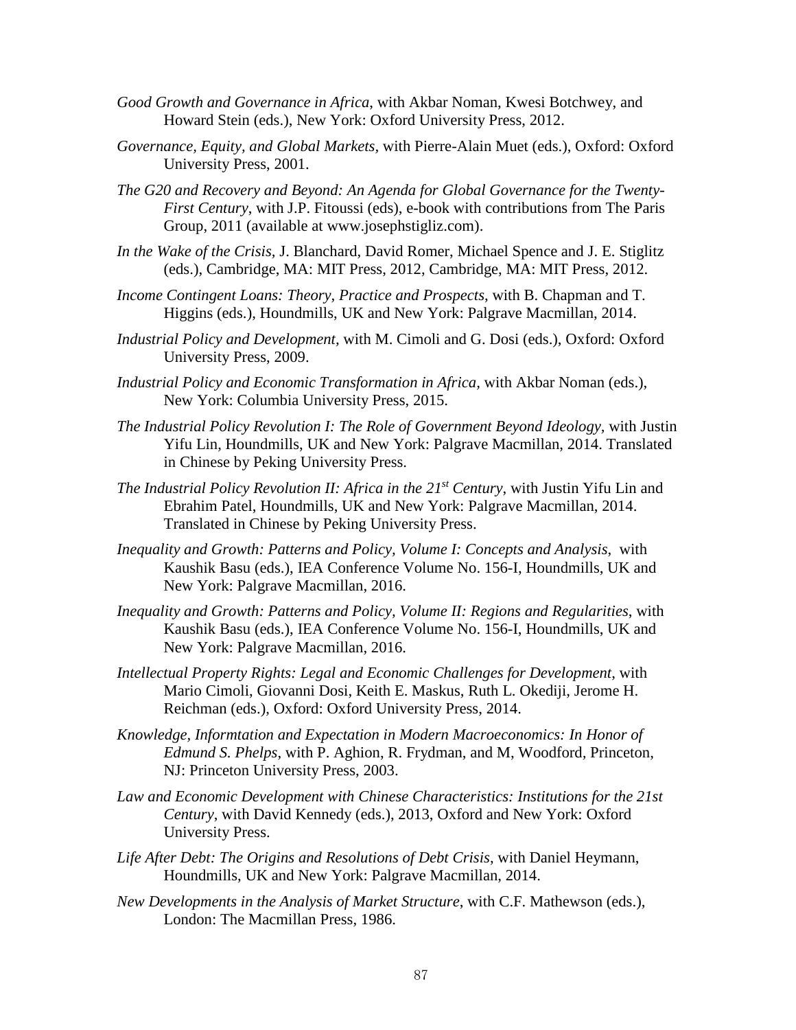*Good Growth and Governance in Africa*, with Akbar Noman, Kwesi Botchwey, and Howard Stein (eds.), New York: Oxford University Press, 2012.

*Governance, Equity, and Global Markets,* with Pierre-Alain Muet (eds.), Oxford: Oxford University Press, 2001.

*The G20 and Recovery and Beyond: An Agenda for Global Governance for the Twenty-First Century*, with J.P. Fitoussi (eds), e-book with contributions from The Paris Group, 2011 (available at www.josephstigliz.com).

*In the Wake of the Crisis*, J. Blanchard, David Romer, Michael Spence and J. E. Stiglitz (eds.), Cambridge, MA: MIT Press, 2012, Cambridge, MA: MIT Press, 2012.

*Income Contingent Loans: Theory, Practice and Prospects*, with B. Chapman and T. Higgins (eds.), Houndmills, UK and New York: Palgrave Macmillan, 2014.

*Industrial Policy and Development,* with M. Cimoli and G. Dosi (eds.), Oxford: Oxford University Press, 2009.

*Industrial Policy and Economic Transformation in Africa,* with Akbar Noman (eds.), New York: Columbia University Press, 2015.

*The Industrial Policy Revolution I: The Role of Government Beyond Ideology,* with Justin Yifu Lin, Houndmills, UK and New York: Palgrave Macmillan, 2014. Translated in Chinese by Peking University Press.

*The Industrial Policy Revolution II: Africa in the 21st Century*, with Justin Yifu Lin and Ebrahim Patel, Houndmills, UK and New York: Palgrave Macmillan, 2014. Translated in Chinese by Peking University Press.

*Inequality and Growth: Patterns and Policy, Volume I: Concepts and Analysis*, with Kaushik Basu (eds.), IEA Conference Volume No. 156-I, Houndmills, UK and New York: Palgrave Macmillan, 2016.

*Inequality and Growth: Patterns and Policy, Volume II: Regions and Regularities*, with Kaushik Basu (eds.), IEA Conference Volume No. 156-I, Houndmills, UK and New York: Palgrave Macmillan, 2016.

*Intellectual Property Rights: Legal and Economic Challenges for Development*, with Mario Cimoli, Giovanni Dosi, Keith E. Maskus, Ruth L. Okediji, Jerome H. Reichman (eds.), Oxford: Oxford University Press, 2014.

*Knowledge, Informtation and Expectation in Modern Macroeconomics: In Honor of Edmund S. Phelps*, with P. Aghion, R. Frydman, and M, Woodford, Princeton, NJ: Princeton University Press, 2003.

*Law and Economic Development with Chinese Characteristics: Institutions for the 21st Century*, with David Kennedy (eds.), 2013, Oxford and New York: Oxford University Press.

*Life After Debt: The Origins and Resolutions of Debt Crisis*, with Daniel Heymann, Houndmills, UK and New York: Palgrave Macmillan, 2014.

*New Developments in the Analysis of Market Structure*, with C.F. Mathewson (eds.), London: The Macmillan Press, 1986.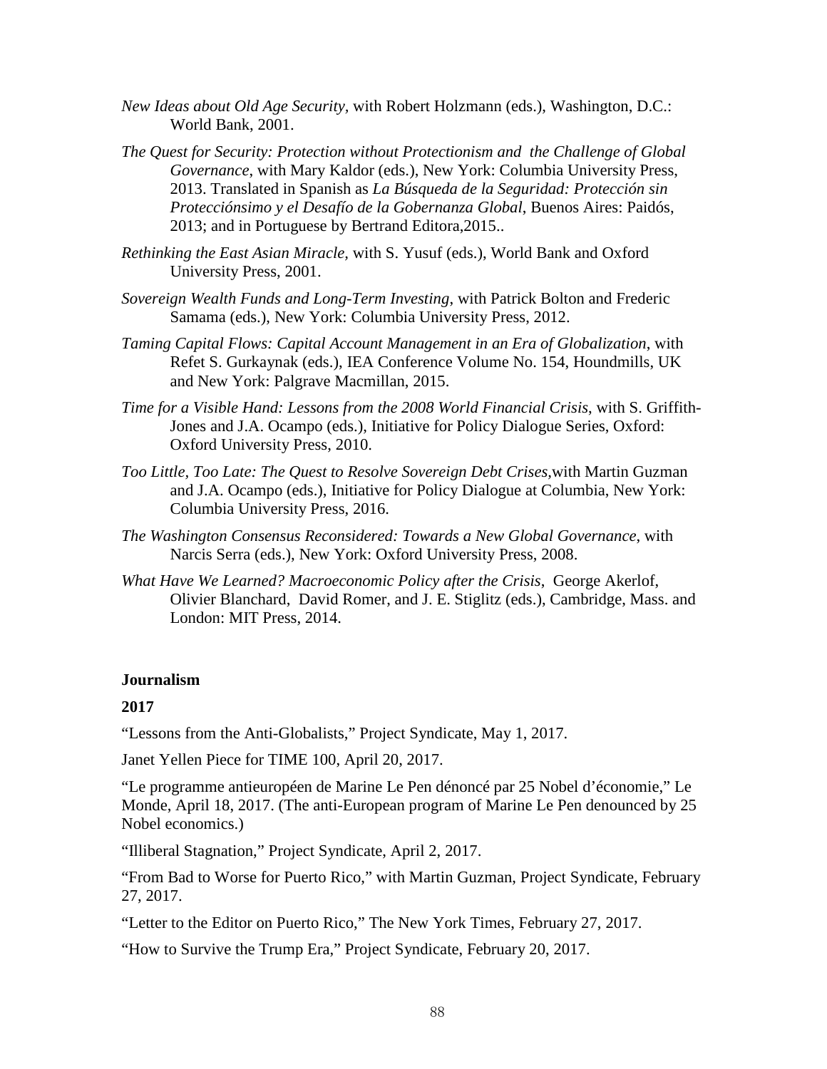*New Ideas about Old Age Security,* with Robert Holzmann (eds.), Washington, D.C.: World Bank, 2001.

*The Quest for Security: Protection without Protectionism and the Challenge of Global Governance*, with Mary Kaldor (eds.), New York: Columbia University Press, 2013. Translated in Spanish as *La Búsqueda de la Seguridad: Protección sin Proteccciónsimo y el Desafío de la Gobernanza Global*, Buenos Aires: Paidós, 2013; and in Portuguese by Bertrand Editora,2015..

*Rethinking the East Asian Miracle,* with S. Yusuf (eds.), World Bank and Oxford University Press, 2001.

*Sovereign Wealth Funds and Long-Term Investing*, with Patrick Bolton and Frederic Samama (eds.), New York: Columbia University Press, 2012.

*Taming Capital Flows: Capital Account Management in an Era of Globalization*, with Refet S. Gurkaynak (eds.), IEA Conference Volume No. 154, Houndmills, UK and New York: Palgrave Macmillan, 2015.

*Time for a Visible Hand: Lessons from the 2008 World Financial Crisis*, with S. Griffith-Jones and J.A. Ocampo (eds.), Initiative for Policy Dialogue Series, Oxford: Oxford University Press, 2010.

*Too Little, Too Late: The Quest to Resolve Sovereign Debt Crises,*with Martin Guzman and J.A. Ocampo (eds.), Initiative for Policy Dialogue at Columbia, New York: Columbia University Press, 2016.

*The Washington Consensus Reconsidered: Towards a New Global Governance,* with Narcis Serra (eds.), New York: Oxford University Press, 2008.

*What Have We Learned? Macroeconomic Policy after the Crisis*, George Akerlof, Olivier Blanchard, David Romer, and J. E. Stiglitz (eds.), Cambridge, Mass. and London: MIT Press, 2014.

**Journalism**

**2017**

“Lessons from the Anti-Globalists,” Project Syndicate, May 1, 2017.

Janet Yellen Piece for TIME 100, April 20, 2017.

“Le programme antieuropéen de Marine Le Pen dénoncé par 25 Nobel d’économie,” Le Monde, April 18, 2017. (The anti-European program of Marine Le Pen denounced by 25 Nobel economics.)

“Illiberal Stagnation,” Project Syndicate, April 2, 2017.

“From Bad to Worse for Puerto Rico,” with Martin Guzman, Project Syndicate, February 27, 2017.

“Letter to the Editor on Puerto Rico,” The New York Times, February 27, 2017.

“How to Survive the Trump Era,” Project Syndicate, February 20, 2017.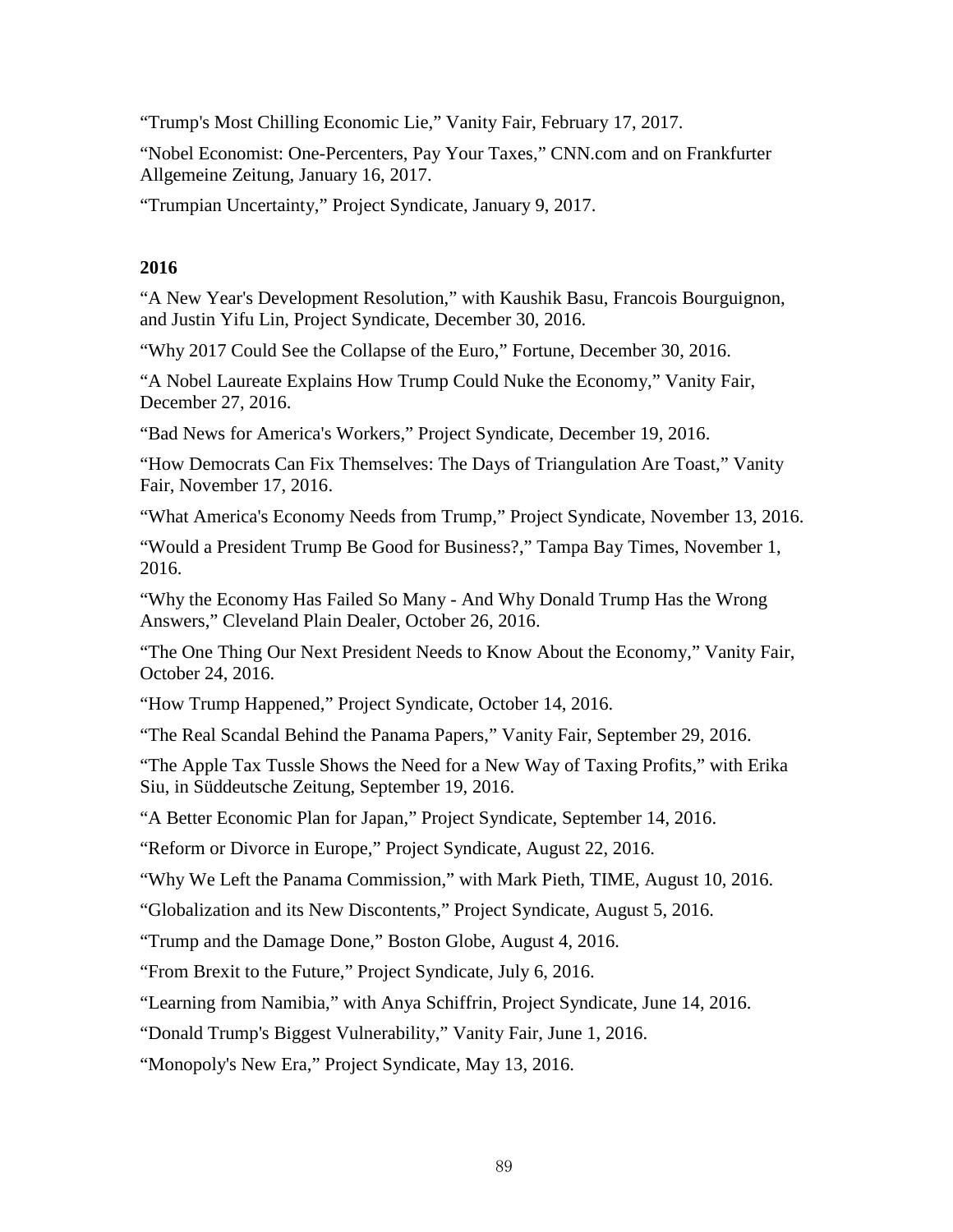“Trump's Most Chilling Economic Lie,” Vanity Fair, February 17, 2017.

“Nobel Economist: One-Percenters, Pay Your Taxes,” CNN.com and on Frankfurter Allgemeine Zeitung, January 16, 2017.

“Trumpian Uncertainty,” Project Syndicate, January 9, 2017.

**2016**

“A New Year's Development Resolution,” with Kaushik Basu, Francois Bourguignon, and Justin Yifu Lin, Project Syndicate, December 30, 2016.

“Why 2017 Could See the Collapse of the Euro,” Fortune, December 30, 2016.

“A Nobel Laureate Explains How Trump Could Nuke the Economy,” Vanity Fair, December 27, 2016.

“Bad News for America's Workers,” Project Syndicate, December 19, 2016.

“How Democrats Can Fix Themselves: The Days of Triangulation Are Toast,” Vanity Fair, November 17, 2016.

“What America's Economy Needs from Trump,” Project Syndicate, November 13, 2016.

“Would a President Trump Be Good for Business?,” Tampa Bay Times, November 1, 2016.

“Why the Economy Has Failed So Many - And Why Donald Trump Has the Wrong Answers,” Cleveland Plain Dealer, October 26, 2016.

“The One Thing Our Next President Needs to Know About the Economy,” Vanity Fair, October 24, 2016.

“How Trump Happened,” Project Syndicate, October 14, 2016.

“The Real Scandal Behind the Panama Papers,” Vanity Fair, September 29, 2016.

“The Apple Tax Tussle Shows the Need for a New Way of Taxing Profits,” with Erika Siu, in Süddeutsche Zeitung, September 19, 2016.

“A Better Economic Plan for Japan,” Project Syndicate, September 14, 2016.

“Reform or Divorce in Europe,” Project Syndicate, August 22, 2016.

“Why We Left the Panama Commission,” with Mark Pieth, TIME, August 10, 2016.

“Globalization and its New Discontents,” Project Syndicate, August 5, 2016.

“Trump and the Damage Done,” Boston Globe, August 4, 2016.

“From Brexit to the Future,” Project Syndicate, July 6, 2016.

“Learning from Namibia,” with Anya Schiffrin, Project Syndicate, June 14, 2016.

“Donald Trump's Biggest Vulnerability,” Vanity Fair, June 1, 2016.

“Monopoly's New Era,” Project Syndicate, May 13, 2016.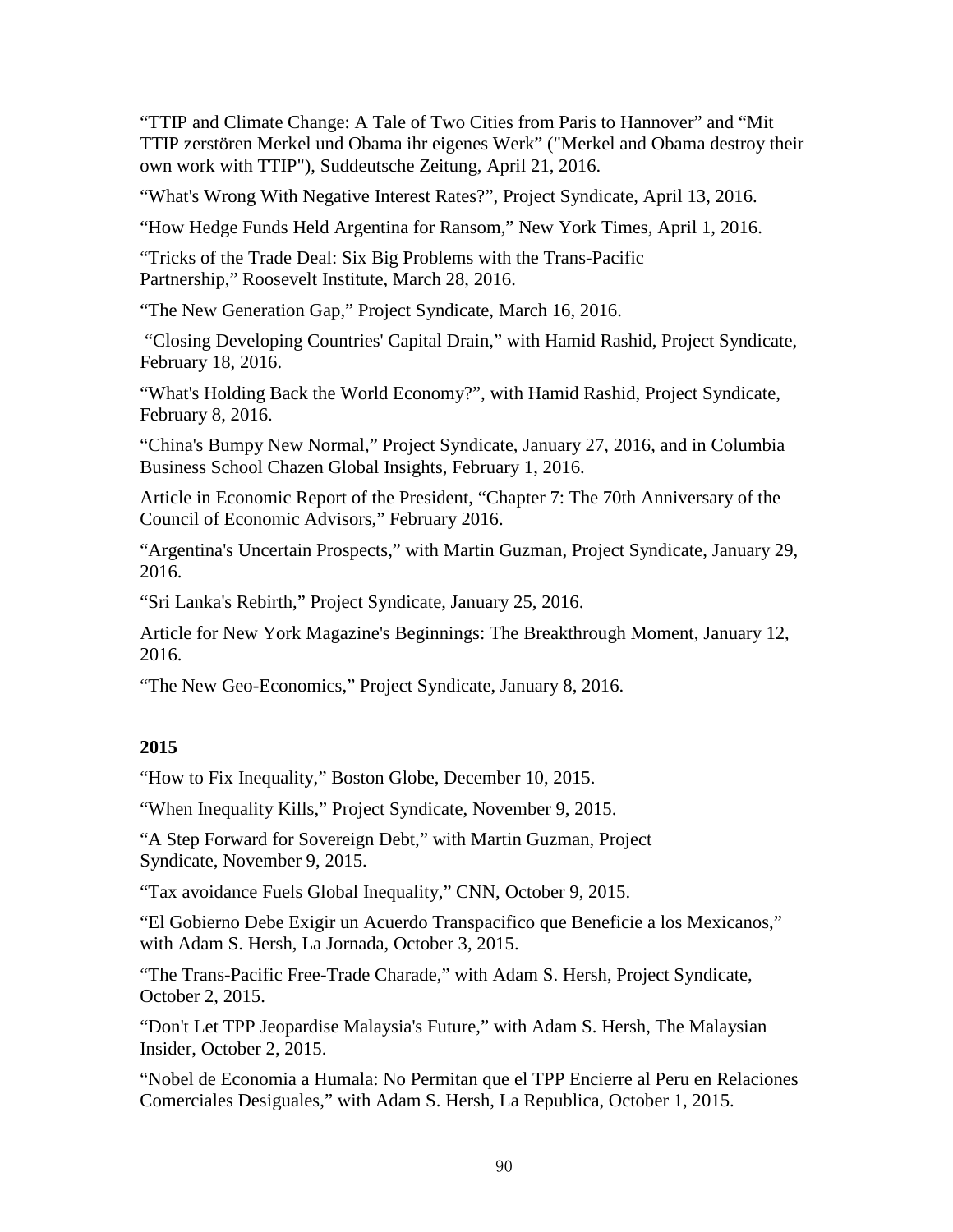"TTIP and Climate Change: A Tale of Two Cities from Paris to Hannover" and "Mit TTIP zerstören Merkel und Obama ihr eigenes Werk" ("Merkel and Obama destroy their own work with TTIP"), Suddeutsche Zeitung, April 21, 2016.

"What's Wrong With Negative Interest Rates?", Project Syndicate, April 13, 2016.

"How Hedge Funds Held Argentina for Ransom," New York Times, April 1, 2016.

"Tricks of the Trade Deal: Six Big Problems with the Trans-Pacific Partnership," Roosevelt Institute, March 28, 2016.

"The New Generation Gap," Project Syndicate, March 16, 2016.

"Closing Developing Countries' Capital Drain," with Hamid Rashid, Project Syndicate, February 18, 2016.

"What's Holding Back the World Economy?", with Hamid Rashid, Project Syndicate, February 8, 2016.

"China's Bumpy New Normal," Project Syndicate, January 27, 2016, and in Columbia Business School Chazen Global Insights, February 1, 2016.

Article in Economic Report of the President, "Chapter 7: The 70th Anniversary of the Council of Economic Advisors," February 2016.

"Argentina's Uncertain Prospects," with Martin Guzman, Project Syndicate, January 29, 2016.

"Sri Lanka's Rebirth," Project Syndicate, January 25, 2016.

Article for New York Magazine's Beginnings: The Breakthrough Moment, January 12, 2016.

"The New Geo-Economics," Project Syndicate, January 8, 2016.

**2015**

"How to Fix Inequality," Boston Globe, December 10, 2015.

"When Inequality Kills," Project Syndicate, November 9, 2015.

"A Step Forward for Sovereign Debt," with Martin Guzman, Project Syndicate, November 9, 2015.

"Tax avoidance Fuels Global Inequality," CNN, October 9, 2015.

"El Gobierno Debe Exigir un Acuerdo Transpacifico que Beneficie a los Mexicanos," with Adam S. Hersh, La Jornada, October 3, 2015.

"The Trans-Pacific Free-Trade Charade," with Adam S. Hersh, Project Syndicate, October 2, 2015.

"Don't Let TPP Jeopardise Malaysia's Future," with Adam S. Hersh, The Malaysian Insider, October 2, 2015.

"Nobel de Economia a Humala: No Permitan que el TPP Encierre al Peru en Relaciones Comerciales Desiguales," with Adam S. Hersh, La Republica, October 1, 2015.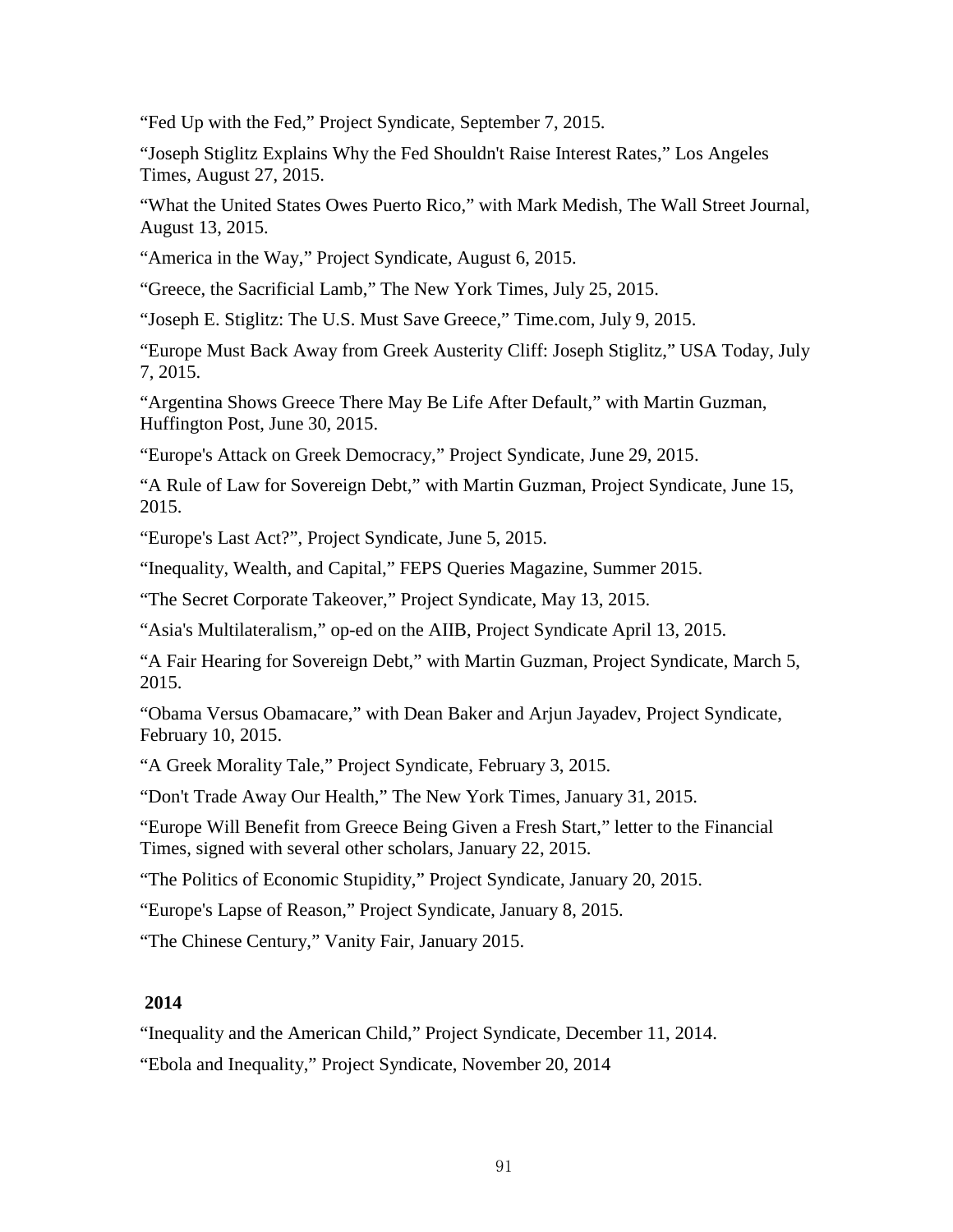"Fed Up with the Fed," Project Syndicate, September 7, 2015.

"Joseph Stiglitz Explains Why the Fed Shouldn't Raise Interest Rates," Los Angeles Times, August 27, 2015.

"What the United States Owes Puerto Rico," with Mark Medish, The Wall Street Journal, August 13, 2015.

"America in the Way," Project Syndicate, August 6, 2015.

"Greece, the Sacrificial Lamb," The New York Times, July 25, 2015.

"Joseph E. Stiglitz: The U.S. Must Save Greece," Time.com, July 9, 2015.

"Europe Must Back Away from Greek Austerity Cliff: Joseph Stiglitz," USA Today, July 7, 2015.

"Argentina Shows Greece There May Be Life After Default," with Martin Guzman, Huffington Post, June 30, 2015.

"Europe's Attack on Greek Democracy," Project Syndicate, June 29, 2015.

"A Rule of Law for Sovereign Debt," with Martin Guzman, Project Syndicate, June 15, 2015.

"Europe's Last Act?", Project Syndicate, June 5, 2015.

"Inequality, Wealth, and Capital," FEPS Queries Magazine, Summer 2015.

"The Secret Corporate Takeover," Project Syndicate, May 13, 2015.

"Asia's Multilateralism," op-ed on the AIIB, Project Syndicate April 13, 2015.

"A Fair Hearing for Sovereign Debt," with Martin Guzman, Project Syndicate, March 5, 2015.

"Obama Versus Obamacare," with Dean Baker and Arjun Jayadev, Project Syndicate, February 10, 2015.

"A Greek Morality Tale," Project Syndicate, February 3, 2015.

"Don't Trade Away Our Health," The New York Times, January 31, 2015.

"Europe Will Benefit from Greece Being Given a Fresh Start," letter to the Financial Times, signed with several other scholars, January 22, 2015.

"The Politics of Economic Stupidity," Project Syndicate, January 20, 2015.

"Europe's Lapse of Reason," Project Syndicate, January 8, 2015.

"The Chinese Century," Vanity Fair, January 2015.

**2014**

"Inequality and the American Child," Project Syndicate, December 11, 2014.

"Ebola and Inequality," Project Syndicate, November 20, 2014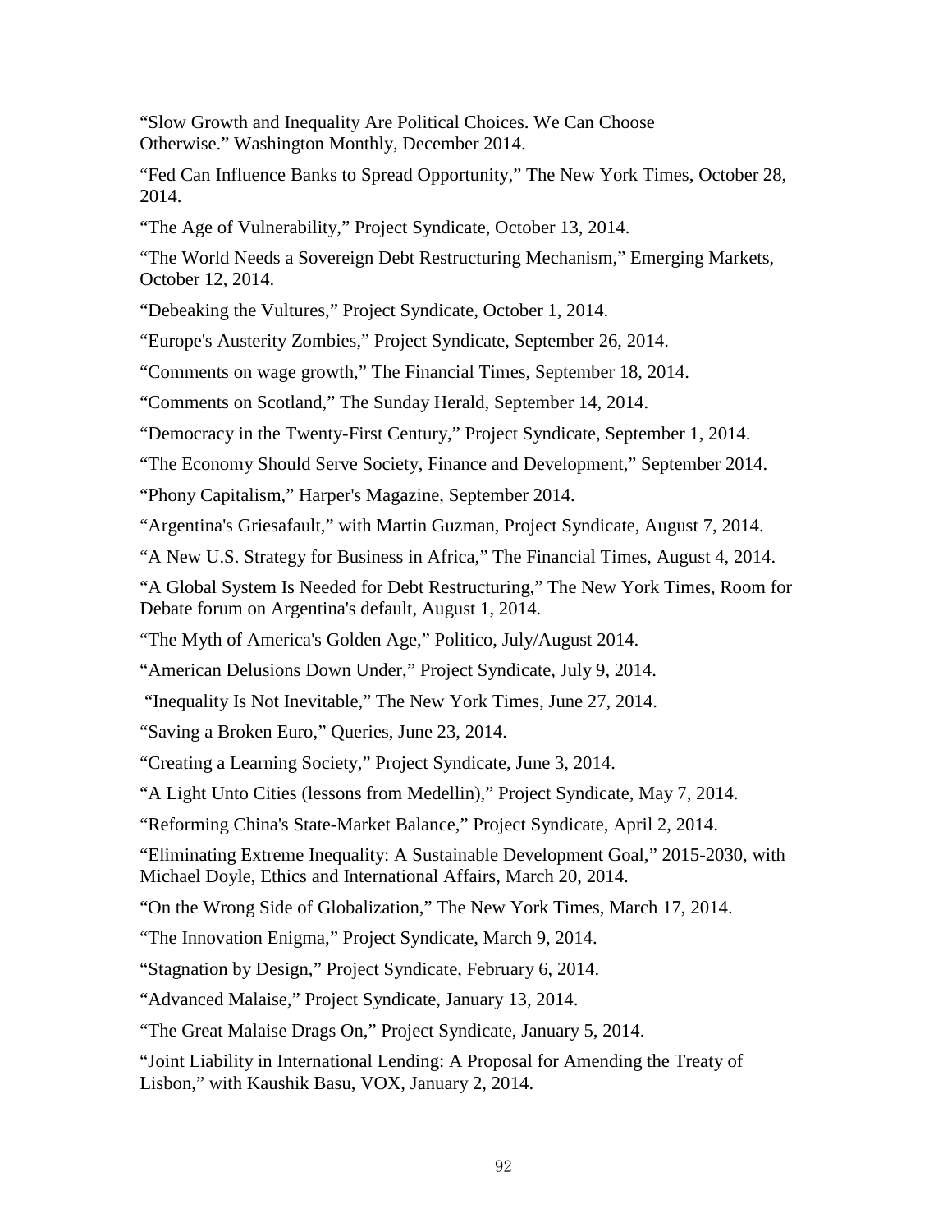“Slow Growth and Inequality Are Political Choices. We Can Choose Otherwise.” Washington Monthly, December 2014.

“Fed Can Influence Banks to Spread Opportunity,” The New York Times, October 28, 2014.

“The Age of Vulnerability,” Project Syndicate, October 13, 2014.

“The World Needs a Sovereign Debt Restructuring Mechanism,” Emerging Markets, October 12, 2014.

“Debeaking the Vultures,” Project Syndicate, October 1, 2014.

“Europe's Austerity Zombies,” Project Syndicate, September 26, 2014.

“Comments on wage growth,” The Financial Times, September 18, 2014.

“Comments on Scotland,” The Sunday Herald, September 14, 2014.

“Democracy in the Twenty-First Century,” Project Syndicate, September 1, 2014.

“The Economy Should Serve Society, Finance and Development,” September 2014.

“Phony Capitalism,” Harper's Magazine, September 2014.

“Argentina's Griesafault,” with Martin Guzman, Project Syndicate, August 7, 2014.

“A New U.S. Strategy for Business in Africa,” The Financial Times, August 4, 2014.

“A Global System Is Needed for Debt Restructuring,” The New York Times, Room for Debate forum on Argentina's default, August 1, 2014.

“The Myth of America's Golden Age,” Politico, July/August 2014.

“American Delusions Down Under,” Project Syndicate, July 9, 2014.

“Inequality Is Not Inevitable,” The New York Times, June 27, 2014.

“Saving a Broken Euro,” Queries, June 23, 2014.

“Creating a Learning Society,” Project Syndicate, June 3, 2014.

“A Light Unto Cities (lessons from Medellin),” Project Syndicate, May 7, 2014.

“Reforming China's State-Market Balance,” Project Syndicate, April 2, 2014.

“Eliminating Extreme Inequality: A Sustainable Development Goal,” 2015-2030, with Michael Doyle, Ethics and International Affairs, March 20, 2014.

“On the Wrong Side of Globalization,” The New York Times, March 17, 2014.

“The Innovation Enigma,” Project Syndicate, March 9, 2014.

“Stagnation by Design,” Project Syndicate, February 6, 2014.

“Advanced Malaise,” Project Syndicate, January 13, 2014.

“The Great Malaise Drags On,” Project Syndicate, January 5, 2014.

“Joint Liability in International Lending: A Proposal for Amending the Treaty of Lisbon,” with Kaushik Basu, VOX, January 2, 2014.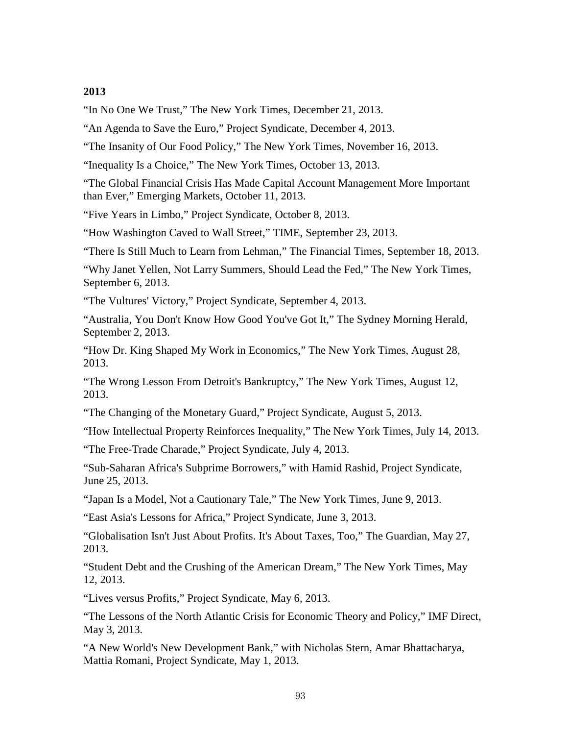**2013**

“In No One We Trust,” The New York Times, December 21, 2013.

“An Agenda to Save the Euro,” Project Syndicate, December 4, 2013.

“The Insanity of Our Food Policy,” The New York Times, November 16, 2013.

“Inequality Is a Choice,” The New York Times, October 13, 2013.

“The Global Financial Crisis Has Made Capital Account Management More Important than Ever,” Emerging Markets, October 11, 2013.

“Five Years in Limbo,” Project Syndicate, October 8, 2013.

“How Washington Caved to Wall Street,” TIME, September 23, 2013.

“There Is Still Much to Learn from Lehman,” The Financial Times, September 18, 2013.

“Why Janet Yellen, Not Larry Summers, Should Lead the Fed,” The New York Times, September 6, 2013.

“The Vultures' Victory,” Project Syndicate, September 4, 2013.

“Australia, You Don't Know How Good You've Got It,” The Sydney Morning Herald, September 2, 2013.

“How Dr. King Shaped My Work in Economics,” The New York Times, August 28, 2013.

“The Wrong Lesson From Detroit's Bankruptcy,” The New York Times, August 12, 2013.

“The Changing of the Monetary Guard,” Project Syndicate, August 5, 2013.

“How Intellectual Property Reinforces Inequality,” The New York Times, July 14, 2013.

“The Free-Trade Charade,” Project Syndicate, July 4, 2013.

“Sub-Saharan Africa's Subprime Borrowers,” with Hamid Rashid, Project Syndicate, June 25, 2013.

“Japan Is a Model, Not a Cautionary Tale,” The New York Times, June 9, 2013.

“East Asia's Lessons for Africa,” Project Syndicate, June 3, 2013.

“Globalisation Isn't Just About Profits. It's About Taxes, Too,” The Guardian, May 27, 2013.

“Student Debt and the Crushing of the American Dream,” The New York Times, May 12, 2013.

“Lives versus Profits,” Project Syndicate, May 6, 2013.

“The Lessons of the North Atlantic Crisis for Economic Theory and Policy,” IMF Direct, May 3, 2013.

“A New World's New Development Bank,” with Nicholas Stern, Amar Bhattacharya, Mattia Romani, Project Syndicate, May 1, 2013.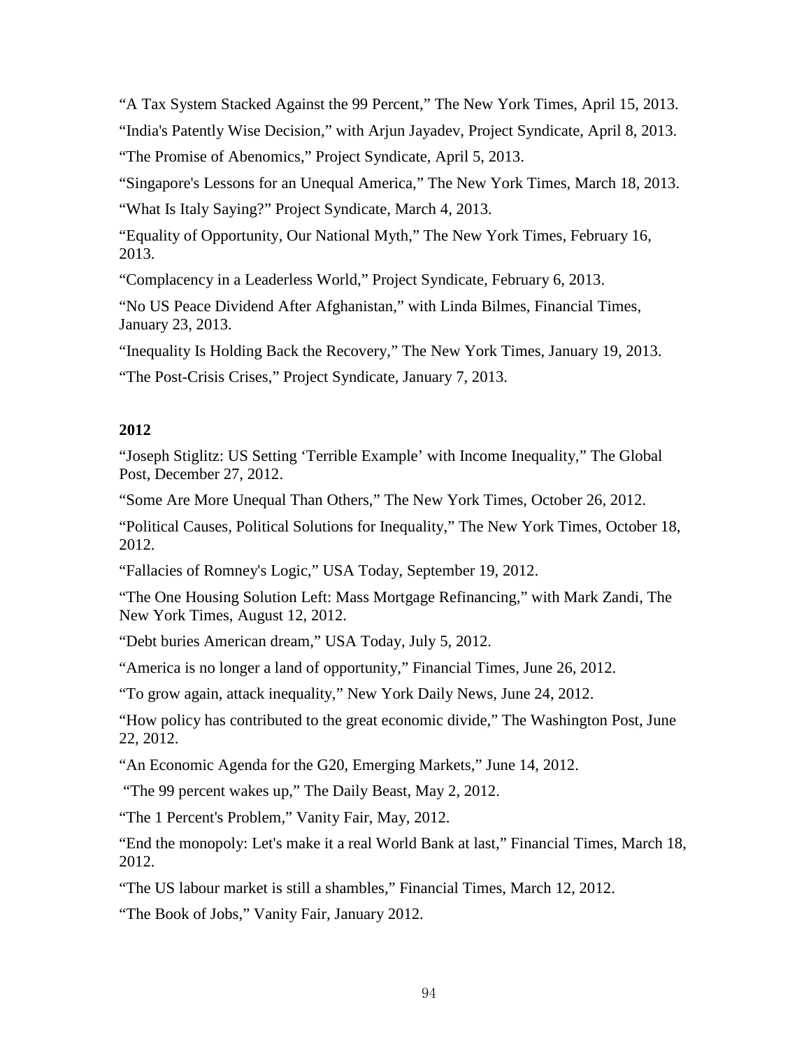“A Tax System Stacked Against the 99 Percent,” The New York Times, April 15, 2013.

“India's Patently Wise Decision,” with Arjun Jayadev, Project Syndicate, April 8, 2013.

“The Promise of Abenomics,” Project Syndicate, April 5, 2013.

“Singapore's Lessons for an Unequal America,” The New York Times, March 18, 2013.

“What Is Italy Saying?” Project Syndicate, March 4, 2013.

“Equality of Opportunity, Our National Myth,” The New York Times, February 16, 2013.

“Complacency in a Leaderless World,” Project Syndicate, February 6, 2013.

“No US Peace Dividend After Afghanistan,” with Linda Bilmes, Financial Times, January 23, 2013.

“Inequality Is Holding Back the Recovery,” The New York Times, January 19, 2013.

“The Post-Crisis Crises,” Project Syndicate, January 7, 2013.

**2012**

“Joseph Stiglitz: US Setting ‘Terrible Example’ with Income Inequality,” The Global Post, December 27, 2012.

“Some Are More Unequal Than Others,” The New York Times, October 26, 2012.

“Political Causes, Political Solutions for Inequality,” The New York Times, October 18, 2012.

“Fallacies of Romney's Logic,” USA Today, September 19, 2012.

“The One Housing Solution Left: Mass Mortgage Refinancing,” with Mark Zandi, The New York Times, August 12, 2012.

“Debt buries American dream,” USA Today, July 5, 2012.

“America is no longer a land of opportunity,” Financial Times, June 26, 2012.

“To grow again, attack inequality,” New York Daily News, June 24, 2012.

“How policy has contributed to the great economic divide,” The Washington Post, June 22, 2012.

“An Economic Agenda for the G20, Emerging Markets,” June 14, 2012.

“The 99 percent wakes up,” The Daily Beast, May 2, 2012.

“The 1 Percent's Problem,” Vanity Fair, May, 2012.

“End the monopoly: Let's make it a real World Bank at last,” Financial Times, March 18, 2012.

“The US labour market is still a shambles,” Financial Times, March 12, 2012.

“The Book of Jobs,” Vanity Fair, January 2012.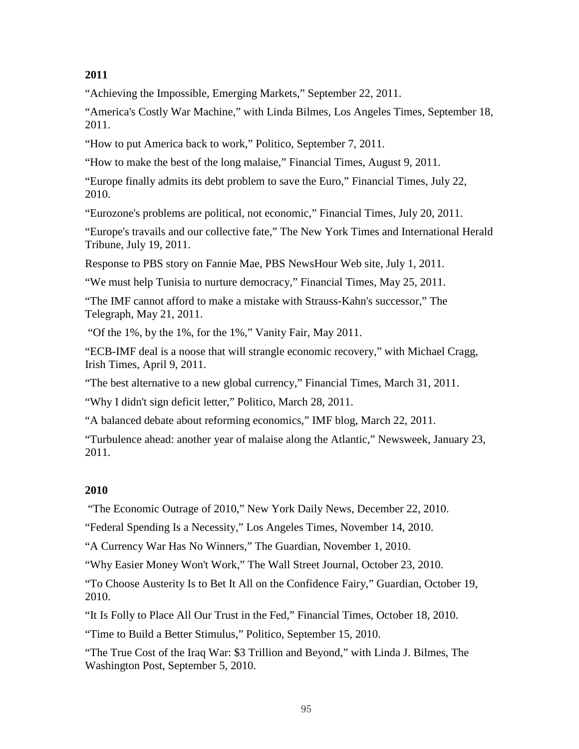**2011**

“Achieving the Impossible, Emerging Markets,” September 22, 2011.

“America's Costly War Machine,” with Linda Bilmes, Los Angeles Times, September 18, 2011.

“How to put America back to work,” Politico, September 7, 2011.

“How to make the best of the long malaise,” Financial Times, August 9, 2011.

“Europe finally admits its debt problem to save the Euro,” Financial Times, July 22, 2010.

“Eurozone's problems are political, not economic,” Financial Times, July 20, 2011.

“Europe's travails and our collective fate,” The New York Times and International Herald Tribune, July 19, 2011.

Response to PBS story on Fannie Mae, PBS NewsHour Web site, July 1, 2011.

“We must help Tunisia to nurture democracy,” Financial Times, May 25, 2011.

“The IMF cannot afford to make a mistake with Strauss-Kahn's successor,” The Telegraph, May 21, 2011.

“Of the 1%, by the 1%, for the 1%,” Vanity Fair, May 2011.

“ECB-IMF deal is a noose that will strangle economic recovery,” with Michael Cragg, Irish Times, April 9, 2011.

“The best alternative to a new global currency,” Financial Times, March 31, 2011.

“Why I didn't sign deficit letter,” Politico, March 28, 2011.

“A balanced debate about reforming economics,” IMF blog, March 22, 2011.

“Turbulence ahead: another year of malaise along the Atlantic,” Newsweek, January 23, 2011.

**2010**

“The Economic Outrage of 2010,” New York Daily News, December 22, 2010.

“Federal Spending Is a Necessity,” Los Angeles Times, November 14, 2010.

“A Currency War Has No Winners,” The Guardian, November 1, 2010.

“Why Easier Money Won't Work,” The Wall Street Journal, October 23, 2010.

“To Choose Austerity Is to Bet It All on the Confidence Fairy,” Guardian, October 19, 2010.

“It Is Folly to Place All Our Trust in the Fed,” Financial Times, October 18, 2010.

“Time to Build a Better Stimulus,” Politico, September 15, 2010.

“The True Cost of the Iraq War: $3 Trillion and Beyond,” with Linda J. Bilmes, The Washington Post, September 5, 2010.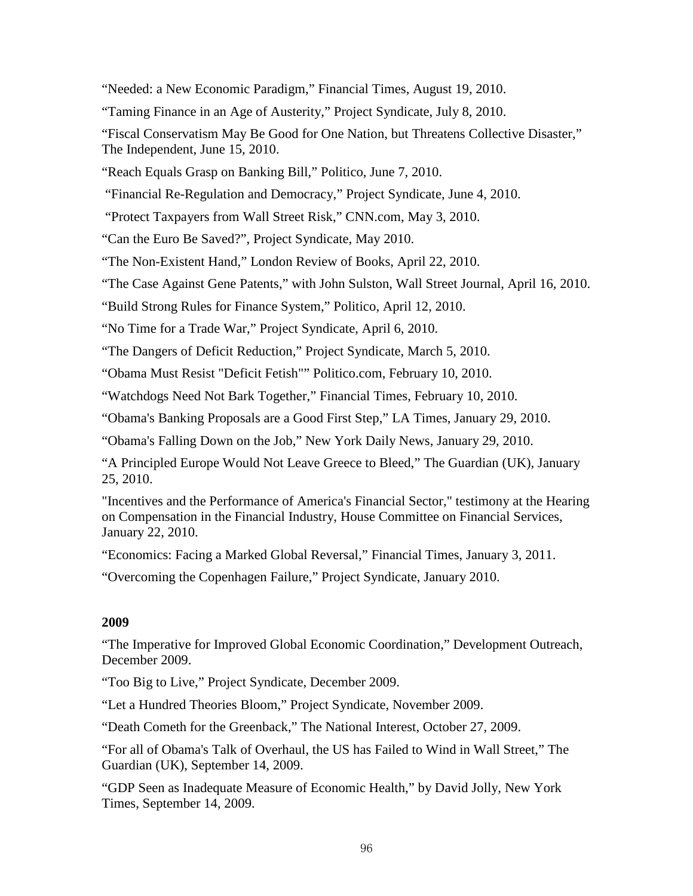“Needed: a New Economic Paradigm,” Financial Times, August 19, 2010.

“Taming Finance in an Age of Austerity,” Project Syndicate, July 8, 2010.

“Fiscal Conservatism May Be Good for One Nation, but Threatens Collective Disaster,” The Independent, June 15, 2010.

“Reach Equals Grasp on Banking Bill,” Politico, June 7, 2010.

“Financial Re-Regulation and Democracy,” Project Syndicate, June 4, 2010.

“Protect Taxpayers from Wall Street Risk,” CNN.com, May 3, 2010.

“Can the Euro Be Saved?”, Project Syndicate, May 2010.

“The Non-Existent Hand,” London Review of Books, April 22, 2010.

“The Case Against Gene Patents,” with John Sulston, Wall Street Journal, April 16, 2010.

“Build Strong Rules for Finance System,” Politico, April 12, 2010.

“No Time for a Trade War,” Project Syndicate, April 6, 2010.

“The Dangers of Deficit Reduction,” Project Syndicate, March 5, 2010.

“Obama Must Resist "Deficit Fetish"” Politico.com, February 10, 2010.

“Watchdogs Need Not Bark Together,” Financial Times, February 10, 2010.

“Obama's Banking Proposals are a Good First Step,” LA Times, January 29, 2010.

“Obama's Falling Down on the Job,” New York Daily News, January 29, 2010.

“A Principled Europe Would Not Leave Greece to Bleed,” The Guardian (UK), January 25, 2010.

"Incentives and the Performance of America's Financial Sector," testimony at the Hearing on Compensation in the Financial Industry, House Committee on Financial Services, January 22, 2010.

“Economics: Facing a Marked Global Reversal,” Financial Times, January 3, 2011.

“Overcoming the Copenhagen Failure,” Project Syndicate, January 2010.

**2009**

“The Imperative for Improved Global Economic Coordination,” Development Outreach, December 2009.

“Too Big to Live,” Project Syndicate, December 2009.

“Let a Hundred Theories Bloom,” Project Syndicate, November 2009.

“Death Cometh for the Greenback,” The National Interest, October 27, 2009.

“For all of Obama's Talk of Overhaul, the US has Failed to Wind in Wall Street,” The Guardian (UK), September 14, 2009.

“GDP Seen as Inadequate Measure of Economic Health,” by David Jolly, New York Times, September 14, 2009.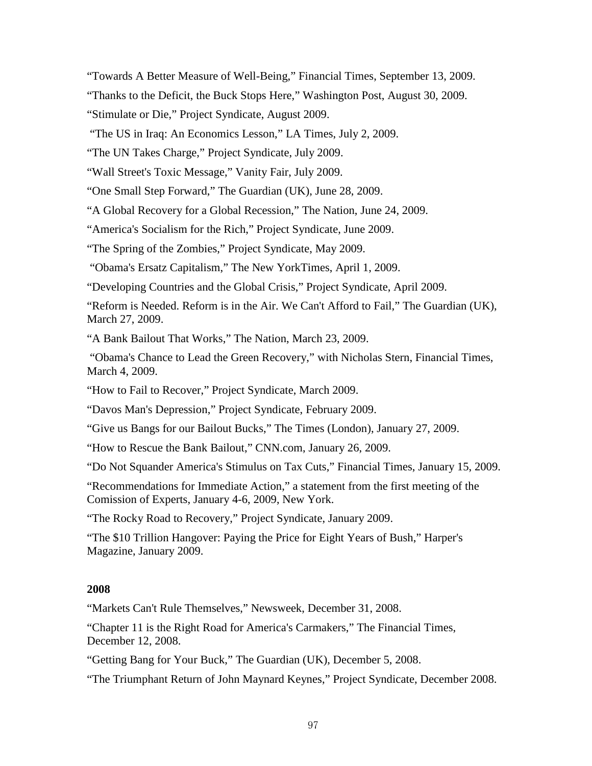"Towards A Better Measure of Well-Being," Financial Times, September 13, 2009.

"Thanks to the Deficit, the Buck Stops Here," Washington Post, August 30, 2009.

"Stimulate or Die," Project Syndicate, August 2009.

"The US in Iraq: An Economics Lesson," LA Times, July 2, 2009.

"The UN Takes Charge," Project Syndicate, July 2009.

"Wall Street's Toxic Message," Vanity Fair, July 2009.

"One Small Step Forward," The Guardian (UK), June 28, 2009.

"A Global Recovery for a Global Recession," The Nation, June 24, 2009.

"America's Socialism for the Rich," Project Syndicate, June 2009.

"The Spring of the Zombies," Project Syndicate, May 2009.

"Obama's Ersatz Capitalism," The New YorkTimes, April 1, 2009.

"Developing Countries and the Global Crisis," Project Syndicate, April 2009.

"Reform is Needed. Reform is in the Air. We Can't Afford to Fail," The Guardian (UK), March 27, 2009.

"A Bank Bailout That Works," The Nation, March 23, 2009.

"Obama's Chance to Lead the Green Recovery," with Nicholas Stern, Financial Times, March 4, 2009.

"How to Fail to Recover," Project Syndicate, March 2009.

"Davos Man's Depression," Project Syndicate, February 2009.

"Give us Bangs for our Bailout Bucks," The Times (London), January 27, 2009.

"How to Rescue the Bank Bailout," CNN.com, January 26, 2009.

"Do Not Squander America's Stimulus on Tax Cuts," Financial Times, January 15, 2009.

"Recommendations for Immediate Action," a statement from the first meeting of the Comission of Experts, January 4-6, 2009, New York.

"The Rocky Road to Recovery," Project Syndicate, January 2009.

"The $10 Trillion Hangover: Paying the Price for Eight Years of Bush," Harper's Magazine, January 2009.

**2008**

"Markets Can't Rule Themselves," Newsweek, December 31, 2008.

"Chapter 11 is the Right Road for America's Carmakers," The Financial Times, December 12, 2008.

"Getting Bang for Your Buck," The Guardian (UK), December 5, 2008.

"The Triumphant Return of John Maynard Keynes," Project Syndicate, December 2008.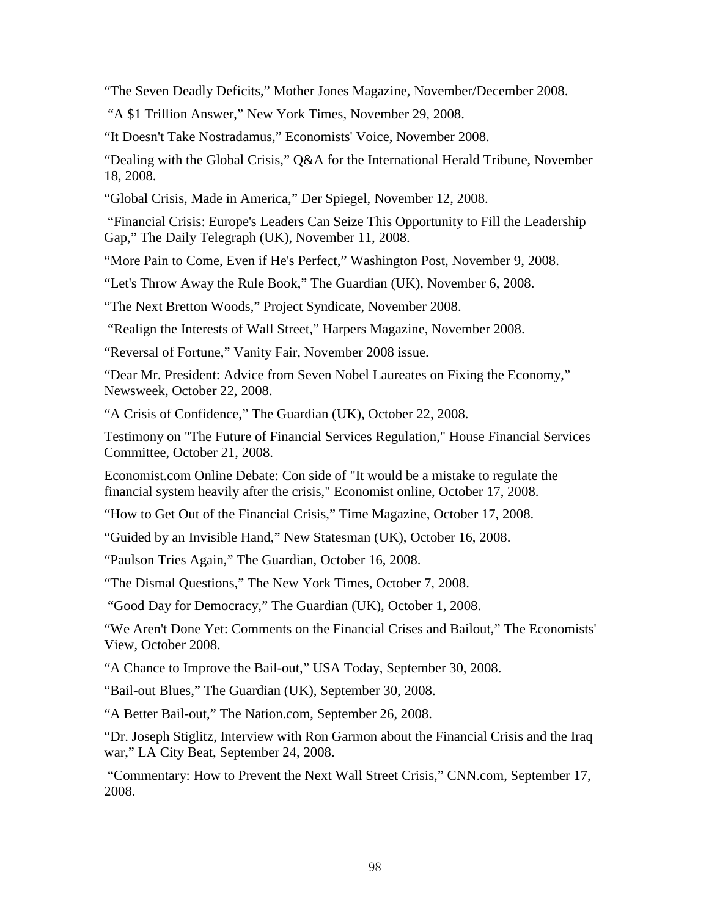“The Seven Deadly Deficits,” Mother Jones Magazine, November/December 2008.

“A $1 Trillion Answer,” New York Times, November 29, 2008.

“It Doesn't Take Nostradamus,” Economists' Voice, November 2008.

“Dealing with the Global Crisis,” Q&A for the International Herald Tribune, November 18, 2008.

“Global Crisis, Made in America,” Der Spiegel, November 12, 2008.

“Financial Crisis: Europe's Leaders Can Seize This Opportunity to Fill the Leadership Gap,” The Daily Telegraph (UK), November 11, 2008.

“More Pain to Come, Even if He's Perfect,” Washington Post, November 9, 2008.

“Let's Throw Away the Rule Book,” The Guardian (UK), November 6, 2008.

“The Next Bretton Woods,” Project Syndicate, November 2008.

“Realign the Interests of Wall Street,” Harpers Magazine, November 2008.

“Reversal of Fortune,” Vanity Fair, November 2008 issue.

“Dear Mr. President: Advice from Seven Nobel Laureates on Fixing the Economy,” Newsweek, October 22, 2008.

“A Crisis of Confidence,” The Guardian (UK), October 22, 2008.

Testimony on "The Future of Financial Services Regulation," House Financial Services Committee, October 21, 2008.

Economist.com Online Debate: Con side of "It would be a mistake to regulate the financial system heavily after the crisis," Economist online, October 17, 2008.

“How to Get Out of the Financial Crisis,” Time Magazine, October 17, 2008.

“Guided by an Invisible Hand,” New Statesman (UK), October 16, 2008.

“Paulson Tries Again,” The Guardian, October 16, 2008.

“The Dismal Questions,” The New York Times, October 7, 2008.

“Good Day for Democracy,” The Guardian (UK), October 1, 2008.

“We Aren't Done Yet: Comments on the Financial Crises and Bailout,” The Economists' View, October 2008.

“A Chance to Improve the Bail-out,” USA Today, September 30, 2008.

“Bail-out Blues,” The Guardian (UK), September 30, 2008.

“A Better Bail-out,” The Nation.com, September 26, 2008.

“Dr. Joseph Stiglitz, Interview with Ron Garmon about the Financial Crisis and the Iraq war,” LA City Beat, September 24, 2008.

“Commentary: How to Prevent the Next Wall Street Crisis,” CNN.com, September 17, 2008.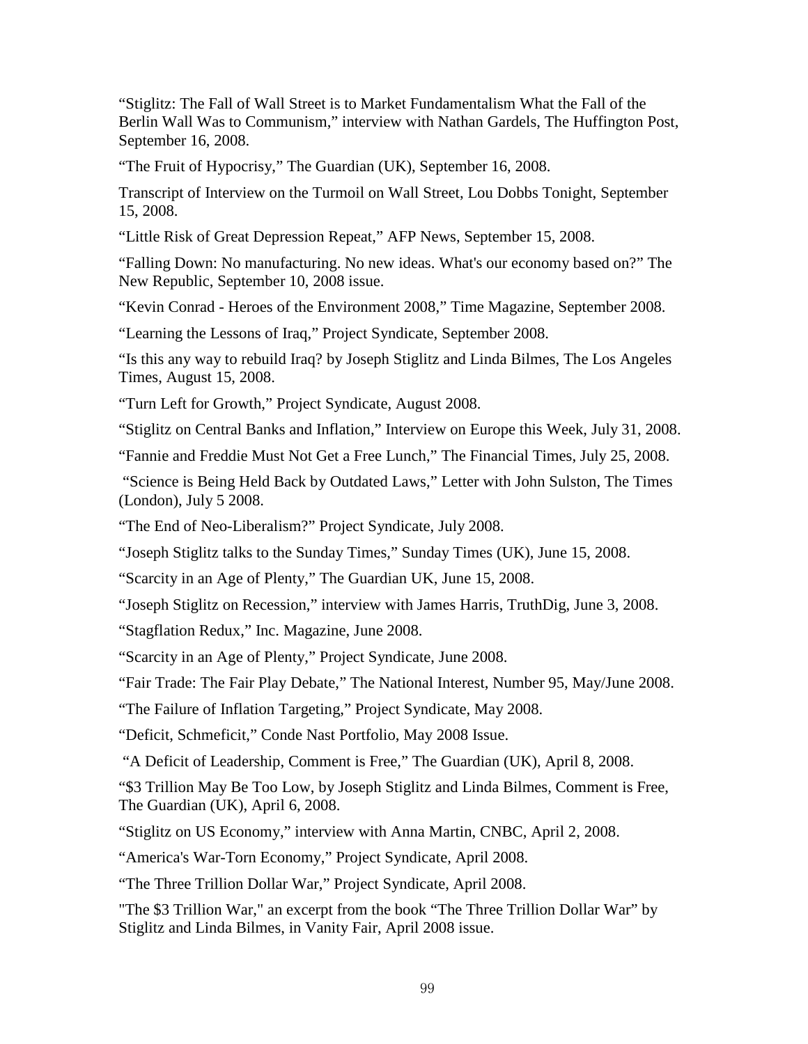“Stiglitz: The Fall of Wall Street is to Market Fundamentalism What the Fall of the Berlin Wall Was to Communism,” interview with Nathan Gardels, The Huffington Post, September 16, 2008.

“The Fruit of Hypocrisy,” The Guardian (UK), September 16, 2008.

Transcript of Interview on the Turmoil on Wall Street, Lou Dobbs Tonight, September 15, 2008.

“Little Risk of Great Depression Repeat,” AFP News, September 15, 2008.

“Falling Down: No manufacturing. No new ideas. What's our economy based on?” The New Republic, September 10, 2008 issue.

“Kevin Conrad - Heroes of the Environment 2008,” Time Magazine, September 2008.

“Learning the Lessons of Iraq,” Project Syndicate, September 2008.

“Is this any way to rebuild Iraq? by Joseph Stiglitz and Linda Bilmes, The Los Angeles Times, August 15, 2008.

“Turn Left for Growth,” Project Syndicate, August 2008.

“Stiglitz on Central Banks and Inflation,” Interview on Europe this Week, July 31, 2008.

“Fannie and Freddie Must Not Get a Free Lunch,” The Financial Times, July 25, 2008.

“Science is Being Held Back by Outdated Laws,” Letter with John Sulston, The Times (London), July 5 2008.

“The End of Neo-Liberalism?” Project Syndicate, July 2008.

“Joseph Stiglitz talks to the Sunday Times,” Sunday Times (UK), June 15, 2008.

“Scarcity in an Age of Plenty,” The Guardian UK, June 15, 2008.

“Joseph Stiglitz on Recession,” interview with James Harris, TruthDig, June 3, 2008.

“Stagflation Redux,” Inc. Magazine, June 2008.

“Scarcity in an Age of Plenty,” Project Syndicate, June 2008.

“Fair Trade: The Fair Play Debate,” The National Interest, Number 95, May/June 2008.

“The Failure of Inflation Targeting,” Project Syndicate, May 2008.

“Deficit, Schmeficit,” Conde Nast Portfolio, May 2008 Issue.

“A Deficit of Leadership, Comment is Free,” The Guardian (UK), April 8, 2008.

“$3 Trillion May Be Too Low, by Joseph Stiglitz and Linda Bilmes, Comment is Free, The Guardian (UK), April 6, 2008.

“Stiglitz on US Economy,” interview with Anna Martin, CNBC, April 2, 2008.

“America's War-Torn Economy,” Project Syndicate, April 2008.

“The Three Trillion Dollar War,” Project Syndicate, April 2008.

"The $3 Trillion War," an excerpt from the book “The Three Trillion Dollar War” by Stiglitz and Linda Bilmes, in Vanity Fair, April 2008 issue.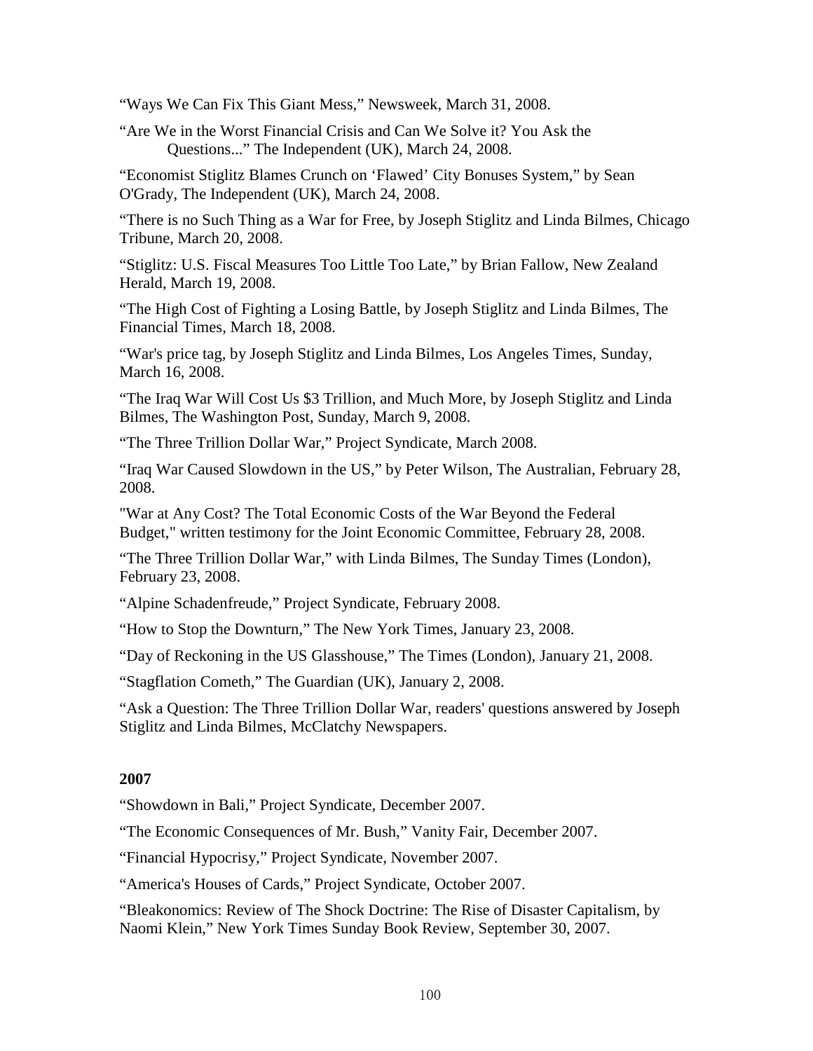“Ways We Can Fix This Giant Mess,” Newsweek, March 31, 2008.

“Are We in the Worst Financial Crisis and Can We Solve it? You Ask the Questions...” The Independent (UK), March 24, 2008.

“Economist Stiglitz Blames Crunch on ‘Flawed’ City Bonuses System,” by Sean O'Grady, The Independent (UK), March 24, 2008.

“There is no Such Thing as a War for Free, by Joseph Stiglitz and Linda Bilmes, Chicago Tribune, March 20, 2008.

“Stiglitz: U.S. Fiscal Measures Too Little Too Late,” by Brian Fallow, New Zealand Herald, March 19, 2008.

“The High Cost of Fighting a Losing Battle, by Joseph Stiglitz and Linda Bilmes, The Financial Times, March 18, 2008.

“War's price tag, by Joseph Stiglitz and Linda Bilmes, Los Angeles Times, Sunday, March 16, 2008.

“The Iraq War Will Cost Us $3 Trillion, and Much More, by Joseph Stiglitz and Linda Bilmes, The Washington Post, Sunday, March 9, 2008.

“The Three Trillion Dollar War,” Project Syndicate, March 2008.

“Iraq War Caused Slowdown in the US,” by Peter Wilson, The Australian, February 28, 2008.

"War at Any Cost? The Total Economic Costs of the War Beyond the Federal Budget," written testimony for the Joint Economic Committee, February 28, 2008.

“The Three Trillion Dollar War,” with Linda Bilmes, The Sunday Times (London), February 23, 2008.

“Alpine Schadenfreude,” Project Syndicate, February 2008.

“How to Stop the Downturn,” The New York Times, January 23, 2008.

“Day of Reckoning in the US Glasshouse,” The Times (London), January 21, 2008.

“Stagflation Cometh,” The Guardian (UK), January 2, 2008.

“Ask a Question: The Three Trillion Dollar War, readers' questions answered by Joseph Stiglitz and Linda Bilmes, McClatchy Newspapers.

**2007**

“Showdown in Bali,” Project Syndicate, December 2007.

“The Economic Consequences of Mr. Bush,” Vanity Fair, December 2007.

“Financial Hypocrisy,” Project Syndicate, November 2007.

“America's Houses of Cards,” Project Syndicate, October 2007.

“Bleakonomics: Review of The Shock Doctrine: The Rise of Disaster Capitalism, by Naomi Klein,” New York Times Sunday Book Review, September 30, 2007.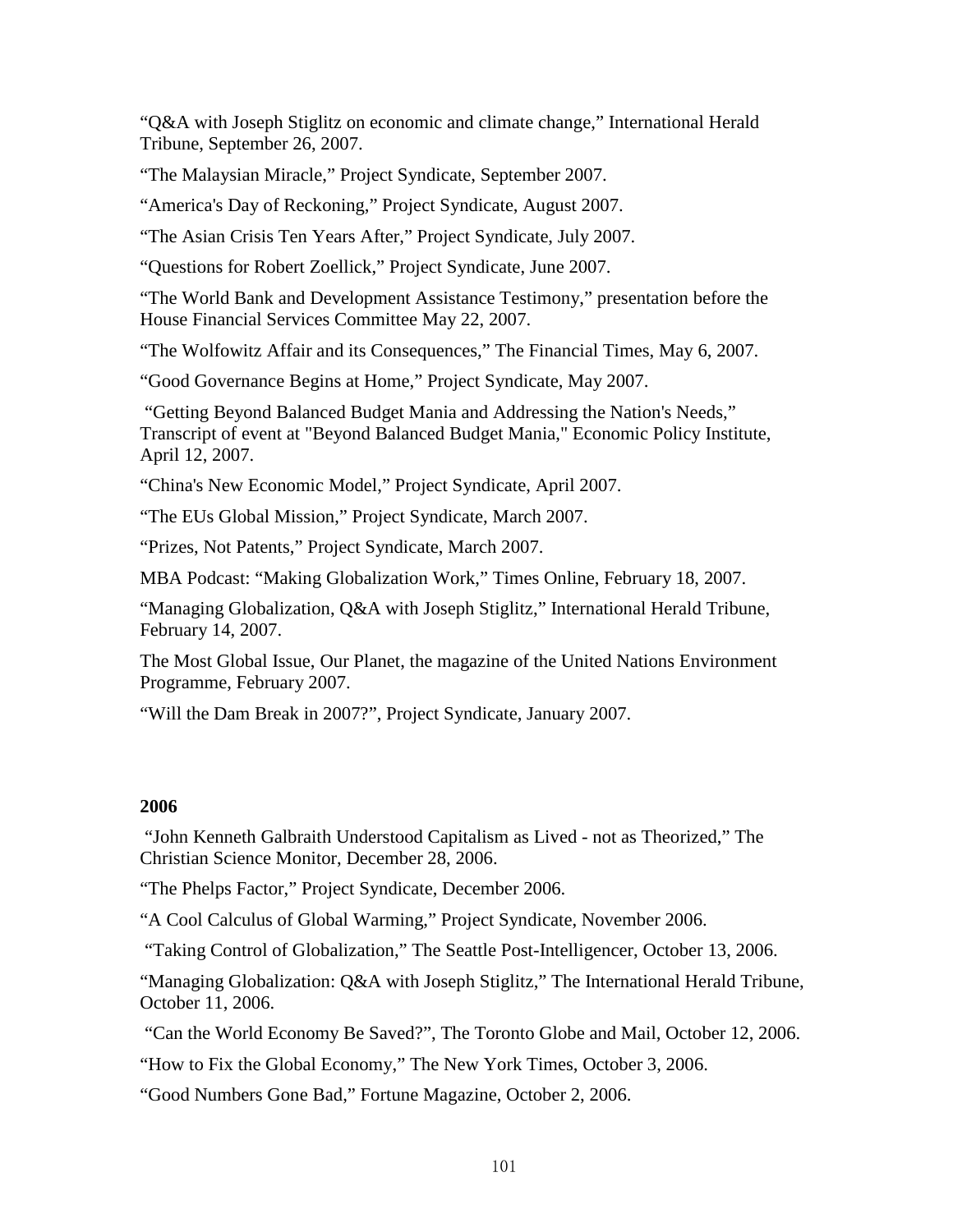“Q&A with Joseph Stiglitz on economic and climate change,” International Herald Tribune, September 26, 2007.

“The Malaysian Miracle,” Project Syndicate, September 2007.

“America's Day of Reckoning,” Project Syndicate, August 2007.

“The Asian Crisis Ten Years After,” Project Syndicate, July 2007.

“Questions for Robert Zoellick,” Project Syndicate, June 2007.

“The World Bank and Development Assistance Testimony,” presentation before the House Financial Services Committee May 22, 2007.

“The Wolfowitz Affair and its Consequences,” The Financial Times, May 6, 2007.

“Good Governance Begins at Home,” Project Syndicate, May 2007.

“Getting Beyond Balanced Budget Mania and Addressing the Nation's Needs,” Transcript of event at "Beyond Balanced Budget Mania," Economic Policy Institute, April 12, 2007.

“China's New Economic Model,” Project Syndicate, April 2007.

“The EUs Global Mission,” Project Syndicate, March 2007.

“Prizes, Not Patents,” Project Syndicate, March 2007.

MBA Podcast: “Making Globalization Work,” Times Online, February 18, 2007.

“Managing Globalization, Q&A with Joseph Stiglitz,” International Herald Tribune, February 14, 2007.

The Most Global Issue, Our Planet, the magazine of the United Nations Environment Programme, February 2007.

“Will the Dam Break in 2007?”, Project Syndicate, January 2007.

**2006**

“John Kenneth Galbraith Understood Capitalism as Lived - not as Theorized,” The Christian Science Monitor, December 28, 2006.

“The Phelps Factor,” Project Syndicate, December 2006.

“A Cool Calculus of Global Warming,” Project Syndicate, November 2006.

“Taking Control of Globalization,” The Seattle Post-Intelligencer, October 13, 2006.

“Managing Globalization: Q&A with Joseph Stiglitz,” The International Herald Tribune, October 11, 2006.

“Can the World Economy Be Saved?”, The Toronto Globe and Mail, October 12, 2006.

“How to Fix the Global Economy,” The New York Times, October 3, 2006.

“Good Numbers Gone Bad,” Fortune Magazine, October 2, 2006.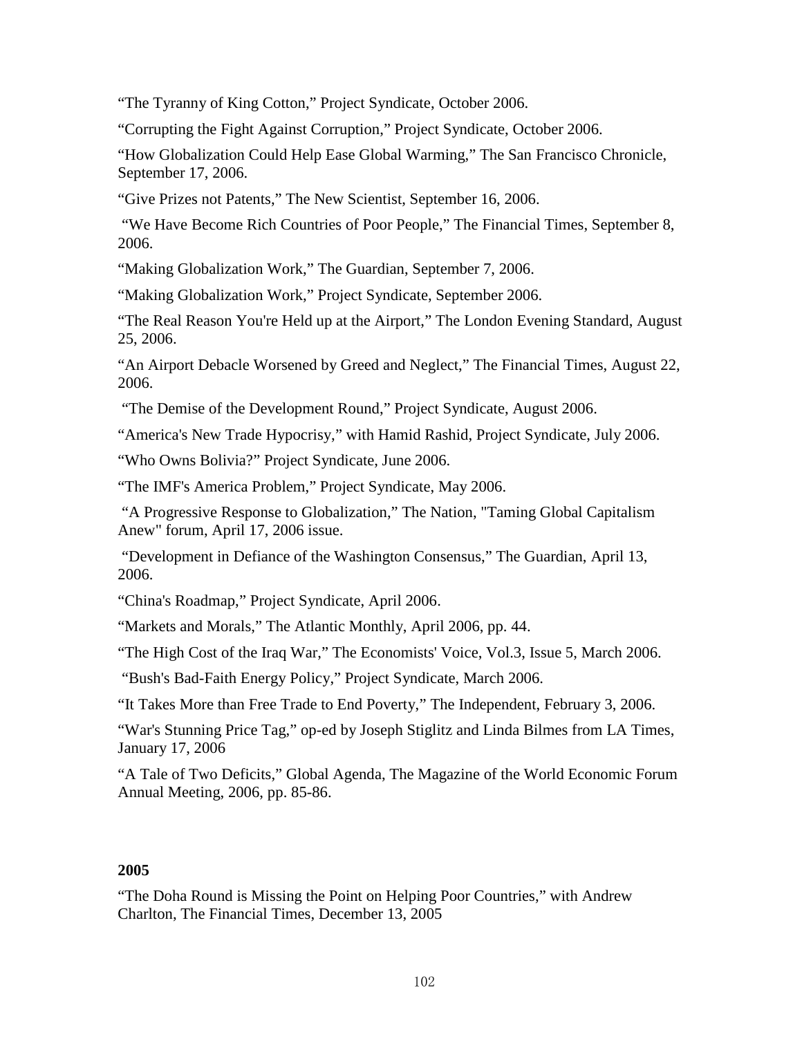"The Tyranny of King Cotton," Project Syndicate, October 2006.

"Corrupting the Fight Against Corruption," Project Syndicate, October 2006.

"How Globalization Could Help Ease Global Warming," The San Francisco Chronicle, September 17, 2006.

"Give Prizes not Patents," The New Scientist, September 16, 2006.

"We Have Become Rich Countries of Poor People," The Financial Times, September 8, 2006.

"Making Globalization Work," The Guardian, September 7, 2006.

"Making Globalization Work," Project Syndicate, September 2006.

"The Real Reason You're Held up at the Airport," The London Evening Standard, August 25, 2006.

"An Airport Debacle Worsened by Greed and Neglect," The Financial Times, August 22, 2006.

"The Demise of the Development Round," Project Syndicate, August 2006.

"America's New Trade Hypocrisy," with Hamid Rashid, Project Syndicate, July 2006.

"Who Owns Bolivia?" Project Syndicate, June 2006.

"The IMF's America Problem," Project Syndicate, May 2006.

"A Progressive Response to Globalization," The Nation, "Taming Global Capitalism Anew" forum, April 17, 2006 issue.

"Development in Defiance of the Washington Consensus," The Guardian, April 13, 2006.

"China's Roadmap," Project Syndicate, April 2006.

"Markets and Morals," The Atlantic Monthly, April 2006, pp. 44.

"The High Cost of the Iraq War," The Economists' Voice, Vol.3, Issue 5, March 2006.

"Bush's Bad-Faith Energy Policy," Project Syndicate, March 2006.

"It Takes More than Free Trade to End Poverty," The Independent, February 3, 2006.

"War's Stunning Price Tag," op-ed by Joseph Stiglitz and Linda Bilmes from LA Times, January 17, 2006

"A Tale of Two Deficits," Global Agenda, The Magazine of the World Economic Forum Annual Meeting, 2006, pp. 85-86.

**2005**

"The Doha Round is Missing the Point on Helping Poor Countries," with Andrew Charlton, The Financial Times, December 13, 2005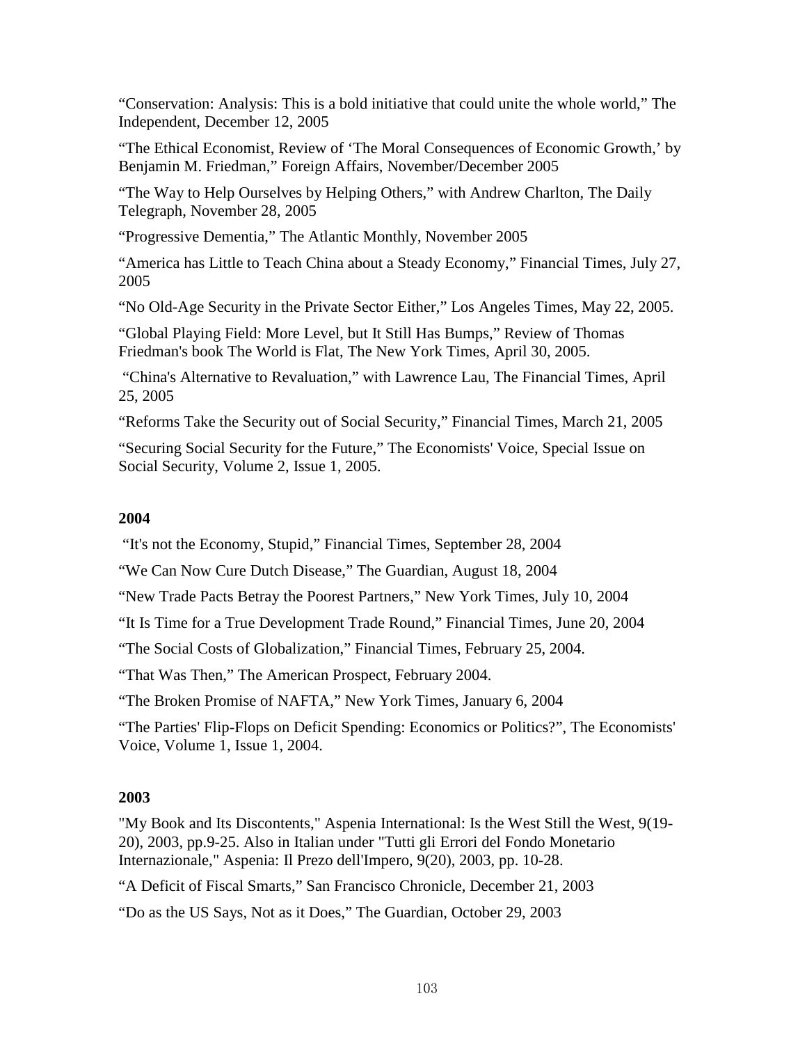"Conservation: Analysis: This is a bold initiative that could unite the whole world," The Independent, December 12, 2005

"The Ethical Economist, Review of 'The Moral Consequences of Economic Growth,' by Benjamin M. Friedman," Foreign Affairs, November/December 2005

"The Way to Help Ourselves by Helping Others," with Andrew Charlton, The Daily Telegraph, November 28, 2005

"Progressive Dementia," The Atlantic Monthly, November 2005

"America has Little to Teach China about a Steady Economy," Financial Times, July 27, 2005

"No Old-Age Security in the Private Sector Either," Los Angeles Times, May 22, 2005.

"Global Playing Field: More Level, but It Still Has Bumps," Review of Thomas Friedman's book The World is Flat, The New York Times, April 30, 2005.

"China's Alternative to Revaluation," with Lawrence Lau, The Financial Times, April 25, 2005

"Reforms Take the Security out of Social Security," Financial Times, March 21, 2005

"Securing Social Security for the Future," The Economists' Voice, Special Issue on Social Security, Volume 2, Issue 1, 2005.

**2004**

"It's not the Economy, Stupid," Financial Times, September 28, 2004

"We Can Now Cure Dutch Disease," The Guardian, August 18, 2004

"New Trade Pacts Betray the Poorest Partners," New York Times, July 10, 2004

"It Is Time for a True Development Trade Round," Financial Times, June 20, 2004

"The Social Costs of Globalization," Financial Times, February 25, 2004.

"That Was Then," The American Prospect, February 2004.

"The Broken Promise of NAFTA," New York Times, January 6, 2004

"The Parties' Flip-Flops on Deficit Spending: Economics or Politics?", The Economists' Voice, Volume 1, Issue 1, 2004.

**2003**

"My Book and Its Discontents," Aspenia International: Is the West Still the West, 9(19-20), 2003, pp.9-25. Also in Italian under "Tutti gli Errori del Fondo Monetario Internazionale," Aspenia: Il Prezo dell'Impero, 9(20), 2003, pp. 10-28.

"A Deficit of Fiscal Smarts," San Francisco Chronicle, December 21, 2003

"Do as the US Says, Not as it Does," The Guardian, October 29, 2003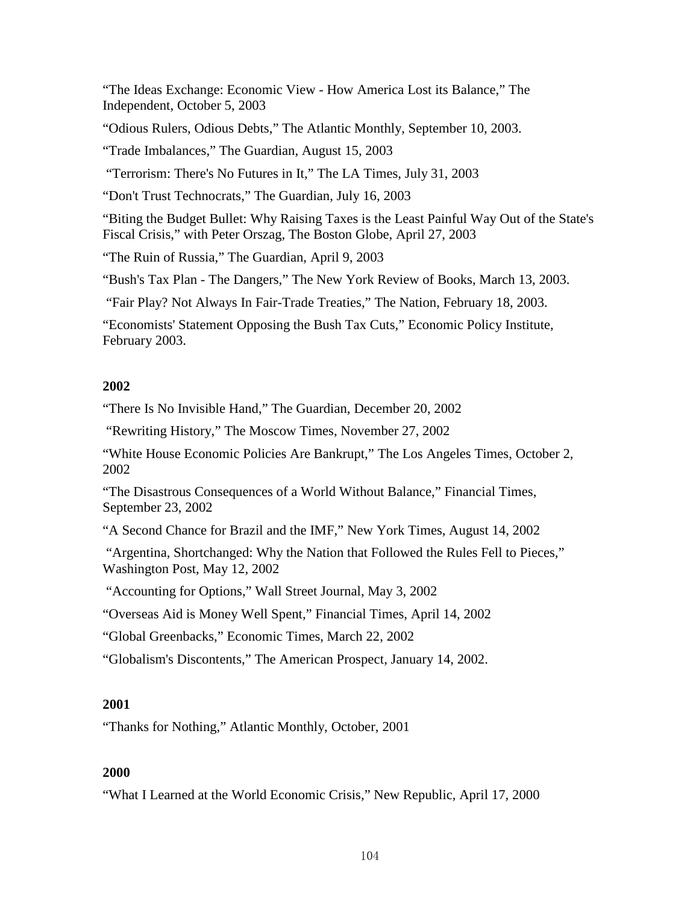"The Ideas Exchange: Economic View - How America Lost its Balance," The Independent, October 5, 2003

"Odious Rulers, Odious Debts," The Atlantic Monthly, September 10, 2003.

"Trade Imbalances," The Guardian, August 15, 2003

"Terrorism: There's No Futures in It," The LA Times, July 31, 2003

"Don't Trust Technocrats," The Guardian, July 16, 2003

"Biting the Budget Bullet: Why Raising Taxes is the Least Painful Way Out of the State's Fiscal Crisis," with Peter Orszag, The Boston Globe, April 27, 2003

"The Ruin of Russia," The Guardian, April 9, 2003

"Bush's Tax Plan - The Dangers," The New York Review of Books, March 13, 2003.

"Fair Play? Not Always In Fair-Trade Treaties," The Nation, February 18, 2003.

"Economists' Statement Opposing the Bush Tax Cuts," Economic Policy Institute, February 2003.

**2002**

"There Is No Invisible Hand," The Guardian, December 20, 2002

"Rewriting History," The Moscow Times, November 27, 2002

"White House Economic Policies Are Bankrupt," The Los Angeles Times, October 2, 2002

"The Disastrous Consequences of a World Without Balance," Financial Times, September 23, 2002

"A Second Chance for Brazil and the IMF," New York Times, August 14, 2002

"Argentina, Shortchanged: Why the Nation that Followed the Rules Fell to Pieces," Washington Post, May 12, 2002

"Accounting for Options," Wall Street Journal, May 3, 2002

"Overseas Aid is Money Well Spent," Financial Times, April 14, 2002

"Global Greenbacks," Economic Times, March 22, 2002

"Globalism's Discontents," The American Prospect, January 14, 2002.

**2001**

"Thanks for Nothing," Atlantic Monthly, October, 2001

**2000**

"What I Learned at the World Economic Crisis," New Republic, April 17, 2000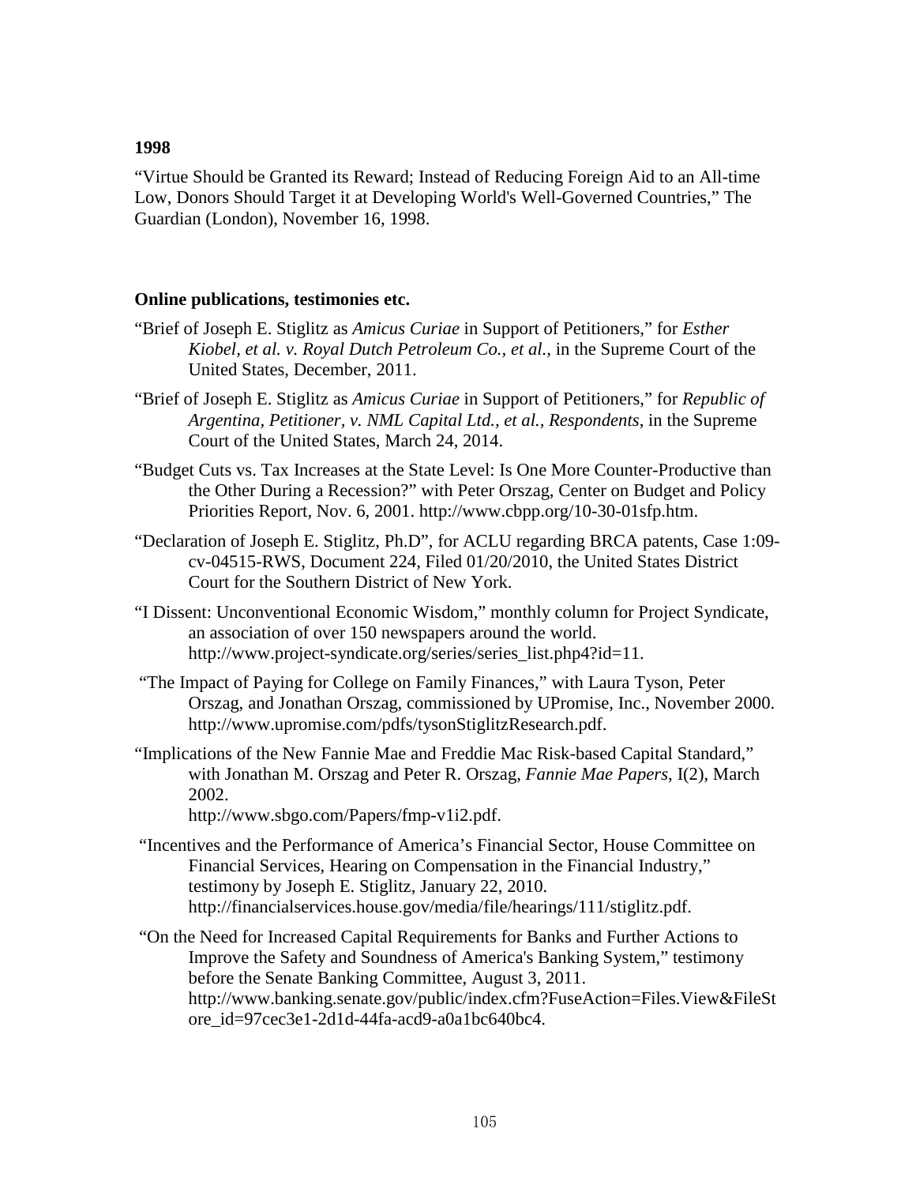**1998**

"Virtue Should be Granted its Reward; Instead of Reducing Foreign Aid to an All-time Low, Donors Should Target it at Developing World's Well-Governed Countries," The Guardian (London), November 16, 1998.

**Online publications, testimonies etc.**

"Brief of Joseph E. Stiglitz as *Amicus Curiae* in Support of Petitioners," for *Esther Kiobel, et al. v. Royal Dutch Petroleum Co., et al.*, in the Supreme Court of the United States, December, 2011.

"Brief of Joseph E. Stiglitz as *Amicus Curiae* in Support of Petitioners," for *Republic of Argentina, Petitioner, v. NML Capital Ltd., et al., Respondents*, in the Supreme Court of the United States, March 24, 2014.

"Budget Cuts vs. Tax Increases at the State Level: Is One More Counter-Productive than the Other During a Recession?" with Peter Orszag, Center on Budget and Policy Priorities Report, Nov. 6, 2001. http://www.cbpp.org/10-30-01sfp.htm.

"Declaration of Joseph E. Stiglitz, Ph.D", for ACLU regarding BRCA patents, Case 1:09-cv-04515-RWS, Document 224, Filed 01/20/2010, the United States District Court for the Southern District of New York.

"I Dissent: Unconventional Economic Wisdom," monthly column for Project Syndicate, an association of over 150 newspapers around the world. http://www.project-syndicate.org/series/series_list.php4?id=11.

"The Impact of Paying for College on Family Finances," with Laura Tyson, Peter Orszag, and Jonathan Orszag, commissioned by UPromise, Inc., November 2000. http://www.upromise.com/pdfs/tysonStiglitzResearch.pdf.

"Implications of the New Fannie Mae and Freddie Mac Risk-based Capital Standard," with Jonathan M. Orszag and Peter R. Orszag, *Fannie Mae Papers*, I(2), March 2002. http://www.sbgo.com/Papers/fmp-v1i2.pdf.

"Incentives and the Performance of America's Financial Sector, House Committee on Financial Services, Hearing on Compensation in the Financial Industry," testimony by Joseph E. Stiglitz, January 22, 2010. http://financialservices.house.gov/media/file/hearings/111/stiglitz.pdf.

"On the Need for Increased Capital Requirements for Banks and Further Actions to Improve the Safety and Soundness of America's Banking System," testimony before the Senate Banking Committee, August 3, 2011. http://www.banking.senate.gov/public/index.cfm?FuseAction=Files.View&FileStore_id=97cec3e1-2d1d-44fa-acd9-a0a1bc640bc4.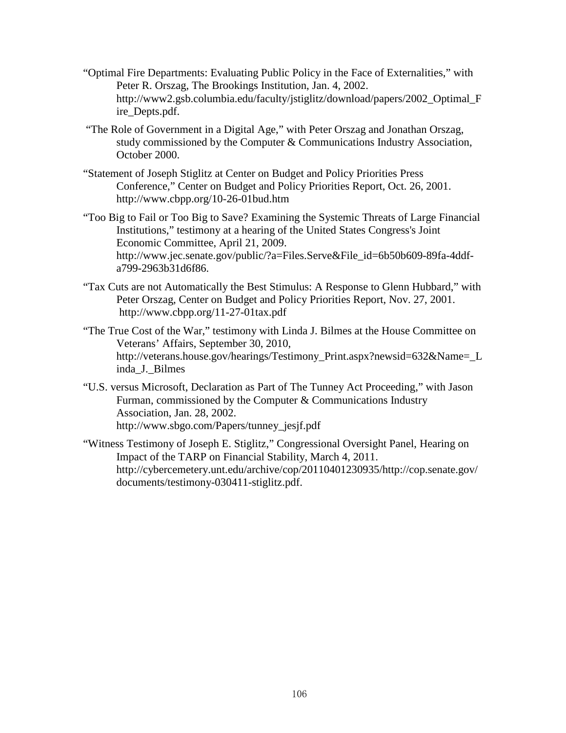"Optimal Fire Departments: Evaluating Public Policy in the Face of Externalities," with Peter R. Orszag, The Brookings Institution, Jan. 4, 2002. http://www2.gsb.columbia.edu/faculty/jstiglitz/download/papers/2002_Optimal_Fire_Depts.pdf.

"The Role of Government in a Digital Age," with Peter Orszag and Jonathan Orszag, study commissioned by the Computer & Communications Industry Association, October 2000.

"Statement of Joseph Stiglitz at Center on Budget and Policy Priorities Press Conference," Center on Budget and Policy Priorities Report, Oct. 26, 2001. http://www.cbpp.org/10-26-01bud.htm

"Too Big to Fail or Too Big to Save? Examining the Systemic Threats of Large Financial Institutions," testimony at a hearing of the United States Congress's Joint Economic Committee, April 21, 2009. http://www.jec.senate.gov/public/?a=Files.Serve&File_id=6b50b609-89fa-4ddf-a799-2963b31d6f86.

"Tax Cuts are not Automatically the Best Stimulus: A Response to Glenn Hubbard," with Peter Orszag, Center on Budget and Policy Priorities Report, Nov. 27, 2001. http://www.cbpp.org/11-27-01tax.pdf

"The True Cost of the War," testimony with Linda J. Bilmes at the House Committee on Veterans' Affairs, September 30, 2010, http://veterans.house.gov/hearings/Testimony_Print.aspx?newsid=632&Name=_Linda_J._Bilmes

"U.S. versus Microsoft, Declaration as Part of The Tunney Act Proceeding," with Jason Furman, commissioned by the Computer & Communications Industry Association, Jan. 28, 2002. http://www.sbgo.com/Papers/tunney_jesjf.pdf

"Witness Testimony of Joseph E. Stiglitz," Congressional Oversight Panel, Hearing on Impact of the TARP on Financial Stability, March 4, 2011. http://cybercemetery.unt.edu/archive/cop/20110401230935/http://cop.senate.gov/documents/testimony-030411-stiglitz.pdf.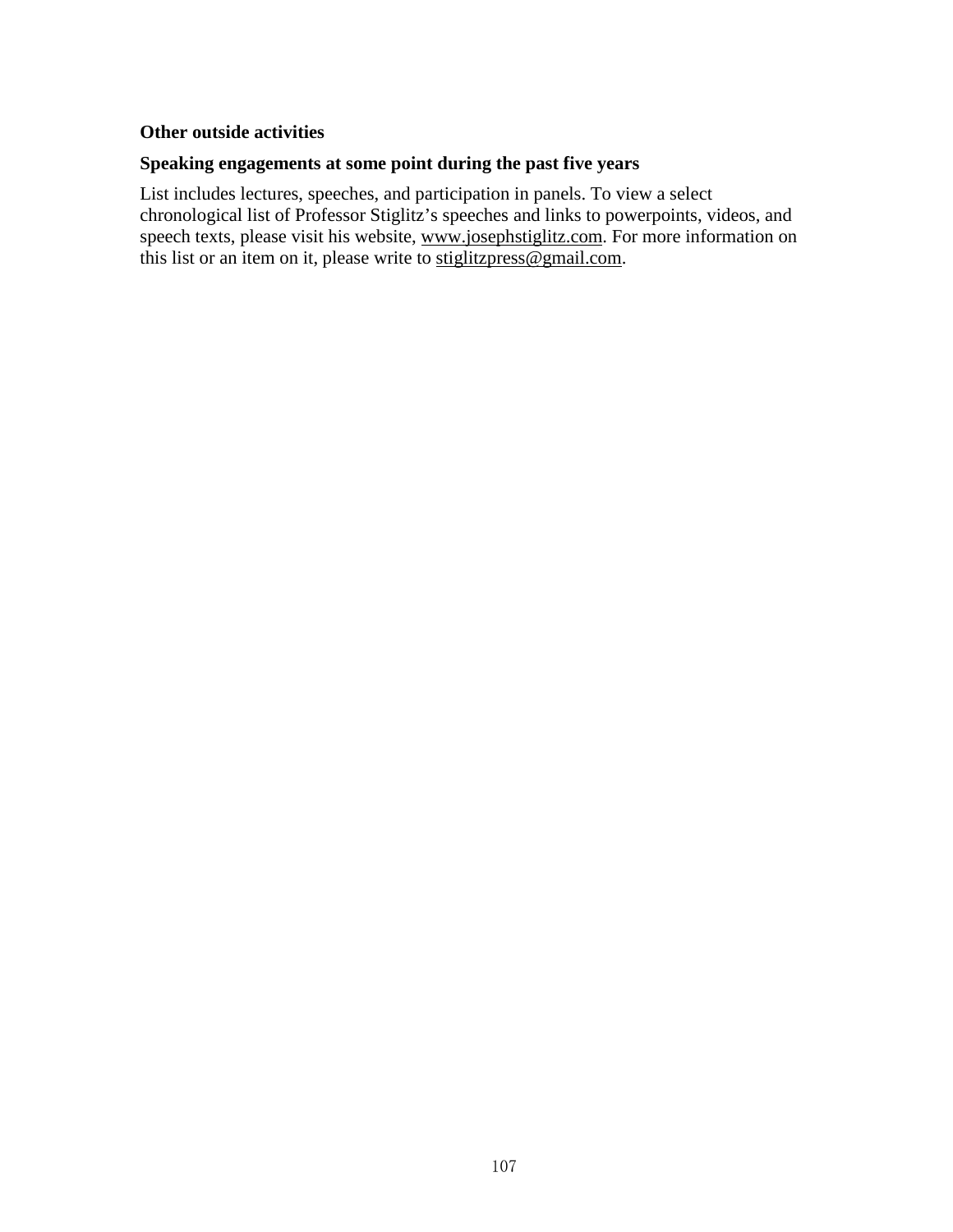**Other outside activities**

**Speaking engagements at some point during the past five years**

List includes lectures, speeches, and participation in panels. To view a select chronological list of Professor Stiglitz's speeches and links to powerpoints, videos, and speech texts, please visit his website, www.josephstiglitz.com. For more information on this list or an item on it, please write to stiglitzpress@gmail.com.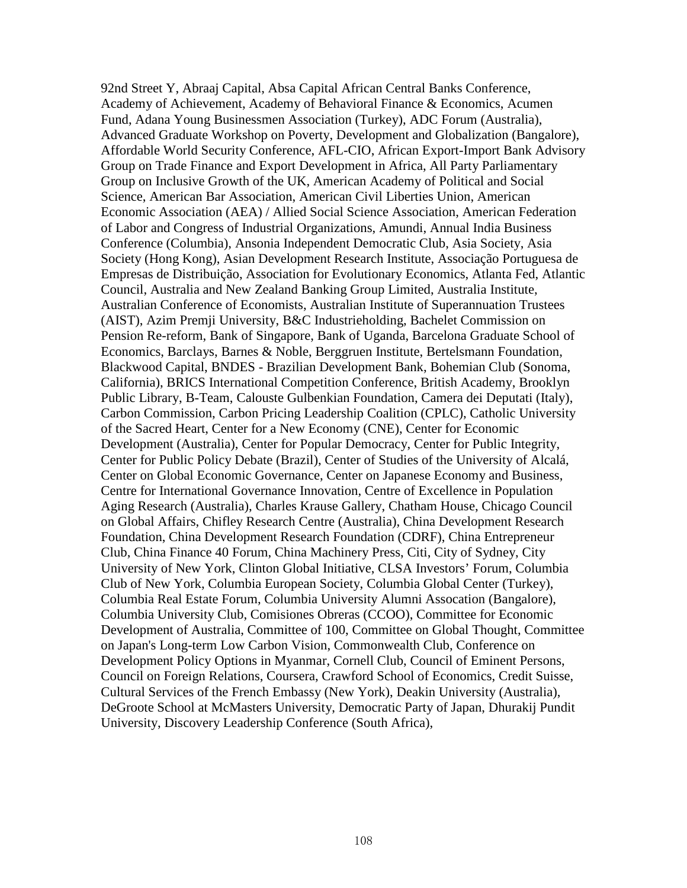92nd Street Y, Abraaj Capital, Absa Capital African Central Banks Conference, Academy of Achievement, Academy of Behavioral Finance & Economics, Acumen Fund, Adana Young Businessmen Association (Turkey), ADC Forum (Australia), Advanced Graduate Workshop on Poverty, Development and Globalization (Bangalore), Affordable World Security Conference, AFL-CIO, African Export-Import Bank Advisory Group on Trade Finance and Export Development in Africa, All Party Parliamentary Group on Inclusive Growth of the UK, American Academy of Political and Social Science, American Bar Association, American Civil Liberties Union, American Economic Association (AEA) / Allied Social Science Association, American Federation of Labor and Congress of Industrial Organizations, Amundi, Annual India Business Conference (Columbia), Ansonia Independent Democratic Club, Asia Society, Asia Society (Hong Kong), Asian Development Research Institute, Associação Portuguesa de Empresas de Distribuição, Association for Evolutionary Economics, Atlanta Fed, Atlantic Council, Australia and New Zealand Banking Group Limited, Australia Institute, Australian Conference of Economists, Australian Institute of Superannuation Trustees (AIST), Azim Premji University, B&C Industrieholding, Bachelet Commission on Pension Re-reform, Bank of Singapore, Bank of Uganda, Barcelona Graduate School of Economics, Barclays, Barnes & Noble, Berggruen Institute, Bertelsmann Foundation, Blackwood Capital, BNDES - Brazilian Development Bank, Bohemian Club (Sonoma, California), BRICS International Competition Conference, British Academy, Brooklyn Public Library, B-Team, Calouste Gulbenkian Foundation, Camera dei Deputati (Italy), Carbon Commission, Carbon Pricing Leadership Coalition (CPLC), Catholic University of the Sacred Heart, Center for a New Economy (CNE), Center for Economic Development (Australia), Center for Popular Democracy, Center for Public Integrity, Center for Public Policy Debate (Brazil), Center of Studies of the University of Alcalá, Center on Global Economic Governance, Center on Japanese Economy and Business, Centre for International Governance Innovation, Centre of Excellence in Population Aging Research (Australia), Charles Krause Gallery, Chatham House, Chicago Council on Global Affairs, Chifley Research Centre (Australia), China Development Research Foundation, China Development Research Foundation (CDRF), China Entrepreneur Club, China Finance 40 Forum, China Machinery Press, Citi, City of Sydney, City University of New York, Clinton Global Initiative, CLSA Investors' Forum, Columbia Club of New York, Columbia European Society, Columbia Global Center (Turkey), Columbia Real Estate Forum, Columbia University Alumni Assocation (Bangalore), Columbia University Club, Comisiones Obreras (CCOO), Committee for Economic Development of Australia, Committee of 100, Committee on Global Thought, Committee on Japan's Long-term Low Carbon Vision, Commonwealth Club, Conference on Development Policy Options in Myanmar, Cornell Club, Council of Eminent Persons, Council on Foreign Relations, Coursera, Crawford School of Economics, Credit Suisse, Cultural Services of the French Embassy (New York), Deakin University (Australia), DeGroote School at McMasters University, Democratic Party of Japan, Dhurakij Pundit University, Discovery Leadership Conference (South Africa),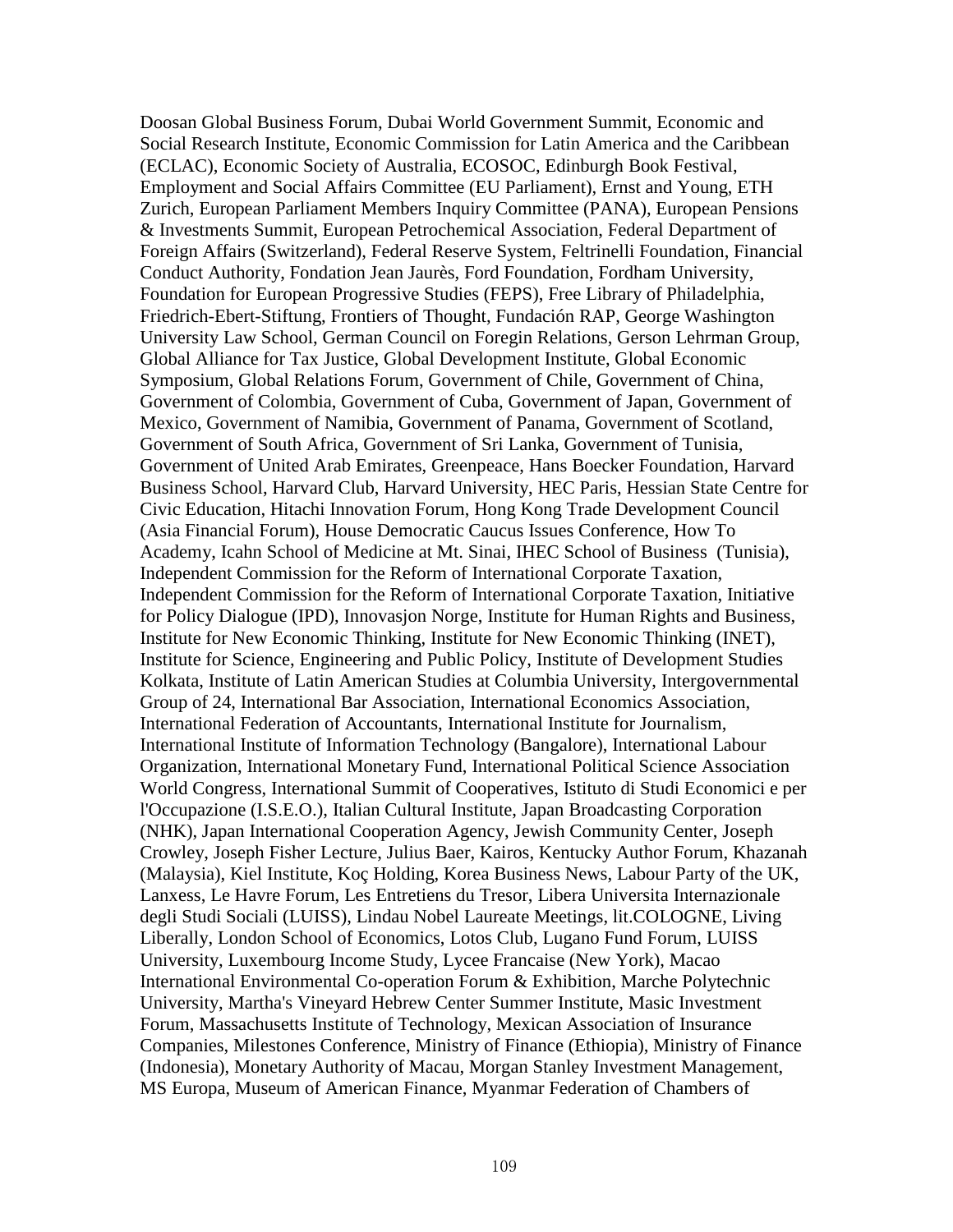Doosan Global Business Forum, Dubai World Government Summit, Economic and Social Research Institute, Economic Commission for Latin America and the Caribbean (ECLAC), Economic Society of Australia, ECOSOC, Edinburgh Book Festival, Employment and Social Affairs Committee (EU Parliament), Ernst and Young, ETH Zurich, European Parliament Members Inquiry Committee (PANA), European Pensions & Investments Summit, European Petrochemical Association, Federal Department of Foreign Affairs (Switzerland), Federal Reserve System, Feltrinelli Foundation, Financial Conduct Authority, Fondation Jean Jaurès, Ford Foundation, Fordham University, Foundation for European Progressive Studies (FEPS), Free Library of Philadelphia, Friedrich-Ebert-Stiftung, Frontiers of Thought, Fundación RAP, George Washington University Law School, German Council on Foregin Relations, Gerson Lehrman Group, Global Alliance for Tax Justice, Global Development Institute, Global Economic Symposium, Global Relations Forum, Government of Chile, Government of China, Government of Colombia, Government of Cuba, Government of Japan, Government of Mexico, Government of Namibia, Government of Panama, Government of Scotland, Government of South Africa, Government of Sri Lanka, Government of Tunisia, Government of United Arab Emirates, Greenpeace, Hans Boecker Foundation, Harvard Business School, Harvard Club, Harvard University, HEC Paris, Hessian State Centre for Civic Education, Hitachi Innovation Forum, Hong Kong Trade Development Council (Asia Financial Forum), House Democratic Caucus Issues Conference, How To Academy, Icahn School of Medicine at Mt. Sinai, IHEC School of Business (Tunisia), Independent Commission for the Reform of International Corporate Taxation, Independent Commission for the Reform of International Corporate Taxation, Initiative for Policy Dialogue (IPD), Innovasjon Norge, Institute for Human Rights and Business, Institute for New Economic Thinking, Institute for New Economic Thinking (INET), Institute for Science, Engineering and Public Policy, Institute of Development Studies Kolkata, Institute of Latin American Studies at Columbia University, Intergovernmental Group of 24, International Bar Association, International Economics Association, International Federation of Accountants, International Institute for Journalism, International Institute of Information Technology (Bangalore), International Labour Organization, International Monetary Fund, International Political Science Association World Congress, International Summit of Cooperatives, Istituto di Studi Economici e per l'Occupazione (I.S.E.O.), Italian Cultural Institute, Japan Broadcasting Corporation (NHK), Japan International Cooperation Agency, Jewish Community Center, Joseph Crowley, Joseph Fisher Lecture, Julius Baer, Kairos, Kentucky Author Forum, Khazanah (Malaysia), Kiel Institute, Koç Holding, Korea Business News, Labour Party of the UK, Lanxess, Le Havre Forum, Les Entretiens du Tresor, Libera Universita Internazionale degli Studi Sociali (LUISS), Lindau Nobel Laureate Meetings, lit.COLOGNE, Living Liberally, London School of Economics, Lotos Club, Lugano Fund Forum, LUISS University, Luxembourg Income Study, Lycee Francaise (New York), Macao International Environmental Co-operation Forum & Exhibition, Marche Polytechnic University, Martha's Vineyard Hebrew Center Summer Institute, Masic Investment Forum, Massachusetts Institute of Technology, Mexican Association of Insurance Companies, Milestones Conference, Ministry of Finance (Ethiopia), Ministry of Finance (Indonesia), Monetary Authority of Macau, Morgan Stanley Investment Management, MS Europa, Museum of American Finance, Myanmar Federation of Chambers of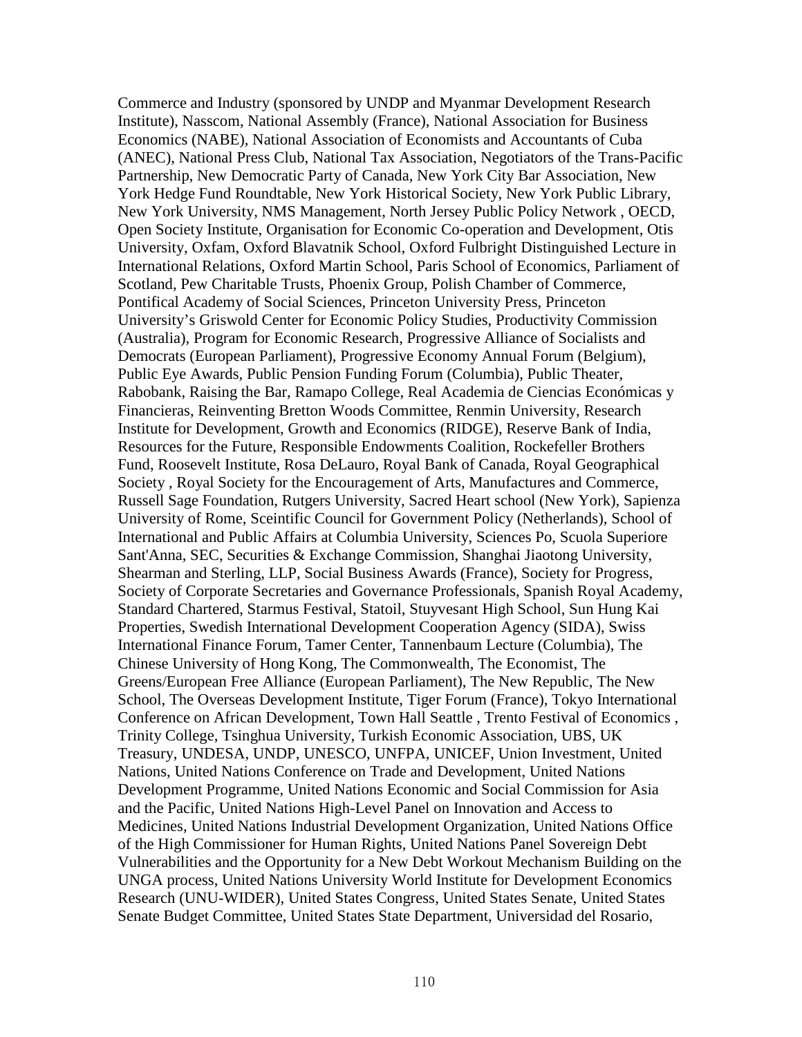Commerce and Industry (sponsored by UNDP and Myanmar Development Research Institute), Nasscom, National Assembly (France), National Association for Business Economics (NABE), National Association of Economists and Accountants of Cuba (ANEC), National Press Club, National Tax Association, Negotiators of the Trans-Pacific Partnership, New Democratic Party of Canada, New York City Bar Association, New York Hedge Fund Roundtable, New York Historical Society, New York Public Library, New York University, NMS Management, North Jersey Public Policy Network , OECD, Open Society Institute, Organisation for Economic Co-operation and Development, Otis University, Oxfam, Oxford Blavatnik School, Oxford Fulbright Distinguished Lecture in International Relations, Oxford Martin School, Paris School of Economics, Parliament of Scotland, Pew Charitable Trusts, Phoenix Group, Polish Chamber of Commerce, Pontifical Academy of Social Sciences, Princeton University Press, Princeton University's Griswold Center for Economic Policy Studies, Productivity Commission (Australia), Program for Economic Research, Progressive Alliance of Socialists and Democrats (European Parliament), Progressive Economy Annual Forum (Belgium), Public Eye Awards, Public Pension Funding Forum (Columbia), Public Theater, Rabobank, Raising the Bar, Ramapo College, Real Academia de Ciencias Económicas y Financieras, Reinventing Bretton Woods Committee, Renmin University, Research Institute for Development, Growth and Economics (RIDGE), Reserve Bank of India, Resources for the Future, Responsible Endowments Coalition, Rockefeller Brothers Fund, Roosevelt Institute, Rosa DeLauro, Royal Bank of Canada, Royal Geographical Society , Royal Society for the Encouragement of Arts, Manufactures and Commerce, Russell Sage Foundation, Rutgers University, Sacred Heart school (New York), Sapienza University of Rome, Sceintific Council for Government Policy (Netherlands), School of International and Public Affairs at Columbia University, Sciences Po, Scuola Superiore Sant'Anna, SEC, Securities & Exchange Commission, Shanghai Jiaotong University, Shearman and Sterling, LLP, Social Business Awards (France), Society for Progress, Society of Corporate Secretaries and Governance Professionals, Spanish Royal Academy, Standard Chartered, Starmus Festival, Statoil, Stuyvesant High School, Sun Hung Kai Properties, Swedish International Development Cooperation Agency (SIDA), Swiss International Finance Forum, Tamer Center, Tannenbaum Lecture (Columbia), The Chinese University of Hong Kong, The Commonwealth, The Economist, The Greens/European Free Alliance (European Parliament), The New Republic, The New School, The Overseas Development Institute, Tiger Forum (France), Tokyo International Conference on African Development, Town Hall Seattle , Trento Festival of Economics , Trinity College, Tsinghua University, Turkish Economic Association, UBS, UK Treasury, UNDESA, UNDP, UNESCO, UNFPA, UNICEF, Union Investment, United Nations, United Nations Conference on Trade and Development, United Nations Development Programme, United Nations Economic and Social Commission for Asia and the Pacific, United Nations High-Level Panel on Innovation and Access to Medicines, United Nations Industrial Development Organization, United Nations Office of the High Commissioner for Human Rights, United Nations Panel Sovereign Debt Vulnerabilities and the Opportunity for a New Debt Workout Mechanism Building on the UNGA process, United Nations University World Institute for Development Economics Research (UNU-WIDER), United States Congress, United States Senate, United States Senate Budget Committee, United States State Department, Universidad del Rosario,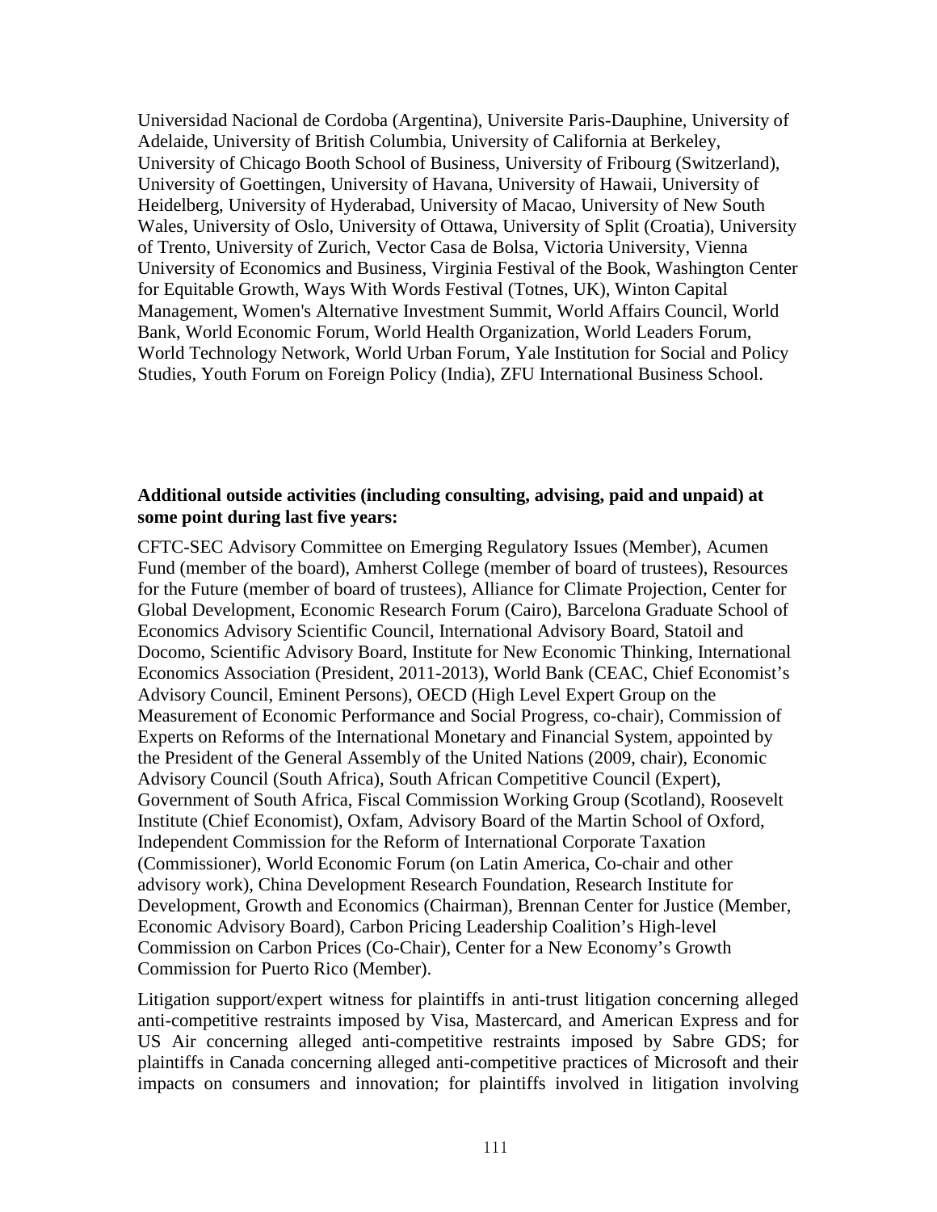Universidad Nacional de Cordoba (Argentina), Universite Paris-Dauphine, University of Adelaide, University of British Columbia, University of California at Berkeley, University of Chicago Booth School of Business, University of Fribourg (Switzerland), University of Goettingen, University of Havana, University of Hawaii, University of Heidelberg, University of Hyderabad, University of Macao, University of New South Wales, University of Oslo, University of Ottawa, University of Split (Croatia), University of Trento, University of Zurich, Vector Casa de Bolsa, Victoria University, Vienna University of Economics and Business, Virginia Festival of the Book, Washington Center for Equitable Growth, Ways With Words Festival (Totnes, UK), Winton Capital Management, Women's Alternative Investment Summit, World Affairs Council, World Bank, World Economic Forum, World Health Organization, World Leaders Forum, World Technology Network, World Urban Forum, Yale Institution for Social and Policy Studies, Youth Forum on Foreign Policy (India), ZFU International Business School.

**Additional outside activities (including consulting, advising, paid and unpaid) at some point during last five years:**

CFTC-SEC Advisory Committee on Emerging Regulatory Issues (Member), Acumen Fund (member of the board), Amherst College (member of board of trustees), Resources for the Future (member of board of trustees), Alliance for Climate Projection, Center for Global Development, Economic Research Forum (Cairo), Barcelona Graduate School of Economics Advisory Scientific Council, International Advisory Board, Statoil and Docomo, Scientific Advisory Board, Institute for New Economic Thinking, International Economics Association (President, 2011-2013), World Bank (CEAC, Chief Economist's Advisory Council, Eminent Persons), OECD (High Level Expert Group on the Measurement of Economic Performance and Social Progress, co-chair), Commission of Experts on Reforms of the International Monetary and Financial System, appointed by the President of the General Assembly of the United Nations (2009, chair), Economic Advisory Council (South Africa), South African Competitive Council (Expert), Government of South Africa, Fiscal Commission Working Group (Scotland), Roosevelt Institute (Chief Economist), Oxfam, Advisory Board of the Martin School of Oxford, Independent Commission for the Reform of International Corporate Taxation (Commissioner), World Economic Forum (on Latin America, Co-chair and other advisory work), China Development Research Foundation, Research Institute for Development, Growth and Economics (Chairman), Brennan Center for Justice (Member, Economic Advisory Board), Carbon Pricing Leadership Coalition's High-level Commission on Carbon Prices (Co-Chair), Center for a New Economy's Growth Commission for Puerto Rico (Member).

Litigation support/expert witness for plaintiffs in anti-trust litigation concerning alleged anti-competitive restraints imposed by Visa, Mastercard, and American Express and for US Air concerning alleged anti-competitive restraints imposed by Sabre GDS; for plaintiffs in Canada concerning alleged anti-competitive practices of Microsoft and their impacts on consumers and innovation; for plaintiffs involved in litigation involving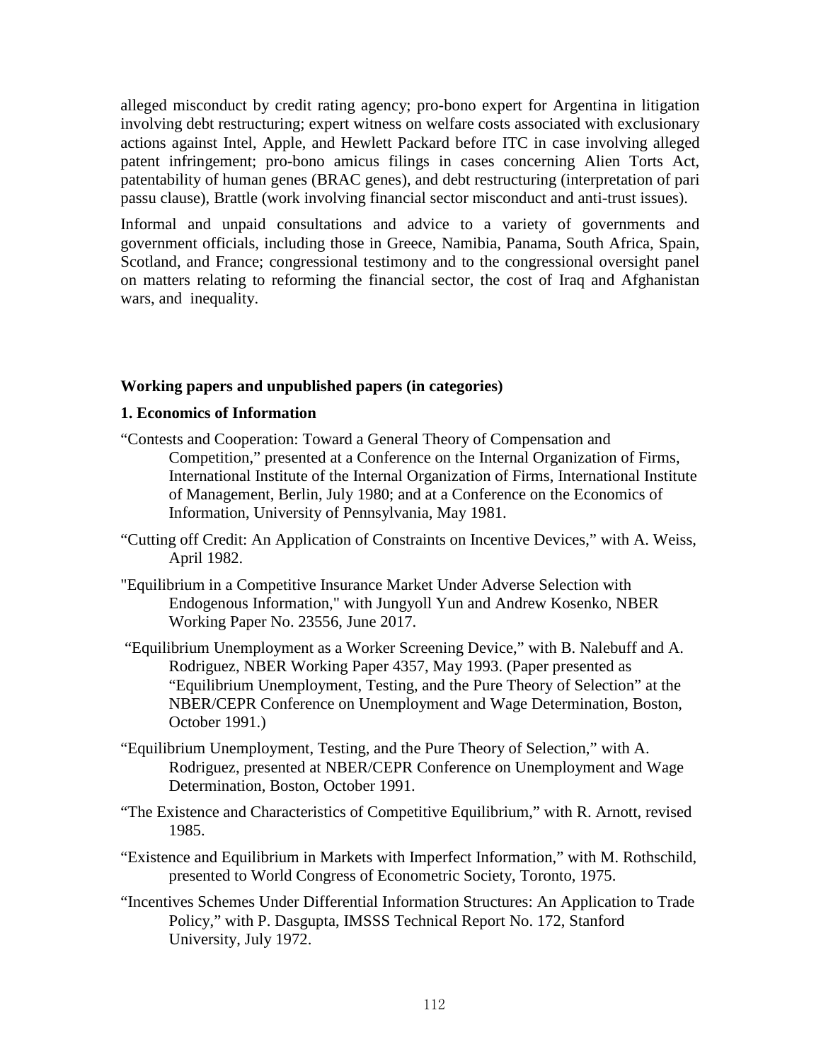alleged misconduct by credit rating agency; pro-bono expert for Argentina in litigation involving debt restructuring; expert witness on welfare costs associated with exclusionary actions against Intel, Apple, and Hewlett Packard before ITC in case involving alleged patent infringement; pro-bono amicus filings in cases concerning Alien Torts Act, patentability of human genes (BRAC genes), and debt restructuring (interpretation of pari passu clause), Brattle (work involving financial sector misconduct and anti-trust issues).

Informal and unpaid consultations and advice to a variety of governments and government officials, including those in Greece, Namibia, Panama, South Africa, Spain, Scotland, and France; congressional testimony and to the congressional oversight panel on matters relating to reforming the financial sector, the cost of Iraq and Afghanistan wars, and inequality.

**Working papers and unpublished papers (in categories)**

**1. Economics of Information**

"Contests and Cooperation: Toward a General Theory of Compensation and Competition," presented at a Conference on the Internal Organization of Firms, International Institute of the Internal Organization of Firms, International Institute of Management, Berlin, July 1980; and at a Conference on the Economics of Information, University of Pennsylvania, May 1981.

"Cutting off Credit: An Application of Constraints on Incentive Devices," with A. Weiss, April 1982.

"Equilibrium in a Competitive Insurance Market Under Adverse Selection with Endogenous Information," with Jungyoll Yun and Andrew Kosenko, NBER Working Paper No. 23556, June 2017.

"Equilibrium Unemployment as a Worker Screening Device," with B. Nalebuff and A. Rodriguez, NBER Working Paper 4357, May 1993. (Paper presented as "Equilibrium Unemployment, Testing, and the Pure Theory of Selection" at the NBER/CEPR Conference on Unemployment and Wage Determination, Boston, October 1991.)

"Equilibrium Unemployment, Testing, and the Pure Theory of Selection," with A. Rodriguez, presented at NBER/CEPR Conference on Unemployment and Wage Determination, Boston, October 1991.

"The Existence and Characteristics of Competitive Equilibrium," with R. Arnott, revised 1985.

"Existence and Equilibrium in Markets with Imperfect Information," with M. Rothschild, presented to World Congress of Econometric Society, Toronto, 1975.

"Incentives Schemes Under Differential Information Structures: An Application to Trade Policy," with P. Dasgupta, IMSSS Technical Report No. 172, Stanford University, July 1972.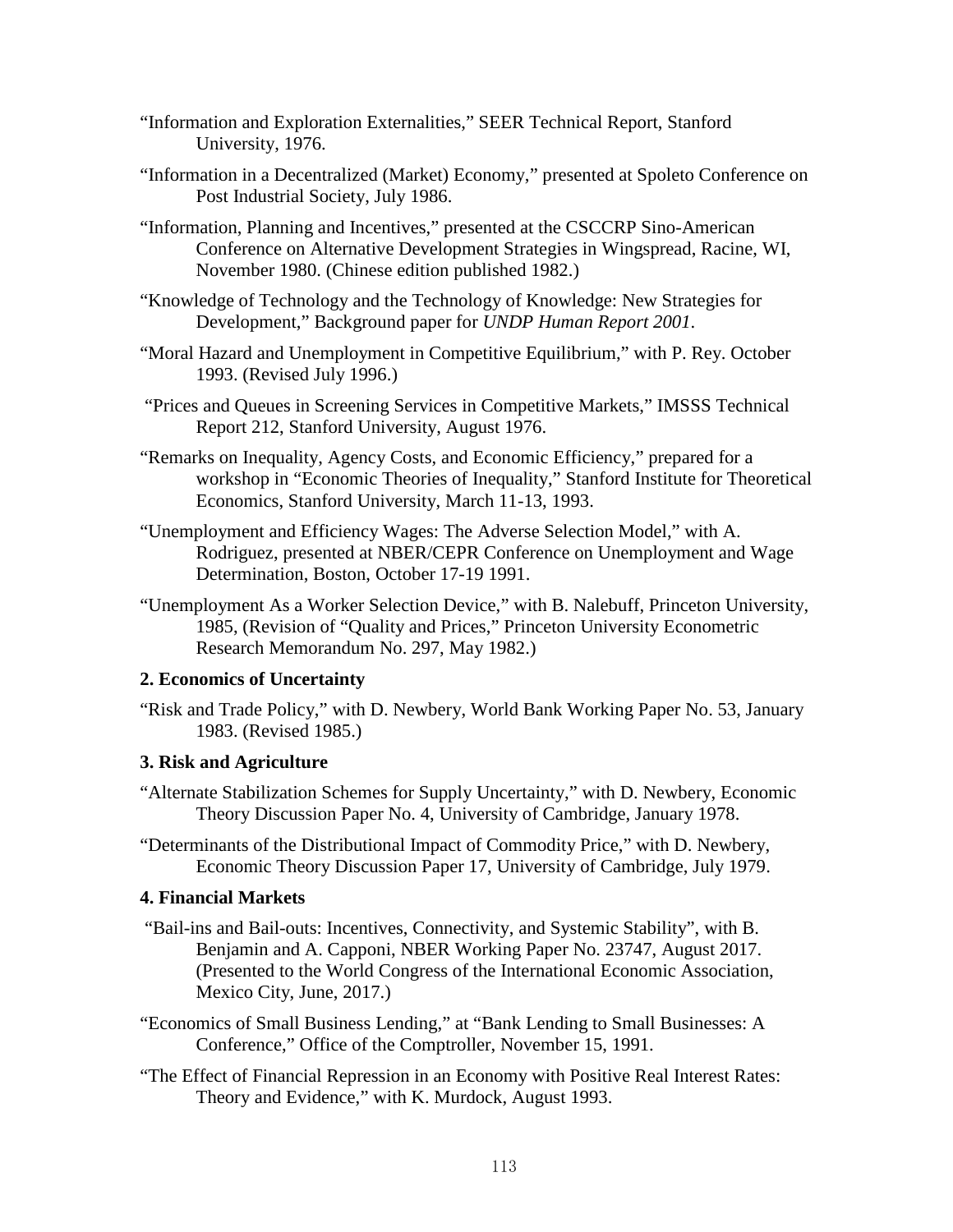"Information and Exploration Externalities," SEER Technical Report, Stanford University, 1976.

"Information in a Decentralized (Market) Economy," presented at Spoleto Conference on Post Industrial Society, July 1986.

"Information, Planning and Incentives," presented at the CSCCRP Sino-American Conference on Alternative Development Strategies in Wingspread, Racine, WI, November 1980. (Chinese edition published 1982.)

"Knowledge of Technology and the Technology of Knowledge: New Strategies for Development," Background paper for *UNDP Human Report 2001*.

"Moral Hazard and Unemployment in Competitive Equilibrium," with P. Rey. October 1993. (Revised July 1996.)

"Prices and Queues in Screening Services in Competitive Markets," IMSSS Technical Report 212, Stanford University, August 1976.

"Remarks on Inequality, Agency Costs, and Economic Efficiency," prepared for a workshop in "Economic Theories of Inequality," Stanford Institute for Theoretical Economics, Stanford University, March 11-13, 1993.

"Unemployment and Efficiency Wages: The Adverse Selection Model," with A. Rodriguez, presented at NBER/CEPR Conference on Unemployment and Wage Determination, Boston, October 17-19 1991.

"Unemployment As a Worker Selection Device," with B. Nalebuff, Princeton University, 1985, (Revision of "Quality and Prices," Princeton University Econometric Research Memorandum No. 297, May 1982.)

**2. Economics of Uncertainty**

"Risk and Trade Policy," with D. Newbery, World Bank Working Paper No. 53, January 1983. (Revised 1985.)

**3. Risk and Agriculture**

"Alternate Stabilization Schemes for Supply Uncertainty," with D. Newbery, Economic Theory Discussion Paper No. 4, University of Cambridge, January 1978.

"Determinants of the Distributional Impact of Commodity Price," with D. Newbery, Economic Theory Discussion Paper 17, University of Cambridge, July 1979.

**4. Financial Markets**

"Bail-ins and Bail-outs: Incentives, Connectivity, and Systemic Stability", with B. Benjamin and A. Capponi, NBER Working Paper No. 23747, August 2017. (Presented to the World Congress of the International Economic Association, Mexico City, June, 2017.)

"Economics of Small Business Lending," at "Bank Lending to Small Businesses: A Conference," Office of the Comptroller, November 15, 1991.

"The Effect of Financial Repression in an Economy with Positive Real Interest Rates: Theory and Evidence," with K. Murdock, August 1993.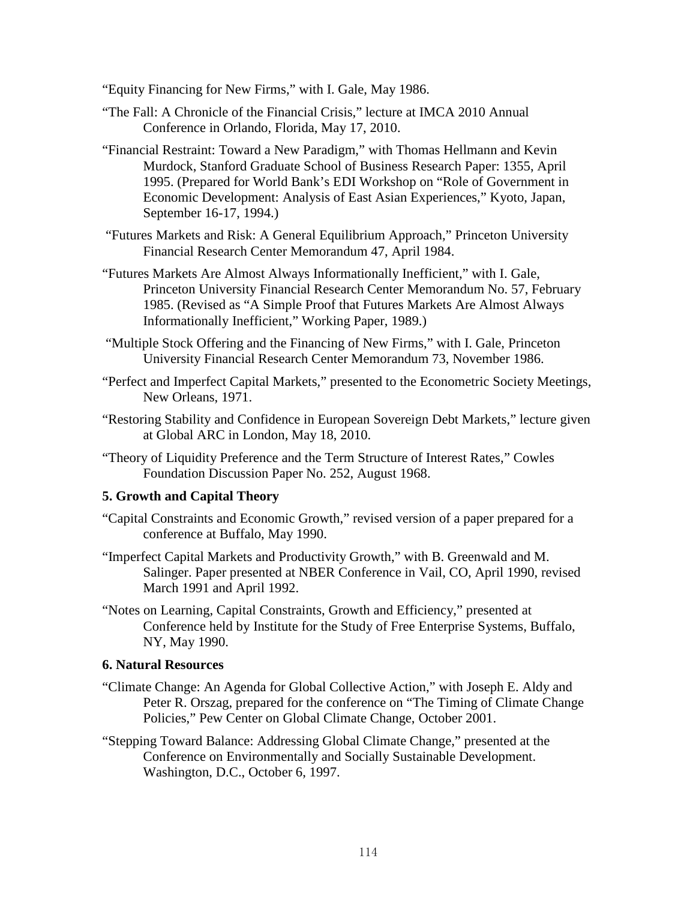"Equity Financing for New Firms," with I. Gale, May 1986.

"The Fall: A Chronicle of the Financial Crisis," lecture at IMCA 2010 Annual Conference in Orlando, Florida, May 17, 2010.

"Financial Restraint: Toward a New Paradigm," with Thomas Hellmann and Kevin Murdock, Stanford Graduate School of Business Research Paper: 1355, April 1995. (Prepared for World Bank's EDI Workshop on "Role of Government in Economic Development: Analysis of East Asian Experiences," Kyoto, Japan, September 16-17, 1994.)

"Futures Markets and Risk: A General Equilibrium Approach," Princeton University Financial Research Center Memorandum 47, April 1984.

"Futures Markets Are Almost Always Informationally Inefficient," with I. Gale, Princeton University Financial Research Center Memorandum No. 57, February 1985. (Revised as "A Simple Proof that Futures Markets Are Almost Always Informationally Inefficient," Working Paper, 1989.)

"Multiple Stock Offering and the Financing of New Firms," with I. Gale, Princeton University Financial Research Center Memorandum 73, November 1986.

"Perfect and Imperfect Capital Markets," presented to the Econometric Society Meetings, New Orleans, 1971.

"Restoring Stability and Confidence in European Sovereign Debt Markets," lecture given at Global ARC in London, May 18, 2010.

"Theory of Liquidity Preference and the Term Structure of Interest Rates," Cowles Foundation Discussion Paper No. 252, August 1968.

**5. Growth and Capital Theory**

"Capital Constraints and Economic Growth," revised version of a paper prepared for a conference at Buffalo, May 1990.

"Imperfect Capital Markets and Productivity Growth," with B. Greenwald and M. Salinger. Paper presented at NBER Conference in Vail, CO, April 1990, revised March 1991 and April 1992.

"Notes on Learning, Capital Constraints, Growth and Efficiency," presented at Conference held by Institute for the Study of Free Enterprise Systems, Buffalo, NY, May 1990.

**6. Natural Resources**

"Climate Change: An Agenda for Global Collective Action," with Joseph E. Aldy and Peter R. Orszag, prepared for the conference on "The Timing of Climate Change Policies," Pew Center on Global Climate Change, October 2001.

"Stepping Toward Balance: Addressing Global Climate Change," presented at the Conference on Environmentally and Socially Sustainable Development. Washington, D.C., October 6, 1997.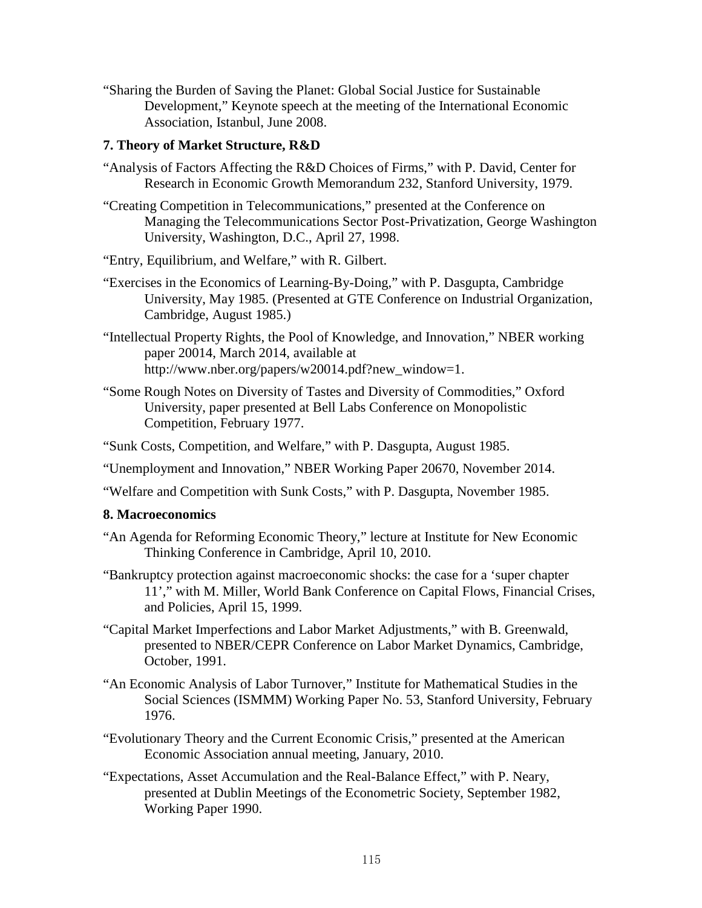"Sharing the Burden of Saving the Planet: Global Social Justice for Sustainable Development," Keynote speech at the meeting of the International Economic Association, Istanbul, June 2008.

### 7. Theory of Market Structure, R&D

"Analysis of Factors Affecting the R&D Choices of Firms," with P. David, Center for Research in Economic Growth Memorandum 232, Stanford University, 1979.

"Creating Competition in Telecommunications," presented at the Conference on Managing the Telecommunications Sector Post-Privatization, George Washington University, Washington, D.C., April 27, 1998.

"Entry, Equilibrium, and Welfare," with R. Gilbert.

"Exercises in the Economics of Learning-By-Doing," with P. Dasgupta, Cambridge University, May 1985. (Presented at GTE Conference on Industrial Organization, Cambridge, August 1985.)

"Intellectual Property Rights, the Pool of Knowledge, and Innovation," NBER working paper 20014, March 2014, available at http://www.nber.org/papers/w20014.pdf?new_window=1.

"Some Rough Notes on Diversity of Tastes and Diversity of Commodities," Oxford University, paper presented at Bell Labs Conference on Monopolistic Competition, February 1977.

"Sunk Costs, Competition, and Welfare," with P. Dasgupta, August 1985.

"Unemployment and Innovation," NBER Working Paper 20670, November 2014.

"Welfare and Competition with Sunk Costs," with P. Dasgupta, November 1985.

### 8. Macroeconomics

"An Agenda for Reforming Economic Theory," lecture at Institute for New Economic Thinking Conference in Cambridge, April 10, 2010.

"Bankruptcy protection against macroeconomic shocks: the case for a 'super chapter 11'," with M. Miller, World Bank Conference on Capital Flows, Financial Crises, and Policies, April 15, 1999.

"Capital Market Imperfections and Labor Market Adjustments," with B. Greenwald, presented to NBER/CEPR Conference on Labor Market Dynamics, Cambridge, October, 1991.

"An Economic Analysis of Labor Turnover," Institute for Mathematical Studies in the Social Sciences (ISMMM) Working Paper No. 53, Stanford University, February 1976.

"Evolutionary Theory and the Current Economic Crisis," presented at the American Economic Association annual meeting, January, 2010.

"Expectations, Asset Accumulation and the Real-Balance Effect," with P. Neary, presented at Dublin Meetings of the Econometric Society, September 1982, Working Paper 1990.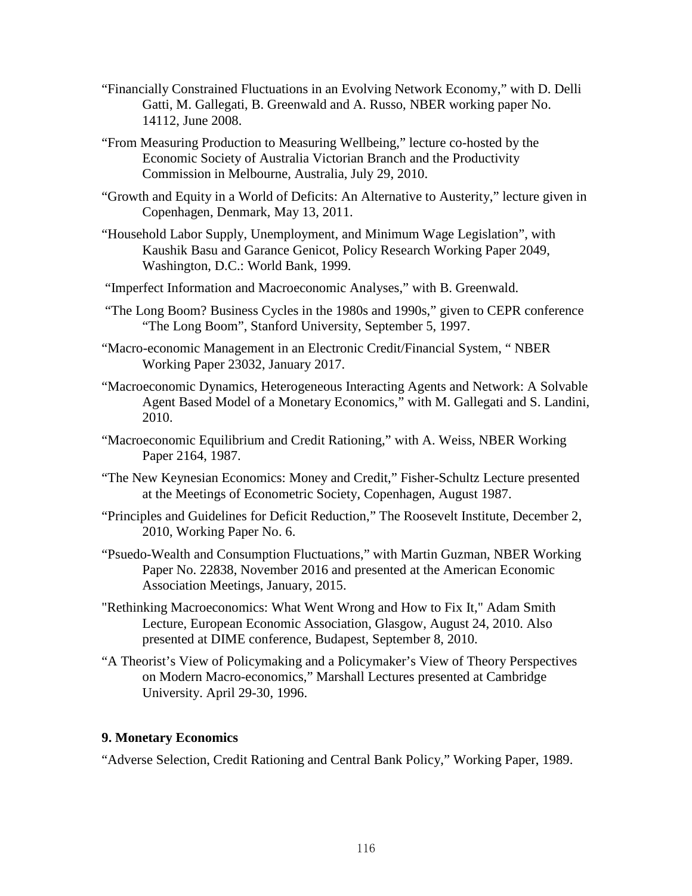"Financially Constrained Fluctuations in an Evolving Network Economy," with D. Delli Gatti, M. Gallegati, B. Greenwald and A. Russo, NBER working paper No. 14112, June 2008.

"From Measuring Production to Measuring Wellbeing," lecture co-hosted by the Economic Society of Australia Victorian Branch and the Productivity Commission in Melbourne, Australia, July 29, 2010.

"Growth and Equity in a World of Deficits: An Alternative to Austerity," lecture given in Copenhagen, Denmark, May 13, 2011.

"Household Labor Supply, Unemployment, and Minimum Wage Legislation", with Kaushik Basu and Garance Genicot, Policy Research Working Paper 2049, Washington, D.C.: World Bank, 1999.

"Imperfect Information and Macroeconomic Analyses," with B. Greenwald.

"The Long Boom? Business Cycles in the 1980s and 1990s," given to CEPR conference "The Long Boom", Stanford University, September 5, 1997.

"Macro-economic Management in an Electronic Credit/Financial System, " NBER Working Paper 23032, January 2017.

"Macroeconomic Dynamics, Heterogeneous Interacting Agents and Network: A Solvable Agent Based Model of a Monetary Economics," with M. Gallegati and S. Landini, 2010.

"Macroeconomic Equilibrium and Credit Rationing," with A. Weiss, NBER Working Paper 2164, 1987.

"The New Keynesian Economics: Money and Credit," Fisher-Schultz Lecture presented at the Meetings of Econometric Society, Copenhagen, August 1987.

"Principles and Guidelines for Deficit Reduction," The Roosevelt Institute, December 2, 2010, Working Paper No. 6.

"Psuedo-Wealth and Consumption Fluctuations," with Martin Guzman, NBER Working Paper No. 22838, November 2016 and presented at the American Economic Association Meetings, January, 2015.

"Rethinking Macroeconomics: What Went Wrong and How to Fix It," Adam Smith Lecture, European Economic Association, Glasgow, August 24, 2010. Also presented at DIME conference, Budapest, September 8, 2010.

"A Theorist's View of Policymaking and a Policymaker's View of Theory Perspectives on Modern Macro-economics," Marshall Lectures presented at Cambridge University. April 29-30, 1996.

**9. Monetary Economics**

"Adverse Selection, Credit Rationing and Central Bank Policy," Working Paper, 1989.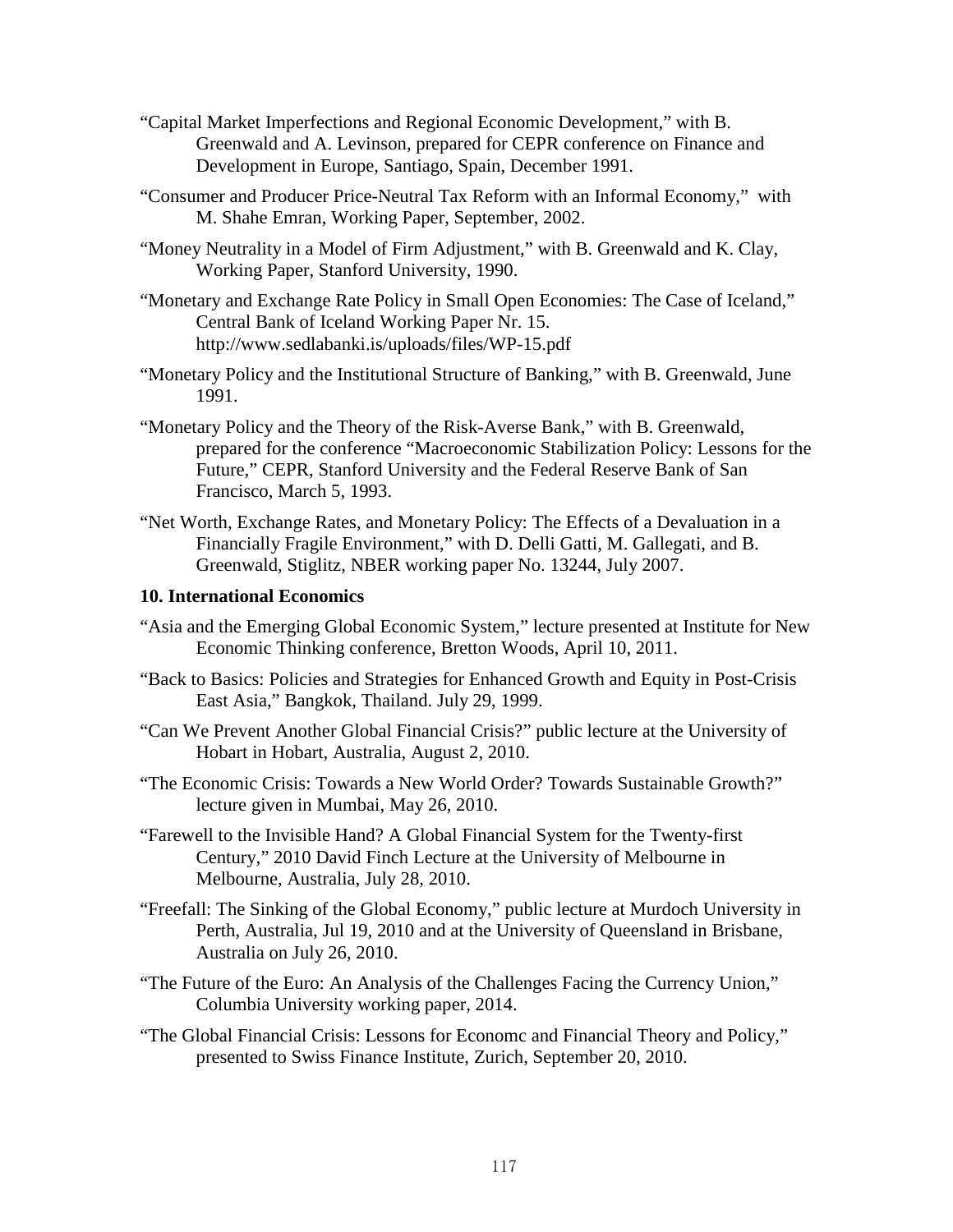"Capital Market Imperfections and Regional Economic Development," with B. Greenwald and A. Levinson, prepared for CEPR conference on Finance and Development in Europe, Santiago, Spain, December 1991.

"Consumer and Producer Price-Neutral Tax Reform with an Informal Economy," with M. Shahe Emran, Working Paper, September, 2002.

"Money Neutrality in a Model of Firm Adjustment," with B. Greenwald and K. Clay, Working Paper, Stanford University, 1990.

"Monetary and Exchange Rate Policy in Small Open Economies: The Case of Iceland," Central Bank of Iceland Working Paper Nr. 15. http://www.sedlabanki.is/uploads/files/WP-15.pdf

"Monetary Policy and the Institutional Structure of Banking," with B. Greenwald, June 1991.

"Monetary Policy and the Theory of the Risk-Averse Bank," with B. Greenwald, prepared for the conference "Macroeconomic Stabilization Policy: Lessons for the Future," CEPR, Stanford University and the Federal Reserve Bank of San Francisco, March 5, 1993.

"Net Worth, Exchange Rates, and Monetary Policy: The Effects of a Devaluation in a Financially Fragile Environment," with D. Delli Gatti, M. Gallegati, and B. Greenwald, Stiglitz, NBER working paper No. 13244, July 2007.

**10. International Economics**

"Asia and the Emerging Global Economic System," lecture presented at Institute for New Economic Thinking conference, Bretton Woods, April 10, 2011.

"Back to Basics: Policies and Strategies for Enhanced Growth and Equity in Post-Crisis East Asia," Bangkok, Thailand. July 29, 1999.

"Can We Prevent Another Global Financial Crisis?" public lecture at the University of Hobart in Hobart, Australia, August 2, 2010.

"The Economic Crisis: Towards a New World Order? Towards Sustainable Growth?" lecture given in Mumbai, May 26, 2010.

"Farewell to the Invisible Hand? A Global Financial System for the Twenty-first Century," 2010 David Finch Lecture at the University of Melbourne in Melbourne, Australia, July 28, 2010.

"Freefall: The Sinking of the Global Economy," public lecture at Murdoch University in Perth, Australia, Jul 19, 2010 and at the University of Queensland in Brisbane, Australia on July 26, 2010.

"The Future of the Euro: An Analysis of the Challenges Facing the Currency Union," Columbia University working paper, 2014.

"The Global Financial Crisis: Lessons for Economc and Financial Theory and Policy," presented to Swiss Finance Institute, Zurich, September 20, 2010.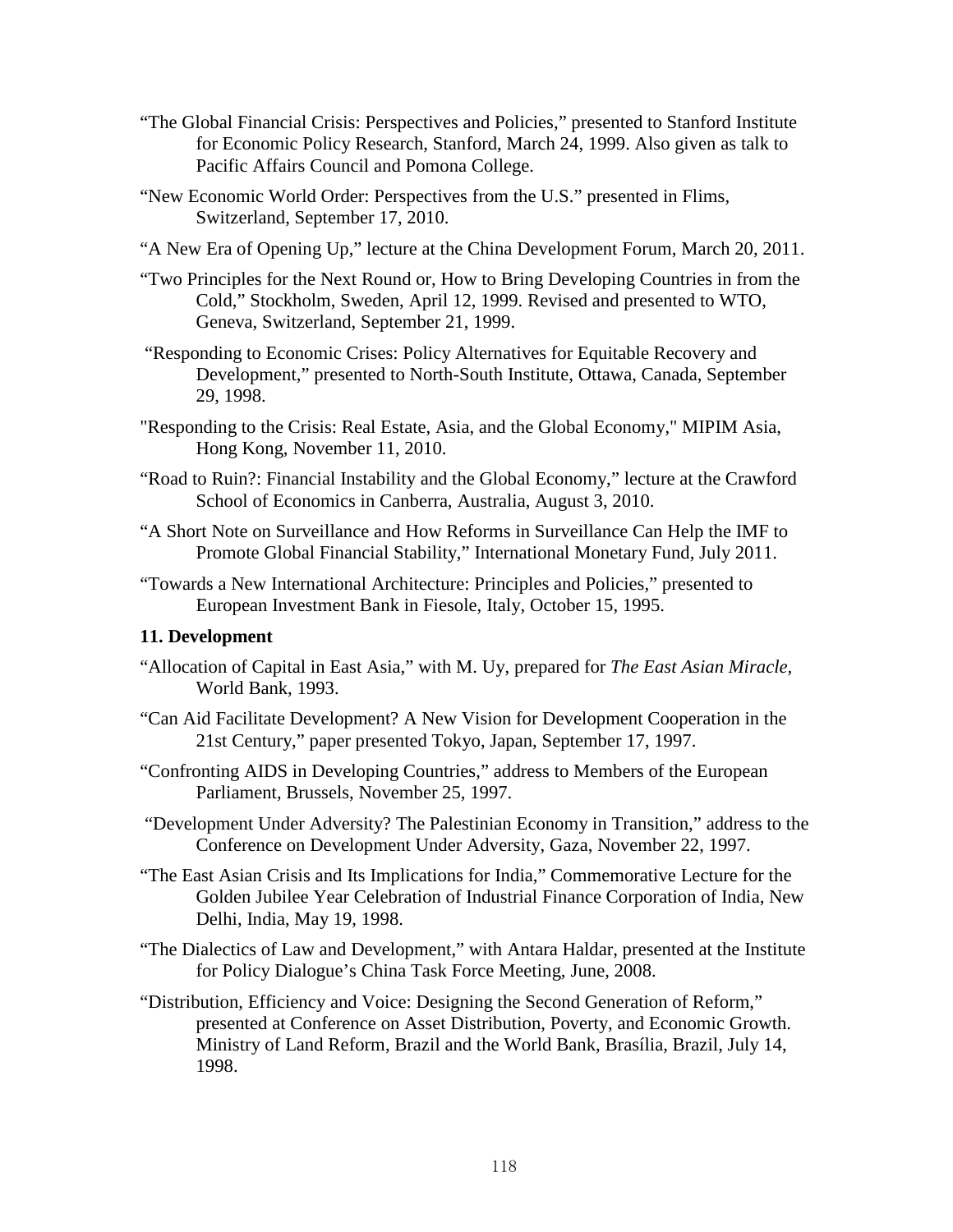"The Global Financial Crisis: Perspectives and Policies," presented to Stanford Institute for Economic Policy Research, Stanford, March 24, 1999. Also given as talk to Pacific Affairs Council and Pomona College.

"New Economic World Order: Perspectives from the U.S." presented in Flims, Switzerland, September 17, 2010.

"A New Era of Opening Up," lecture at the China Development Forum, March 20, 2011.

"Two Principles for the Next Round or, How to Bring Developing Countries in from the Cold," Stockholm, Sweden, April 12, 1999. Revised and presented to WTO, Geneva, Switzerland, September 21, 1999.

"Responding to Economic Crises: Policy Alternatives for Equitable Recovery and Development," presented to North-South Institute, Ottawa, Canada, September 29, 1998.

"Responding to the Crisis: Real Estate, Asia, and the Global Economy," MIPIM Asia, Hong Kong, November 11, 2010.

"Road to Ruin?: Financial Instability and the Global Economy," lecture at the Crawford School of Economics in Canberra, Australia, August 3, 2010.

"A Short Note on Surveillance and How Reforms in Surveillance Can Help the IMF to Promote Global Financial Stability," International Monetary Fund, July 2011.

"Towards a New International Architecture: Principles and Policies," presented to European Investment Bank in Fiesole, Italy, October 15, 1995.

### 11. Development

"Allocation of Capital in East Asia," with M. Uy, prepared for *The East Asian Miracle*, World Bank, 1993.

"Can Aid Facilitate Development? A New Vision for Development Cooperation in the 21st Century," paper presented Tokyo, Japan, September 17, 1997.

"Confronting AIDS in Developing Countries," address to Members of the European Parliament, Brussels, November 25, 1997.

"Development Under Adversity? The Palestinian Economy in Transition," address to the Conference on Development Under Adversity, Gaza, November 22, 1997.

"The East Asian Crisis and Its Implications for India," Commemorative Lecture for the Golden Jubilee Year Celebration of Industrial Finance Corporation of India, New Delhi, India, May 19, 1998.

"The Dialectics of Law and Development," with Antara Haldar, presented at the Institute for Policy Dialogue's China Task Force Meeting, June, 2008.

"Distribution, Efficiency and Voice: Designing the Second Generation of Reform," presented at Conference on Asset Distribution, Poverty, and Economic Growth. Ministry of Land Reform, Brazil and the World Bank, Brasília, Brazil, July 14, 1998.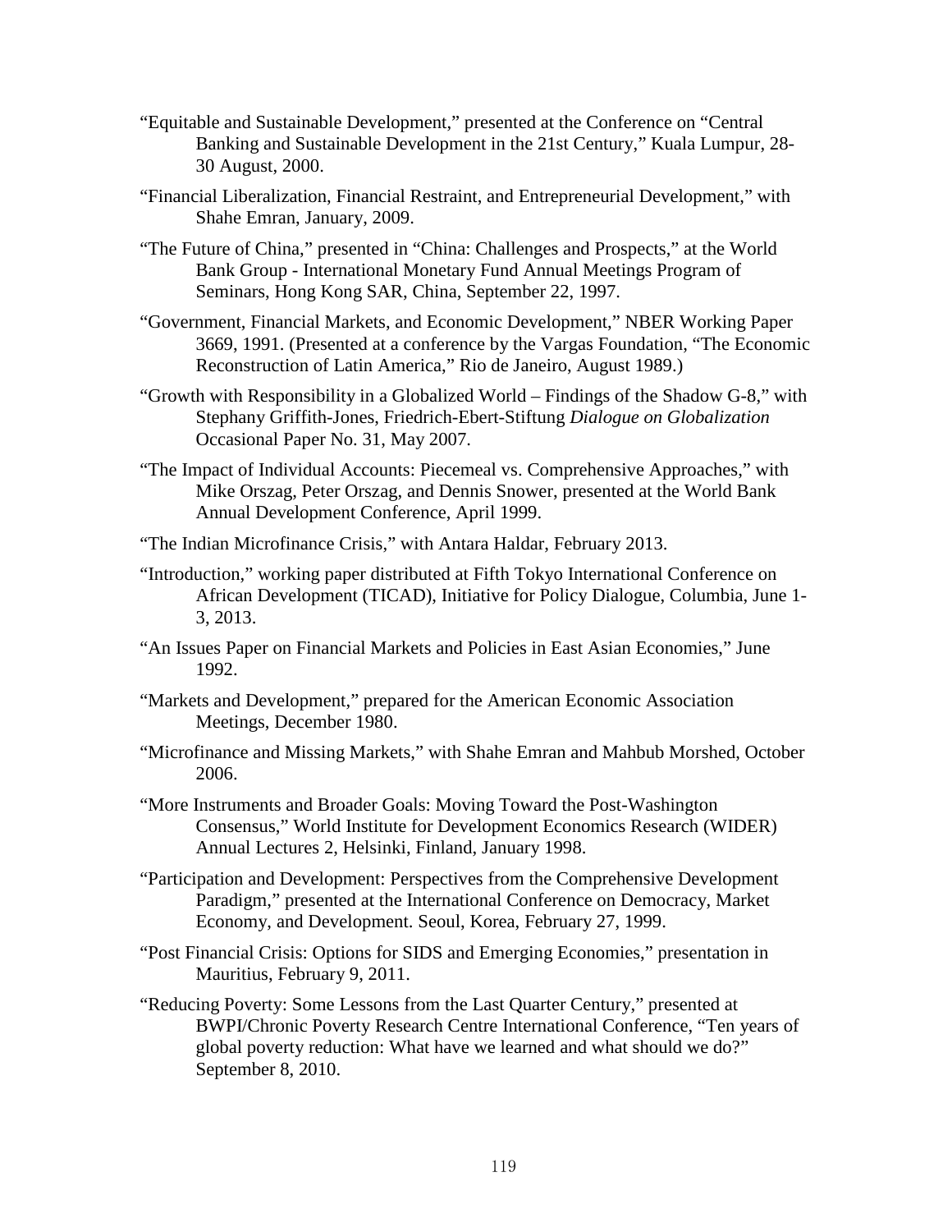"Equitable and Sustainable Development," presented at the Conference on "Central Banking and Sustainable Development in the 21st Century," Kuala Lumpur, 28-30 August, 2000.

"Financial Liberalization, Financial Restraint, and Entrepreneurial Development," with Shahe Emran, January, 2009.

"The Future of China," presented in "China: Challenges and Prospects," at the World Bank Group - International Monetary Fund Annual Meetings Program of Seminars, Hong Kong SAR, China, September 22, 1997.

"Government, Financial Markets, and Economic Development," NBER Working Paper 3669, 1991. (Presented at a conference by the Vargas Foundation, "The Economic Reconstruction of Latin America," Rio de Janeiro, August 1989.)

"Growth with Responsibility in a Globalized World – Findings of the Shadow G-8," with Stephany Griffith-Jones, Friedrich-Ebert-Stiftung *Dialogue on Globalization* Occasional Paper No. 31, May 2007.

"The Impact of Individual Accounts: Piecemeal vs. Comprehensive Approaches," with Mike Orszag, Peter Orszag, and Dennis Snower, presented at the World Bank Annual Development Conference, April 1999.

"The Indian Microfinance Crisis," with Antara Haldar, February 2013.

"Introduction," working paper distributed at Fifth Tokyo International Conference on African Development (TICAD), Initiative for Policy Dialogue, Columbia, June 1-3, 2013.

"An Issues Paper on Financial Markets and Policies in East Asian Economies," June 1992.

"Markets and Development," prepared for the American Economic Association Meetings, December 1980.

"Microfinance and Missing Markets," with Shahe Emran and Mahbub Morshed, October 2006.

"More Instruments and Broader Goals: Moving Toward the Post-Washington Consensus," World Institute for Development Economics Research (WIDER) Annual Lectures 2, Helsinki, Finland, January 1998.

"Participation and Development: Perspectives from the Comprehensive Development Paradigm," presented at the International Conference on Democracy, Market Economy, and Development. Seoul, Korea, February 27, 1999.

"Post Financial Crisis: Options for SIDS and Emerging Economies," presentation in Mauritius, February 9, 2011.

"Reducing Poverty: Some Lessons from the Last Quarter Century," presented at BWPI/Chronic Poverty Research Centre International Conference, "Ten years of global poverty reduction: What have we learned and what should we do?" September 8, 2010.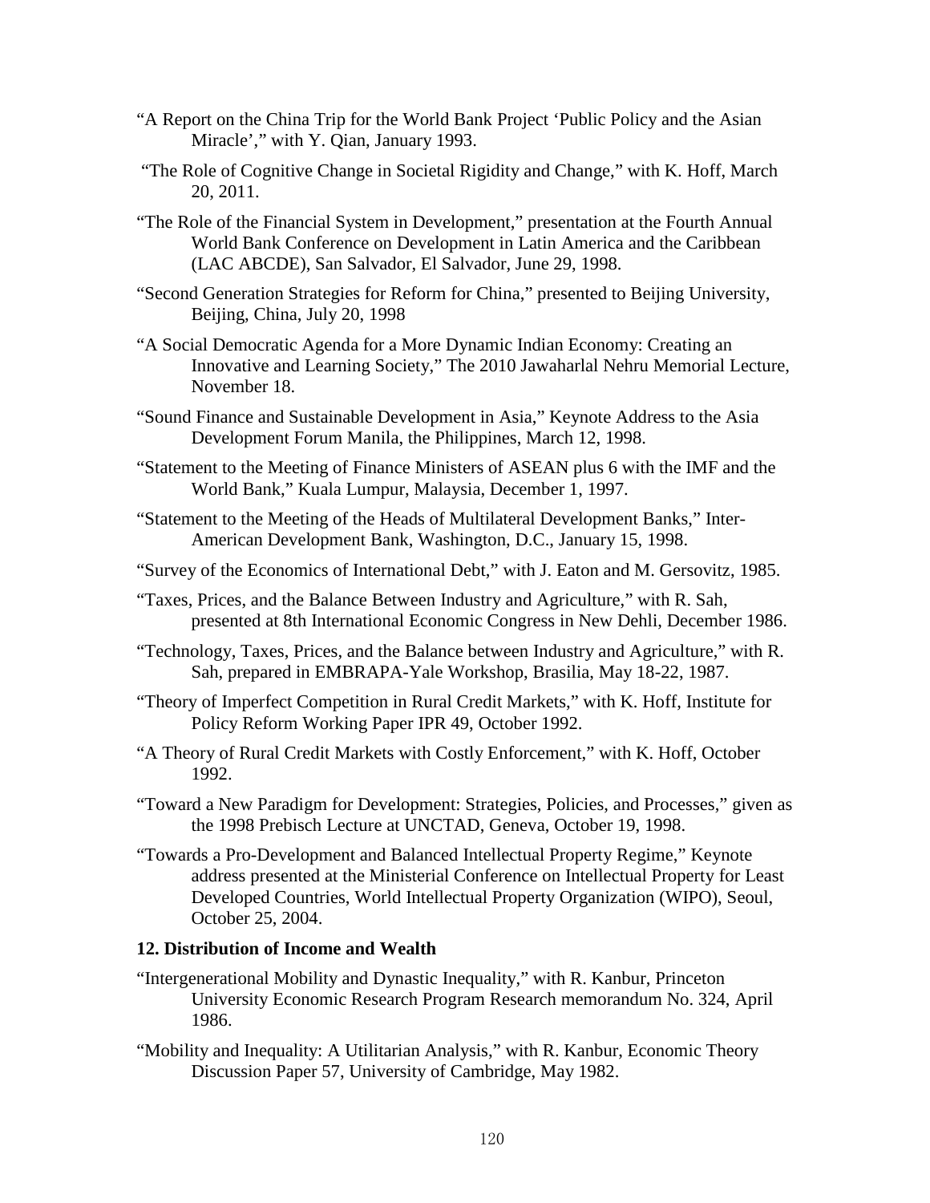"A Report on the China Trip for the World Bank Project 'Public Policy and the Asian Miracle'," with Y. Qian, January 1993.

"The Role of Cognitive Change in Societal Rigidity and Change," with K. Hoff, March 20, 2011.

"The Role of the Financial System in Development," presentation at the Fourth Annual World Bank Conference on Development in Latin America and the Caribbean (LAC ABCDE), San Salvador, El Salvador, June 29, 1998.

"Second Generation Strategies for Reform for China," presented to Beijing University, Beijing, China, July 20, 1998

"A Social Democratic Agenda for a More Dynamic Indian Economy: Creating an Innovative and Learning Society," The 2010 Jawaharlal Nehru Memorial Lecture, November 18.

"Sound Finance and Sustainable Development in Asia," Keynote Address to the Asia Development Forum Manila, the Philippines, March 12, 1998.

"Statement to the Meeting of Finance Ministers of ASEAN plus 6 with the IMF and the World Bank," Kuala Lumpur, Malaysia, December 1, 1997.

"Statement to the Meeting of the Heads of Multilateral Development Banks," Inter-American Development Bank, Washington, D.C., January 15, 1998.

"Survey of the Economics of International Debt," with J. Eaton and M. Gersovitz, 1985.

"Taxes, Prices, and the Balance Between Industry and Agriculture," with R. Sah, presented at 8th International Economic Congress in New Dehli, December 1986.

"Technology, Taxes, Prices, and the Balance between Industry and Agriculture," with R. Sah, prepared in EMBRAPA-Yale Workshop, Brasilia, May 18-22, 1987.

"Theory of Imperfect Competition in Rural Credit Markets," with K. Hoff, Institute for Policy Reform Working Paper IPR 49, October 1992.

"A Theory of Rural Credit Markets with Costly Enforcement," with K. Hoff, October 1992.

"Toward a New Paradigm for Development: Strategies, Policies, and Processes," given as the 1998 Prebisch Lecture at UNCTAD, Geneva, October 19, 1998.

"Towards a Pro-Development and Balanced Intellectual Property Regime," Keynote address presented at the Ministerial Conference on Intellectual Property for Least Developed Countries, World Intellectual Property Organization (WIPO), Seoul, October 25, 2004.

**12. Distribution of Income and Wealth**

"Intergenerational Mobility and Dynastic Inequality," with R. Kanbur, Princeton University Economic Research Program Research memorandum No. 324, April 1986.

"Mobility and Inequality: A Utilitarian Analysis," with R. Kanbur, Economic Theory Discussion Paper 57, University of Cambridge, May 1982.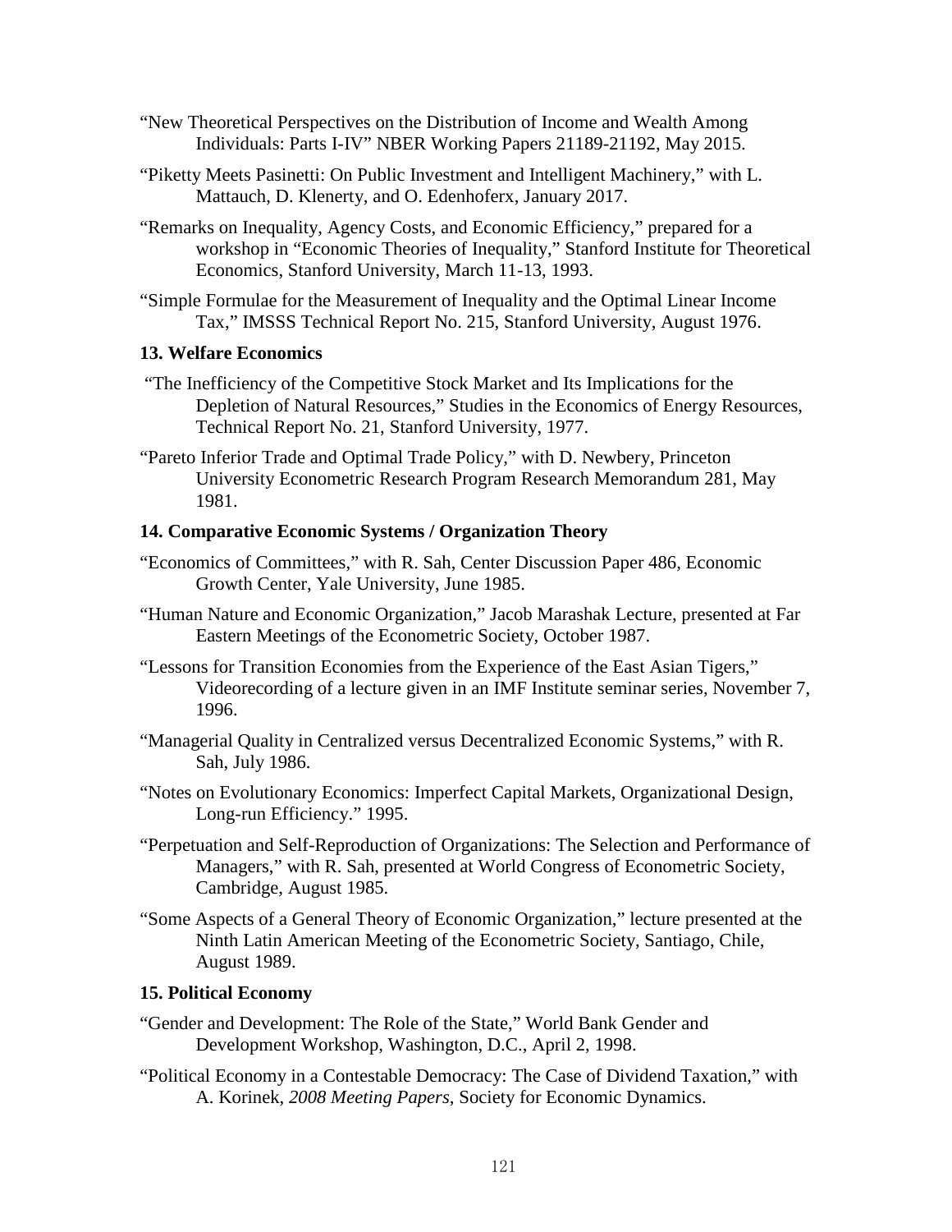"New Theoretical Perspectives on the Distribution of Income and Wealth Among Individuals: Parts I-IV" NBER Working Papers 21189-21192, May 2015.

"Piketty Meets Pasinetti: On Public Investment and Intelligent Machinery," with L. Mattauch, D. Klenerty, and O. Edenhoferx, January 2017.

"Remarks on Inequality, Agency Costs, and Economic Efficiency," prepared for a workshop in "Economic Theories of Inequality," Stanford Institute for Theoretical Economics, Stanford University, March 11-13, 1993.

"Simple Formulae for the Measurement of Inequality and the Optimal Linear Income Tax," IMSSS Technical Report No. 215, Stanford University, August 1976.

**13. Welfare Economics**

"The Inefficiency of the Competitive Stock Market and Its Implications for the Depletion of Natural Resources," Studies in the Economics of Energy Resources, Technical Report No. 21, Stanford University, 1977.

"Pareto Inferior Trade and Optimal Trade Policy," with D. Newbery, Princeton University Econometric Research Program Research Memorandum 281, May 1981.

**14. Comparative Economic Systems / Organization Theory**

"Economics of Committees," with R. Sah, Center Discussion Paper 486, Economic Growth Center, Yale University, June 1985.

"Human Nature and Economic Organization," Jacob Marashak Lecture, presented at Far Eastern Meetings of the Econometric Society, October 1987.

"Lessons for Transition Economies from the Experience of the East Asian Tigers," Videorecording of a lecture given in an IMF Institute seminar series, November 7, 1996.

"Managerial Quality in Centralized versus Decentralized Economic Systems," with R. Sah, July 1986.

"Notes on Evolutionary Economics: Imperfect Capital Markets, Organizational Design, Long-run Efficiency." 1995.

"Perpetuation and Self-Reproduction of Organizations: The Selection and Performance of Managers," with R. Sah, presented at World Congress of Econometric Society, Cambridge, August 1985.

"Some Aspects of a General Theory of Economic Organization," lecture presented at the Ninth Latin American Meeting of the Econometric Society, Santiago, Chile, August 1989.

**15. Political Economy**

"Gender and Development: The Role of the State," World Bank Gender and Development Workshop, Washington, D.C., April 2, 1998.

"Political Economy in a Contestable Democracy: The Case of Dividend Taxation," with A. Korinek, *2008 Meeting Papers*, Society for Economic Dynamics.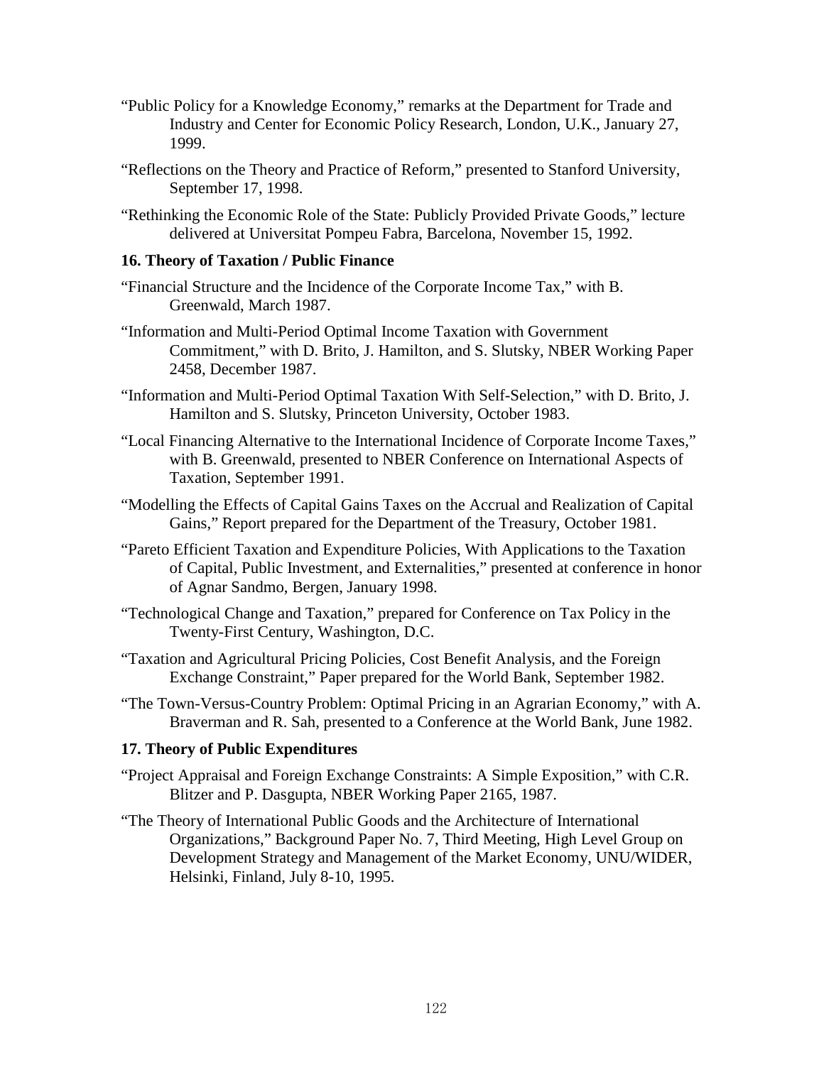"Public Policy for a Knowledge Economy," remarks at the Department for Trade and Industry and Center for Economic Policy Research, London, U.K., January 27, 1999.

"Reflections on the Theory and Practice of Reform," presented to Stanford University, September 17, 1998.

"Rethinking the Economic Role of the State: Publicly Provided Private Goods," lecture delivered at Universitat Pompeu Fabra, Barcelona, November 15, 1992.

**16. Theory of Taxation / Public Finance**

"Financial Structure and the Incidence of the Corporate Income Tax," with B. Greenwald, March 1987.

"Information and Multi-Period Optimal Income Taxation with Government Commitment," with D. Brito, J. Hamilton, and S. Slutsky, NBER Working Paper 2458, December 1987.

"Information and Multi-Period Optimal Taxation With Self-Selection," with D. Brito, J. Hamilton and S. Slutsky, Princeton University, October 1983.

"Local Financing Alternative to the International Incidence of Corporate Income Taxes," with B. Greenwald, presented to NBER Conference on International Aspects of Taxation, September 1991.

"Modelling the Effects of Capital Gains Taxes on the Accrual and Realization of Capital Gains," Report prepared for the Department of the Treasury, October 1981.

"Pareto Efficient Taxation and Expenditure Policies, With Applications to the Taxation of Capital, Public Investment, and Externalities," presented at conference in honor of Agnar Sandmo, Bergen, January 1998.

"Technological Change and Taxation," prepared for Conference on Tax Policy in the Twenty-First Century, Washington, D.C.

"Taxation and Agricultural Pricing Policies, Cost Benefit Analysis, and the Foreign Exchange Constraint," Paper prepared for the World Bank, September 1982.

"The Town-Versus-Country Problem: Optimal Pricing in an Agrarian Economy," with A. Braverman and R. Sah, presented to a Conference at the World Bank, June 1982.

**17. Theory of Public Expenditures**

"Project Appraisal and Foreign Exchange Constraints: A Simple Exposition," with C.R. Blitzer and P. Dasgupta, NBER Working Paper 2165, 1987.

"The Theory of International Public Goods and the Architecture of International Organizations," Background Paper No. 7, Third Meeting, High Level Group on Development Strategy and Management of the Market Economy, UNU/WIDER, Helsinki, Finland, July 8-10, 1995.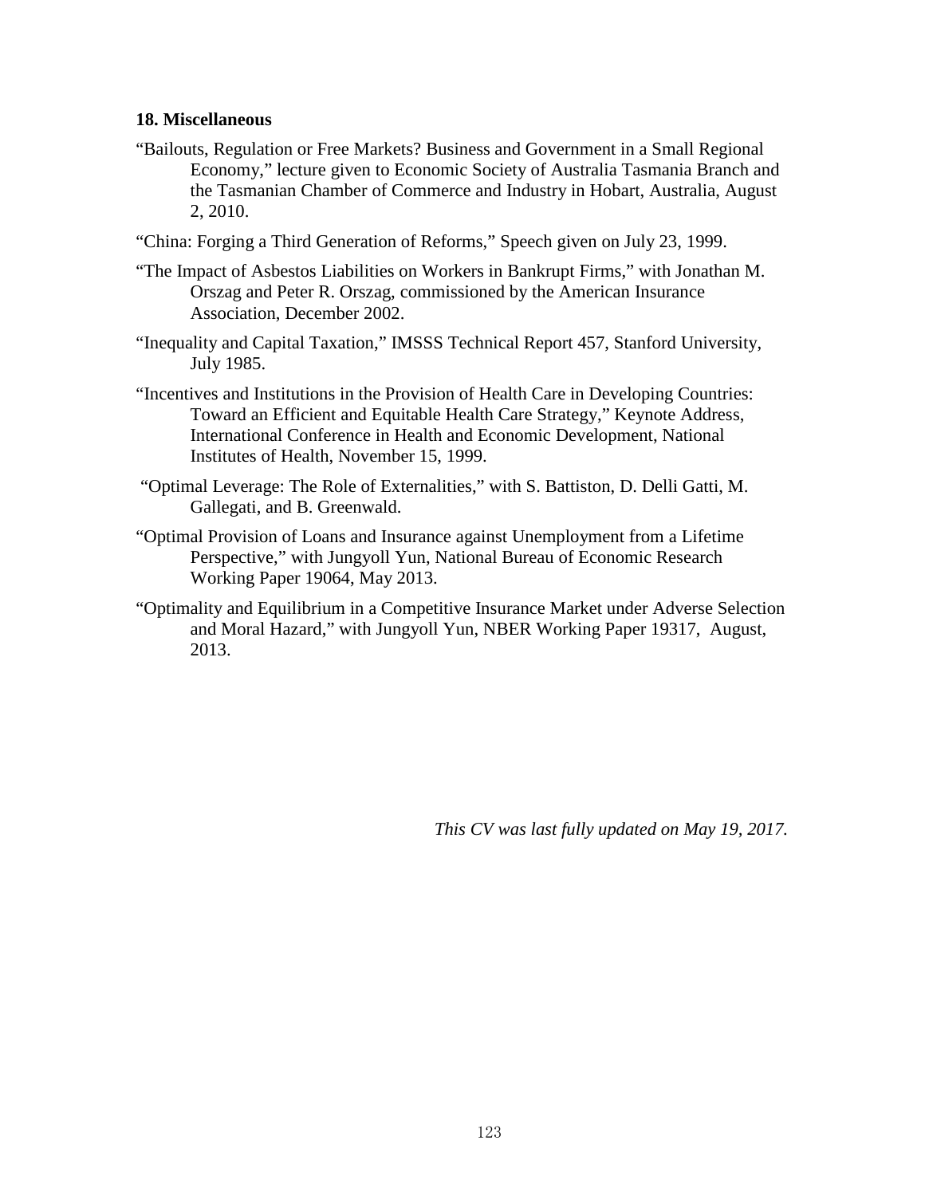### 18. Miscellaneous

"Bailouts, Regulation or Free Markets? Business and Government in a Small Regional Economy," lecture given to Economic Society of Australia Tasmania Branch and the Tasmanian Chamber of Commerce and Industry in Hobart, Australia, August 2, 2010.

"China: Forging a Third Generation of Reforms," Speech given on July 23, 1999.

"The Impact of Asbestos Liabilities on Workers in Bankrupt Firms," with Jonathan M. Orszag and Peter R. Orszag, commissioned by the American Insurance Association, December 2002.

"Inequality and Capital Taxation," IMSSS Technical Report 457, Stanford University, July 1985.

"Incentives and Institutions in the Provision of Health Care in Developing Countries: Toward an Efficient and Equitable Health Care Strategy," Keynote Address, International Conference in Health and Economic Development, National Institutes of Health, November 15, 1999.

"Optimal Leverage: The Role of Externalities," with S. Battiston, D. Delli Gatti, M. Gallegati, and B. Greenwald.

"Optimal Provision of Loans and Insurance against Unemployment from a Lifetime Perspective," with Jungyoll Yun, National Bureau of Economic Research Working Paper 19064, May 2013.

"Optimality and Equilibrium in a Competitive Insurance Market under Adverse Selection and Moral Hazard," with Jungyoll Yun, NBER Working Paper 19317, August, 2013.

*This CV was last fully updated on May 19, 2017.*